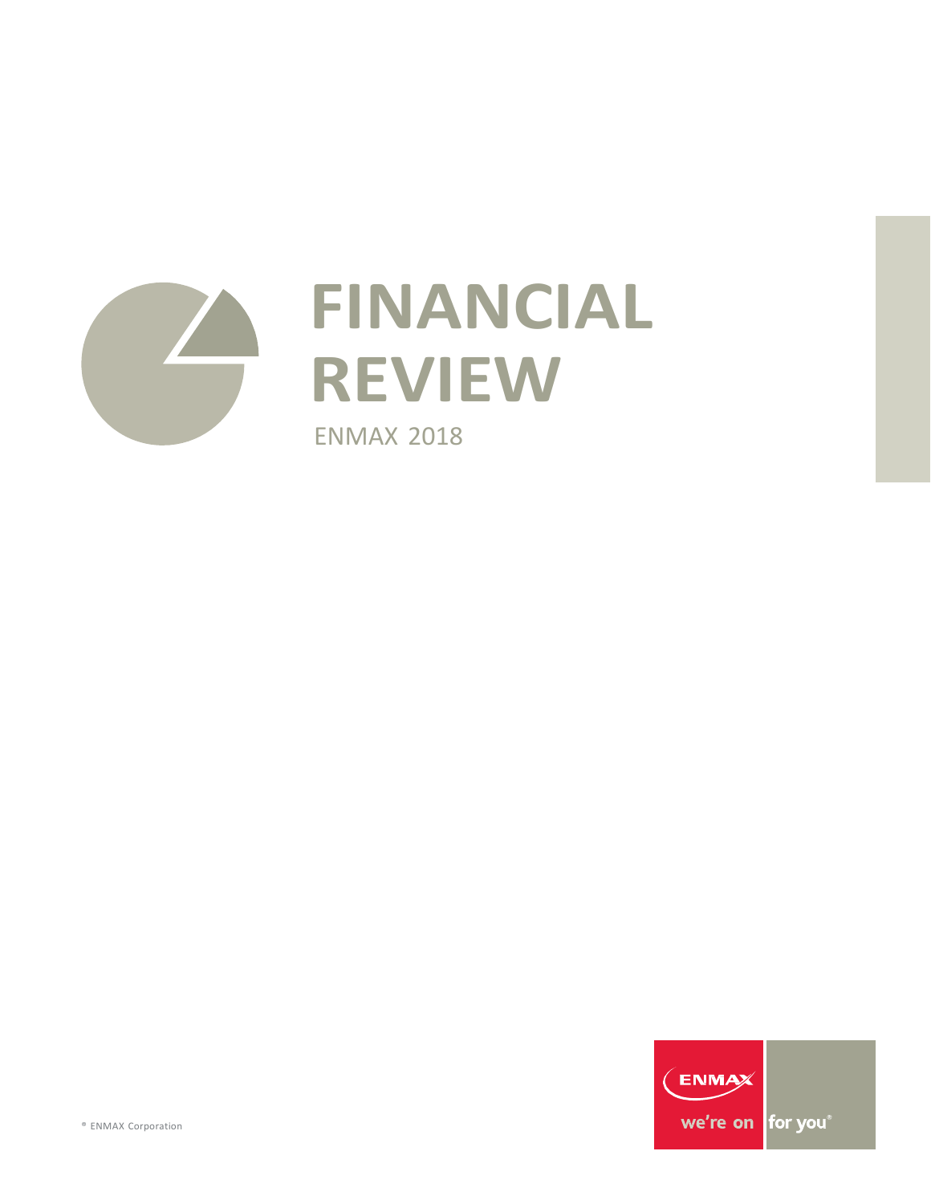# FINANCIAL REVIEW

ENMAX 2018

® ENMAX Corporation

ENMAX we're on for you®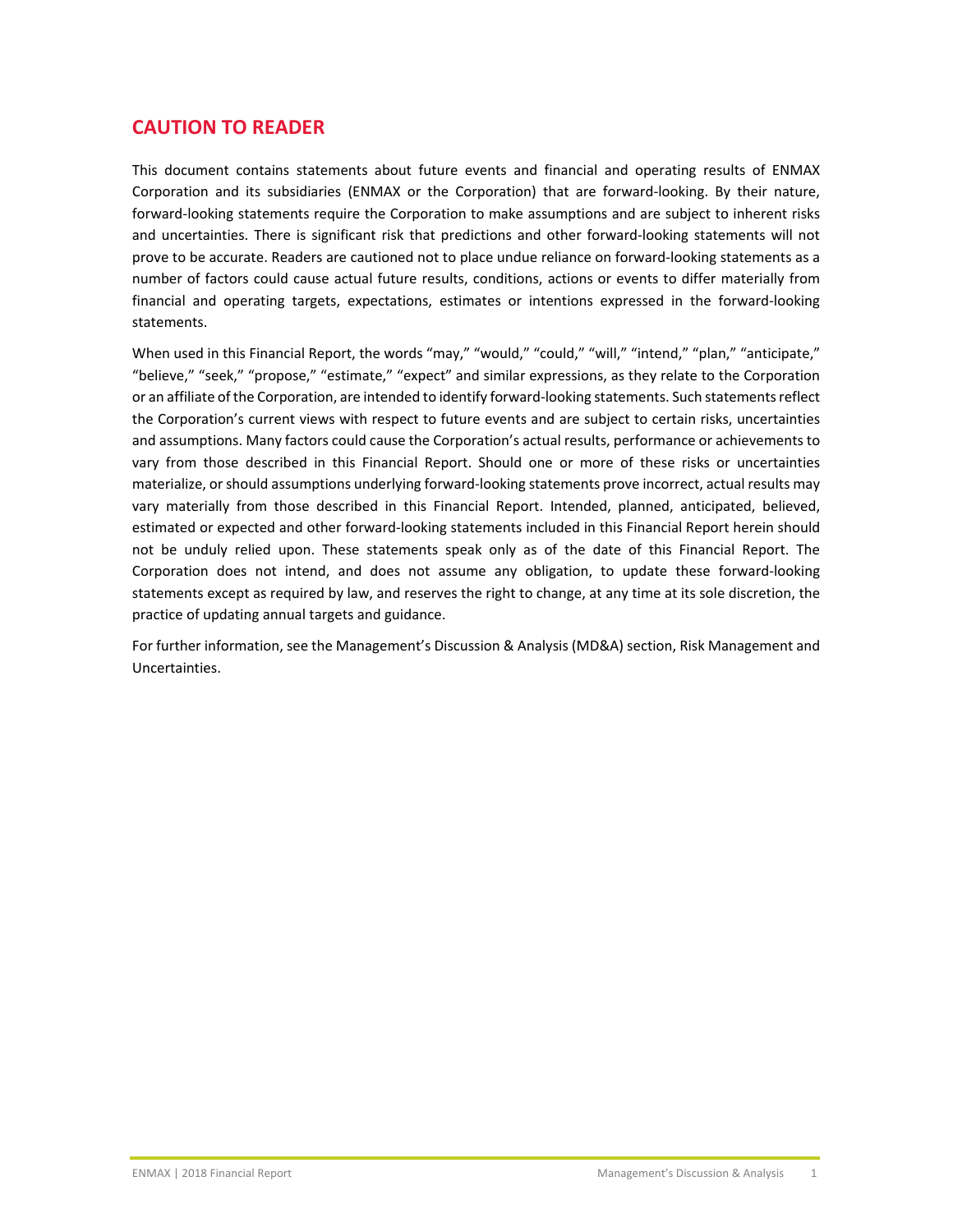## CAUTION TO READER

This document contains statements about future events and financial and operating results of ENMAX Corporation and its subsidiaries (ENMAX or the Corporation) that are forward-looking. By their nature, forward-looking statements require the Corporation to make assumptions and are subject to inherent risks and uncertainties. There is significant risk that predictions and other forward-looking statements will not prove to be accurate. Readers are cautioned not to place undue reliance on forward-looking statements as a number of factors could cause actual future results, conditions, actions or events to differ materially from financial and operating targets, expectations, estimates or intentions expressed in the forward-looking statements.

When used in this Financial Report, the words "may," "would," "could," "will," "intend," "plan," "anticipate," "believe," "seek," "propose," "estimate," "expect" and similar expressions, as they relate to the Corporation or an affiliate of the Corporation, are intended to identify forward-looking statements. Such statements reflect the Corporation's current views with respect to future events and are subject to certain risks, uncertainties and assumptions. Many factors could cause the Corporation's actual results, performance or achievements to vary from those described in this Financial Report. Should one or more of these risks or uncertainties materialize, or should assumptions underlying forward-looking statements prove incorrect, actual results may vary materially from those described in this Financial Report. Intended, planned, anticipated, believed, estimated or expected and other forward-looking statements included in this Financial Report herein should not be unduly relied upon. These statements speak only as of the date of this Financial Report. The Corporation does not intend, and does not assume any obligation, to update these forward-looking statements except as required by law, and reserves the right to change, at any time at its sole discretion, the practice of updating annual targets and guidance.

For further information, see the Management's Discussion & Analysis (MD&A) section, Risk Management and Uncertainties.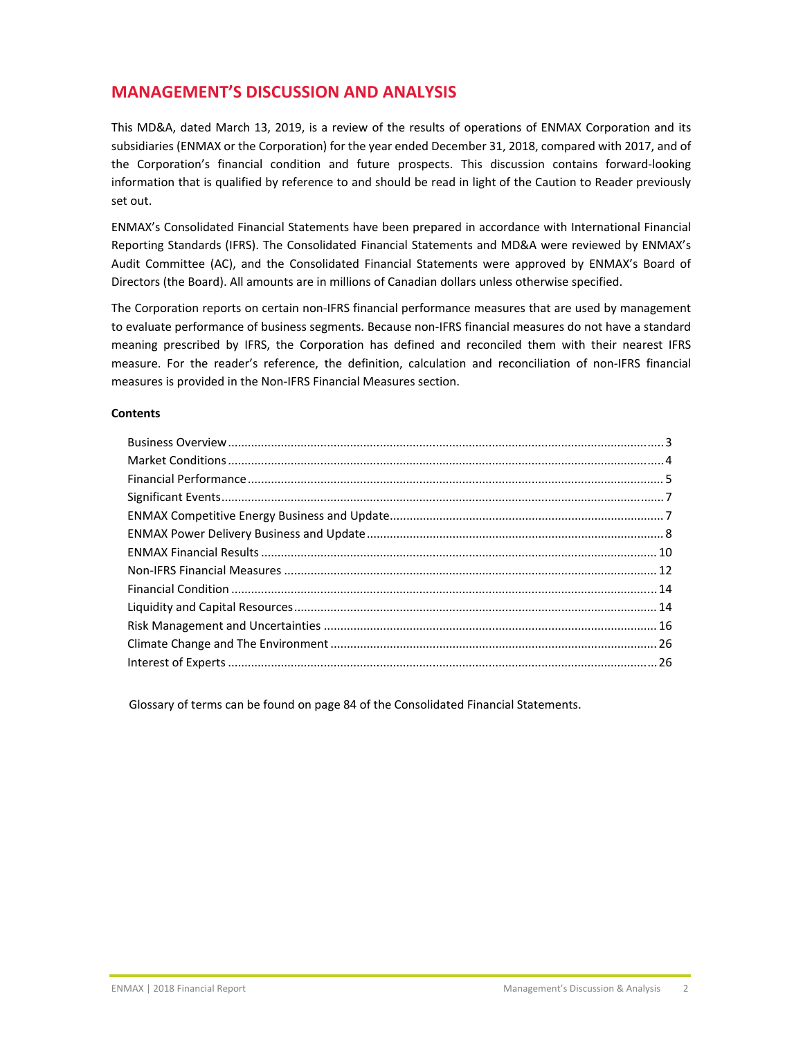# MANAGEMENT'S DISCUSSION AND ANALYSIS

This MD&A, dated March 13, 2019, is a review of the results of operations of ENMAX Corporation and its subsidiaries (ENMAX or the Corporation) for the year ended December 31, 2018, compared with 2017, and of the Corporation's financial condition and future prospects. This discussion contains forward-looking information that is qualified by reference to and should be read in light of the Caution to Reader previously set out.

ENMAX's Consolidated Financial Statements have been prepared in accordance with International Financial Reporting Standards (IFRS). The Consolidated Financial Statements and MD&A were reviewed by ENMAX's Audit Committee (AC), and the Consolidated Financial Statements were approved by ENMAX's Board of Directors (the Board). All amounts are in millions of Canadian dollars unless otherwise specified.

The Corporation reports on certain non-IFRS financial performance measures that are used by management to evaluate performance of business segments. Because non-IFRS financial measures do not have a standard meaning prescribed by IFRS, the Corporation has defined and reconciled them with their nearest IFRS measure. For the reader's reference, the definition, calculation and reconciliation of non-IFRS financial measures is provided in the Non-IFRS Financial Measures section.

**Contents**

- Business Overview ... 3
- Market Conditions ... 4
- Financial Performance ... 5
- Significant Events ... 7
- ENMAX Competitive Energy Business and Update ... 7
- ENMAX Power Delivery Business and Update ... 8
- ENMAX Financial Results ... 10
- Non-IFRS Financial Measures ... 12
- Financial Condition ... 14
- Liquidity and Capital Resources ... 14
- Risk Management and Uncertainties ... 16
- Climate Change and The Environment ... 26
- Interest of Experts ... 26

Glossary of terms can be found on page 84 of the Consolidated Financial Statements.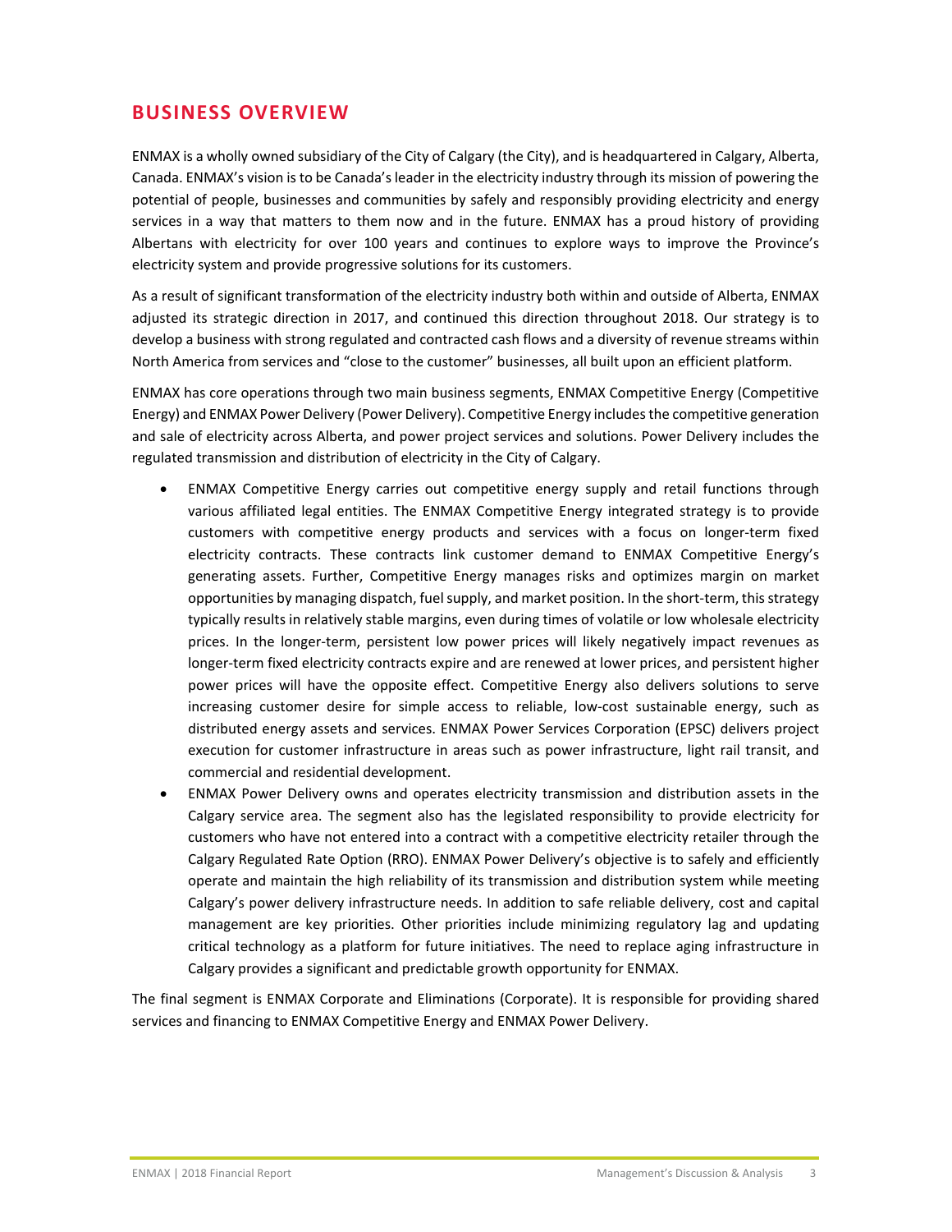## BUSINESS OVERVIEW

ENMAX is a wholly owned subsidiary of the City of Calgary (the City), and is headquartered in Calgary, Alberta, Canada. ENMAX's vision is to be Canada's leader in the electricity industry through its mission of powering the potential of people, businesses and communities by safely and responsibly providing electricity and energy services in a way that matters to them now and in the future. ENMAX has a proud history of providing Albertans with electricity for over 100 years and continues to explore ways to improve the Province's electricity system and provide progressive solutions for its customers.

As a result of significant transformation of the electricity industry both within and outside of Alberta, ENMAX adjusted its strategic direction in 2017, and continued this direction throughout 2018. Our strategy is to develop a business with strong regulated and contracted cash flows and a diversity of revenue streams within North America from services and "close to the customer" businesses, all built upon an efficient platform.

ENMAX has core operations through two main business segments, ENMAX Competitive Energy (Competitive Energy) and ENMAX Power Delivery (Power Delivery). Competitive Energy includes the competitive generation and sale of electricity across Alberta, and power project services and solutions. Power Delivery includes the regulated transmission and distribution of electricity in the City of Calgary.

- ENMAX Competitive Energy carries out competitive energy supply and retail functions through various affiliated legal entities. The ENMAX Competitive Energy integrated strategy is to provide customers with competitive energy products and services with a focus on longer-term fixed electricity contracts. These contracts link customer demand to ENMAX Competitive Energy's generating assets. Further, Competitive Energy manages risks and optimizes margin on market opportunities by managing dispatch, fuel supply, and market position. In the short-term, this strategy typically results in relatively stable margins, even during times of volatile or low wholesale electricity prices. In the longer-term, persistent low power prices will likely negatively impact revenues as longer-term fixed electricity contracts expire and are renewed at lower prices, and persistent higher power prices will have the opposite effect. Competitive Energy also delivers solutions to serve increasing customer desire for simple access to reliable, low-cost sustainable energy, such as distributed energy assets and services. ENMAX Power Services Corporation (EPSC) delivers project execution for customer infrastructure in areas such as power infrastructure, light rail transit, and commercial and residential development.
- ENMAX Power Delivery owns and operates electricity transmission and distribution assets in the Calgary service area. The segment also has the legislated responsibility to provide electricity for customers who have not entered into a contract with a competitive electricity retailer through the Calgary Regulated Rate Option (RRO). ENMAX Power Delivery's objective is to safely and efficiently operate and maintain the high reliability of its transmission and distribution system while meeting Calgary's power delivery infrastructure needs. In addition to safe reliable delivery, cost and capital management are key priorities. Other priorities include minimizing regulatory lag and updating critical technology as a platform for future initiatives. The need to replace aging infrastructure in Calgary provides a significant and predictable growth opportunity for ENMAX.

The final segment is ENMAX Corporate and Eliminations (Corporate). It is responsible for providing shared services and financing to ENMAX Competitive Energy and ENMAX Power Delivery.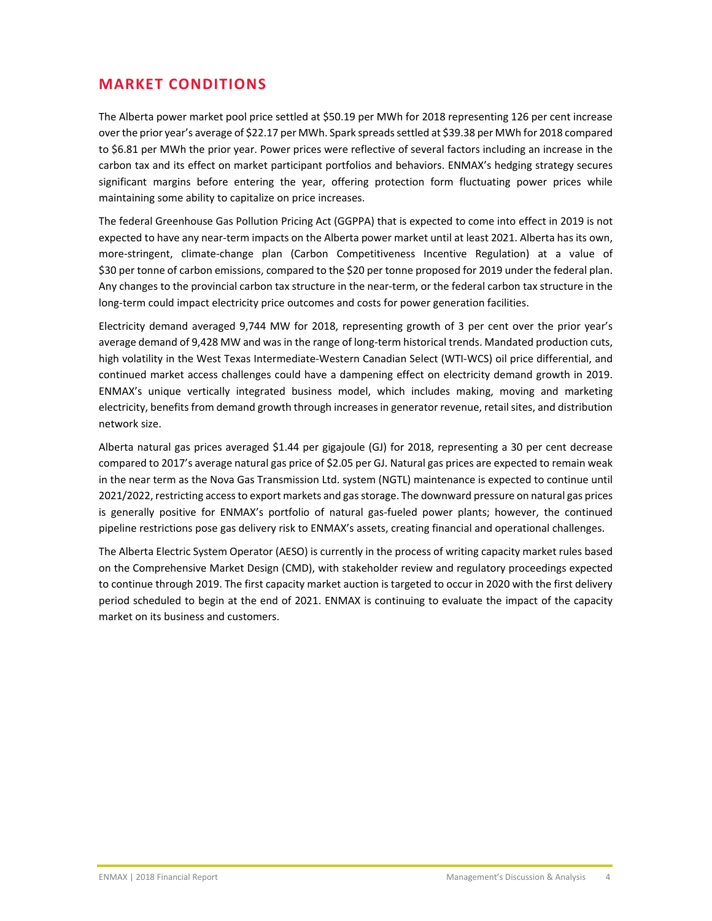## MARKET CONDITIONS

The Alberta power market pool price settled at $50.19 per MWh for 2018 representing 126 per cent increase over the prior year's average of $22.17 per MWh. Spark spreads settled at $39.38 per MWh for 2018 compared to $6.81 per MWh the prior year. Power prices were reflective of several factors including an increase in the carbon tax and its effect on market participant portfolios and behaviors. ENMAX's hedging strategy secures significant margins before entering the year, offering protection form fluctuating power prices while maintaining some ability to capitalize on price increases.

The federal Greenhouse Gas Pollution Pricing Act (GGPPA) that is expected to come into effect in 2019 is not expected to have any near-term impacts on the Alberta power market until at least 2021. Alberta has its own, more-stringent, climate-change plan (Carbon Competitiveness Incentive Regulation) at a value of $30 per tonne of carbon emissions, compared to the $20 per tonne proposed for 2019 under the federal plan. Any changes to the provincial carbon tax structure in the near-term, or the federal carbon tax structure in the long-term could impact electricity price outcomes and costs for power generation facilities.

Electricity demand averaged 9,744 MW for 2018, representing growth of 3 per cent over the prior year's average demand of 9,428 MW and was in the range of long-term historical trends. Mandated production cuts, high volatility in the West Texas Intermediate-Western Canadian Select (WTI-WCS) oil price differential, and continued market access challenges could have a dampening effect on electricity demand growth in 2019. ENMAX's unique vertically integrated business model, which includes making, moving and marketing electricity, benefits from demand growth through increases in generator revenue, retail sites, and distribution network size.

Alberta natural gas prices averaged $1.44 per gigajoule (GJ) for 2018, representing a 30 per cent decrease compared to 2017's average natural gas price of $2.05 per GJ. Natural gas prices are expected to remain weak in the near term as the Nova Gas Transmission Ltd. system (NGTL) maintenance is expected to continue until 2021/2022, restricting access to export markets and gas storage. The downward pressure on natural gas prices is generally positive for ENMAX's portfolio of natural gas-fueled power plants; however, the continued pipeline restrictions pose gas delivery risk to ENMAX's assets, creating financial and operational challenges.

The Alberta Electric System Operator (AESO) is currently in the process of writing capacity market rules based on the Comprehensive Market Design (CMD), with stakeholder review and regulatory proceedings expected to continue through 2019. The first capacity market auction is targeted to occur in 2020 with the first delivery period scheduled to begin at the end of 2021. ENMAX is continuing to evaluate the impact of the capacity market on its business and customers.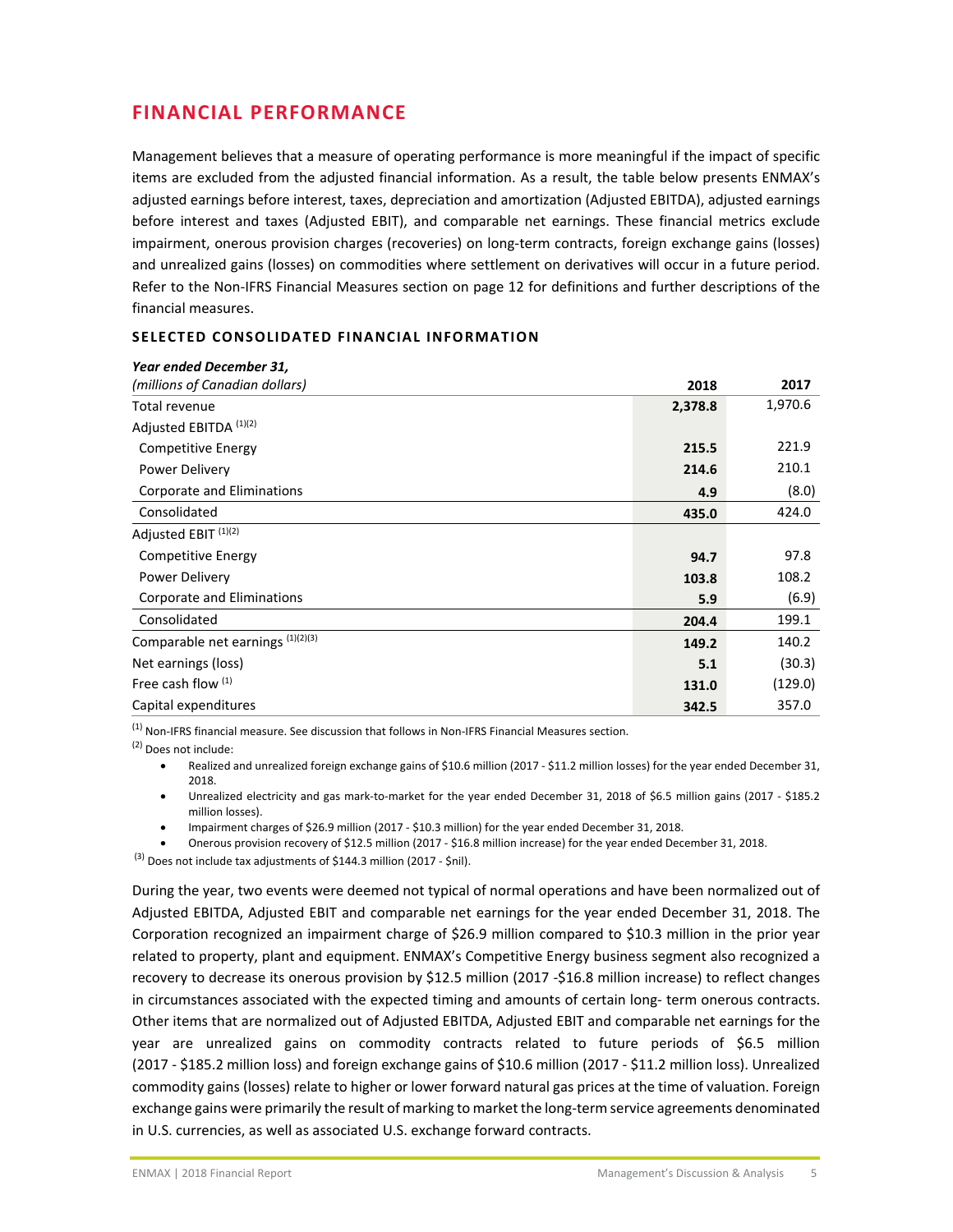## FINANCIAL PERFORMANCE

Management believes that a measure of operating performance is more meaningful if the impact of specific items are excluded from the adjusted financial information. As a result, the table below presents ENMAX's adjusted earnings before interest, taxes, depreciation and amortization (Adjusted EBITDA), adjusted earnings before interest and taxes (Adjusted EBIT), and comparable net earnings. These financial metrics exclude impairment, onerous provision charges (recoveries) on long-term contracts, foreign exchange gains (losses) and unrealized gains (losses) on commodities where settlement on derivatives will occur in a future period. Refer to the Non-IFRS Financial Measures section on page 12 for definitions and further descriptions of the financial measures.

### SELECTED CONSOLIDATED FINANCIAL INFORMATION

| *Year ended December 31,* *(millions of Canadian dollars)* | 2018 | 2017 |
|---|---|---|
| Total revenue | **2,378.8** | 1,970.6 |
| Adjusted EBITDA [1][2] | | |
| Competitive Energy | **215.5** | 221.9 |
| Power Delivery | **214.6** | 210.1 |
| Corporate and Eliminations | **4.9** | (8.0) |
| Consolidated | **435.0** | 424.0 |
| Adjusted EBIT [1][2] | | |
| Competitive Energy | **94.7** | 97.8 |
| Power Delivery | **103.8** | 108.2 |
| Corporate and Eliminations | **5.9** | (6.9) |
| Consolidated | **204.4** | 199.1 |
| Comparable net earnings [1][2][3] | **149.2** | 140.2 |
| Net earnings (loss) | **5.1** | (30.3) |
| Free cash flow [1] | **131.0** | (129.0) |
| Capital expenditures | **342.5** | 357.0 |

[1] Non-IFRS financial measure. See discussion that follows in Non-IFRS Financial Measures section.

[2] Does not include:

- Realized and unrealized foreign exchange gains of $10.6 million (2017 - $11.2 million losses) for the year ended December 31, 2018.
- Unrealized electricity and gas mark-to-market for the year ended December 31, 2018 of $6.5 million gains (2017 - $185.2 million losses).
- Impairment charges of $26.9 million (2017 - $10.3 million) for the year ended December 31, 2018.
- Onerous provision recovery of $12.5 million (2017 - $16.8 million increase) for the year ended December 31, 2018.

[3] Does not include tax adjustments of $144.3 million (2017 - $nil).

During the year, two events were deemed not typical of normal operations and have been normalized out of Adjusted EBITDA, Adjusted EBIT and comparable net earnings for the year ended December 31, 2018. The Corporation recognized an impairment charge of $26.9 million compared to $10.3 million in the prior year related to property, plant and equipment. ENMAX's Competitive Energy business segment also recognized a recovery to decrease its onerous provision by $12.5 million (2017 -$16.8 million increase) to reflect changes in circumstances associated with the expected timing and amounts of certain long- term onerous contracts. Other items that are normalized out of Adjusted EBITDA, Adjusted EBIT and comparable net earnings for the year are unrealized gains on commodity contracts related to future periods of $6.5 million (2017 - $185.2 million loss) and foreign exchange gains of $10.6 million (2017 - $11.2 million loss). Unrealized commodity gains (losses) relate to higher or lower forward natural gas prices at the time of valuation. Foreign exchange gains were primarily the result of marking to market the long-term service agreements denominated in U.S. currencies, as well as associated U.S. exchange forward contracts.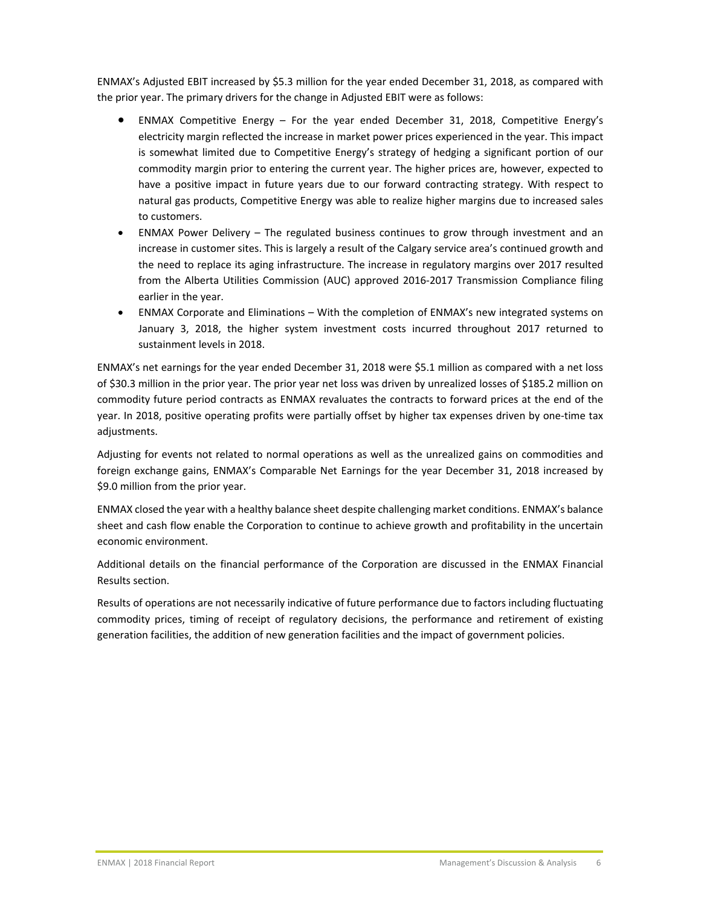ENMAX's Adjusted EBIT increased by $5.3 million for the year ended December 31, 2018, as compared with the prior year. The primary drivers for the change in Adjusted EBIT were as follows:

- ENMAX Competitive Energy – For the year ended December 31, 2018, Competitive Energy's electricity margin reflected the increase in market power prices experienced in the year. This impact is somewhat limited due to Competitive Energy's strategy of hedging a significant portion of our commodity margin prior to entering the current year. The higher prices are, however, expected to have a positive impact in future years due to our forward contracting strategy. With respect to natural gas products, Competitive Energy was able to realize higher margins due to increased sales to customers.
- ENMAX Power Delivery – The regulated business continues to grow through investment and an increase in customer sites. This is largely a result of the Calgary service area's continued growth and the need to replace its aging infrastructure. The increase in regulatory margins over 2017 resulted from the Alberta Utilities Commission (AUC) approved 2016-2017 Transmission Compliance filing earlier in the year.
- ENMAX Corporate and Eliminations – With the completion of ENMAX's new integrated systems on January 3, 2018, the higher system investment costs incurred throughout 2017 returned to sustainment levels in 2018.

ENMAX's net earnings for the year ended December 31, 2018 were $5.1 million as compared with a net loss of $30.3 million in the prior year. The prior year net loss was driven by unrealized losses of $185.2 million on commodity future period contracts as ENMAX revaluates the contracts to forward prices at the end of the year. In 2018, positive operating profits were partially offset by higher tax expenses driven by one-time tax adjustments.

Adjusting for events not related to normal operations as well as the unrealized gains on commodities and foreign exchange gains, ENMAX's Comparable Net Earnings for the year December 31, 2018 increased by $9.0 million from the prior year.

ENMAX closed the year with a healthy balance sheet despite challenging market conditions. ENMAX's balance sheet and cash flow enable the Corporation to continue to achieve growth and profitability in the uncertain economic environment.

Additional details on the financial performance of the Corporation are discussed in the ENMAX Financial Results section.

Results of operations are not necessarily indicative of future performance due to factors including fluctuating commodity prices, timing of receipt of regulatory decisions, the performance and retirement of existing generation facilities, the addition of new generation facilities and the impact of government policies.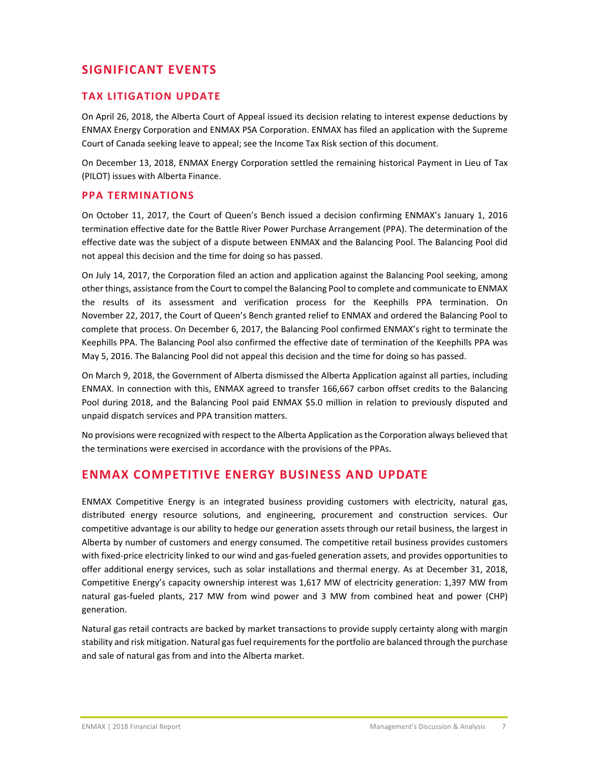# SIGNIFICANT EVENTS

## TAX LITIGATION UPDATE

On April 26, 2018, the Alberta Court of Appeal issued its decision relating to interest expense deductions by ENMAX Energy Corporation and ENMAX PSA Corporation. ENMAX has filed an application with the Supreme Court of Canada seeking leave to appeal; see the Income Tax Risk section of this document.

On December 13, 2018, ENMAX Energy Corporation settled the remaining historical Payment in Lieu of Tax (PILOT) issues with Alberta Finance.

## PPA TERMINATIONS

On October 11, 2017, the Court of Queen's Bench issued a decision confirming ENMAX's January 1, 2016 termination effective date for the Battle River Power Purchase Arrangement (PPA). The determination of the effective date was the subject of a dispute between ENMAX and the Balancing Pool. The Balancing Pool did not appeal this decision and the time for doing so has passed.

On July 14, 2017, the Corporation filed an action and application against the Balancing Pool seeking, among other things, assistance from the Court to compel the Balancing Pool to complete and communicate to ENMAX the results of its assessment and verification process for the Keephills PPA termination. On November 22, 2017, the Court of Queen's Bench granted relief to ENMAX and ordered the Balancing Pool to complete that process. On December 6, 2017, the Balancing Pool confirmed ENMAX's right to terminate the Keephills PPA. The Balancing Pool also confirmed the effective date of termination of the Keephills PPA was May 5, 2016. The Balancing Pool did not appeal this decision and the time for doing so has passed.

On March 9, 2018, the Government of Alberta dismissed the Alberta Application against all parties, including ENMAX. In connection with this, ENMAX agreed to transfer 166,667 carbon offset credits to the Balancing Pool during 2018, and the Balancing Pool paid ENMAX $5.0 million in relation to previously disputed and unpaid dispatch services and PPA transition matters.

No provisions were recognized with respect to the Alberta Application as the Corporation always believed that the terminations were exercised in accordance with the provisions of the PPAs.

# ENMAX COMPETITIVE ENERGY BUSINESS AND UPDATE

ENMAX Competitive Energy is an integrated business providing customers with electricity, natural gas, distributed energy resource solutions, and engineering, procurement and construction services. Our competitive advantage is our ability to hedge our generation assets through our retail business, the largest in Alberta by number of customers and energy consumed. The competitive retail business provides customers with fixed-price electricity linked to our wind and gas-fueled generation assets, and provides opportunities to offer additional energy services, such as solar installations and thermal energy. As at December 31, 2018, Competitive Energy's capacity ownership interest was 1,617 MW of electricity generation: 1,397 MW from natural gas-fueled plants, 217 MW from wind power and 3 MW from combined heat and power (CHP) generation.

Natural gas retail contracts are backed by market transactions to provide supply certainty along with margin stability and risk mitigation. Natural gas fuel requirements for the portfolio are balanced through the purchase and sale of natural gas from and into the Alberta market.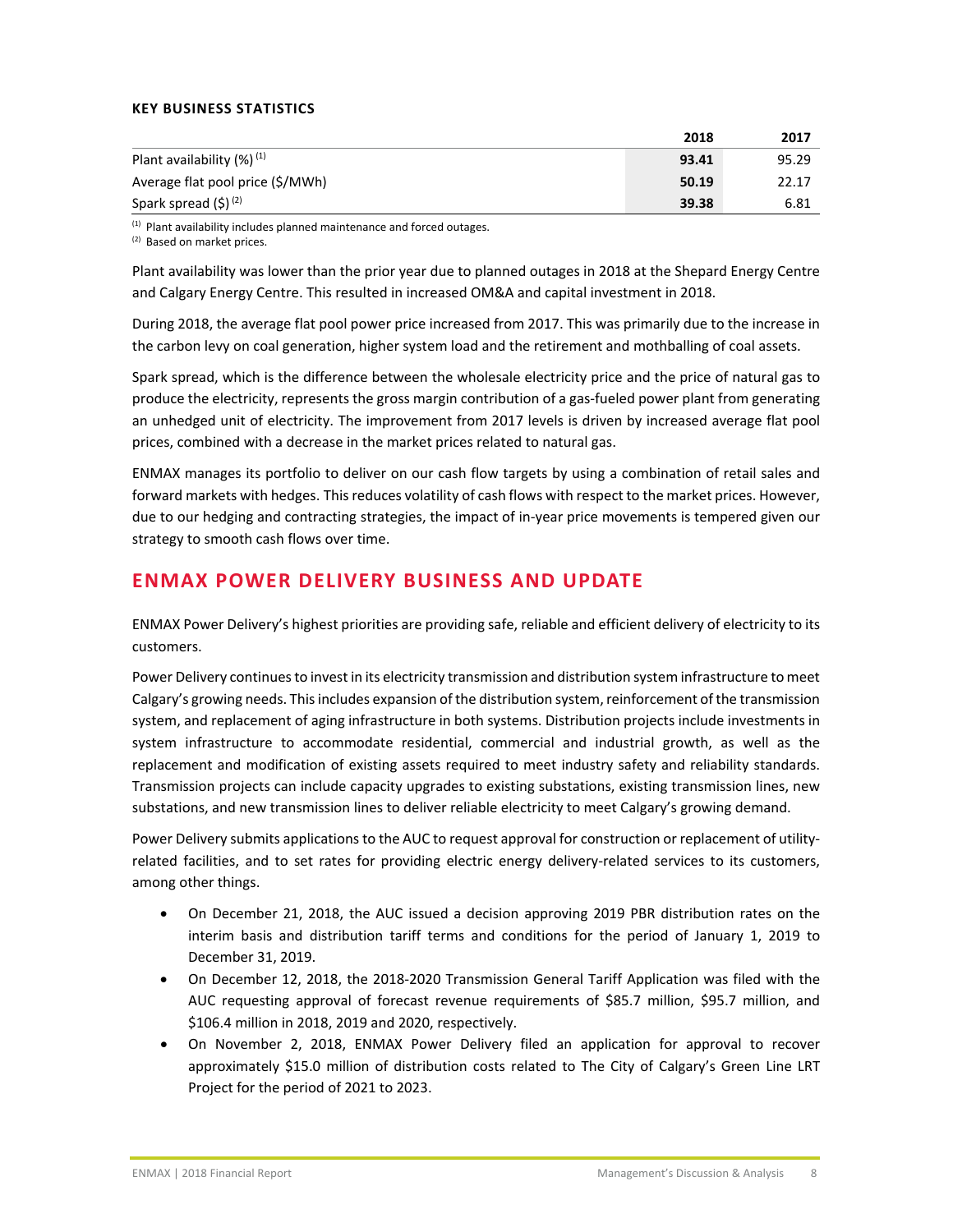**KEY BUSINESS STATISTICS**

| | 2018 | 2017 |
|---|---|---|
| Plant availability (%) [(1)] | **93.41** | 95.29 |
| Average flat pool price ($/MWh) | **50.19** | 22.17 |
| Spark spread ($) [(2)] | **39.38** | 6.81 |

(1) Plant availability includes planned maintenance and forced outages.
(2) Based on market prices.

Plant availability was lower than the prior year due to planned outages in 2018 at the Shepard Energy Centre and Calgary Energy Centre. This resulted in increased OM&A and capital investment in 2018.

During 2018, the average flat pool power price increased from 2017. This was primarily due to the increase in the carbon levy on coal generation, higher system load and the retirement and mothballing of coal assets.

Spark spread, which is the difference between the wholesale electricity price and the price of natural gas to produce the electricity, represents the gross margin contribution of a gas-fueled power plant from generating an unhedged unit of electricity. The improvement from 2017 levels is driven by increased average flat pool prices, combined with a decrease in the market prices related to natural gas.

ENMAX manages its portfolio to deliver on our cash flow targets by using a combination of retail sales and forward markets with hedges. This reduces volatility of cash flows with respect to the market prices. However, due to our hedging and contracting strategies, the impact of in-year price movements is tempered given our strategy to smooth cash flows over time.

## ENMAX POWER DELIVERY BUSINESS AND UPDATE

ENMAX Power Delivery's highest priorities are providing safe, reliable and efficient delivery of electricity to its customers.

Power Delivery continues to invest in its electricity transmission and distribution system infrastructure to meet Calgary's growing needs. This includes expansion of the distribution system, reinforcement of the transmission system, and replacement of aging infrastructure in both systems. Distribution projects include investments in system infrastructure to accommodate residential, commercial and industrial growth, as well as the replacement and modification of existing assets required to meet industry safety and reliability standards. Transmission projects can include capacity upgrades to existing substations, existing transmission lines, new substations, and new transmission lines to deliver reliable electricity to meet Calgary's growing demand.

Power Delivery submits applications to the AUC to request approval for construction or replacement of utility-related facilities, and to set rates for providing electric energy delivery-related services to its customers, among other things.

- On December 21, 2018, the AUC issued a decision approving 2019 PBR distribution rates on the interim basis and distribution tariff terms and conditions for the period of January 1, 2019 to December 31, 2019.
- On December 12, 2018, the 2018-2020 Transmission General Tariff Application was filed with the AUC requesting approval of forecast revenue requirements of $85.7 million, $95.7 million, and $106.4 million in 2018, 2019 and 2020, respectively.
- On November 2, 2018, ENMAX Power Delivery filed an application for approval to recover approximately $15.0 million of distribution costs related to The City of Calgary's Green Line LRT Project for the period of 2021 to 2023.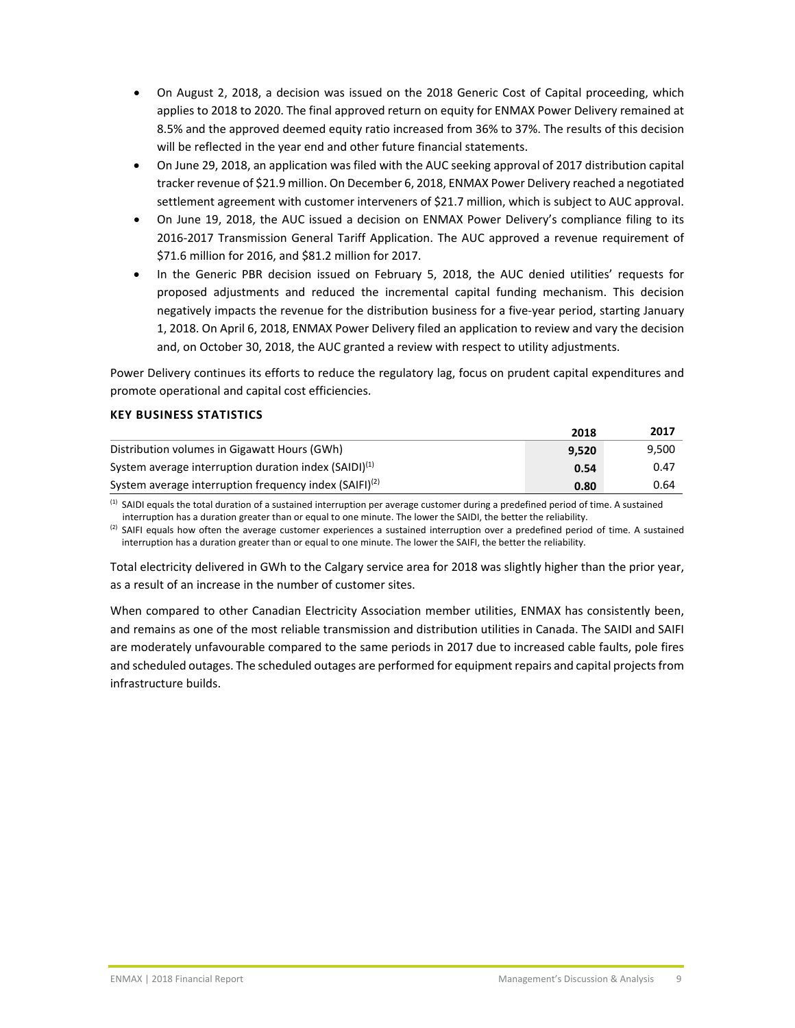- On August 2, 2018, a decision was issued on the 2018 Generic Cost of Capital proceeding, which applies to 2018 to 2020. The final approved return on equity for ENMAX Power Delivery remained at 8.5% and the approved deemed equity ratio increased from 36% to 37%. The results of this decision will be reflected in the year end and other future financial statements.
- On June 29, 2018, an application was filed with the AUC seeking approval of 2017 distribution capital tracker revenue of $21.9 million. On December 6, 2018, ENMAX Power Delivery reached a negotiated settlement agreement with customer interveners of $21.7 million, which is subject to AUC approval.
- On June 19, 2018, the AUC issued a decision on ENMAX Power Delivery's compliance filing to its 2016-2017 Transmission General Tariff Application. The AUC approved a revenue requirement of $71.6 million for 2016, and $81.2 million for 2017.
- In the Generic PBR decision issued on February 5, 2018, the AUC denied utilities' requests for proposed adjustments and reduced the incremental capital funding mechanism. This decision negatively impacts the revenue for the distribution business for a five-year period, starting January 1, 2018. On April 6, 2018, ENMAX Power Delivery filed an application to review and vary the decision and, on October 30, 2018, the AUC granted a review with respect to utility adjustments.

Power Delivery continues its efforts to reduce the regulatory lag, focus on prudent capital expenditures and promote operational and capital cost efficiencies.

#### KEY BUSINESS STATISTICS

| | 2018 | 2017 |
|---|---|---|
| Distribution volumes in Gigawatt Hours (GWh) | **9,520** | 9,500 |
| System average interruption duration index (SAIDI)[(1)] | **0.54** | 0.47 |
| System average interruption frequency index (SAIFI)[(2)] | **0.80** | 0.64 |

(1) SAIDI equals the total duration of a sustained interruption per average customer during a predefined period of time. A sustained interruption has a duration greater than or equal to one minute. The lower the SAIDI, the better the reliability.

(2) SAIFI equals how often the average customer experiences a sustained interruption over a predefined period of time. A sustained interruption has a duration greater than or equal to one minute. The lower the SAIFI, the better the reliability.

Total electricity delivered in GWh to the Calgary service area for 2018 was slightly higher than the prior year, as a result of an increase in the number of customer sites.

When compared to other Canadian Electricity Association member utilities, ENMAX has consistently been, and remains as one of the most reliable transmission and distribution utilities in Canada. The SAIDI and SAIFI are moderately unfavourable compared to the same periods in 2017 due to increased cable faults, pole fires and scheduled outages. The scheduled outages are performed for equipment repairs and capital projects from infrastructure builds.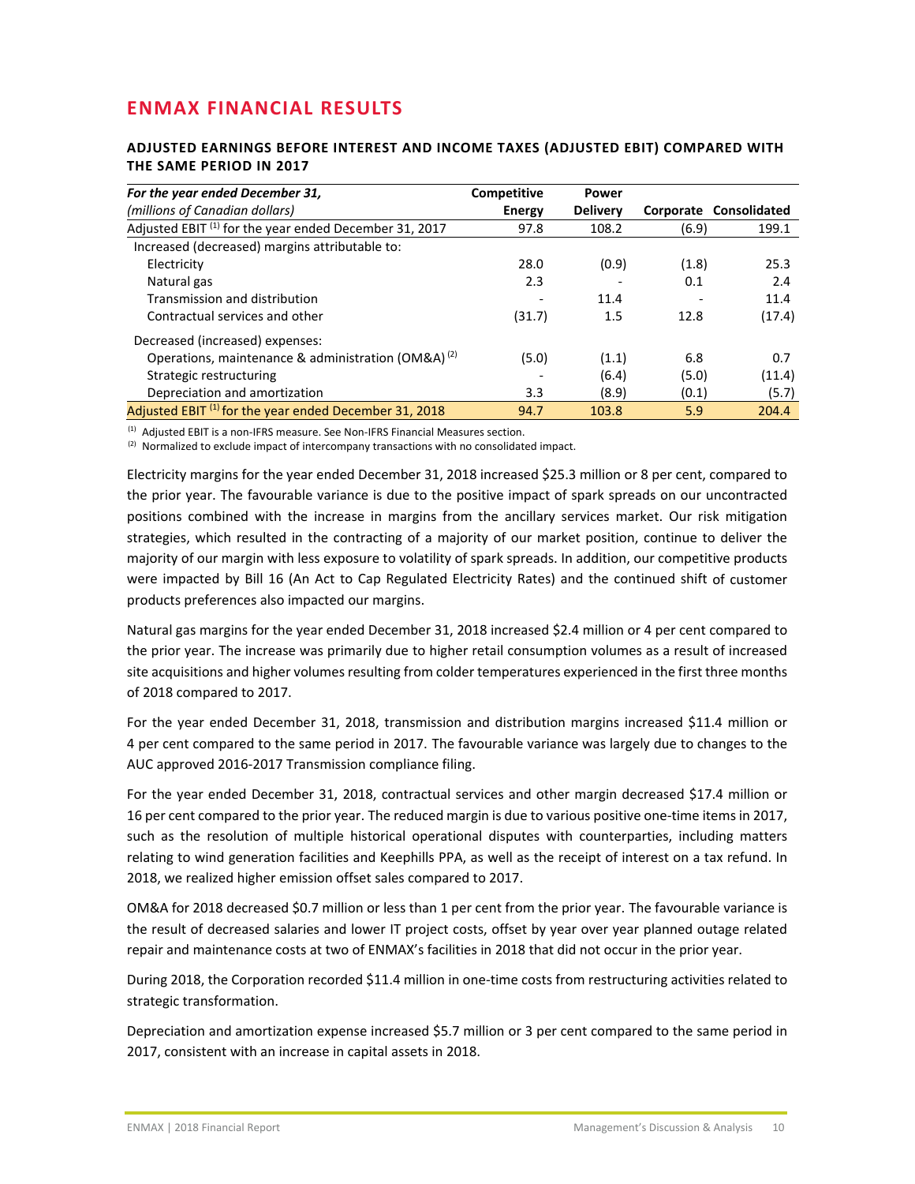## ENMAX FINANCIAL RESULTS

### ADJUSTED EARNINGS BEFORE INTEREST AND INCOME TAXES (ADJUSTED EBIT) COMPARED WITH THE SAME PERIOD IN 2017

| *For the year ended December 31,* *(millions of Canadian dollars)* | Competitive Energy | Power Delivery | Corporate | Consolidated |
|---|---|---|---|---|
| Adjusted EBIT [1] for the year ended December 31, 2017 | 97.8 | 108.2 | (6.9) | 199.1 |
| Increased (decreased) margins attributable to: | | | | |
| Electricity | 28.0 | (0.9) | (1.8) | 25.3 |
| Natural gas | 2.3 | - | 0.1 | 2.4 |
| Transmission and distribution | - | 11.4 | - | 11.4 |
| Contractual services and other | (31.7) | 1.5 | 12.8 | (17.4) |
| Decreased (increased) expenses: | | | | |
| Operations, maintenance & administration (OM&A) [2] | (5.0) | (1.1) | 6.8 | 0.7 |
| Strategic restructuring | - | (6.4) | (5.0) | (11.4) |
| Depreciation and amortization | 3.3 | (8.9) | (0.1) | (5.7) |
| Adjusted EBIT [1] for the year ended December 31, 2018 | 94.7 | 103.8 | 5.9 | 204.4 |

[1] Adjusted EBIT is a non-IFRS measure. See Non-IFRS Financial Measures section.
[2] Normalized to exclude impact of intercompany transactions with no consolidated impact.

Electricity margins for the year ended December 31, 2018 increased $25.3 million or 8 per cent, compared to the prior year. The favourable variance is due to the positive impact of spark spreads on our uncontracted positions combined with the increase in margins from the ancillary services market. Our risk mitigation strategies, which resulted in the contracting of a majority of our market position, continue to deliver the majority of our margin with less exposure to volatility of spark spreads. In addition, our competitive products were impacted by Bill 16 (An Act to Cap Regulated Electricity Rates) and the continued shift of customer products preferences also impacted our margins.

Natural gas margins for the year ended December 31, 2018 increased $2.4 million or 4 per cent compared to the prior year. The increase was primarily due to higher retail consumption volumes as a result of increased site acquisitions and higher volumes resulting from colder temperatures experienced in the first three months of 2018 compared to 2017.

For the year ended December 31, 2018, transmission and distribution margins increased $11.4 million or 4 per cent compared to the same period in 2017. The favourable variance was largely due to changes to the AUC approved 2016-2017 Transmission compliance filing.

For the year ended December 31, 2018, contractual services and other margin decreased $17.4 million or 16 per cent compared to the prior year. The reduced margin is due to various positive one-time items in 2017, such as the resolution of multiple historical operational disputes with counterparties, including matters relating to wind generation facilities and Keephills PPA, as well as the receipt of interest on a tax refund. In 2018, we realized higher emission offset sales compared to 2017.

OM&A for 2018 decreased $0.7 million or less than 1 per cent from the prior year. The favourable variance is the result of decreased salaries and lower IT project costs, offset by year over year planned outage related repair and maintenance costs at two of ENMAX's facilities in 2018 that did not occur in the prior year.

During 2018, the Corporation recorded $11.4 million in one-time costs from restructuring activities related to strategic transformation.

Depreciation and amortization expense increased $5.7 million or 3 per cent compared to the same period in 2017, consistent with an increase in capital assets in 2018.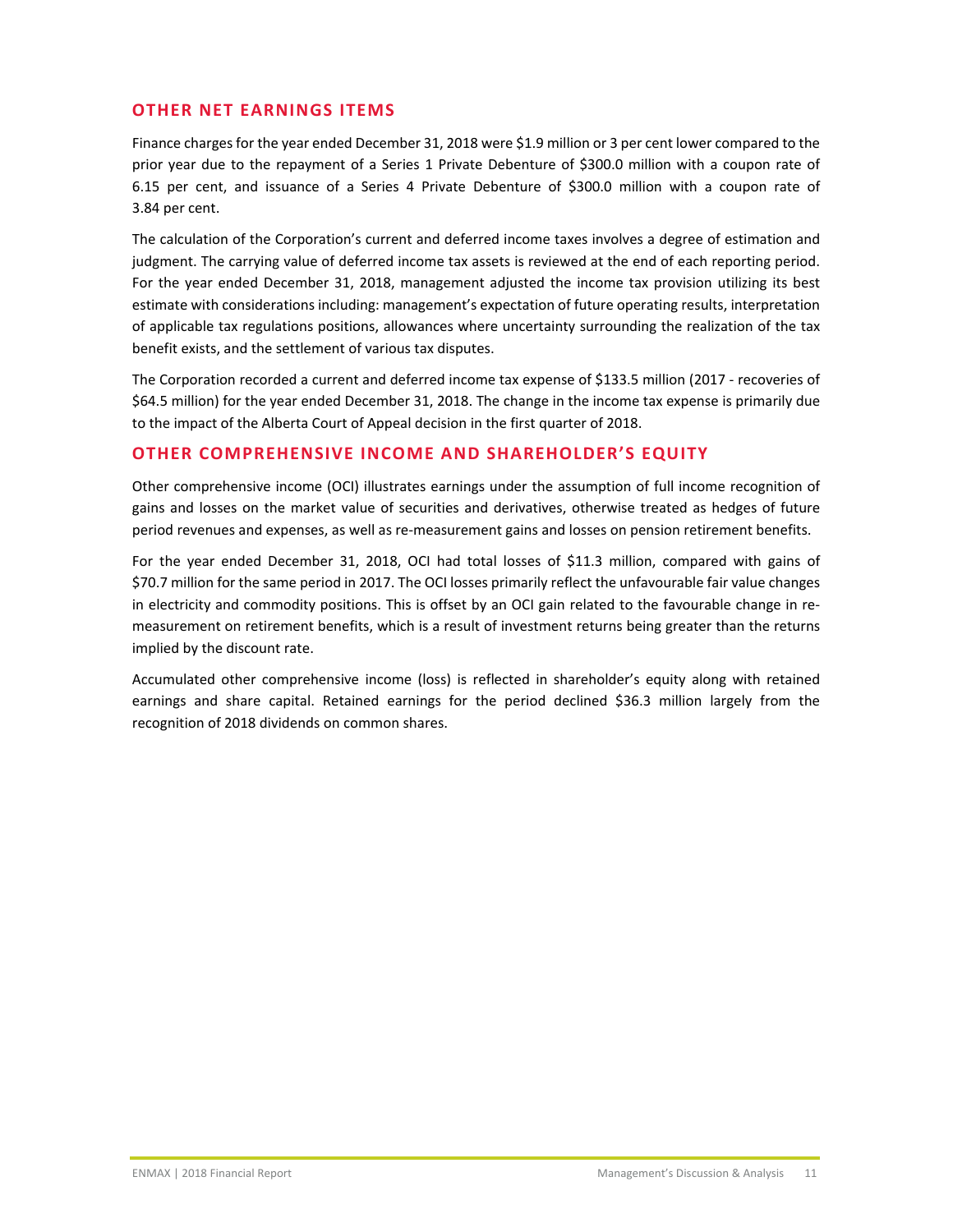## OTHER NET EARNINGS ITEMS

Finance charges for the year ended December 31, 2018 were $1.9 million or 3 per cent lower compared to the prior year due to the repayment of a Series 1 Private Debenture of $300.0 million with a coupon rate of 6.15 per cent, and issuance of a Series 4 Private Debenture of $300.0 million with a coupon rate of 3.84 per cent.

The calculation of the Corporation's current and deferred income taxes involves a degree of estimation and judgment. The carrying value of deferred income tax assets is reviewed at the end of each reporting period. For the year ended December 31, 2018, management adjusted the income tax provision utilizing its best estimate with considerations including: management's expectation of future operating results, interpretation of applicable tax regulations positions, allowances where uncertainty surrounding the realization of the tax benefit exists, and the settlement of various tax disputes.

The Corporation recorded a current and deferred income tax expense of $133.5 million (2017 - recoveries of $64.5 million) for the year ended December 31, 2018. The change in the income tax expense is primarily due to the impact of the Alberta Court of Appeal decision in the first quarter of 2018.

## OTHER COMPREHENSIVE INCOME AND SHAREHOLDER'S EQUITY

Other comprehensive income (OCI) illustrates earnings under the assumption of full income recognition of gains and losses on the market value of securities and derivatives, otherwise treated as hedges of future period revenues and expenses, as well as re-measurement gains and losses on pension retirement benefits.

For the year ended December 31, 2018, OCI had total losses of $11.3 million, compared with gains of $70.7 million for the same period in 2017. The OCI losses primarily reflect the unfavourable fair value changes in electricity and commodity positions. This is offset by an OCI gain related to the favourable change in re-measurement on retirement benefits, which is a result of investment returns being greater than the returns implied by the discount rate.

Accumulated other comprehensive income (loss) is reflected in shareholder's equity along with retained earnings and share capital. Retained earnings for the period declined $36.3 million largely from the recognition of 2018 dividends on common shares.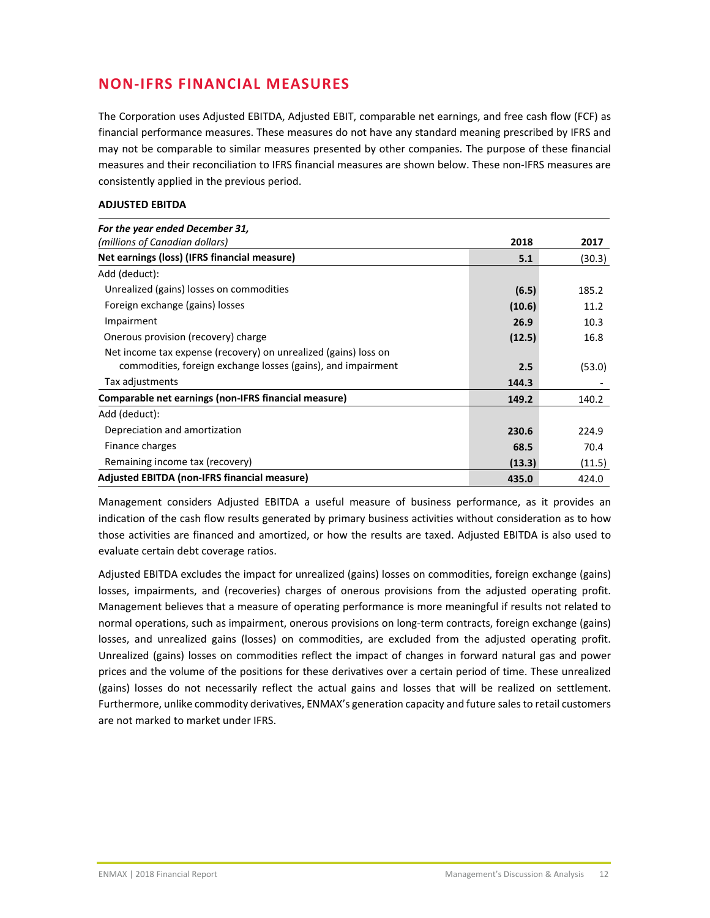## NON-IFRS FINANCIAL MEASURES

The Corporation uses Adjusted EBITDA, Adjusted EBIT, comparable net earnings, and free cash flow (FCF) as financial performance measures. These measures do not have any standard meaning prescribed by IFRS and may not be comparable to similar measures presented by other companies. The purpose of these financial measures and their reconciliation to IFRS financial measures are shown below. These non-IFRS measures are consistently applied in the previous period.

### ADJUSTED EBITDA

| *For the year ended December 31,* *(millions of Canadian dollars)* | 2018 | 2017 |
|---|---|---|
| **Net earnings (loss) (IFRS financial measure)** | **5.1** | (30.3) |
| Add (deduct): | | |
| Unrealized (gains) losses on commodities | **(6.5)** | 185.2 |
| Foreign exchange (gains) losses | **(10.6)** | 11.2 |
| Impairment | **26.9** | 10.3 |
| Onerous provision (recovery) charge | **(12.5)** | 16.8 |
| Net income tax expense (recovery) on unrealized (gains) loss on commodities, foreign exchange losses (gains), and impairment | **2.5** | (53.0) |
| Tax adjustments | **144.3** | - |
| **Comparable net earnings (non-IFRS financial measure)** | **149.2** | 140.2 |
| Add (deduct): | | |
| Depreciation and amortization | **230.6** | 224.9 |
| Finance charges | **68.5** | 70.4 |
| Remaining income tax (recovery) | **(13.3)** | (11.5) |
| **Adjusted EBITDA (non-IFRS financial measure)** | **435.0** | 424.0 |

Management considers Adjusted EBITDA a useful measure of business performance, as it provides an indication of the cash flow results generated by primary business activities without consideration as to how those activities are financed and amortized, or how the results are taxed. Adjusted EBITDA is also used to evaluate certain debt coverage ratios.

Adjusted EBITDA excludes the impact for unrealized (gains) losses on commodities, foreign exchange (gains) losses, impairments, and (recoveries) charges of onerous provisions from the adjusted operating profit. Management believes that a measure of operating performance is more meaningful if results not related to normal operations, such as impairment, onerous provisions on long-term contracts, foreign exchange (gains) losses, and unrealized gains (losses) on commodities, are excluded from the adjusted operating profit. Unrealized (gains) losses on commodities reflect the impact of changes in forward natural gas and power prices and the volume of the positions for these derivatives over a certain period of time. These unrealized (gains) losses do not necessarily reflect the actual gains and losses that will be realized on settlement. Furthermore, unlike commodity derivatives, ENMAX's generation capacity and future sales to retail customers are not marked to market under IFRS.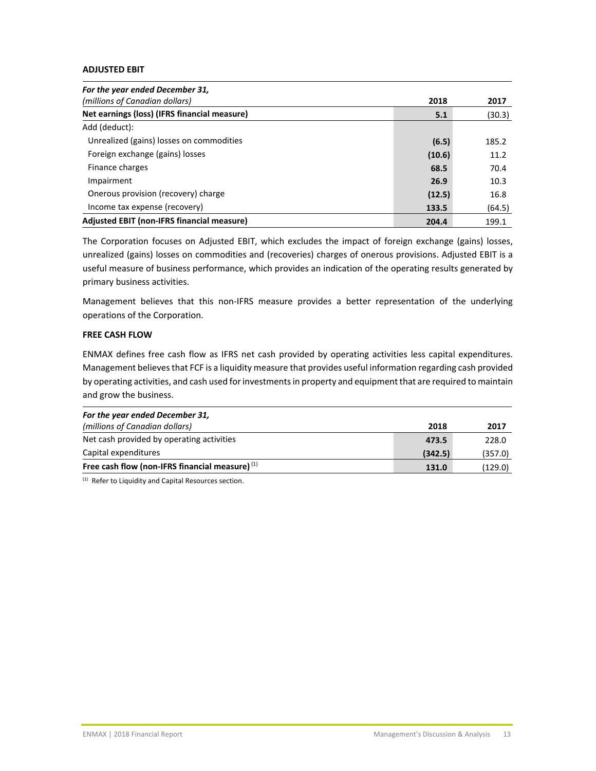**ADJUSTED EBIT**

| *For the year ended December 31,*<br>*(millions of Canadian dollars)* | 2018 | 2017 |
|---|---|---|
| **Net earnings (loss) (IFRS financial measure)** | **5.1** | (30.3) |
| Add (deduct): | | |
| Unrealized (gains) losses on commodities | **(6.5)** | 185.2 |
| Foreign exchange (gains) losses | **(10.6)** | 11.2 |
| Finance charges | **68.5** | 70.4 |
| Impairment | **26.9** | 10.3 |
| Onerous provision (recovery) charge | **(12.5)** | 16.8 |
| Income tax expense (recovery) | **133.5** | (64.5) |
| **Adjusted EBIT (non-IFRS financial measure)** | **204.4** | 199.1 |

The Corporation focuses on Adjusted EBIT, which excludes the impact of foreign exchange (gains) losses, unrealized (gains) losses on commodities and (recoveries) charges of onerous provisions. Adjusted EBIT is a useful measure of business performance, which provides an indication of the operating results generated by primary business activities.

Management believes that this non-IFRS measure provides a better representation of the underlying operations of the Corporation.

**FREE CASH FLOW**

ENMAX defines free cash flow as IFRS net cash provided by operating activities less capital expenditures. Management believes that FCF is a liquidity measure that provides useful information regarding cash provided by operating activities, and cash used for investments in property and equipment that are required to maintain and grow the business.

| *For the year ended December 31,*<br>*(millions of Canadian dollars)* | 2018 | 2017 |
|---|---|---|
| Net cash provided by operating activities | **473.5** | 228.0 |
| Capital expenditures | **(342.5)** | (357.0) |
| **Free cash flow (non-IFRS financial measure)** [1] | **131.0** | (129.0) |

[1] Refer to Liquidity and Capital Resources section.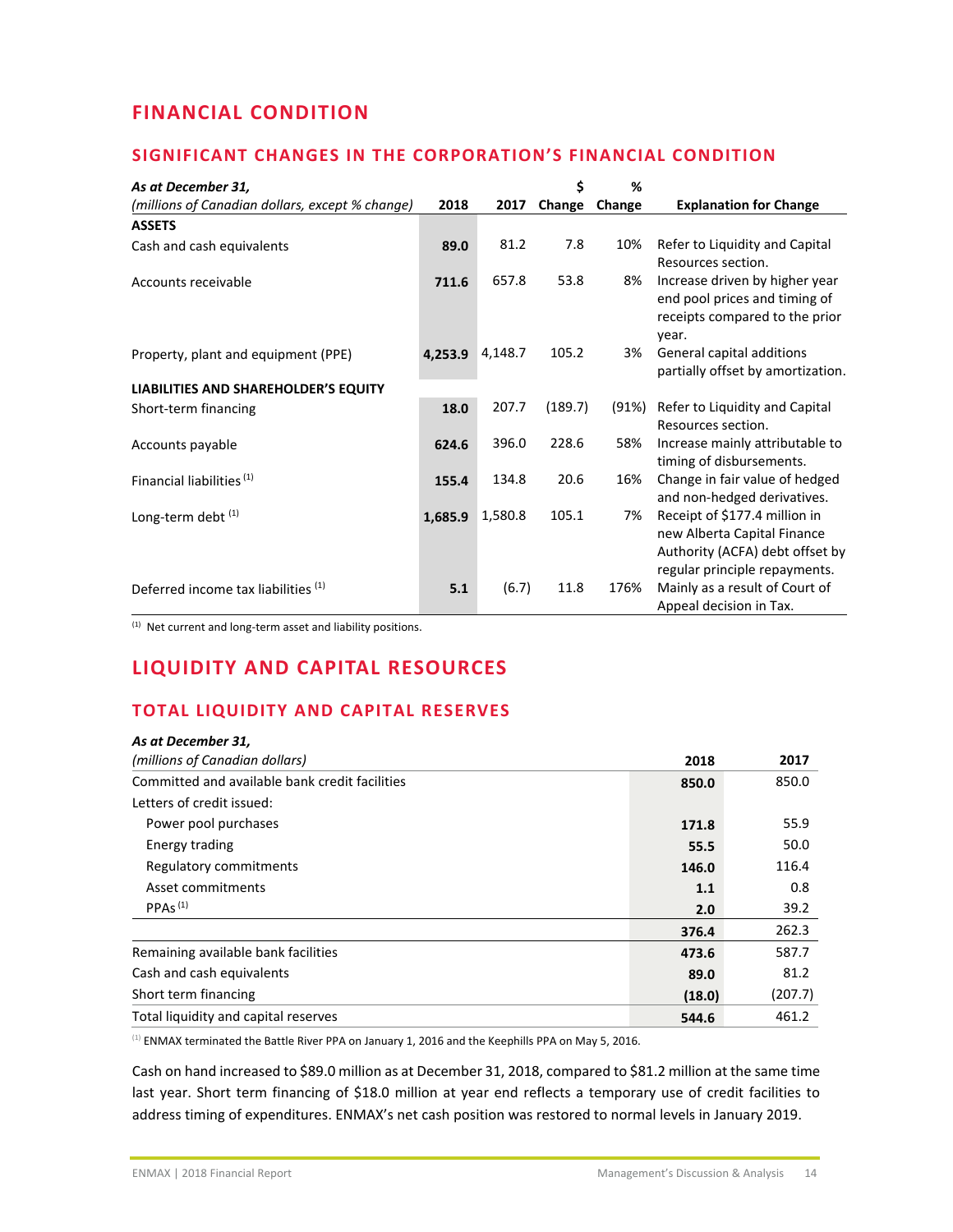# FINANCIAL CONDITION

## SIGNIFICANT CHANGES IN THE CORPORATION'S FINANCIAL CONDITION

| *As at December 31,* *(millions of Canadian dollars, except % change)* | 2018 | 2017 | $ Change | % Change | Explanation for Change |
|---|---|---|---|---|---|
| **ASSETS** | | | | | |
| Cash and cash equivalents | **89.0** | 81.2 | 7.8 | 10% | Refer to Liquidity and Capital Resources section. |
| Accounts receivable | **711.6** | 657.8 | 53.8 | 8% | Increase driven by higher year end pool prices and timing of receipts compared to the prior year. |
| Property, plant and equipment (PPE) | **4,253.9** | 4,148.7 | 105.2 | 3% | General capital additions partially offset by amortization. |
| **LIABILITIES AND SHAREHOLDER'S EQUITY** | | | | | |
| Short-term financing | **18.0** | 207.7 | (189.7) | (91%) | Refer to Liquidity and Capital Resources section. |
| Accounts payable | **624.6** | 396.0 | 228.6 | 58% | Increase mainly attributable to timing of disbursements. |
| Financial liabilities [(1)] | **155.4** | 134.8 | 20.6 | 16% | Change in fair value of hedged and non-hedged derivatives. |
| Long-term debt [(1)] | **1,685.9** | 1,580.8 | 105.1 | 7% | Receipt of $177.4 million in new Alberta Capital Finance Authority (ACFA) debt offset by regular principle repayments. |
| Deferred income tax liabilities [(1)] | **5.1** | (6.7) | 11.8 | 176% | Mainly as a result of Court of Appeal decision in Tax. |

[(1)] Net current and long-term asset and liability positions.

# LIQUIDITY AND CAPITAL RESOURCES

## TOTAL LIQUIDITY AND CAPITAL RESERVES

| *As at December 31,* *(millions of Canadian dollars)* | 2018 | 2017 |
|---|---|---|
| Committed and available bank credit facilities | **850.0** | 850.0 |
| Letters of credit issued: | | |
| Power pool purchases | **171.8** | 55.9 |
| Energy trading | **55.5** | 50.0 |
| Regulatory commitments | **146.0** | 116.4 |
| Asset commitments | **1.1** | 0.8 |
| PPAs [(1)] | **2.0** | 39.2 |
| | **376.4** | 262.3 |
| Remaining available bank facilities | **473.6** | 587.7 |
| Cash and cash equivalents | **89.0** | 81.2 |
| Short term financing | **(18.0)** | (207.7) |
| Total liquidity and capital reserves | **544.6** | 461.2 |

[(1)] ENMAX terminated the Battle River PPA on January 1, 2016 and the Keephills PPA on May 5, 2016.

Cash on hand increased to $89.0 million as at December 31, 2018, compared to $81.2 million at the same time last year. Short term financing of $18.0 million at year end reflects a temporary use of credit facilities to address timing of expenditures. ENMAX's net cash position was restored to normal levels in January 2019.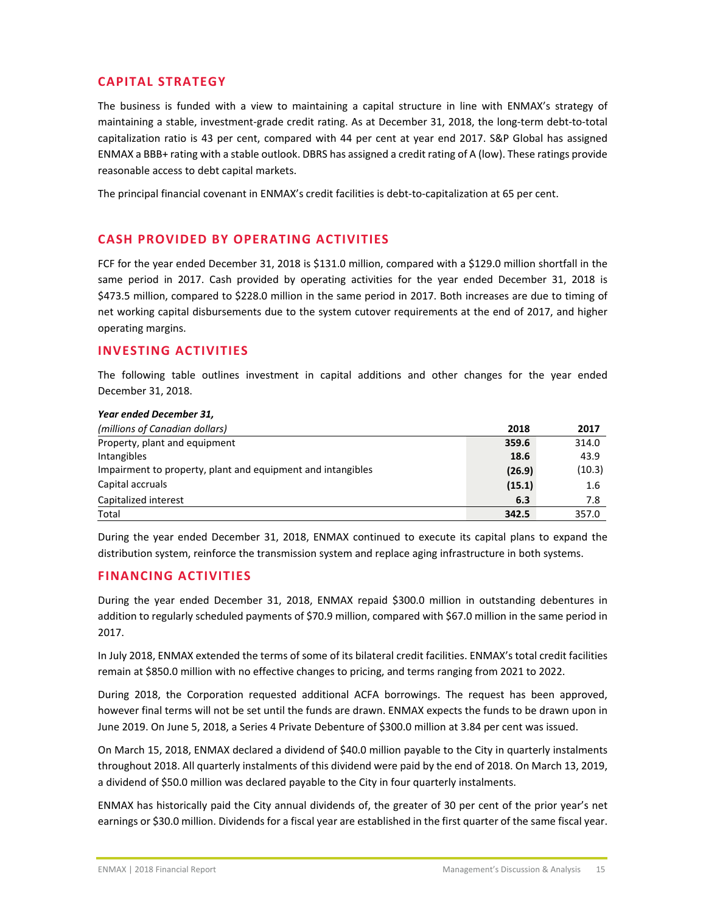## CAPITAL STRATEGY

The business is funded with a view to maintaining a capital structure in line with ENMAX's strategy of maintaining a stable, investment-grade credit rating. As at December 31, 2018, the long-term debt-to-total capitalization ratio is 43 per cent, compared with 44 per cent at year end 2017. S&P Global has assigned ENMAX a BBB+ rating with a stable outlook. DBRS has assigned a credit rating of A (low). These ratings provide reasonable access to debt capital markets.

The principal financial covenant in ENMAX's credit facilities is debt-to-capitalization at 65 per cent.

## CASH PROVIDED BY OPERATING ACTIVITIES

FCF for the year ended December 31, 2018 is $131.0 million, compared with a $129.0 million shortfall in the same period in 2017. Cash provided by operating activities for the year ended December 31, 2018 is $473.5 million, compared to $228.0 million in the same period in 2017. Both increases are due to timing of net working capital disbursements due to the system cutover requirements at the end of 2017, and higher operating margins.

## INVESTING ACTIVITIES

The following table outlines investment in capital additions and other changes for the year ended December 31, 2018.

| ***Year ended December 31,***<br>*(millions of Canadian dollars)* | **2018** | **2017** |
|---|---|---|
| Property, plant and equipment | **359.6** | 314.0 |
| Intangibles | **18.6** | 43.9 |
| Impairment to property, plant and equipment and intangibles | **(26.9)** | (10.3) |
| Capital accruals | **(15.1)** | 1.6 |
| Capitalized interest | **6.3** | 7.8 |
| Total | **342.5** | 357.0 |

During the year ended December 31, 2018, ENMAX continued to execute its capital plans to expand the distribution system, reinforce the transmission system and replace aging infrastructure in both systems.

## FINANCING ACTIVITIES

During the year ended December 31, 2018, ENMAX repaid $300.0 million in outstanding debentures in addition to regularly scheduled payments of $70.9 million, compared with $67.0 million in the same period in 2017.

In July 2018, ENMAX extended the terms of some of its bilateral credit facilities. ENMAX's total credit facilities remain at $850.0 million with no effective changes to pricing, and terms ranging from 2021 to 2022.

During 2018, the Corporation requested additional ACFA borrowings. The request has been approved, however final terms will not be set until the funds are drawn. ENMAX expects the funds to be drawn upon in June 2019. On June 5, 2018, a Series 4 Private Debenture of $300.0 million at 3.84 per cent was issued.

On March 15, 2018, ENMAX declared a dividend of $40.0 million payable to the City in quarterly instalments throughout 2018. All quarterly instalments of this dividend were paid by the end of 2018. On March 13, 2019, a dividend of $50.0 million was declared payable to the City in four quarterly instalments.

ENMAX has historically paid the City annual dividends of, the greater of 30 per cent of the prior year's net earnings or $30.0 million. Dividends for a fiscal year are established in the first quarter of the same fiscal year.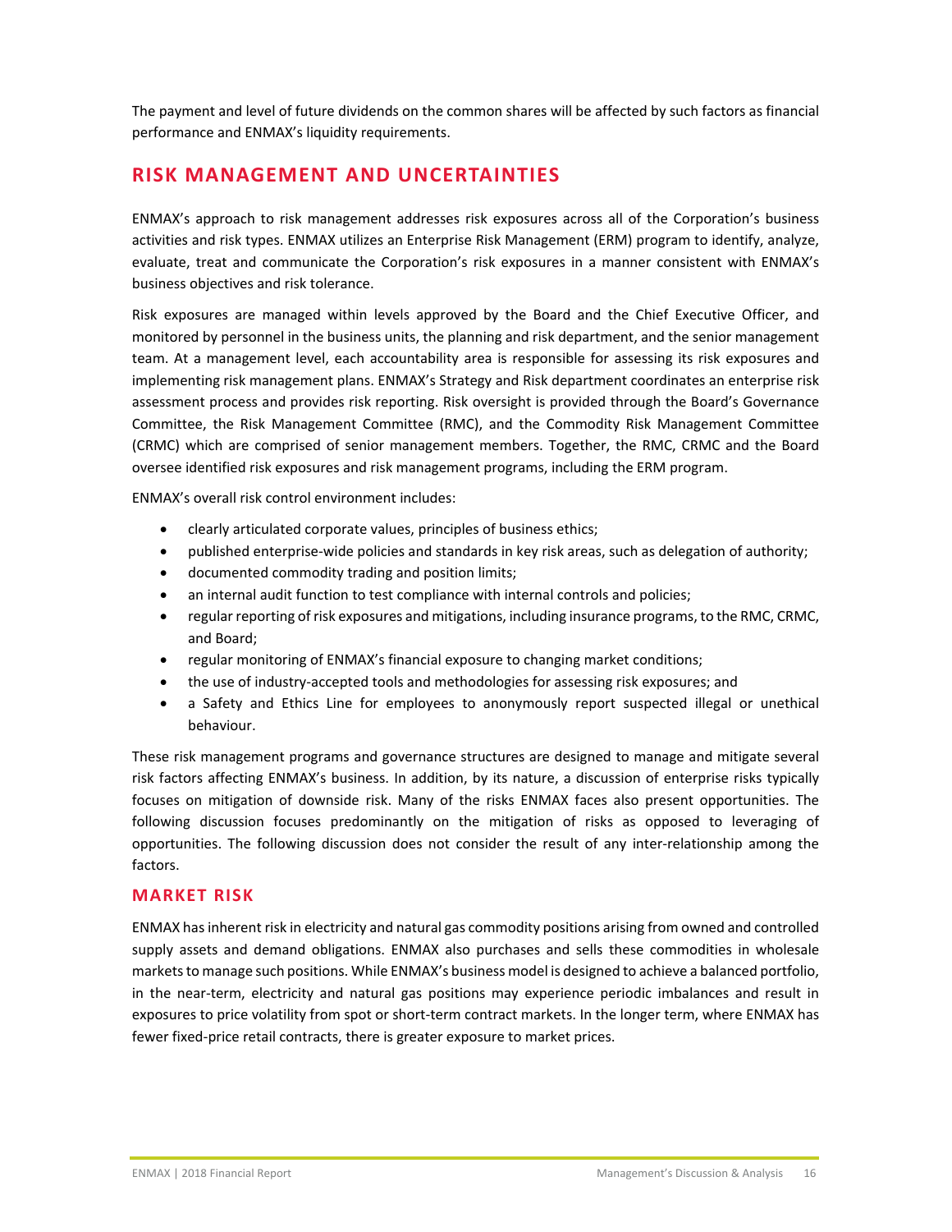The payment and level of future dividends on the common shares will be affected by such factors as financial performance and ENMAX's liquidity requirements.

## RISK MANAGEMENT AND UNCERTAINTIES

ENMAX's approach to risk management addresses risk exposures across all of the Corporation's business activities and risk types. ENMAX utilizes an Enterprise Risk Management (ERM) program to identify, analyze, evaluate, treat and communicate the Corporation's risk exposures in a manner consistent with ENMAX's business objectives and risk tolerance.

Risk exposures are managed within levels approved by the Board and the Chief Executive Officer, and monitored by personnel in the business units, the planning and risk department, and the senior management team. At a management level, each accountability area is responsible for assessing its risk exposures and implementing risk management plans. ENMAX's Strategy and Risk department coordinates an enterprise risk assessment process and provides risk reporting. Risk oversight is provided through the Board's Governance Committee, the Risk Management Committee (RMC), and the Commodity Risk Management Committee (CRMC) which are comprised of senior management members. Together, the RMC, CRMC and the Board oversee identified risk exposures and risk management programs, including the ERM program.

ENMAX's overall risk control environment includes:

- clearly articulated corporate values, principles of business ethics;
- published enterprise-wide policies and standards in key risk areas, such as delegation of authority;
- documented commodity trading and position limits;
- an internal audit function to test compliance with internal controls and policies;
- regular reporting of risk exposures and mitigations, including insurance programs, to the RMC, CRMC, and Board;
- regular monitoring of ENMAX's financial exposure to changing market conditions;
- the use of industry-accepted tools and methodologies for assessing risk exposures; and
- a Safety and Ethics Line for employees to anonymously report suspected illegal or unethical behaviour.

These risk management programs and governance structures are designed to manage and mitigate several risk factors affecting ENMAX's business. In addition, by its nature, a discussion of enterprise risks typically focuses on mitigation of downside risk. Many of the risks ENMAX faces also present opportunities. The following discussion focuses predominantly on the mitigation of risks as opposed to leveraging of opportunities. The following discussion does not consider the result of any inter-relationship among the factors.

### MARKET RISK

ENMAX has inherent risk in electricity and natural gas commodity positions arising from owned and controlled supply assets and demand obligations. ENMAX also purchases and sells these commodities in wholesale markets to manage such positions. While ENMAX's business model is designed to achieve a balanced portfolio, in the near-term, electricity and natural gas positions may experience periodic imbalances and result in exposures to price volatility from spot or short-term contract markets. In the longer term, where ENMAX has fewer fixed-price retail contracts, there is greater exposure to market prices.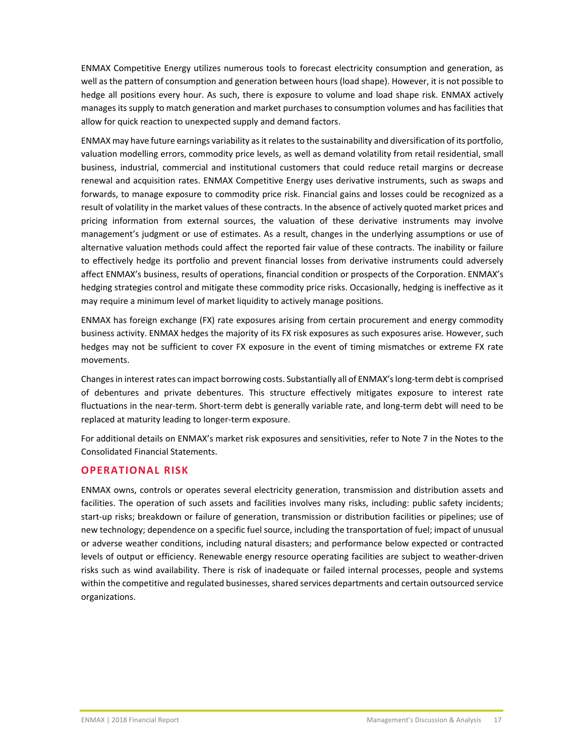ENMAX Competitive Energy utilizes numerous tools to forecast electricity consumption and generation, as well as the pattern of consumption and generation between hours (load shape). However, it is not possible to hedge all positions every hour. As such, there is exposure to volume and load shape risk. ENMAX actively manages its supply to match generation and market purchases to consumption volumes and has facilities that allow for quick reaction to unexpected supply and demand factors.

ENMAX may have future earnings variability as it relates to the sustainability and diversification of its portfolio, valuation modelling errors, commodity price levels, as well as demand volatility from retail residential, small business, industrial, commercial and institutional customers that could reduce retail margins or decrease renewal and acquisition rates. ENMAX Competitive Energy uses derivative instruments, such as swaps and forwards, to manage exposure to commodity price risk. Financial gains and losses could be recognized as a result of volatility in the market values of these contracts. In the absence of actively quoted market prices and pricing information from external sources, the valuation of these derivative instruments may involve management's judgment or use of estimates. As a result, changes in the underlying assumptions or use of alternative valuation methods could affect the reported fair value of these contracts. The inability or failure to effectively hedge its portfolio and prevent financial losses from derivative instruments could adversely affect ENMAX's business, results of operations, financial condition or prospects of the Corporation. ENMAX's hedging strategies control and mitigate these commodity price risks. Occasionally, hedging is ineffective as it may require a minimum level of market liquidity to actively manage positions.

ENMAX has foreign exchange (FX) rate exposures arising from certain procurement and energy commodity business activity. ENMAX hedges the majority of its FX risk exposures as such exposures arise. However, such hedges may not be sufficient to cover FX exposure in the event of timing mismatches or extreme FX rate movements.

Changes in interest rates can impact borrowing costs. Substantially all of ENMAX's long-term debt is comprised of debentures and private debentures. This structure effectively mitigates exposure to interest rate fluctuations in the near-term. Short-term debt is generally variable rate, and long-term debt will need to be replaced at maturity leading to longer-term exposure.

For additional details on ENMAX's market risk exposures and sensitivities, refer to Note 7 in the Notes to the Consolidated Financial Statements.

## OPERATIONAL RISK

ENMAX owns, controls or operates several electricity generation, transmission and distribution assets and facilities. The operation of such assets and facilities involves many risks, including: public safety incidents; start-up risks; breakdown or failure of generation, transmission or distribution facilities or pipelines; use of new technology; dependence on a specific fuel source, including the transportation of fuel; impact of unusual or adverse weather conditions, including natural disasters; and performance below expected or contracted levels of output or efficiency. Renewable energy resource operating facilities are subject to weather-driven risks such as wind availability. There is risk of inadequate or failed internal processes, people and systems within the competitive and regulated businesses, shared services departments and certain outsourced service organizations.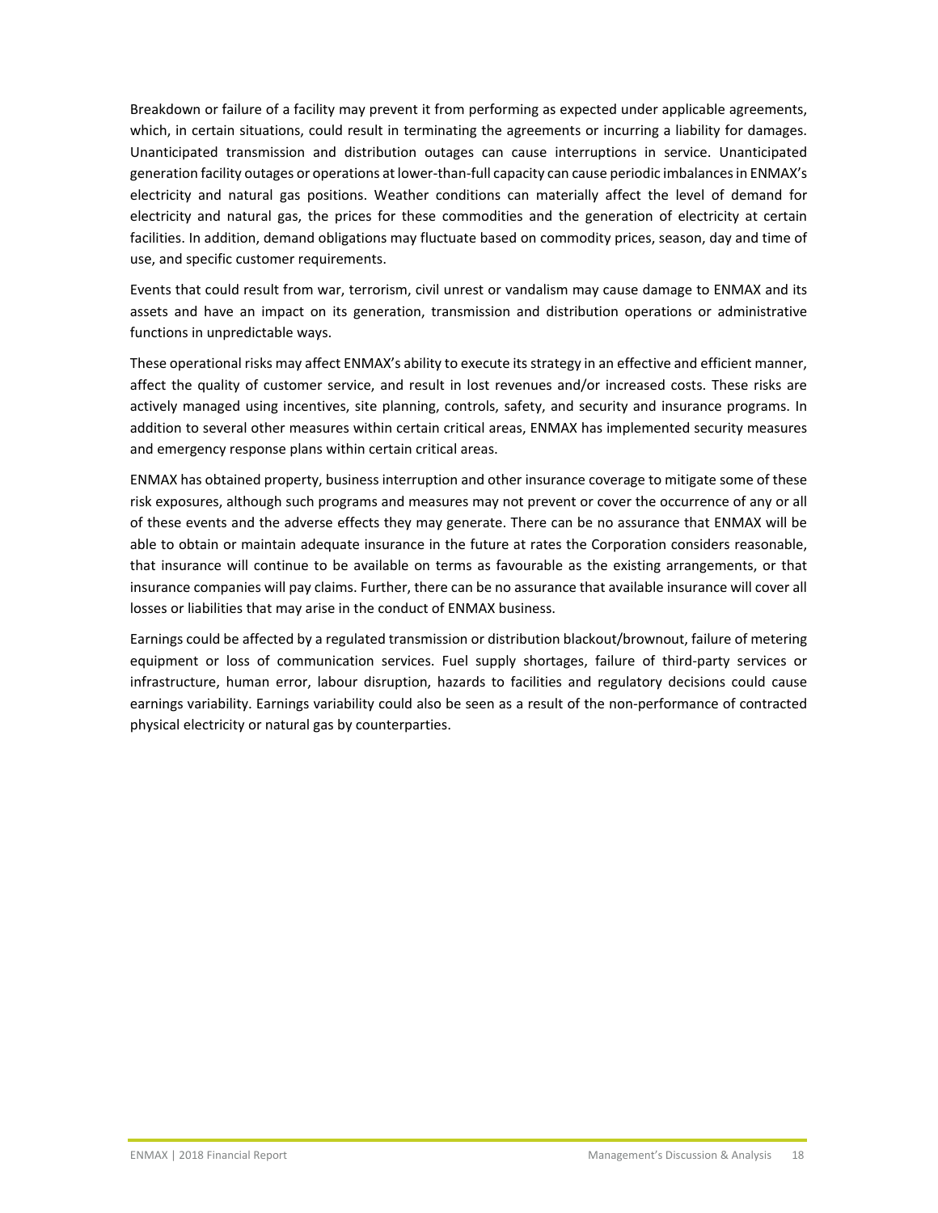Breakdown or failure of a facility may prevent it from performing as expected under applicable agreements, which, in certain situations, could result in terminating the agreements or incurring a liability for damages. Unanticipated transmission and distribution outages can cause interruptions in service. Unanticipated generation facility outages or operations at lower-than-full capacity can cause periodic imbalances in ENMAX's electricity and natural gas positions. Weather conditions can materially affect the level of demand for electricity and natural gas, the prices for these commodities and the generation of electricity at certain facilities. In addition, demand obligations may fluctuate based on commodity prices, season, day and time of use, and specific customer requirements.

Events that could result from war, terrorism, civil unrest or vandalism may cause damage to ENMAX and its assets and have an impact on its generation, transmission and distribution operations or administrative functions in unpredictable ways.

These operational risks may affect ENMAX's ability to execute its strategy in an effective and efficient manner, affect the quality of customer service, and result in lost revenues and/or increased costs. These risks are actively managed using incentives, site planning, controls, safety, and security and insurance programs. In addition to several other measures within certain critical areas, ENMAX has implemented security measures and emergency response plans within certain critical areas.

ENMAX has obtained property, business interruption and other insurance coverage to mitigate some of these risk exposures, although such programs and measures may not prevent or cover the occurrence of any or all of these events and the adverse effects they may generate. There can be no assurance that ENMAX will be able to obtain or maintain adequate insurance in the future at rates the Corporation considers reasonable, that insurance will continue to be available on terms as favourable as the existing arrangements, or that insurance companies will pay claims. Further, there can be no assurance that available insurance will cover all losses or liabilities that may arise in the conduct of ENMAX business.

Earnings could be affected by a regulated transmission or distribution blackout/brownout, failure of metering equipment or loss of communication services. Fuel supply shortages, failure of third-party services or infrastructure, human error, labour disruption, hazards to facilities and regulatory decisions could cause earnings variability. Earnings variability could also be seen as a result of the non-performance of contracted physical electricity or natural gas by counterparties.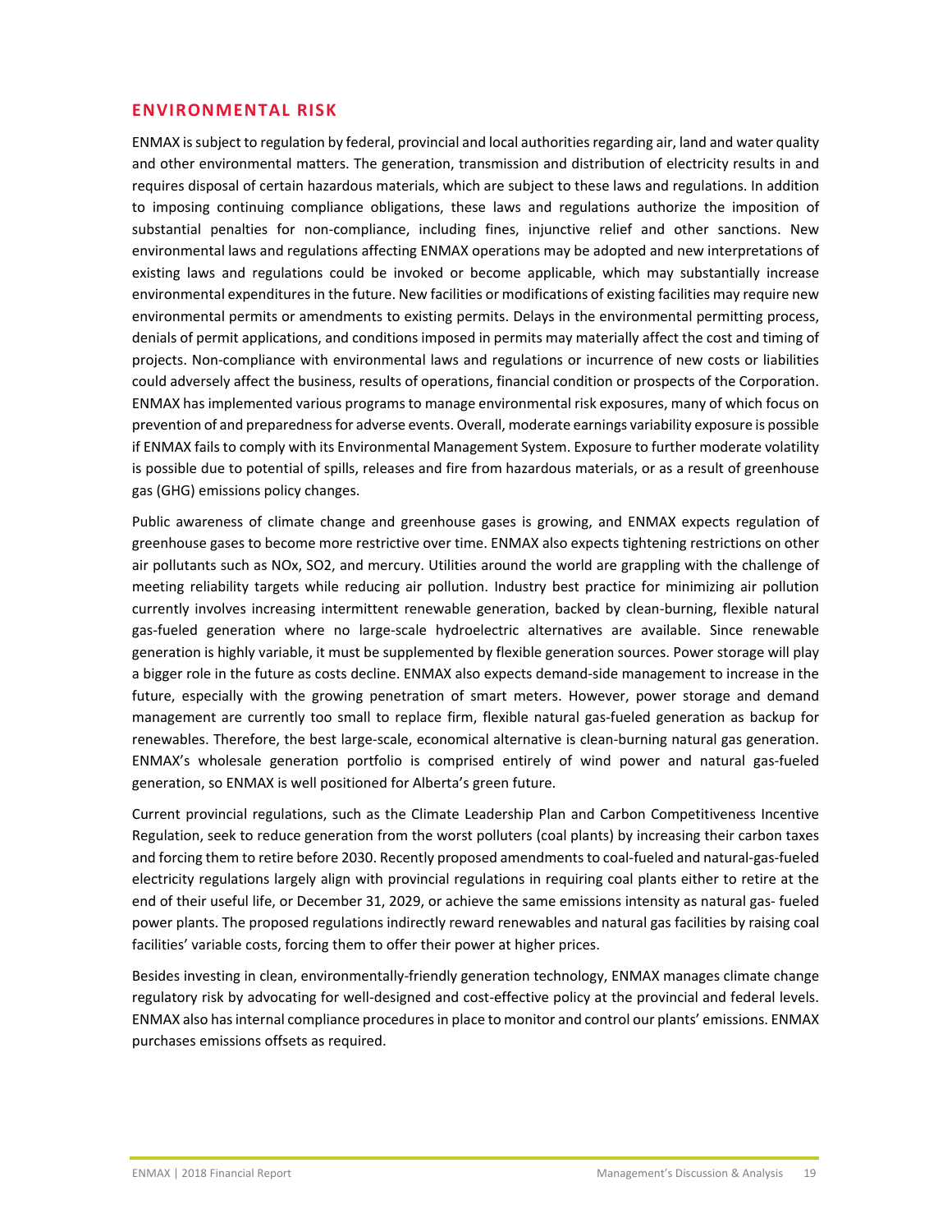## ENVIRONMENTAL RISK

ENMAX is subject to regulation by federal, provincial and local authorities regarding air, land and water quality and other environmental matters. The generation, transmission and distribution of electricity results in and requires disposal of certain hazardous materials, which are subject to these laws and regulations. In addition to imposing continuing compliance obligations, these laws and regulations authorize the imposition of substantial penalties for non-compliance, including fines, injunctive relief and other sanctions. New environmental laws and regulations affecting ENMAX operations may be adopted and new interpretations of existing laws and regulations could be invoked or become applicable, which may substantially increase environmental expenditures in the future. New facilities or modifications of existing facilities may require new environmental permits or amendments to existing permits. Delays in the environmental permitting process, denials of permit applications, and conditions imposed in permits may materially affect the cost and timing of projects. Non-compliance with environmental laws and regulations or incurrence of new costs or liabilities could adversely affect the business, results of operations, financial condition or prospects of the Corporation. ENMAX has implemented various programs to manage environmental risk exposures, many of which focus on prevention of and preparedness for adverse events. Overall, moderate earnings variability exposure is possible if ENMAX fails to comply with its Environmental Management System. Exposure to further moderate volatility is possible due to potential of spills, releases and fire from hazardous materials, or as a result of greenhouse gas (GHG) emissions policy changes.

Public awareness of climate change and greenhouse gases is growing, and ENMAX expects regulation of greenhouse gases to become more restrictive over time. ENMAX also expects tightening restrictions on other air pollutants such as NOx, $SO2$, and mercury. Utilities around the world are grappling with the challenge of meeting reliability targets while reducing air pollution. Industry best practice for minimizing air pollution currently involves increasing intermittent renewable generation, backed by clean-burning, flexible natural gas-fueled generation where no large-scale hydroelectric alternatives are available. Since renewable generation is highly variable, it must be supplemented by flexible generation sources. Power storage will play a bigger role in the future as costs decline. ENMAX also expects demand-side management to increase in the future, especially with the growing penetration of smart meters. However, power storage and demand management are currently too small to replace firm, flexible natural gas-fueled generation as backup for renewables. Therefore, the best large-scale, economical alternative is clean-burning natural gas generation. ENMAX's wholesale generation portfolio is comprised entirely of wind power and natural gas-fueled generation, so ENMAX is well positioned for Alberta's green future.

Current provincial regulations, such as the Climate Leadership Plan and Carbon Competitiveness Incentive Regulation, seek to reduce generation from the worst polluters (coal plants) by increasing their carbon taxes and forcing them to retire before 2030. Recently proposed amendments to coal-fueled and natural-gas-fueled electricity regulations largely align with provincial regulations in requiring coal plants either to retire at the end of their useful life, or December 31, 2029, or achieve the same emissions intensity as natural gas- fueled power plants. The proposed regulations indirectly reward renewables and natural gas facilities by raising coal facilities' variable costs, forcing them to offer their power at higher prices.

Besides investing in clean, environmentally-friendly generation technology, ENMAX manages climate change regulatory risk by advocating for well-designed and cost-effective policy at the provincial and federal levels. ENMAX also has internal compliance procedures in place to monitor and control our plants' emissions. ENMAX purchases emissions offsets as required.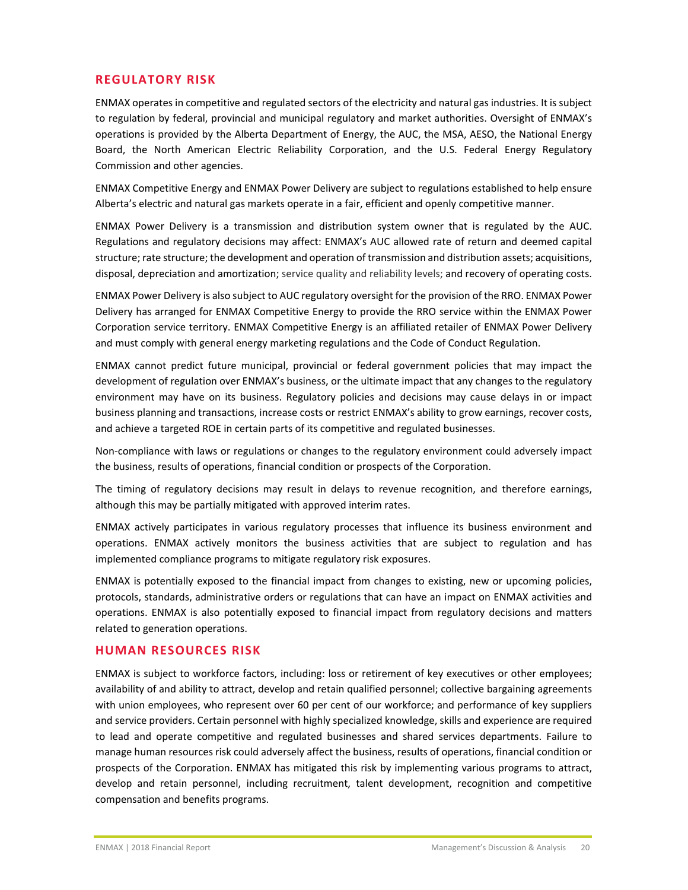## REGULATORY RISK

ENMAX operates in competitive and regulated sectors of the electricity and natural gas industries. It is subject to regulation by federal, provincial and municipal regulatory and market authorities. Oversight of ENMAX's operations is provided by the Alberta Department of Energy, the AUC, the MSA, AESO, the National Energy Board, the North American Electric Reliability Corporation, and the U.S. Federal Energy Regulatory Commission and other agencies.

ENMAX Competitive Energy and ENMAX Power Delivery are subject to regulations established to help ensure Alberta's electric and natural gas markets operate in a fair, efficient and openly competitive manner.

ENMAX Power Delivery is a transmission and distribution system owner that is regulated by the AUC. Regulations and regulatory decisions may affect: ENMAX's AUC allowed rate of return and deemed capital structure; rate structure; the development and operation of transmission and distribution assets; acquisitions, disposal, depreciation and amortization; service quality and reliability levels; and recovery of operating costs.

ENMAX Power Delivery is also subject to AUC regulatory oversight for the provision of the RRO. ENMAX Power Delivery has arranged for ENMAX Competitive Energy to provide the RRO service within the ENMAX Power Corporation service territory. ENMAX Competitive Energy is an affiliated retailer of ENMAX Power Delivery and must comply with general energy marketing regulations and the Code of Conduct Regulation.

ENMAX cannot predict future municipal, provincial or federal government policies that may impact the development of regulation over ENMAX's business, or the ultimate impact that any changes to the regulatory environment may have on its business. Regulatory policies and decisions may cause delays in or impact business planning and transactions, increase costs or restrict ENMAX's ability to grow earnings, recover costs, and achieve a targeted ROE in certain parts of its competitive and regulated businesses.

Non-compliance with laws or regulations or changes to the regulatory environment could adversely impact the business, results of operations, financial condition or prospects of the Corporation.

The timing of regulatory decisions may result in delays to revenue recognition, and therefore earnings, although this may be partially mitigated with approved interim rates.

ENMAX actively participates in various regulatory processes that influence its business environment and operations. ENMAX actively monitors the business activities that are subject to regulation and has implemented compliance programs to mitigate regulatory risk exposures.

ENMAX is potentially exposed to the financial impact from changes to existing, new or upcoming policies, protocols, standards, administrative orders or regulations that can have an impact on ENMAX activities and operations. ENMAX is also potentially exposed to financial impact from regulatory decisions and matters related to generation operations.

## HUMAN RESOURCES RISK

ENMAX is subject to workforce factors, including: loss or retirement of key executives or other employees; availability of and ability to attract, develop and retain qualified personnel; collective bargaining agreements with union employees, who represent over 60 per cent of our workforce; and performance of key suppliers and service providers. Certain personnel with highly specialized knowledge, skills and experience are required to lead and operate competitive and regulated businesses and shared services departments. Failure to manage human resources risk could adversely affect the business, results of operations, financial condition or prospects of the Corporation. ENMAX has mitigated this risk by implementing various programs to attract, develop and retain personnel, including recruitment, talent development, recognition and competitive compensation and benefits programs.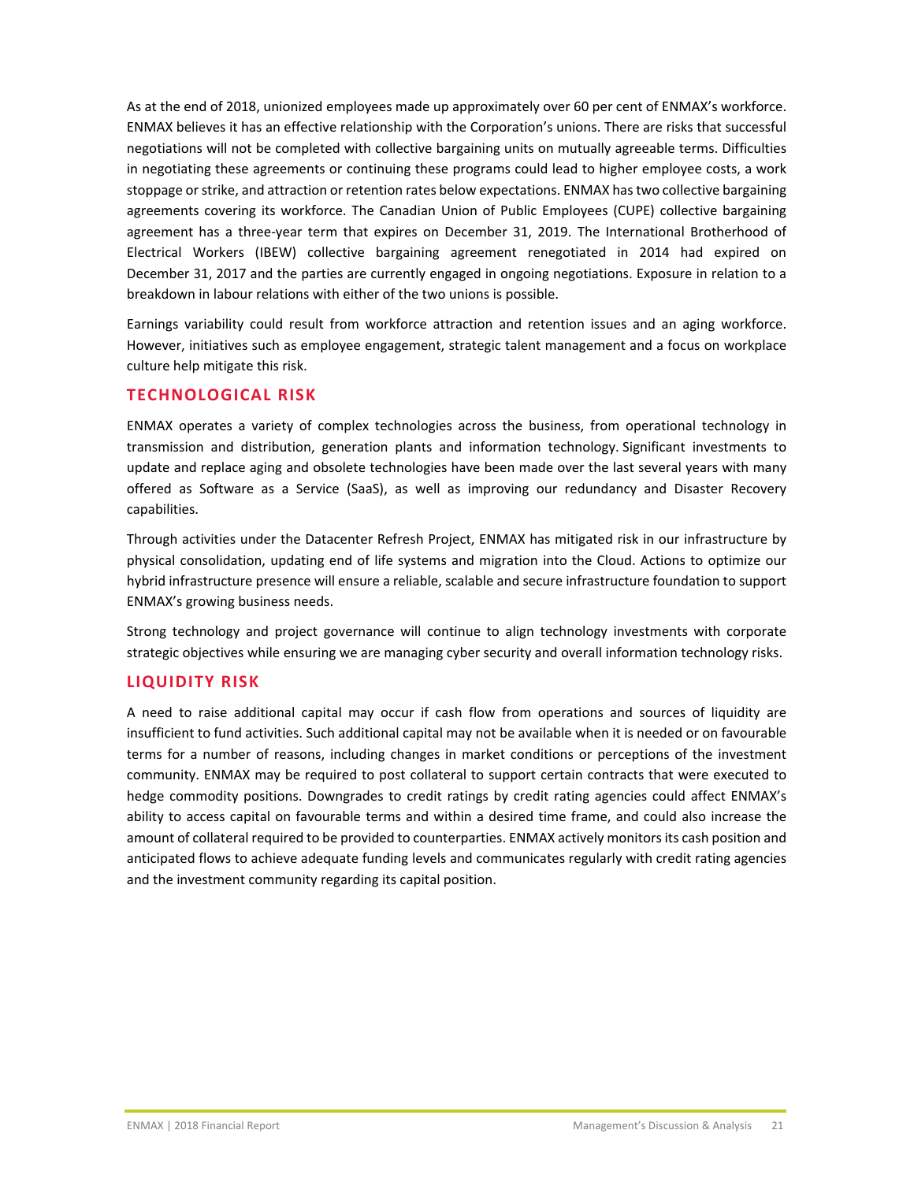As at the end of 2018, unionized employees made up approximately over 60 per cent of ENMAX's workforce. ENMAX believes it has an effective relationship with the Corporation's unions. There are risks that successful negotiations will not be completed with collective bargaining units on mutually agreeable terms. Difficulties in negotiating these agreements or continuing these programs could lead to higher employee costs, a work stoppage or strike, and attraction or retention rates below expectations. ENMAX has two collective bargaining agreements covering its workforce. The Canadian Union of Public Employees (CUPE) collective bargaining agreement has a three-year term that expires on December 31, 2019. The International Brotherhood of Electrical Workers (IBEW) collective bargaining agreement renegotiated in 2014 had expired on December 31, 2017 and the parties are currently engaged in ongoing negotiations. Exposure in relation to a breakdown in labour relations with either of the two unions is possible.

Earnings variability could result from workforce attraction and retention issues and an aging workforce. However, initiatives such as employee engagement, strategic talent management and a focus on workplace culture help mitigate this risk.

## TECHNOLOGICAL RISK

ENMAX operates a variety of complex technologies across the business, from operational technology in transmission and distribution, generation plants and information technology. Significant investments to update and replace aging and obsolete technologies have been made over the last several years with many offered as Software as a Service (SaaS), as well as improving our redundancy and Disaster Recovery capabilities.

Through activities under the Datacenter Refresh Project, ENMAX has mitigated risk in our infrastructure by physical consolidation, updating end of life systems and migration into the Cloud. Actions to optimize our hybrid infrastructure presence will ensure a reliable, scalable and secure infrastructure foundation to support ENMAX's growing business needs.

Strong technology and project governance will continue to align technology investments with corporate strategic objectives while ensuring we are managing cyber security and overall information technology risks.

## LIQUIDITY RISK

A need to raise additional capital may occur if cash flow from operations and sources of liquidity are insufficient to fund activities. Such additional capital may not be available when it is needed or on favourable terms for a number of reasons, including changes in market conditions or perceptions of the investment community. ENMAX may be required to post collateral to support certain contracts that were executed to hedge commodity positions. Downgrades to credit ratings by credit rating agencies could affect ENMAX's ability to access capital on favourable terms and within a desired time frame, and could also increase the amount of collateral required to be provided to counterparties. ENMAX actively monitors its cash position and anticipated flows to achieve adequate funding levels and communicates regularly with credit rating agencies and the investment community regarding its capital position.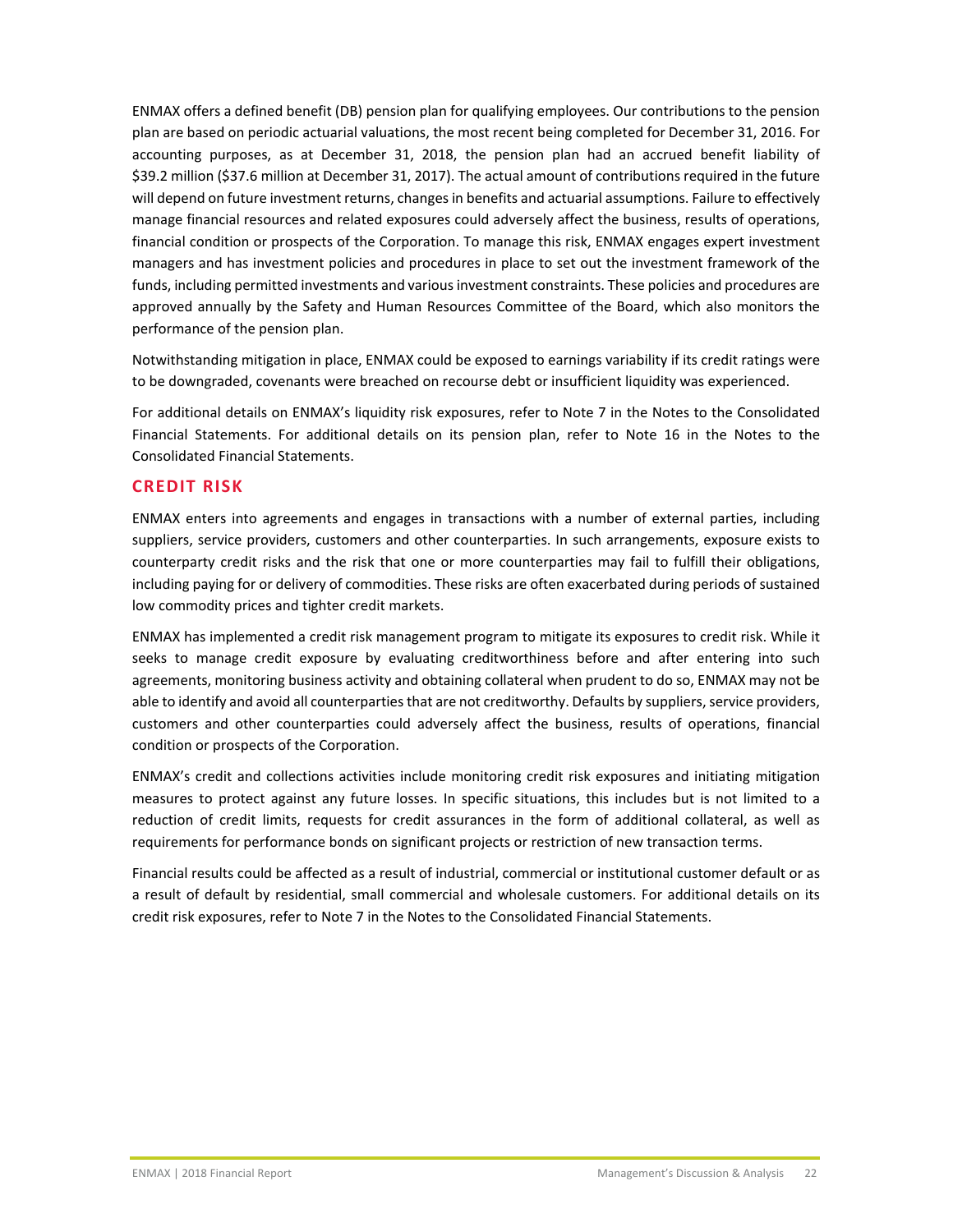ENMAX offers a defined benefit (DB) pension plan for qualifying employees. Our contributions to the pension plan are based on periodic actuarial valuations, the most recent being completed for December 31, 2016. For accounting purposes, as at December 31, 2018, the pension plan had an accrued benefit liability of $39.2 million ($37.6 million at December 31, 2017). The actual amount of contributions required in the future will depend on future investment returns, changes in benefits and actuarial assumptions. Failure to effectively manage financial resources and related exposures could adversely affect the business, results of operations, financial condition or prospects of the Corporation. To manage this risk, ENMAX engages expert investment managers and has investment policies and procedures in place to set out the investment framework of the funds, including permitted investments and various investment constraints. These policies and procedures are approved annually by the Safety and Human Resources Committee of the Board, which also monitors the performance of the pension plan.

Notwithstanding mitigation in place, ENMAX could be exposed to earnings variability if its credit ratings were to be downgraded, covenants were breached on recourse debt or insufficient liquidity was experienced.

For additional details on ENMAX's liquidity risk exposures, refer to Note 7 in the Notes to the Consolidated Financial Statements. For additional details on its pension plan, refer to Note 16 in the Notes to the Consolidated Financial Statements.

## CREDIT RISK

ENMAX enters into agreements and engages in transactions with a number of external parties, including suppliers, service providers, customers and other counterparties. In such arrangements, exposure exists to counterparty credit risks and the risk that one or more counterparties may fail to fulfill their obligations, including paying for or delivery of commodities. These risks are often exacerbated during periods of sustained low commodity prices and tighter credit markets.

ENMAX has implemented a credit risk management program to mitigate its exposures to credit risk. While it seeks to manage credit exposure by evaluating creditworthiness before and after entering into such agreements, monitoring business activity and obtaining collateral when prudent to do so, ENMAX may not be able to identify and avoid all counterparties that are not creditworthy. Defaults by suppliers, service providers, customers and other counterparties could adversely affect the business, results of operations, financial condition or prospects of the Corporation.

ENMAX's credit and collections activities include monitoring credit risk exposures and initiating mitigation measures to protect against any future losses. In specific situations, this includes but is not limited to a reduction of credit limits, requests for credit assurances in the form of additional collateral, as well as requirements for performance bonds on significant projects or restriction of new transaction terms.

Financial results could be affected as a result of industrial, commercial or institutional customer default or as a result of default by residential, small commercial and wholesale customers. For additional details on its credit risk exposures, refer to Note 7 in the Notes to the Consolidated Financial Statements.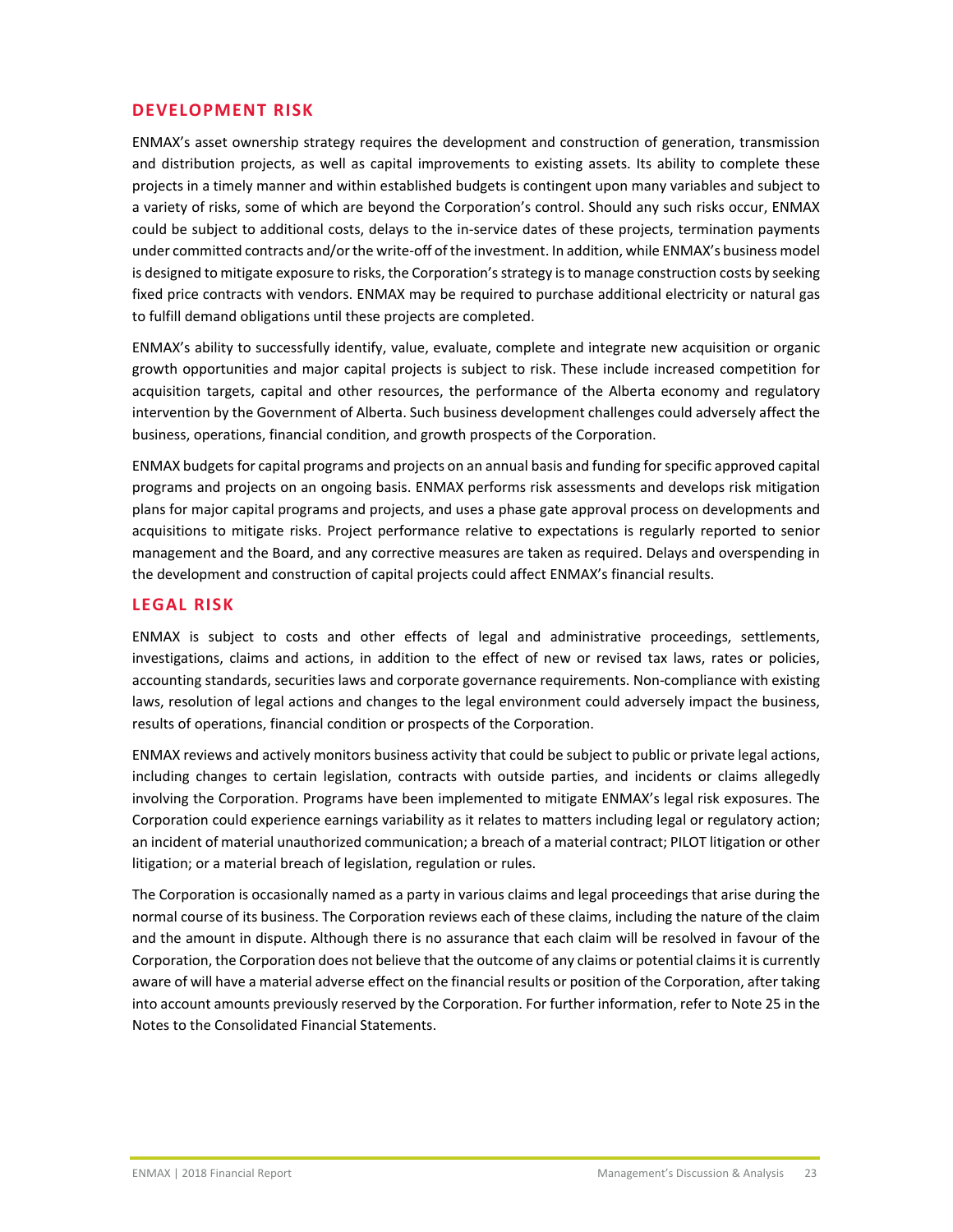## DEVELOPMENT RISK

ENMAX's asset ownership strategy requires the development and construction of generation, transmission and distribution projects, as well as capital improvements to existing assets. Its ability to complete these projects in a timely manner and within established budgets is contingent upon many variables and subject to a variety of risks, some of which are beyond the Corporation's control. Should any such risks occur, ENMAX could be subject to additional costs, delays to the in-service dates of these projects, termination payments under committed contracts and/or the write-off of the investment. In addition, while ENMAX's business model is designed to mitigate exposure to risks, the Corporation's strategy is to manage construction costs by seeking fixed price contracts with vendors. ENMAX may be required to purchase additional electricity or natural gas to fulfill demand obligations until these projects are completed.

ENMAX's ability to successfully identify, value, evaluate, complete and integrate new acquisition or organic growth opportunities and major capital projects is subject to risk. These include increased competition for acquisition targets, capital and other resources, the performance of the Alberta economy and regulatory intervention by the Government of Alberta. Such business development challenges could adversely affect the business, operations, financial condition, and growth prospects of the Corporation.

ENMAX budgets for capital programs and projects on an annual basis and funding for specific approved capital programs and projects on an ongoing basis. ENMAX performs risk assessments and develops risk mitigation plans for major capital programs and projects, and uses a phase gate approval process on developments and acquisitions to mitigate risks. Project performance relative to expectations is regularly reported to senior management and the Board, and any corrective measures are taken as required. Delays and overspending in the development and construction of capital projects could affect ENMAX's financial results.

## LEGAL RISK

ENMAX is subject to costs and other effects of legal and administrative proceedings, settlements, investigations, claims and actions, in addition to the effect of new or revised tax laws, rates or policies, accounting standards, securities laws and corporate governance requirements. Non-compliance with existing laws, resolution of legal actions and changes to the legal environment could adversely impact the business, results of operations, financial condition or prospects of the Corporation.

ENMAX reviews and actively monitors business activity that could be subject to public or private legal actions, including changes to certain legislation, contracts with outside parties, and incidents or claims allegedly involving the Corporation. Programs have been implemented to mitigate ENMAX's legal risk exposures. The Corporation could experience earnings variability as it relates to matters including legal or regulatory action; an incident of material unauthorized communication; a breach of a material contract; PILOT litigation or other litigation; or a material breach of legislation, regulation or rules.

The Corporation is occasionally named as a party in various claims and legal proceedings that arise during the normal course of its business. The Corporation reviews each of these claims, including the nature of the claim and the amount in dispute. Although there is no assurance that each claim will be resolved in favour of the Corporation, the Corporation does not believe that the outcome of any claims or potential claims it is currently aware of will have a material adverse effect on the financial results or position of the Corporation, after taking into account amounts previously reserved by the Corporation. For further information, refer to Note 25 in the Notes to the Consolidated Financial Statements.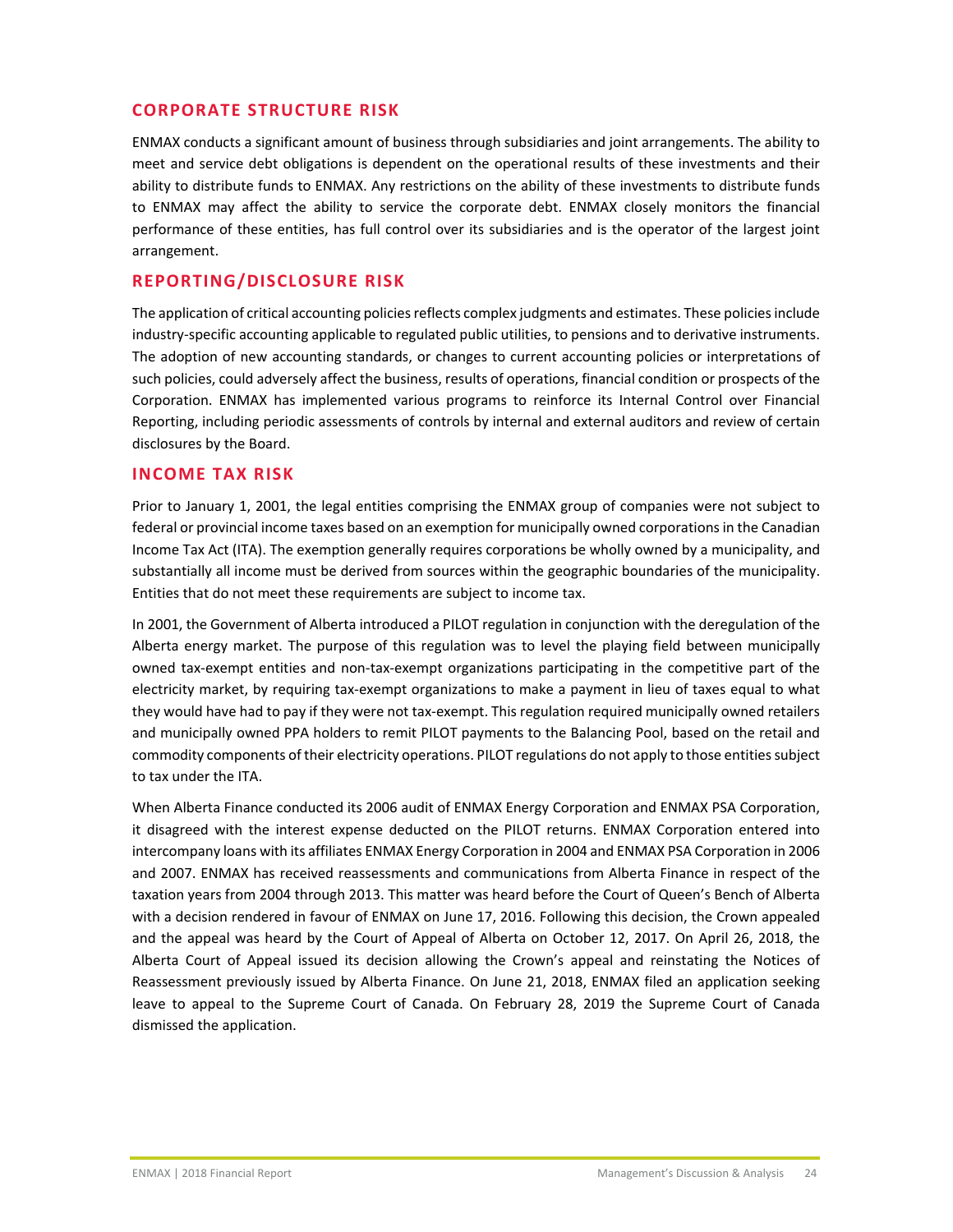## CORPORATE STRUCTURE RISK

ENMAX conducts a significant amount of business through subsidiaries and joint arrangements. The ability to meet and service debt obligations is dependent on the operational results of these investments and their ability to distribute funds to ENMAX. Any restrictions on the ability of these investments to distribute funds to ENMAX may affect the ability to service the corporate debt. ENMAX closely monitors the financial performance of these entities, has full control over its subsidiaries and is the operator of the largest joint arrangement.

## REPORTING/DISCLOSURE RISK

The application of critical accounting policies reflects complex judgments and estimates. These policies include industry-specific accounting applicable to regulated public utilities, to pensions and to derivative instruments. The adoption of new accounting standards, or changes to current accounting policies or interpretations of such policies, could adversely affect the business, results of operations, financial condition or prospects of the Corporation. ENMAX has implemented various programs to reinforce its Internal Control over Financial Reporting, including periodic assessments of controls by internal and external auditors and review of certain disclosures by the Board.

## INCOME TAX RISK

Prior to January 1, 2001, the legal entities comprising the ENMAX group of companies were not subject to federal or provincial income taxes based on an exemption for municipally owned corporations in the Canadian Income Tax Act (ITA). The exemption generally requires corporations be wholly owned by a municipality, and substantially all income must be derived from sources within the geographic boundaries of the municipality. Entities that do not meet these requirements are subject to income tax.

In 2001, the Government of Alberta introduced a PILOT regulation in conjunction with the deregulation of the Alberta energy market. The purpose of this regulation was to level the playing field between municipally owned tax-exempt entities and non-tax-exempt organizations participating in the competitive part of the electricity market, by requiring tax-exempt organizations to make a payment in lieu of taxes equal to what they would have had to pay if they were not tax-exempt. This regulation required municipally owned retailers and municipally owned PPA holders to remit PILOT payments to the Balancing Pool, based on the retail and commodity components of their electricity operations. PILOT regulations do not apply to those entities subject to tax under the ITA.

When Alberta Finance conducted its 2006 audit of ENMAX Energy Corporation and ENMAX PSA Corporation, it disagreed with the interest expense deducted on the PILOT returns. ENMAX Corporation entered into intercompany loans with its affiliates ENMAX Energy Corporation in 2004 and ENMAX PSA Corporation in 2006 and 2007. ENMAX has received reassessments and communications from Alberta Finance in respect of the taxation years from 2004 through 2013. This matter was heard before the Court of Queen's Bench of Alberta with a decision rendered in favour of ENMAX on June 17, 2016. Following this decision, the Crown appealed and the appeal was heard by the Court of Appeal of Alberta on October 12, 2017. On April 26, 2018, the Alberta Court of Appeal issued its decision allowing the Crown's appeal and reinstating the Notices of Reassessment previously issued by Alberta Finance. On June 21, 2018, ENMAX filed an application seeking leave to appeal to the Supreme Court of Canada. On February 28, 2019 the Supreme Court of Canada dismissed the application.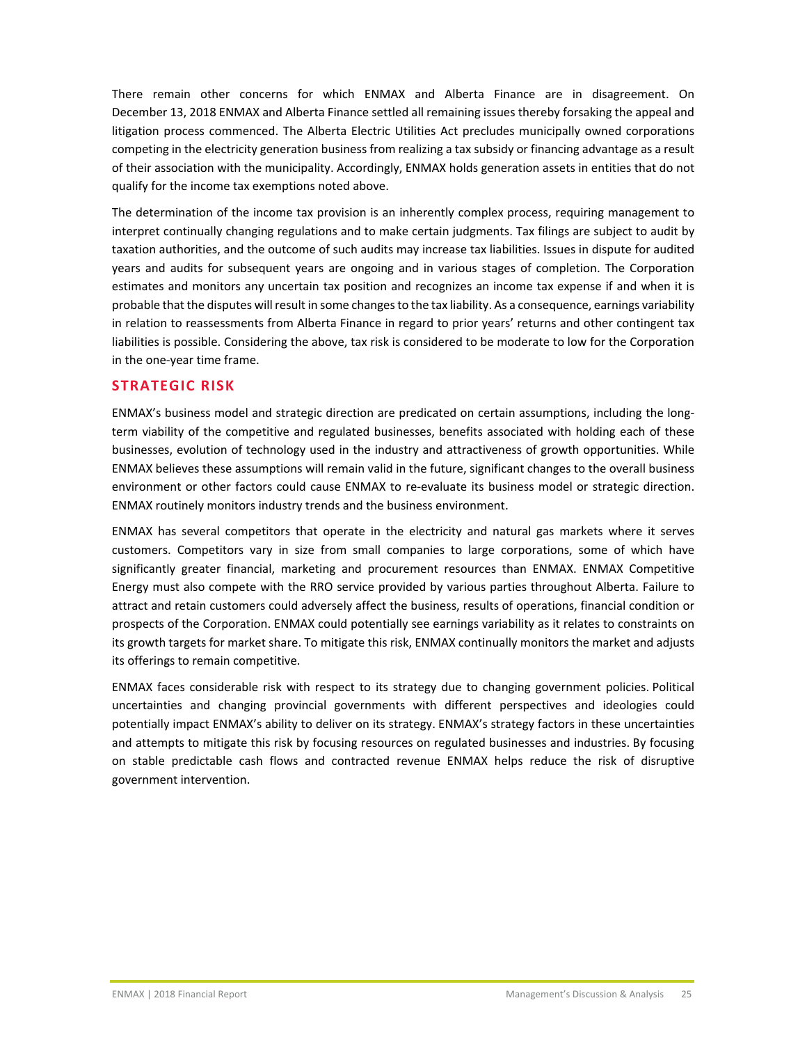There remain other concerns for which ENMAX and Alberta Finance are in disagreement. On December 13, 2018 ENMAX and Alberta Finance settled all remaining issues thereby forsaking the appeal and litigation process commenced. The Alberta Electric Utilities Act precludes municipally owned corporations competing in the electricity generation business from realizing a tax subsidy or financing advantage as a result of their association with the municipality. Accordingly, ENMAX holds generation assets in entities that do not qualify for the income tax exemptions noted above.

The determination of the income tax provision is an inherently complex process, requiring management to interpret continually changing regulations and to make certain judgments. Tax filings are subject to audit by taxation authorities, and the outcome of such audits may increase tax liabilities. Issues in dispute for audited years and audits for subsequent years are ongoing and in various stages of completion. The Corporation estimates and monitors any uncertain tax position and recognizes an income tax expense if and when it is probable that the disputes will result in some changes to the tax liability. As a consequence, earnings variability in relation to reassessments from Alberta Finance in regard to prior years' returns and other contingent tax liabilities is possible. Considering the above, tax risk is considered to be moderate to low for the Corporation in the one-year time frame.

## STRATEGIC RISK

ENMAX's business model and strategic direction are predicated on certain assumptions, including the long-term viability of the competitive and regulated businesses, benefits associated with holding each of these businesses, evolution of technology used in the industry and attractiveness of growth opportunities. While ENMAX believes these assumptions will remain valid in the future, significant changes to the overall business environment or other factors could cause ENMAX to re-evaluate its business model or strategic direction. ENMAX routinely monitors industry trends and the business environment.

ENMAX has several competitors that operate in the electricity and natural gas markets where it serves customers. Competitors vary in size from small companies to large corporations, some of which have significantly greater financial, marketing and procurement resources than ENMAX. ENMAX Competitive Energy must also compete with the RRO service provided by various parties throughout Alberta. Failure to attract and retain customers could adversely affect the business, results of operations, financial condition or prospects of the Corporation. ENMAX could potentially see earnings variability as it relates to constraints on its growth targets for market share. To mitigate this risk, ENMAX continually monitors the market and adjusts its offerings to remain competitive.

ENMAX faces considerable risk with respect to its strategy due to changing government policies. Political uncertainties and changing provincial governments with different perspectives and ideologies could potentially impact ENMAX's ability to deliver on its strategy. ENMAX's strategy factors in these uncertainties and attempts to mitigate this risk by focusing resources on regulated businesses and industries. By focusing on stable predictable cash flows and contracted revenue ENMAX helps reduce the risk of disruptive government intervention.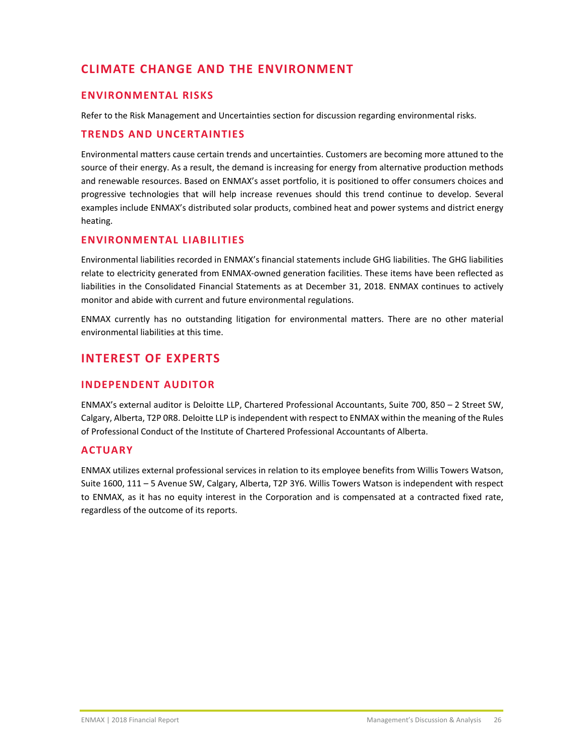# CLIMATE CHANGE AND THE ENVIRONMENT

## ENVIRONMENTAL RISKS

Refer to the Risk Management and Uncertainties section for discussion regarding environmental risks.

## TRENDS AND UNCERTAINTIES

Environmental matters cause certain trends and uncertainties. Customers are becoming more attuned to the source of their energy. As a result, the demand is increasing for energy from alternative production methods and renewable resources. Based on ENMAX's asset portfolio, it is positioned to offer consumers choices and progressive technologies that will help increase revenues should this trend continue to develop. Several examples include ENMAX's distributed solar products, combined heat and power systems and district energy heating.

## ENVIRONMENTAL LIABILITIES

Environmental liabilities recorded in ENMAX's financial statements include GHG liabilities. The GHG liabilities relate to electricity generated from ENMAX-owned generation facilities. These items have been reflected as liabilities in the Consolidated Financial Statements as at December 31, 2018. ENMAX continues to actively monitor and abide with current and future environmental regulations.

ENMAX currently has no outstanding litigation for environmental matters. There are no other material environmental liabilities at this time.

# INTEREST OF EXPERTS

## INDEPENDENT AUDITOR

ENMAX's external auditor is Deloitte LLP, Chartered Professional Accountants, Suite 700, 850 – 2 Street SW, Calgary, Alberta, T2P 0R8. Deloitte LLP is independent with respect to ENMAX within the meaning of the Rules of Professional Conduct of the Institute of Chartered Professional Accountants of Alberta.

## ACTUARY

ENMAX utilizes external professional services in relation to its employee benefits from Willis Towers Watson, Suite 1600, 111 – 5 Avenue SW, Calgary, Alberta, T2P 3Y6. Willis Towers Watson is independent with respect to ENMAX, as it has no equity interest in the Corporation and is compensated at a contracted fixed rate, regardless of the outcome of its reports.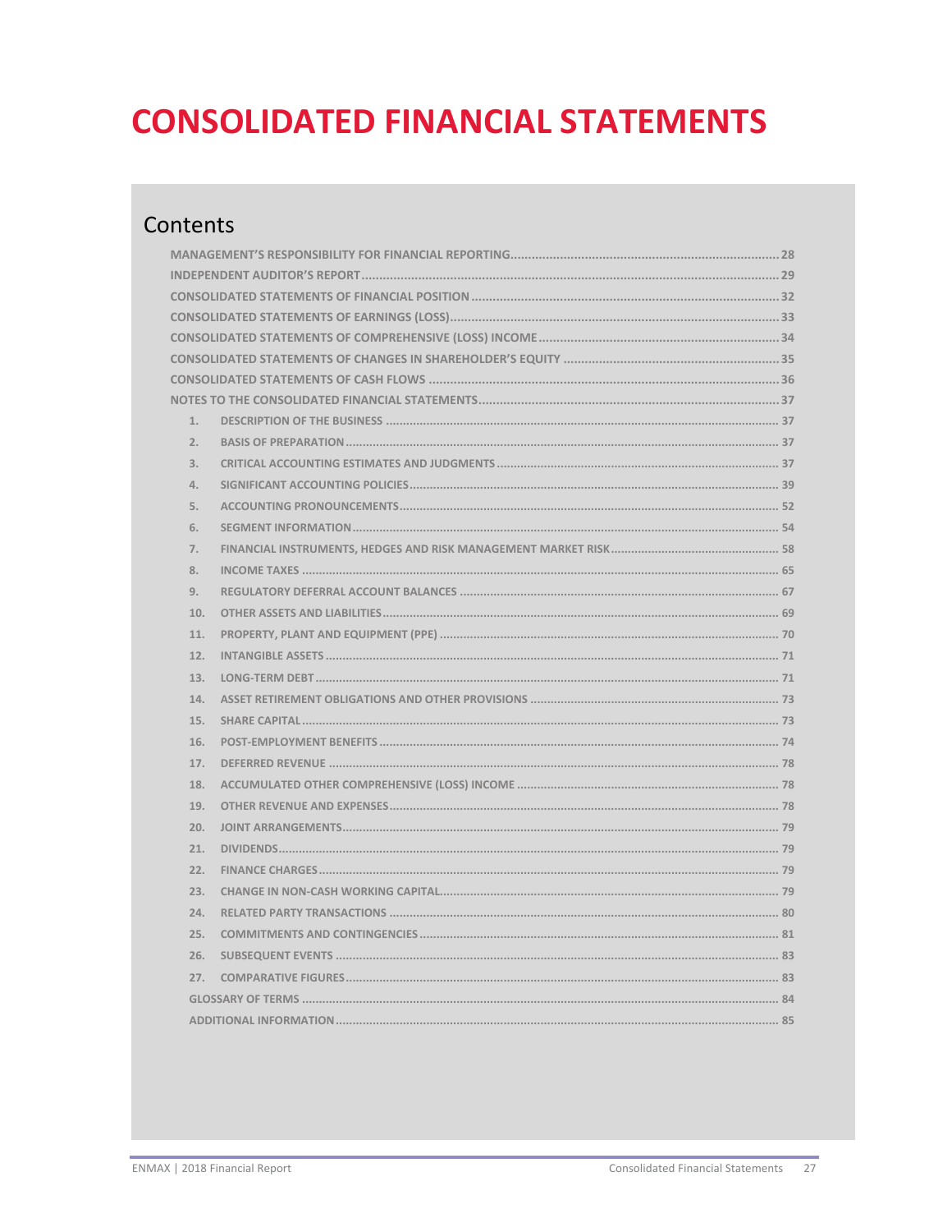# CONSOLIDATED FINANCIAL STATEMENTS

## Contents

MANAGEMENT'S RESPONSIBILITY FOR FINANCIAL REPORTING .......... 28
INDEPENDENT AUDITOR'S REPORT .......... 29
CONSOLIDATED STATEMENTS OF FINANCIAL POSITION .......... 32
CONSOLIDATED STATEMENTS OF EARNINGS (LOSS) .......... 33
CONSOLIDATED STATEMENTS OF COMPREHENSIVE (LOSS) INCOME .......... 34
CONSOLIDATED STATEMENTS OF CHANGES IN SHAREHOLDER'S EQUITY .......... 35
CONSOLIDATED STATEMENTS OF CASH FLOWS .......... 36
NOTES TO THE CONSOLIDATED FINANCIAL STATEMENTS .......... 37

1. DESCRIPTION OF THE BUSINESS .......... 37
2. BASIS OF PREPARATION .......... 37
3. CRITICAL ACCOUNTING ESTIMATES AND JUDGMENTS .......... 37
4. SIGNIFICANT ACCOUNTING POLICIES .......... 39
5. ACCOUNTING PRONOUNCEMENTS .......... 52
6. SEGMENT INFORMATION .......... 54
7. FINANCIAL INSTRUMENTS, HEDGES AND RISK MANAGEMENT MARKET RISK .......... 58
8. INCOME TAXES .......... 65
9. REGULATORY DEFERRAL ACCOUNT BALANCES .......... 67
10. OTHER ASSETS AND LIABILITIES .......... 69
11. PROPERTY, PLANT AND EQUIPMENT (PPE) .......... 70
12. INTANGIBLE ASSETS .......... 71
13. LONG-TERM DEBT .......... 71
14. ASSET RETIREMENT OBLIGATIONS AND OTHER PROVISIONS .......... 73
15. SHARE CAPITAL .......... 73
16. POST-EMPLOYMENT BENEFITS .......... 74
17. DEFERRED REVENUE .......... 78
18. ACCUMULATED OTHER COMPREHENSIVE (LOSS) INCOME .......... 78
19. OTHER REVENUE AND EXPENSES .......... 78
20. JOINT ARRANGEMENTS .......... 79
21. DIVIDENDS .......... 79
22. FINANCE CHARGES .......... 79
23. CHANGE IN NON-CASH WORKING CAPITAL .......... 79
24. RELATED PARTY TRANSACTIONS .......... 80
25. COMMITMENTS AND CONTINGENCIES .......... 81
26. SUBSEQUENT EVENTS .......... 83
27. COMPARATIVE FIGURES .......... 83

GLOSSARY OF TERMS .......... 84
ADDITIONAL INFORMATION .......... 85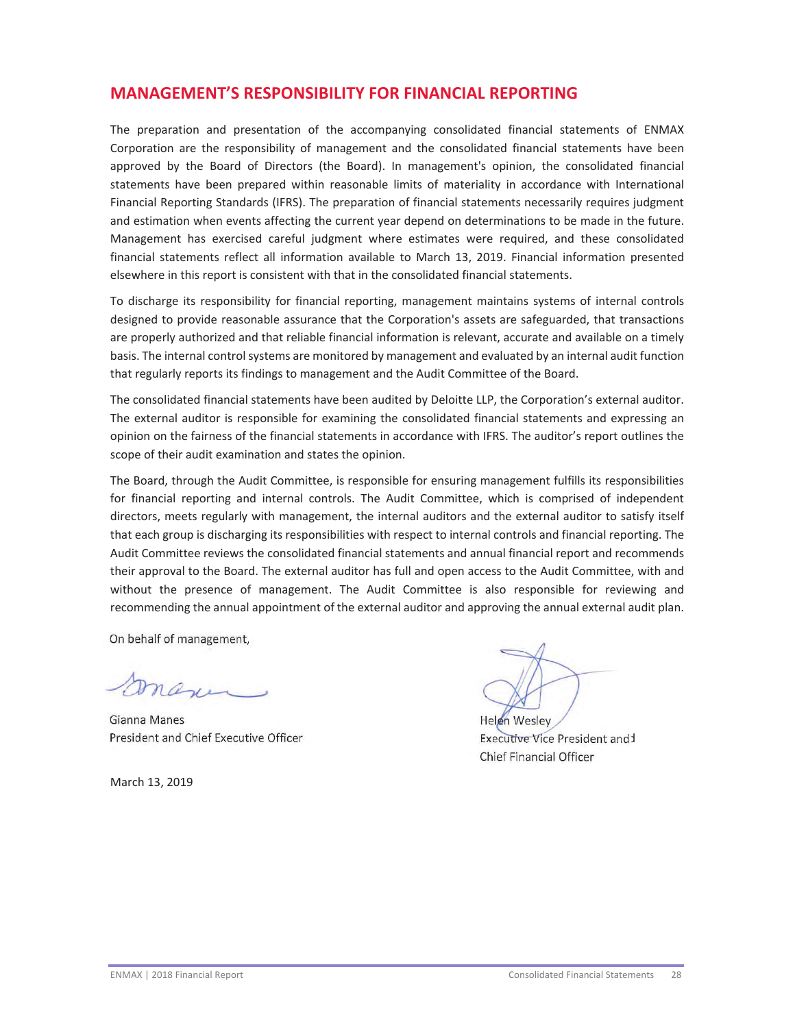## MANAGEMENT'S RESPONSIBILITY FOR FINANCIAL REPORTING

The preparation and presentation of the accompanying consolidated financial statements of ENMAX Corporation are the responsibility of management and the consolidated financial statements have been approved by the Board of Directors (the Board). In management's opinion, the consolidated financial statements have been prepared within reasonable limits of materiality in accordance with International Financial Reporting Standards (IFRS). The preparation of financial statements necessarily requires judgment and estimation when events affecting the current year depend on determinations to be made in the future. Management has exercised careful judgment where estimates were required, and these consolidated financial statements reflect all information available to March 13, 2019. Financial information presented elsewhere in this report is consistent with that in the consolidated financial statements.

To discharge its responsibility for financial reporting, management maintains systems of internal controls designed to provide reasonable assurance that the Corporation's assets are safeguarded, that transactions are properly authorized and that reliable financial information is relevant, accurate and available on a timely basis. The internal control systems are monitored by management and evaluated by an internal audit function that regularly reports its findings to management and the Audit Committee of the Board.

The consolidated financial statements have been audited by Deloitte LLP, the Corporation's external auditor. The external auditor is responsible for examining the consolidated financial statements and expressing an opinion on the fairness of the financial statements in accordance with IFRS. The auditor's report outlines the scope of their audit examination and states the opinion.

The Board, through the Audit Committee, is responsible for ensuring management fulfills its responsibilities for financial reporting and internal controls. The Audit Committee, which is comprised of independent directors, meets regularly with management, the internal auditors and the external auditor to satisfy itself that each group is discharging its responsibilities with respect to internal controls and financial reporting. The Audit Committee reviews the consolidated financial statements and annual financial report and recommends their approval to the Board. The external auditor has full and open access to the Audit Committee, with and without the presence of management. The Audit Committee is also responsible for reviewing and recommending the annual appointment of the external auditor and approving the annual external audit plan.

On behalf of management,

Gianna Manes
President and Chief Executive Officer

Helen Wesley
Executive Vice President and
Chief Financial Officer

March 13, 2019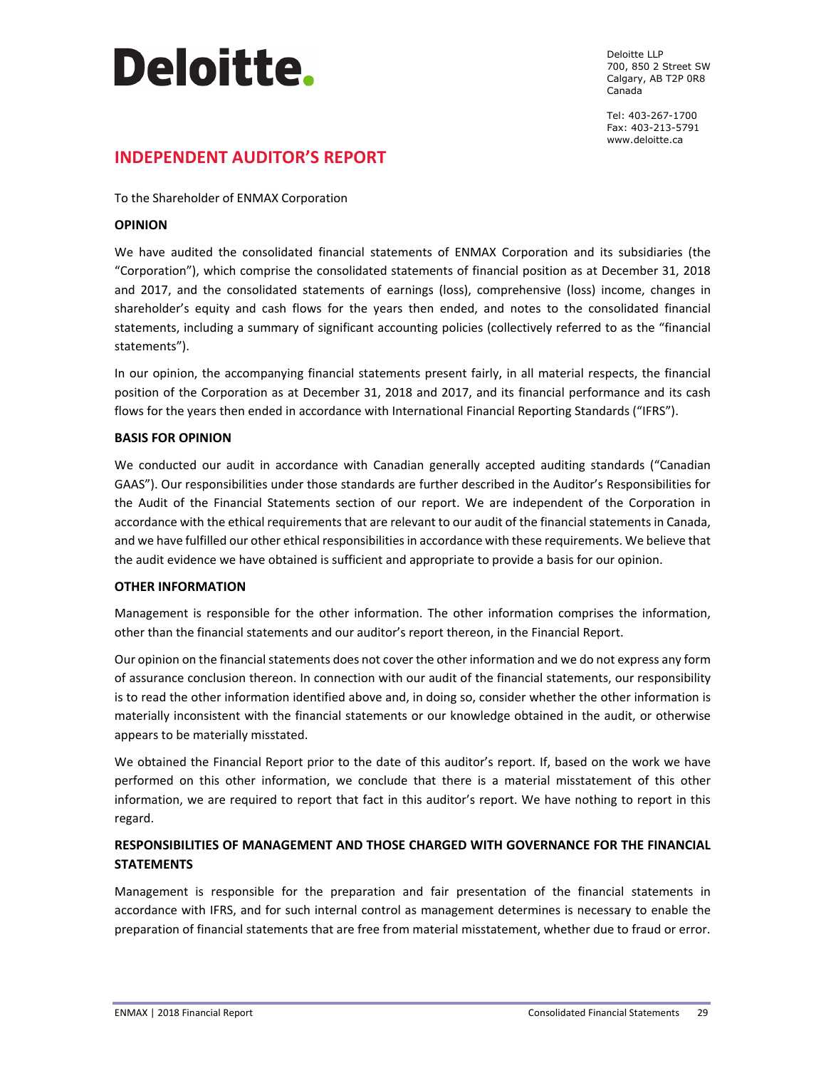**Deloitte.**

Deloitte LLP
700, 850 2 Street SW
Calgary, AB T2P 0R8
Canada

Tel: 403-267-1700
Fax: 403-213-5791
www.deloitte.ca

# INDEPENDENT AUDITOR'S REPORT

To the Shareholder of ENMAX Corporation

## OPINION

We have audited the consolidated financial statements of ENMAX Corporation and its subsidiaries (the "Corporation"), which comprise the consolidated statements of financial position as at December 31, 2018 and 2017, and the consolidated statements of earnings (loss), comprehensive (loss) income, changes in shareholder's equity and cash flows for the years then ended, and notes to the consolidated financial statements, including a summary of significant accounting policies (collectively referred to as the "financial statements").

In our opinion, the accompanying financial statements present fairly, in all material respects, the financial position of the Corporation as at December 31, 2018 and 2017, and its financial performance and its cash flows for the years then ended in accordance with International Financial Reporting Standards ("IFRS").

## BASIS FOR OPINION

We conducted our audit in accordance with Canadian generally accepted auditing standards ("Canadian GAAS"). Our responsibilities under those standards are further described in the Auditor's Responsibilities for the Audit of the Financial Statements section of our report. We are independent of the Corporation in accordance with the ethical requirements that are relevant to our audit of the financial statements in Canada, and we have fulfilled our other ethical responsibilities in accordance with these requirements. We believe that the audit evidence we have obtained is sufficient and appropriate to provide a basis for our opinion.

## OTHER INFORMATION

Management is responsible for the other information. The other information comprises the information, other than the financial statements and our auditor's report thereon, in the Financial Report.

Our opinion on the financial statements does not cover the other information and we do not express any form of assurance conclusion thereon. In connection with our audit of the financial statements, our responsibility is to read the other information identified above and, in doing so, consider whether the other information is materially inconsistent with the financial statements or our knowledge obtained in the audit, or otherwise appears to be materially misstated.

We obtained the Financial Report prior to the date of this auditor's report. If, based on the work we have performed on this other information, we conclude that there is a material misstatement of this other information, we are required to report that fact in this auditor's report. We have nothing to report in this regard.

## RESPONSIBILITIES OF MANAGEMENT AND THOSE CHARGED WITH GOVERNANCE FOR THE FINANCIAL STATEMENTS

Management is responsible for the preparation and fair presentation of the financial statements in accordance with IFRS, and for such internal control as management determines is necessary to enable the preparation of financial statements that are free from material misstatement, whether due to fraud or error.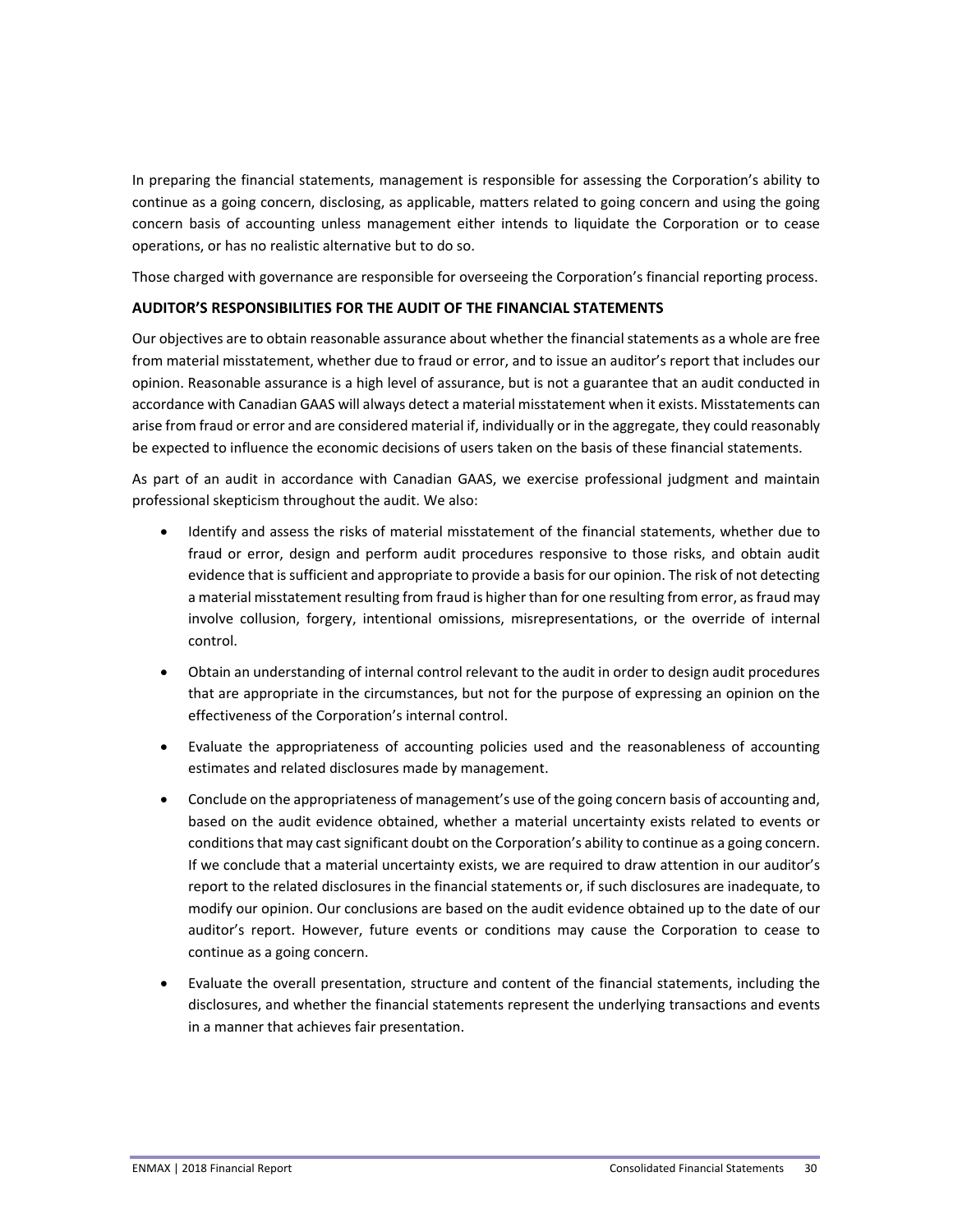In preparing the financial statements, management is responsible for assessing the Corporation's ability to continue as a going concern, disclosing, as applicable, matters related to going concern and using the going concern basis of accounting unless management either intends to liquidate the Corporation or to cease operations, or has no realistic alternative but to do so.

Those charged with governance are responsible for overseeing the Corporation's financial reporting process.

**AUDITOR'S RESPONSIBILITIES FOR THE AUDIT OF THE FINANCIAL STATEMENTS**

Our objectives are to obtain reasonable assurance about whether the financial statements as a whole are free from material misstatement, whether due to fraud or error, and to issue an auditor's report that includes our opinion. Reasonable assurance is a high level of assurance, but is not a guarantee that an audit conducted in accordance with Canadian GAAS will always detect a material misstatement when it exists. Misstatements can arise from fraud or error and are considered material if, individually or in the aggregate, they could reasonably be expected to influence the economic decisions of users taken on the basis of these financial statements.

As part of an audit in accordance with Canadian GAAS, we exercise professional judgment and maintain professional skepticism throughout the audit. We also:

- Identify and assess the risks of material misstatement of the financial statements, whether due to fraud or error, design and perform audit procedures responsive to those risks, and obtain audit evidence that is sufficient and appropriate to provide a basis for our opinion. The risk of not detecting a material misstatement resulting from fraud is higher than for one resulting from error, as fraud may involve collusion, forgery, intentional omissions, misrepresentations, or the override of internal control.
- Obtain an understanding of internal control relevant to the audit in order to design audit procedures that are appropriate in the circumstances, but not for the purpose of expressing an opinion on the effectiveness of the Corporation's internal control.
- Evaluate the appropriateness of accounting policies used and the reasonableness of accounting estimates and related disclosures made by management.
- Conclude on the appropriateness of management's use of the going concern basis of accounting and, based on the audit evidence obtained, whether a material uncertainty exists related to events or conditions that may cast significant doubt on the Corporation's ability to continue as a going concern. If we conclude that a material uncertainty exists, we are required to draw attention in our auditor's report to the related disclosures in the financial statements or, if such disclosures are inadequate, to modify our opinion. Our conclusions are based on the audit evidence obtained up to the date of our auditor's report. However, future events or conditions may cause the Corporation to cease to continue as a going concern.
- Evaluate the overall presentation, structure and content of the financial statements, including the disclosures, and whether the financial statements represent the underlying transactions and events in a manner that achieves fair presentation.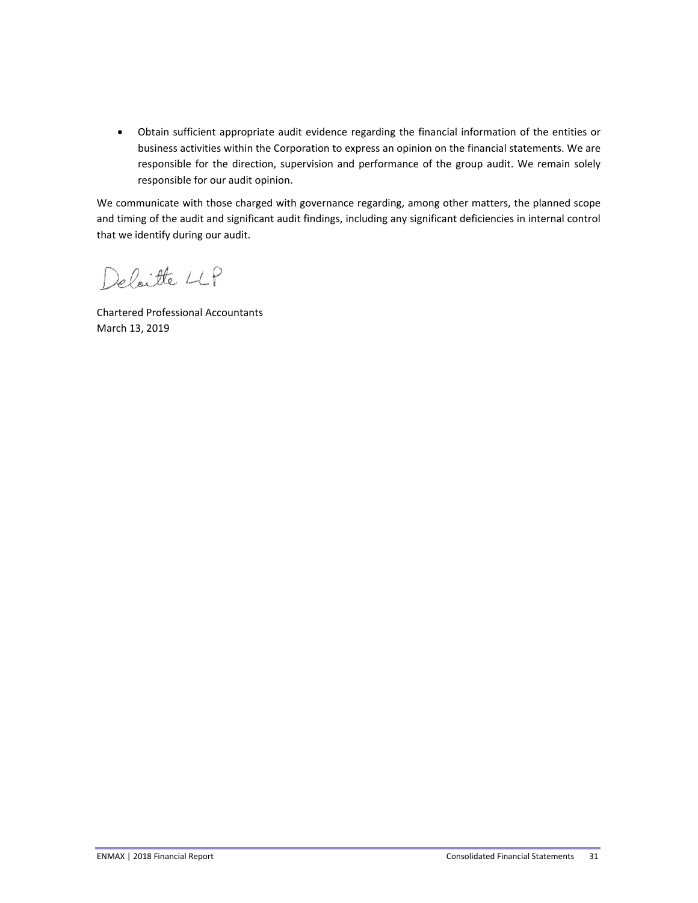- Obtain sufficient appropriate audit evidence regarding the financial information of the entities or business activities within the Corporation to express an opinion on the financial statements. We are responsible for the direction, supervision and performance of the group audit. We remain solely responsible for our audit opinion.

We communicate with those charged with governance regarding, among other matters, the planned scope and timing of the audit and significant audit findings, including any significant deficiencies in internal control that we identify during our audit.

Deloitte LLP

Chartered Professional Accountants
March 13, 2019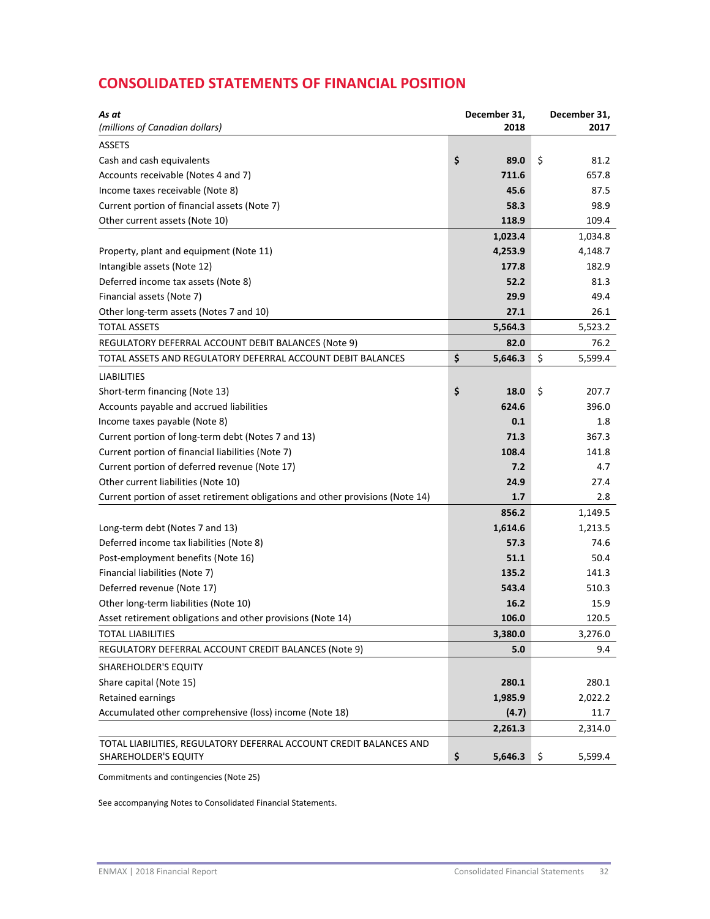# CONSOLIDATED STATEMENTS OF FINANCIAL POSITION

| *As at*<br>*(millions of Canadian dollars)* | December 31, 2018 | December 31, 2017 |
|---|---|---|
| ASSETS | | |
| Cash and cash equivalents | **$ 89.0** | $ 81.2 |
| Accounts receivable (Notes 4 and 7) | **711.6** | 657.8 |
| Income taxes receivable (Note 8) | **45.6** | 87.5 |
| Current portion of financial assets (Note 7) | **58.3** | 98.9 |
| Other current assets (Note 10) | **118.9** | 109.4 |
| | **1,023.4** | 1,034.8 |
| Property, plant and equipment (Note 11) | **4,253.9** | 4,148.7 |
| Intangible assets (Note 12) | **177.8** | 182.9 |
| Deferred income tax assets (Note 8) | **52.2** | 81.3 |
| Financial assets (Note 7) | **29.9** | 49.4 |
| Other long-term assets (Notes 7 and 10) | **27.1** | 26.1 |
| TOTAL ASSETS | **5,564.3** | 5,523.2 |
| REGULATORY DEFERRAL ACCOUNT DEBIT BALANCES (Note 9) | **82.0** | 76.2 |
| TOTAL ASSETS AND REGULATORY DEFERRAL ACCOUNT DEBIT BALANCES | **$ 5,646.3** | $ 5,599.4 |
| LIABILITIES | | |
| Short-term financing (Note 13) | **$ 18.0** | $ 207.7 |
| Accounts payable and accrued liabilities | **624.6** | 396.0 |
| Income taxes payable (Note 8) | **0.1** | 1.8 |
| Current portion of long-term debt (Notes 7 and 13) | **71.3** | 367.3 |
| Current portion of financial liabilities (Note 7) | **108.4** | 141.8 |
| Current portion of deferred revenue (Note 17) | **7.2** | 4.7 |
| Other current liabilities (Note 10) | **24.9** | 27.4 |
| Current portion of asset retirement obligations and other provisions (Note 14) | **1.7** | 2.8 |
| | **856.2** | 1,149.5 |
| Long-term debt (Notes 7 and 13) | **1,614.6** | 1,213.5 |
| Deferred income tax liabilities (Note 8) | **57.3** | 74.6 |
| Post-employment benefits (Note 16) | **51.1** | 50.4 |
| Financial liabilities (Note 7) | **135.2** | 141.3 |
| Deferred revenue (Note 17) | **543.4** | 510.3 |
| Other long-term liabilities (Note 10) | **16.2** | 15.9 |
| Asset retirement obligations and other provisions (Note 14) | **106.0** | 120.5 |
| TOTAL LIABILITIES | **3,380.0** | 3,276.0 |
| REGULATORY DEFERRAL ACCOUNT CREDIT BALANCES (Note 9) | **5.0** | 9.4 |
| SHAREHOLDER'S EQUITY | | |
| Share capital (Note 15) | **280.1** | 280.1 |
| Retained earnings | **1,985.9** | 2,022.2 |
| Accumulated other comprehensive (loss) income (Note 18) | **(4.7)** | 11.7 |
| | **2,261.3** | 2,314.0 |
| TOTAL LIABILITIES, REGULATORY DEFERRAL ACCOUNT CREDIT BALANCES AND SHAREHOLDER'S EQUITY | **$ 5,646.3** | $ 5,599.4 |

Commitments and contingencies (Note 25)

See accompanying Notes to Consolidated Financial Statements.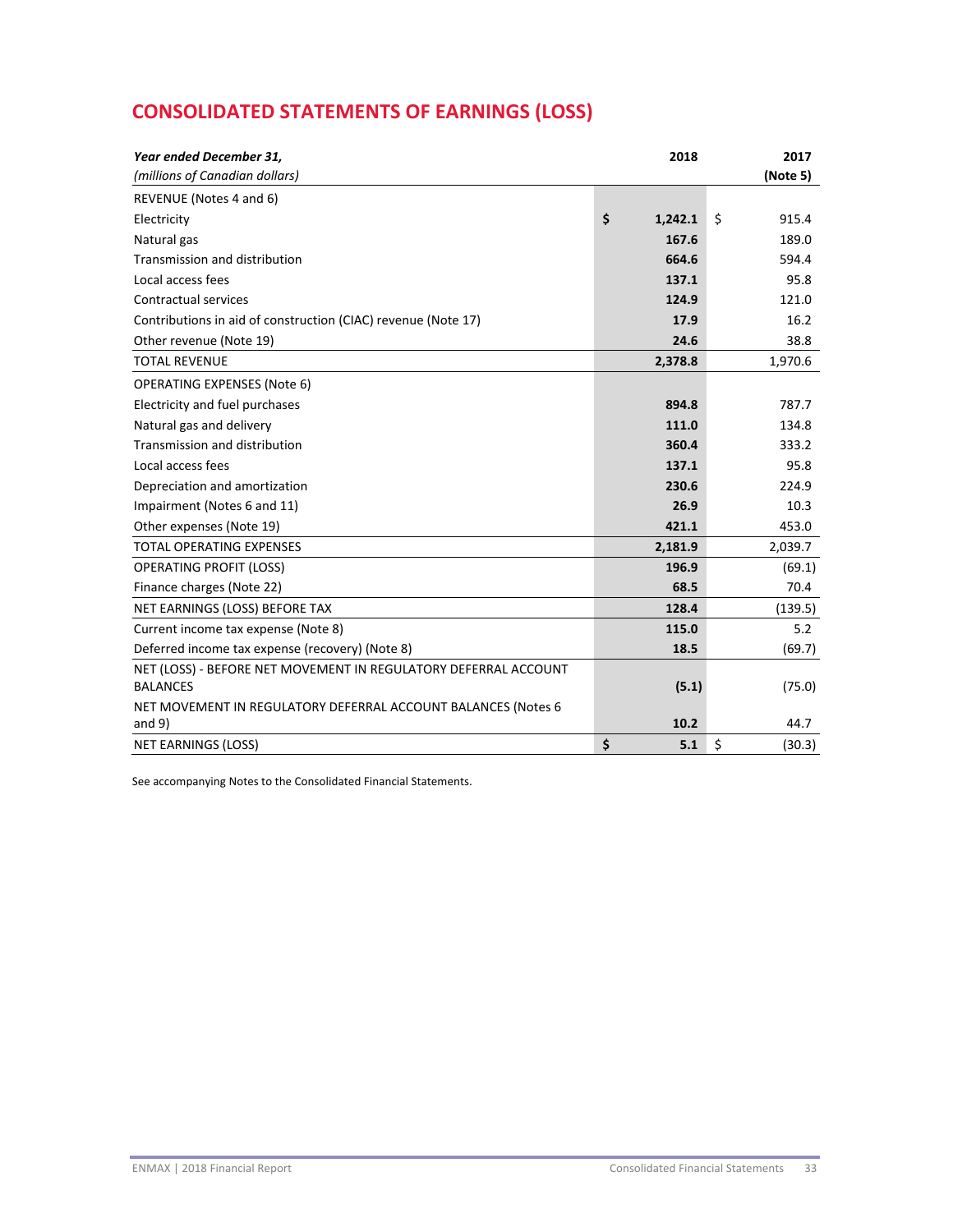## CONSOLIDATED STATEMENTS OF EARNINGS (LOSS)

| ***Year ended December 31,*** <br> *(millions of Canadian dollars)* | **2018** | **2017** <br> **(Note 5)** |
|---|---|---|
| REVENUE (Notes 4 and 6) | | |
| Electricity | **$ 1,242.1** | $ 915.4 |
| Natural gas | **167.6** | 189.0 |
| Transmission and distribution | **664.6** | 594.4 |
| Local access fees | **137.1** | 95.8 |
| Contractual services | **124.9** | 121.0 |
| Contributions in aid of construction (CIAC) revenue (Note 17) | **17.9** | 16.2 |
| Other revenue (Note 19) | **24.6** | 38.8 |
| TOTAL REVENUE | **2,378.8** | 1,970.6 |
| OPERATING EXPENSES (Note 6) | | |
| Electricity and fuel purchases | **894.8** | 787.7 |
| Natural gas and delivery | **111.0** | 134.8 |
| Transmission and distribution | **360.4** | 333.2 |
| Local access fees | **137.1** | 95.8 |
| Depreciation and amortization | **230.6** | 224.9 |
| Impairment (Notes 6 and 11) | **26.9** | 10.3 |
| Other expenses (Note 19) | **421.1** | 453.0 |
| TOTAL OPERATING EXPENSES | **2,181.9** | 2,039.7 |
| OPERATING PROFIT (LOSS) | **196.9** | (69.1) |
| Finance charges (Note 22) | **68.5** | 70.4 |
| NET EARNINGS (LOSS) BEFORE TAX | **128.4** | (139.5) |
| Current income tax expense (Note 8) | **115.0** | 5.2 |
| Deferred income tax expense (recovery) (Note 8) | **18.5** | (69.7) |
| NET (LOSS) - BEFORE NET MOVEMENT IN REGULATORY DEFERRAL ACCOUNT BALANCES | **(5.1)** | (75.0) |
| NET MOVEMENT IN REGULATORY DEFERRAL ACCOUNT BALANCES (Notes 6 and 9) | **10.2** | 44.7 |
| NET EARNINGS (LOSS) | **$ 5.1** | $ (30.3) |

See accompanying Notes to the Consolidated Financial Statements.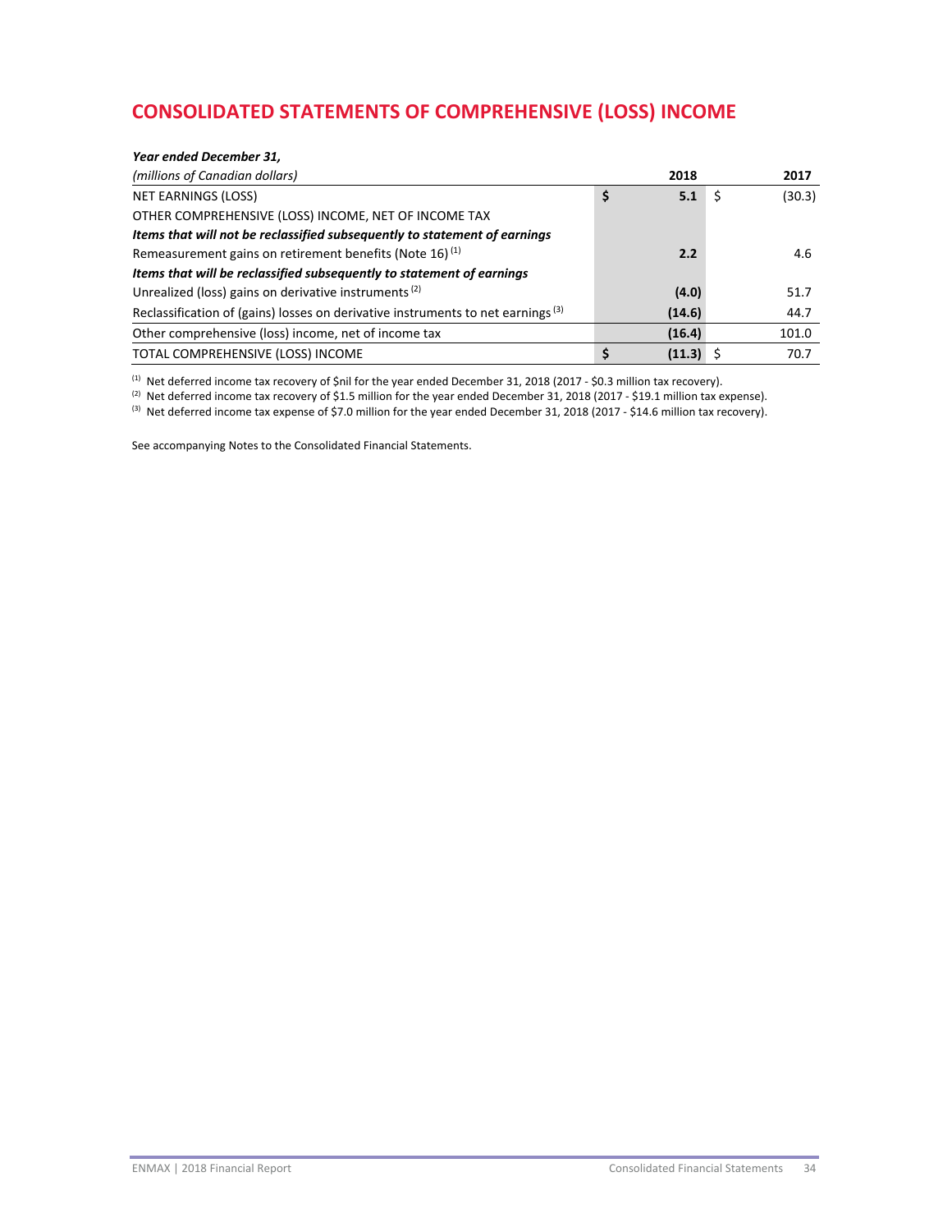# CONSOLIDATED STATEMENTS OF COMPREHENSIVE (LOSS) INCOME

| ***Year ended December 31,*** <br> *(millions of Canadian dollars)* | **2018** | 2017 |
|---|---|---|
| NET EARNINGS (LOSS) | **$ 5.1** | $ (30.3) |
| OTHER COMPREHENSIVE (LOSS) INCOME, NET OF INCOME TAX | | |
| ***Items that will not be reclassified subsequently to statement of earnings*** | | |
| Remeasurement gains on retirement benefits (Note 16) [(1)] | **2.2** | 4.6 |
| ***Items that will be reclassified subsequently to statement of earnings*** | | |
| Unrealized (loss) gains on derivative instruments [(2)] | **(4.0)** | 51.7 |
| Reclassification of (gains) losses on derivative instruments to net earnings [(3)] | **(14.6)** | 44.7 |
| Other comprehensive (loss) income, net of income tax | **(16.4)** | 101.0 |
| TOTAL COMPREHENSIVE (LOSS) INCOME | **$ (11.3)** | $ 70.7 |

[(1)] Net deferred income tax recovery of $nil for the year ended December 31, 2018 (2017 - $0.3 million tax recovery).
[(2)] Net deferred income tax recovery of $1.5 million for the year ended December 31, 2018 (2017 - $19.1 million tax expense).
[(3)] Net deferred income tax expense of $7.0 million for the year ended December 31, 2018 (2017 - $14.6 million tax recovery).

See accompanying Notes to the Consolidated Financial Statements.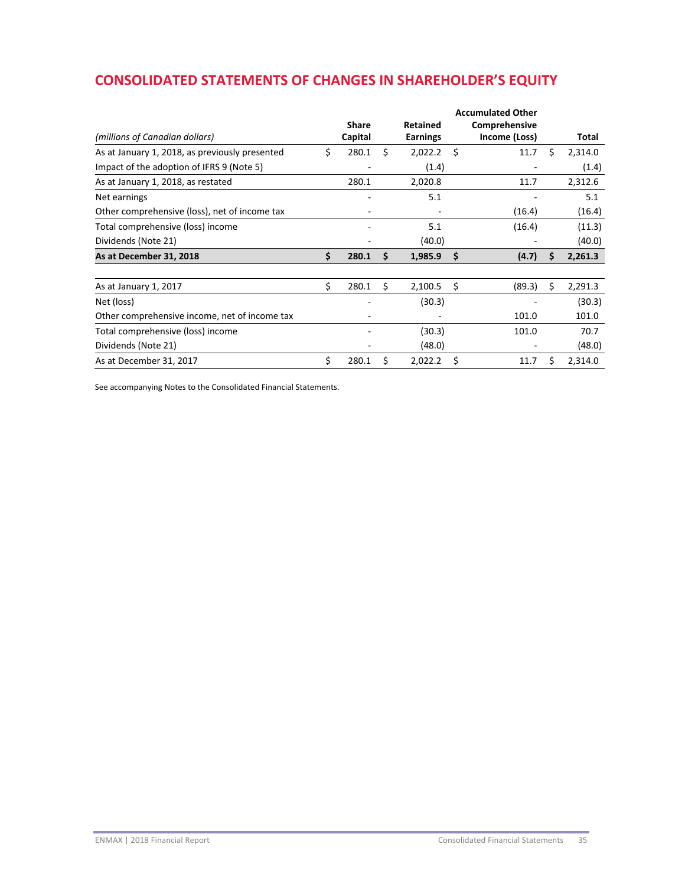## CONSOLIDATED STATEMENTS OF CHANGES IN SHAREHOLDER'S EQUITY

| *(millions of Canadian dollars)* | Share Capital | Retained Earnings | Accumulated Other Comprehensive Income (Loss) | Total |
|---|---|---|---|---|
| As at January 1, 2018, as previously presented | $ 280.1 | $ 2,022.2 | $ 11.7 | $ 2,314.0 |
| Impact of the adoption of IFRS 9 (Note 5) | - | (1.4) | - | (1.4) |
| As at January 1, 2018, as restated | 280.1 | 2,020.8 | 11.7 | 2,312.6 |
| Net earnings | - | 5.1 | - | 5.1 |
| Other comprehensive (loss), net of income tax | - | - | (16.4) | (16.4) |
| Total comprehensive (loss) income | - | 5.1 | (16.4) | (11.3) |
| Dividends (Note 21) | - | (40.0) | - | (40.0) |
| **As at December 31, 2018** | **$ 280.1** | **$ 1,985.9** | **$ (4.7)** | **$ 2,261.3** |
| | | | | |
| As at January 1, 2017 | $ 280.1 | $ 2,100.5 | $ (89.3) | $ 2,291.3 |
| Net (loss) | - | (30.3) | - | (30.3) |
| Other comprehensive income, net of income tax | - | - | 101.0 | 101.0 |
| Total comprehensive (loss) income | - | (30.3) | 101.0 | 70.7 |
| Dividends (Note 21) | - | (48.0) | - | (48.0) |
| As at December 31, 2017 | $ 280.1 | $ 2,022.2 | $ 11.7 | $ 2,314.0 |

See accompanying Notes to the Consolidated Financial Statements.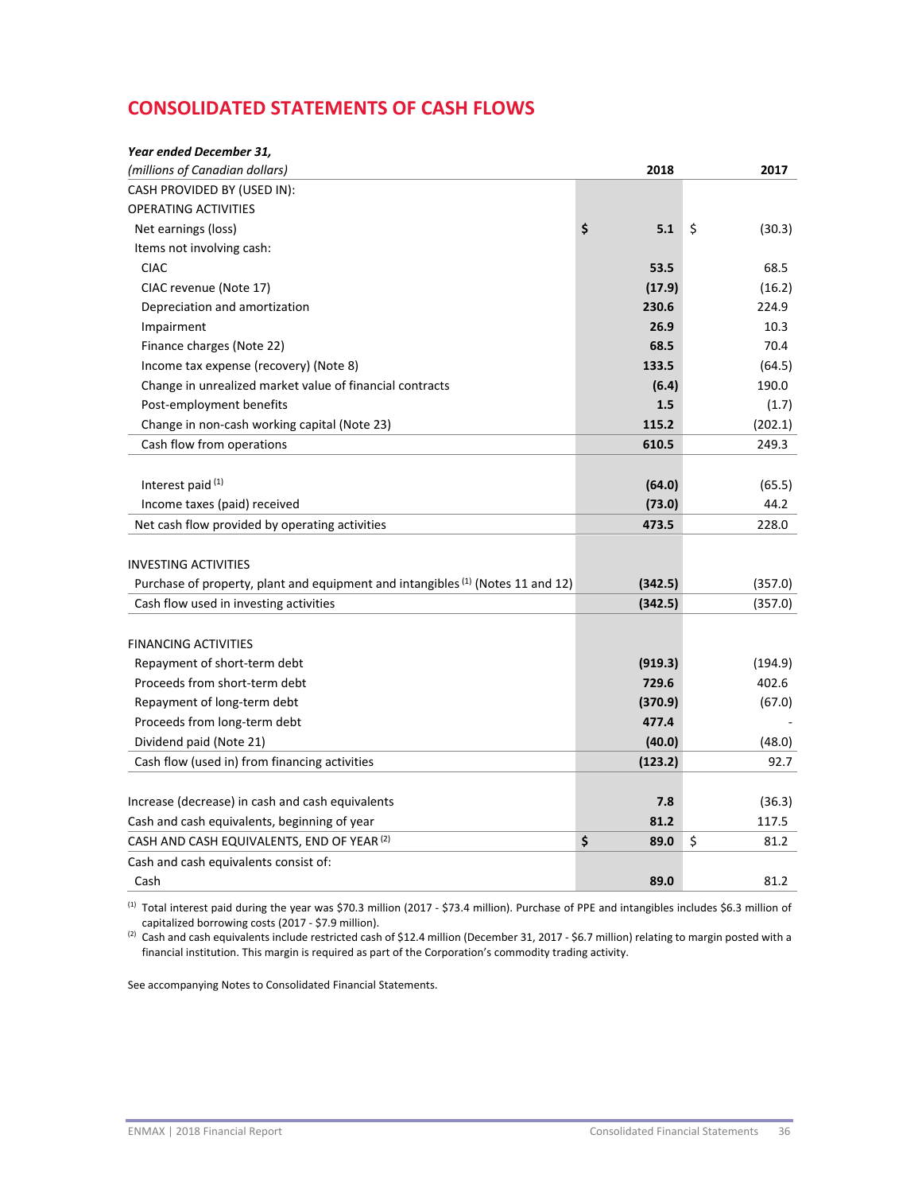# CONSOLIDATED STATEMENTS OF CASH FLOWS

| *Year ended December 31,* *(millions of Canadian dollars)* | 2018 | 2017 |
|---|---|---|
| CASH PROVIDED BY (USED IN): | | |
| OPERATING ACTIVITIES | | |
| Net earnings (loss) | **$ 5.1** | $ (30.3) |
| Items not involving cash: | | |
| CIAC | **53.5** | 68.5 |
| CIAC revenue (Note 17) | **(17.9)** | (16.2) |
| Depreciation and amortization | **230.6** | 224.9 |
| Impairment | **26.9** | 10.3 |
| Finance charges (Note 22) | **68.5** | 70.4 |
| Income tax expense (recovery) (Note 8) | **133.5** | (64.5) |
| Change in unrealized market value of financial contracts | **(6.4)** | 190.0 |
| Post-employment benefits | **1.5** | (1.7) |
| Change in non-cash working capital (Note 23) | **115.2** | (202.1) |
| Cash flow from operations | **610.5** | 249.3 |
| | | |
| Interest paid [(1)] | **(64.0)** | (65.5) |
| Income taxes (paid) received | **(73.0)** | 44.2 |
| Net cash flow provided by operating activities | **473.5** | 228.0 |
| | | |
| INVESTING ACTIVITIES | | |
| Purchase of property, plant and equipment and intangibles [(1)] (Notes 11 and 12) | **(342.5)** | (357.0) |
| Cash flow used in investing activities | **(342.5)** | (357.0) |
| | | |
| FINANCING ACTIVITIES | | |
| Repayment of short-term debt | **(919.3)** | (194.9) |
| Proceeds from short-term debt | **729.6** | 402.6 |
| Repayment of long-term debt | **(370.9)** | (67.0) |
| Proceeds from long-term debt | **477.4** | - |
| Dividend paid (Note 21) | **(40.0)** | (48.0) |
| Cash flow (used in) from financing activities | **(123.2)** | 92.7 |
| | | |
| Increase (decrease) in cash and cash equivalents | **7.8** | (36.3) |
| Cash and cash equivalents, beginning of year | **81.2** | 117.5 |
| CASH AND CASH EQUIVALENTS, END OF YEAR [(2)] | **$ 89.0** | $ 81.2 |
| Cash and cash equivalents consist of: | | |
| Cash | **89.0** | 81.2 |

[(1)] Total interest paid during the year was $70.3 million (2017 - $73.4 million). Purchase of PPE and intangibles includes $6.3 million of capitalized borrowing costs (2017 - $7.9 million).

[(2)] Cash and cash equivalents include restricted cash of $12.4 million (December 31, 2017 - $6.7 million) relating to margin posted with a financial institution. This margin is required as part of the Corporation's commodity trading activity.

See accompanying Notes to Consolidated Financial Statements.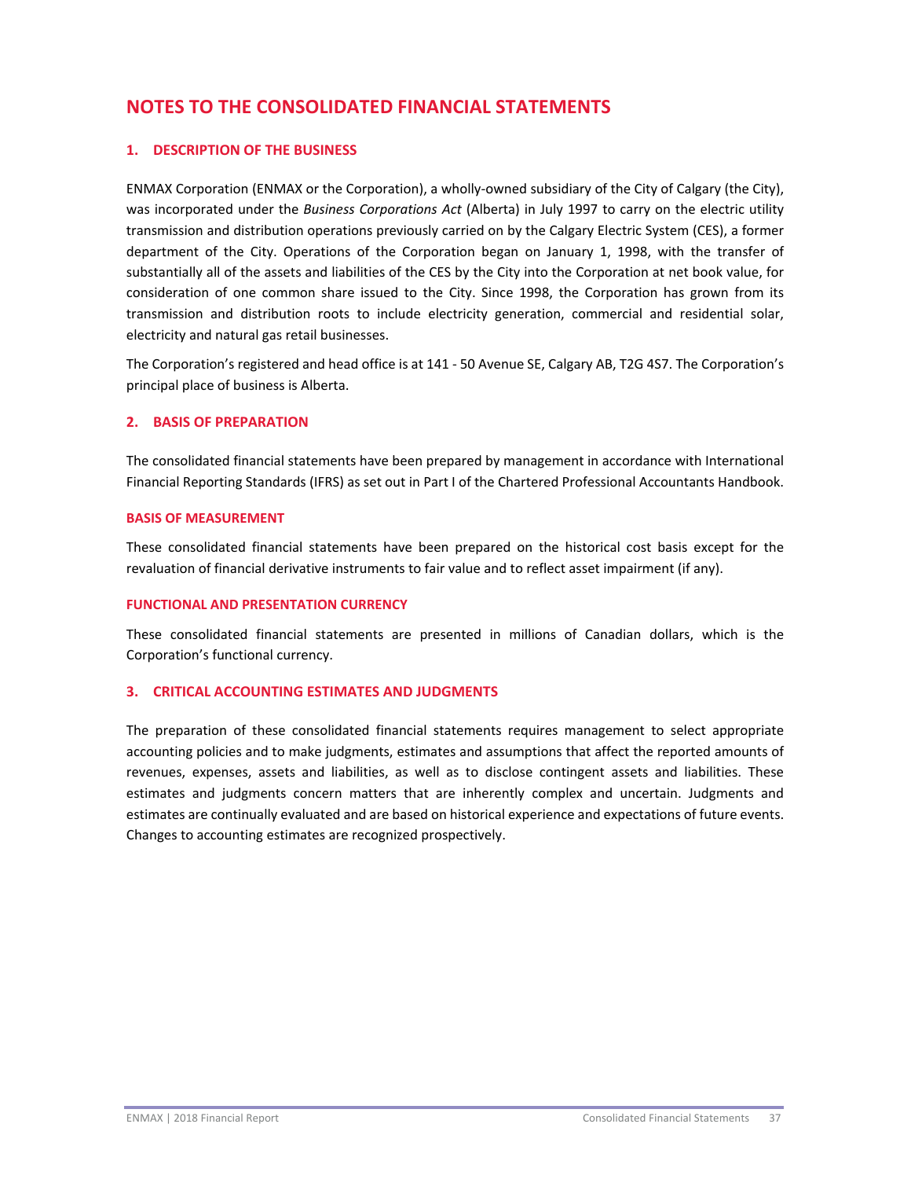# NOTES TO THE CONSOLIDATED FINANCIAL STATEMENTS

## 1. DESCRIPTION OF THE BUSINESS

ENMAX Corporation (ENMAX or the Corporation), a wholly-owned subsidiary of the City of Calgary (the City), was incorporated under the *Business Corporations Act* (Alberta) in July 1997 to carry on the electric utility transmission and distribution operations previously carried on by the Calgary Electric System (CES), a former department of the City. Operations of the Corporation began on January 1, 1998, with the transfer of substantially all of the assets and liabilities of the CES by the City into the Corporation at net book value, for consideration of one common share issued to the City. Since 1998, the Corporation has grown from its transmission and distribution roots to include electricity generation, commercial and residential solar, electricity and natural gas retail businesses.

The Corporation's registered and head office is at 141 - 50 Avenue SE, Calgary AB, T2G 4S7. The Corporation's principal place of business is Alberta.

## 2. BASIS OF PREPARATION

The consolidated financial statements have been prepared by management in accordance with International Financial Reporting Standards (IFRS) as set out in Part I of the Chartered Professional Accountants Handbook.

### BASIS OF MEASUREMENT

These consolidated financial statements have been prepared on the historical cost basis except for the revaluation of financial derivative instruments to fair value and to reflect asset impairment (if any).

### FUNCTIONAL AND PRESENTATION CURRENCY

These consolidated financial statements are presented in millions of Canadian dollars, which is the Corporation's functional currency.

## 3. CRITICAL ACCOUNTING ESTIMATES AND JUDGMENTS

The preparation of these consolidated financial statements requires management to select appropriate accounting policies and to make judgments, estimates and assumptions that affect the reported amounts of revenues, expenses, assets and liabilities, as well as to disclose contingent assets and liabilities. These estimates and judgments concern matters that are inherently complex and uncertain. Judgments and estimates are continually evaluated and are based on historical experience and expectations of future events. Changes to accounting estimates are recognized prospectively.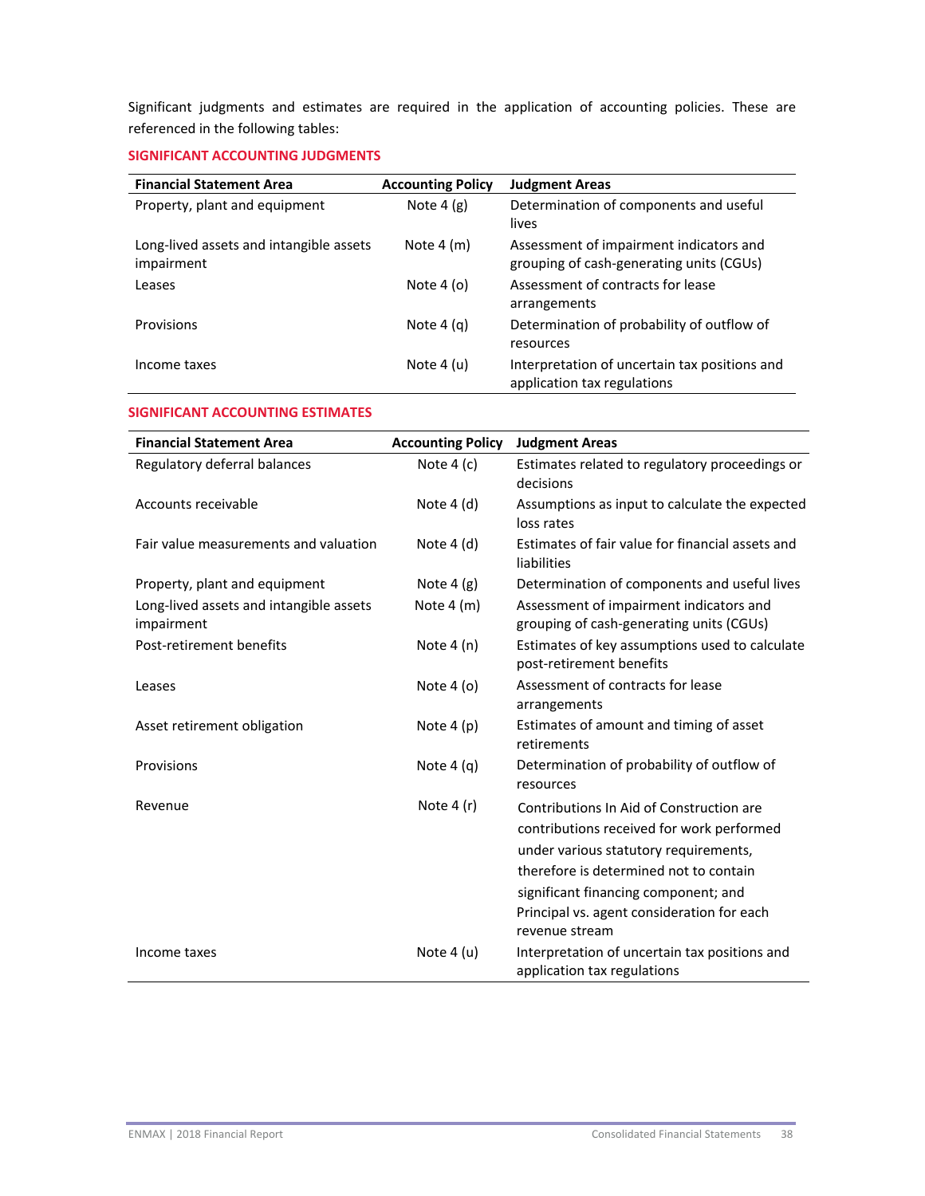Significant judgments and estimates are required in the application of accounting policies. These are referenced in the following tables:

## SIGNIFICANT ACCOUNTING JUDGMENTS

| Financial Statement Area | Accounting Policy | Judgment Areas |
|---|---|---|
| Property, plant and equipment | Note 4 (g) | Determination of components and useful lives |
| Long-lived assets and intangible assets impairment | Note 4 (m) | Assessment of impairment indicators and grouping of cash-generating units (CGUs) |
| Leases | Note 4 (o) | Assessment of contracts for lease arrangements |
| Provisions | Note 4 (q) | Determination of probability of outflow of resources |
| Income taxes | Note 4 (u) | Interpretation of uncertain tax positions and application tax regulations |

## SIGNIFICANT ACCOUNTING ESTIMATES

| Financial Statement Area | Accounting Policy | Judgment Areas |
|---|---|---|
| Regulatory deferral balances | Note 4 (c) | Estimates related to regulatory proceedings or decisions |
| Accounts receivable | Note 4 (d) | Assumptions as input to calculate the expected loss rates |
| Fair value measurements and valuation | Note 4 (d) | Estimates of fair value for financial assets and liabilities |
| Property, plant and equipment | Note 4 (g) | Determination of components and useful lives |
| Long-lived assets and intangible assets impairment | Note 4 (m) | Assessment of impairment indicators and grouping of cash-generating units (CGUs) |
| Post-retirement benefits | Note 4 (n) | Estimates of key assumptions used to calculate post-retirement benefits |
| Leases | Note 4 (o) | Assessment of contracts for lease arrangements |
| Asset retirement obligation | Note 4 (p) | Estimates of amount and timing of asset retirements |
| Provisions | Note 4 (q) | Determination of probability of outflow of resources |
| Revenue | Note 4 (r) | Contributions In Aid of Construction are contributions received for work performed under various statutory requirements, therefore is determined not to contain significant financing component; and Principal vs. agent consideration for each revenue stream |
| Income taxes | Note 4 (u) | Interpretation of uncertain tax positions and application tax regulations |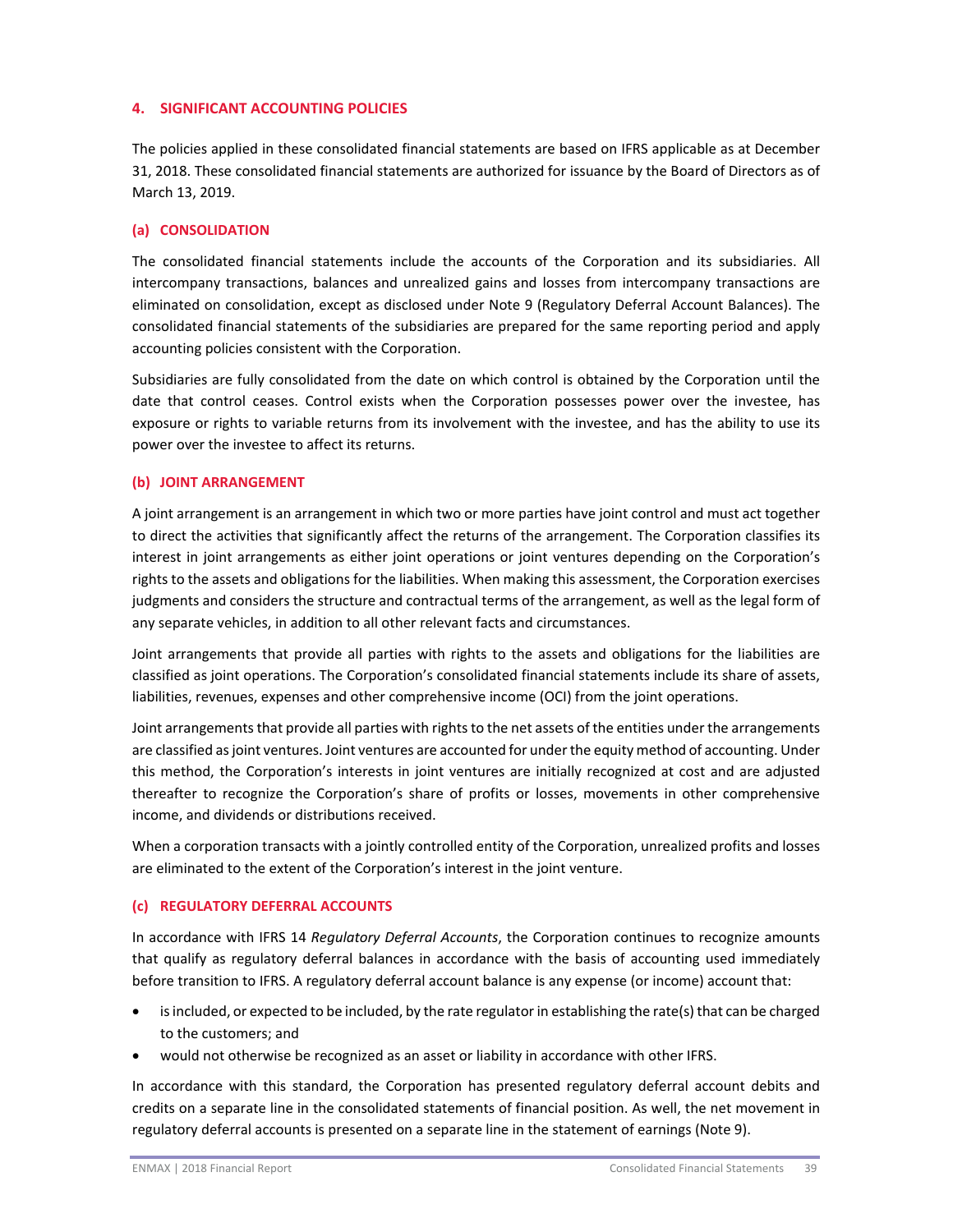## 4. SIGNIFICANT ACCOUNTING POLICIES

The policies applied in these consolidated financial statements are based on IFRS applicable as at December 31, 2018. These consolidated financial statements are authorized for issuance by the Board of Directors as of March 13, 2019.

### (a) CONSOLIDATION

The consolidated financial statements include the accounts of the Corporation and its subsidiaries. All intercompany transactions, balances and unrealized gains and losses from intercompany transactions are eliminated on consolidation, except as disclosed under Note 9 (Regulatory Deferral Account Balances). The consolidated financial statements of the subsidiaries are prepared for the same reporting period and apply accounting policies consistent with the Corporation.

Subsidiaries are fully consolidated from the date on which control is obtained by the Corporation until the date that control ceases. Control exists when the Corporation possesses power over the investee, has exposure or rights to variable returns from its involvement with the investee, and has the ability to use its power over the investee to affect its returns.

### (b) JOINT ARRANGEMENT

A joint arrangement is an arrangement in which two or more parties have joint control and must act together to direct the activities that significantly affect the returns of the arrangement. The Corporation classifies its interest in joint arrangements as either joint operations or joint ventures depending on the Corporation's rights to the assets and obligations for the liabilities. When making this assessment, the Corporation exercises judgments and considers the structure and contractual terms of the arrangement, as well as the legal form of any separate vehicles, in addition to all other relevant facts and circumstances.

Joint arrangements that provide all parties with rights to the assets and obligations for the liabilities are classified as joint operations. The Corporation's consolidated financial statements include its share of assets, liabilities, revenues, expenses and other comprehensive income (OCI) from the joint operations.

Joint arrangements that provide all parties with rights to the net assets of the entities under the arrangements are classified as joint ventures. Joint ventures are accounted for under the equity method of accounting. Under this method, the Corporation's interests in joint ventures are initially recognized at cost and are adjusted thereafter to recognize the Corporation's share of profits or losses, movements in other comprehensive income, and dividends or distributions received.

When a corporation transacts with a jointly controlled entity of the Corporation, unrealized profits and losses are eliminated to the extent of the Corporation's interest in the joint venture.

### (c) REGULATORY DEFERRAL ACCOUNTS

In accordance with IFRS 14 *Regulatory Deferral Accounts*, the Corporation continues to recognize amounts that qualify as regulatory deferral balances in accordance with the basis of accounting used immediately before transition to IFRS. A regulatory deferral account balance is any expense (or income) account that:

- is included, or expected to be included, by the rate regulator in establishing the rate(s) that can be charged to the customers; and
- would not otherwise be recognized as an asset or liability in accordance with other IFRS.

In accordance with this standard, the Corporation has presented regulatory deferral account debits and credits on a separate line in the consolidated statements of financial position. As well, the net movement in regulatory deferral accounts is presented on a separate line in the statement of earnings (Note 9).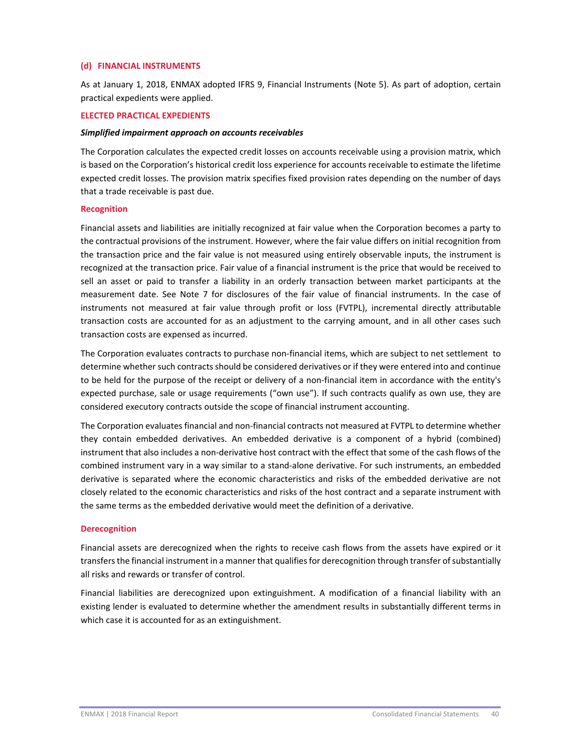### (d) FINANCIAL INSTRUMENTS

As at January 1, 2018, ENMAX adopted IFRS 9, Financial Instruments (Note 5). As part of adoption, certain practical expedients were applied.

#### ELECTED PRACTICAL EXPEDIENTS

***Simplified impairment approach on accounts receivables***

The Corporation calculates the expected credit losses on accounts receivable using a provision matrix, which is based on the Corporation's historical credit loss experience for accounts receivable to estimate the lifetime expected credit losses. The provision matrix specifies fixed provision rates depending on the number of days that a trade receivable is past due.

#### Recognition

Financial assets and liabilities are initially recognized at fair value when the Corporation becomes a party to the contractual provisions of the instrument. However, where the fair value differs on initial recognition from the transaction price and the fair value is not measured using entirely observable inputs, the instrument is recognized at the transaction price. Fair value of a financial instrument is the price that would be received to sell an asset or paid to transfer a liability in an orderly transaction between market participants at the measurement date. See Note 7 for disclosures of the fair value of financial instruments. In the case of instruments not measured at fair value through profit or loss (FVTPL), incremental directly attributable transaction costs are accounted for as an adjustment to the carrying amount, and in all other cases such transaction costs are expensed as incurred.

The Corporation evaluates contracts to purchase non-financial items, which are subject to net settlement to determine whether such contracts should be considered derivatives or if they were entered into and continue to be held for the purpose of the receipt or delivery of a non-financial item in accordance with the entity's expected purchase, sale or usage requirements ("own use"). If such contracts qualify as own use, they are considered executory contracts outside the scope of financial instrument accounting.

The Corporation evaluates financial and non-financial contracts not measured at FVTPL to determine whether they contain embedded derivatives. An embedded derivative is a component of a hybrid (combined) instrument that also includes a non-derivative host contract with the effect that some of the cash flows of the combined instrument vary in a way similar to a stand-alone derivative. For such instruments, an embedded derivative is separated where the economic characteristics and risks of the embedded derivative are not closely related to the economic characteristics and risks of the host contract and a separate instrument with the same terms as the embedded derivative would meet the definition of a derivative.

#### Derecognition

Financial assets are derecognized when the rights to receive cash flows from the assets have expired or it transfers the financial instrument in a manner that qualifies for derecognition through transfer of substantially all risks and rewards or transfer of control.

Financial liabilities are derecognized upon extinguishment. A modification of a financial liability with an existing lender is evaluated to determine whether the amendment results in substantially different terms in which case it is accounted for as an extinguishment.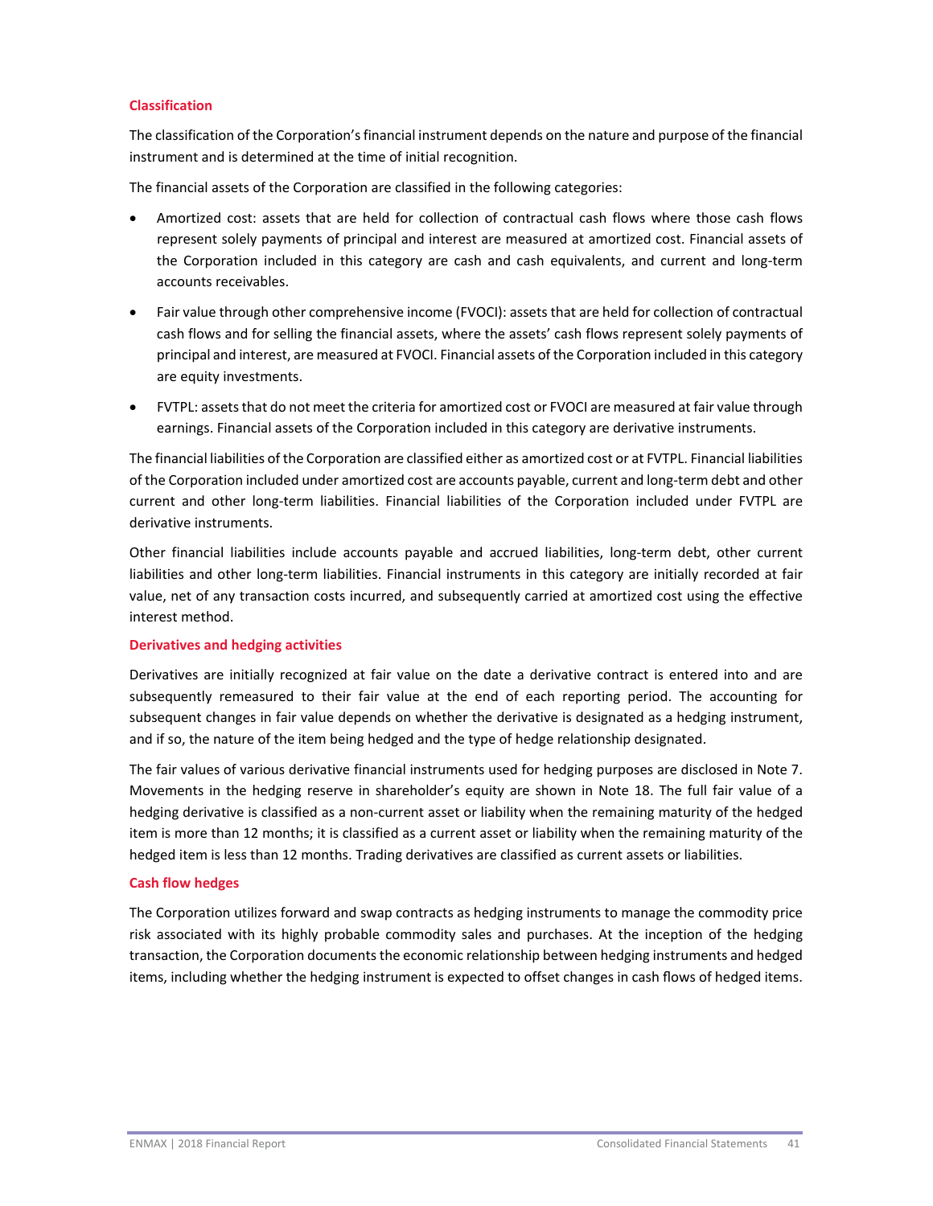### Classification

The classification of the Corporation's financial instrument depends on the nature and purpose of the financial instrument and is determined at the time of initial recognition.

The financial assets of the Corporation are classified in the following categories:

- Amortized cost: assets that are held for collection of contractual cash flows where those cash flows represent solely payments of principal and interest are measured at amortized cost. Financial assets of the Corporation included in this category are cash and cash equivalents, and current and long-term accounts receivables.
- Fair value through other comprehensive income (FVOCI): assets that are held for collection of contractual cash flows and for selling the financial assets, where the assets' cash flows represent solely payments of principal and interest, are measured at FVOCI. Financial assets of the Corporation included in this category are equity investments.
- FVTPL: assets that do not meet the criteria for amortized cost or FVOCI are measured at fair value through earnings. Financial assets of the Corporation included in this category are derivative instruments.

The financial liabilities of the Corporation are classified either as amortized cost or at FVTPL. Financial liabilities of the Corporation included under amortized cost are accounts payable, current and long-term debt and other current and other long-term liabilities. Financial liabilities of the Corporation included under FVTPL are derivative instruments.

Other financial liabilities include accounts payable and accrued liabilities, long-term debt, other current liabilities and other long-term liabilities. Financial instruments in this category are initially recorded at fair value, net of any transaction costs incurred, and subsequently carried at amortized cost using the effective interest method.

### Derivatives and hedging activities

Derivatives are initially recognized at fair value on the date a derivative contract is entered into and are subsequently remeasured to their fair value at the end of each reporting period. The accounting for subsequent changes in fair value depends on whether the derivative is designated as a hedging instrument, and if so, the nature of the item being hedged and the type of hedge relationship designated.

The fair values of various derivative financial instruments used for hedging purposes are disclosed in Note 7. Movements in the hedging reserve in shareholder's equity are shown in Note 18. The full fair value of a hedging derivative is classified as a non-current asset or liability when the remaining maturity of the hedged item is more than 12 months; it is classified as a current asset or liability when the remaining maturity of the hedged item is less than 12 months. Trading derivatives are classified as current assets or liabilities.

### Cash flow hedges

The Corporation utilizes forward and swap contracts as hedging instruments to manage the commodity price risk associated with its highly probable commodity sales and purchases. At the inception of the hedging transaction, the Corporation documents the economic relationship between hedging instruments and hedged items, including whether the hedging instrument is expected to offset changes in cash flows of hedged items.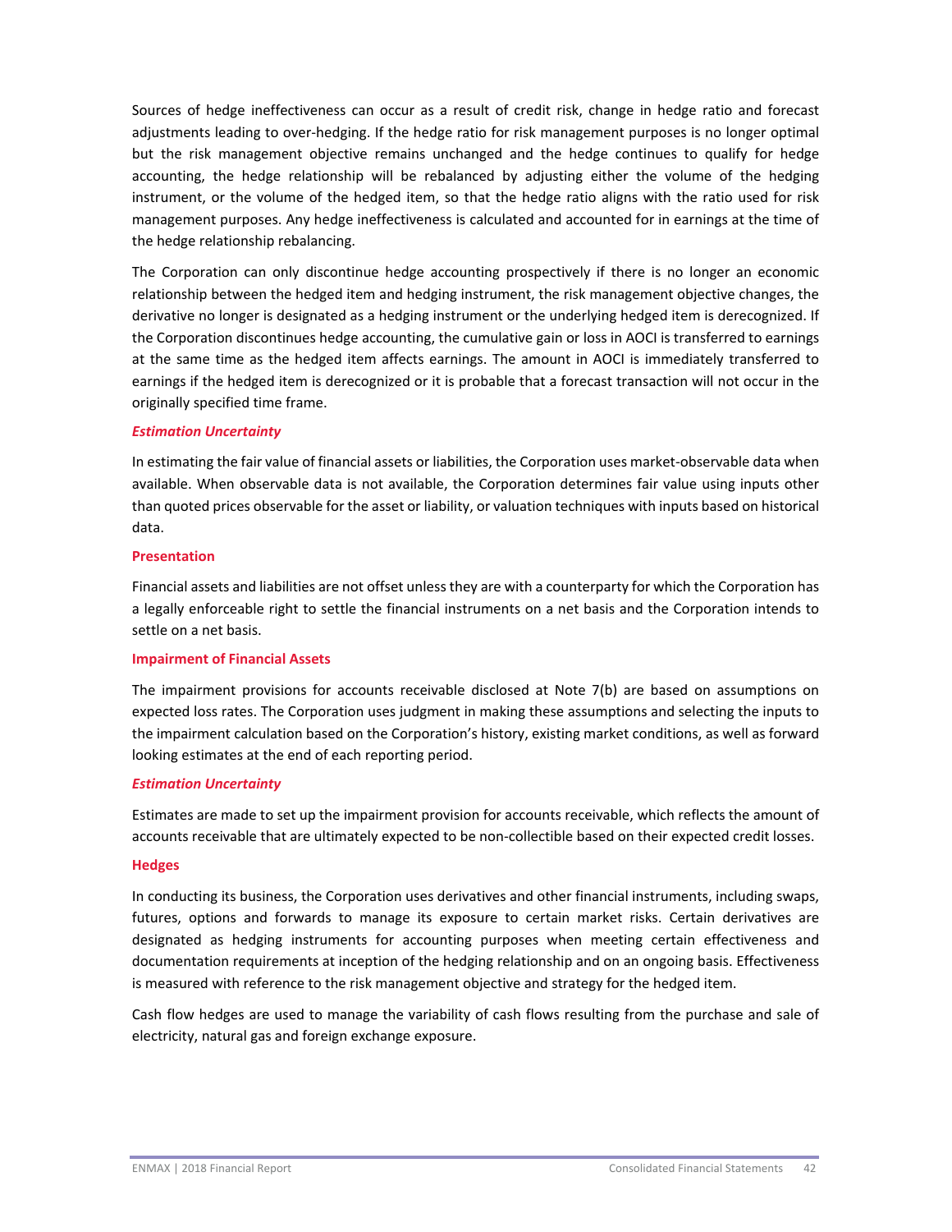Sources of hedge ineffectiveness can occur as a result of credit risk, change in hedge ratio and forecast adjustments leading to over-hedging. If the hedge ratio for risk management purposes is no longer optimal but the risk management objective remains unchanged and the hedge continues to qualify for hedge accounting, the hedge relationship will be rebalanced by adjusting either the volume of the hedging instrument, or the volume of the hedged item, so that the hedge ratio aligns with the ratio used for risk management purposes. Any hedge ineffectiveness is calculated and accounted for in earnings at the time of the hedge relationship rebalancing.

The Corporation can only discontinue hedge accounting prospectively if there is no longer an economic relationship between the hedged item and hedging instrument, the risk management objective changes, the derivative no longer is designated as a hedging instrument or the underlying hedged item is derecognized. If the Corporation discontinues hedge accounting, the cumulative gain or loss in AOCI is transferred to earnings at the same time as the hedged item affects earnings. The amount in AOCI is immediately transferred to earnings if the hedged item is derecognized or it is probable that a forecast transaction will not occur in the originally specified time frame.

***Estimation Uncertainty***

In estimating the fair value of financial assets or liabilities, the Corporation uses market-observable data when available. When observable data is not available, the Corporation determines fair value using inputs other than quoted prices observable for the asset or liability, or valuation techniques with inputs based on historical data.

**Presentation**

Financial assets and liabilities are not offset unless they are with a counterparty for which the Corporation has a legally enforceable right to settle the financial instruments on a net basis and the Corporation intends to settle on a net basis.

**Impairment of Financial Assets**

The impairment provisions for accounts receivable disclosed at Note 7(b) are based on assumptions on expected loss rates. The Corporation uses judgment in making these assumptions and selecting the inputs to the impairment calculation based on the Corporation's history, existing market conditions, as well as forward looking estimates at the end of each reporting period.

***Estimation Uncertainty***

Estimates are made to set up the impairment provision for accounts receivable, which reflects the amount of accounts receivable that are ultimately expected to be non-collectible based on their expected credit losses.

**Hedges**

In conducting its business, the Corporation uses derivatives and other financial instruments, including swaps, futures, options and forwards to manage its exposure to certain market risks. Certain derivatives are designated as hedging instruments for accounting purposes when meeting certain effectiveness and documentation requirements at inception of the hedging relationship and on an ongoing basis. Effectiveness is measured with reference to the risk management objective and strategy for the hedged item.

Cash flow hedges are used to manage the variability of cash flows resulting from the purchase and sale of electricity, natural gas and foreign exchange exposure.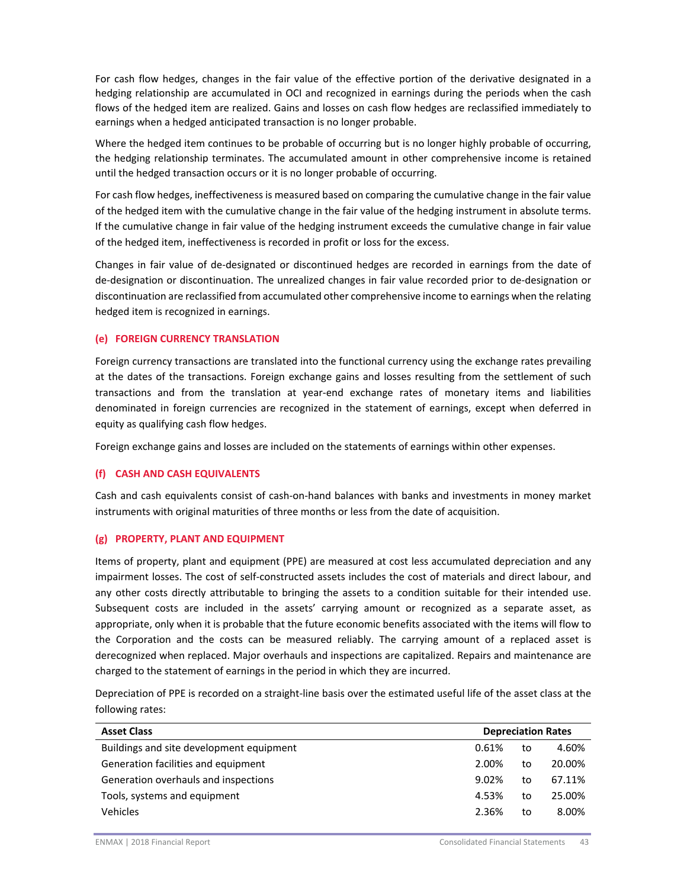For cash flow hedges, changes in the fair value of the effective portion of the derivative designated in a hedging relationship are accumulated in OCI and recognized in earnings during the periods when the cash flows of the hedged item are realized. Gains and losses on cash flow hedges are reclassified immediately to earnings when a hedged anticipated transaction is no longer probable.

Where the hedged item continues to be probable of occurring but is no longer highly probable of occurring, the hedging relationship terminates. The accumulated amount in other comprehensive income is retained until the hedged transaction occurs or it is no longer probable of occurring.

For cash flow hedges, ineffectiveness is measured based on comparing the cumulative change in the fair value of the hedged item with the cumulative change in the fair value of the hedging instrument in absolute terms. If the cumulative change in fair value of the hedging instrument exceeds the cumulative change in fair value of the hedged item, ineffectiveness is recorded in profit or loss for the excess.

Changes in fair value of de-designated or discontinued hedges are recorded in earnings from the date of de-designation or discontinuation. The unrealized changes in fair value recorded prior to de-designation or discontinuation are reclassified from accumulated other comprehensive income to earnings when the relating hedged item is recognized in earnings.

### (e) FOREIGN CURRENCY TRANSLATION

Foreign currency transactions are translated into the functional currency using the exchange rates prevailing at the dates of the transactions. Foreign exchange gains and losses resulting from the settlement of such transactions and from the translation at year-end exchange rates of monetary items and liabilities denominated in foreign currencies are recognized in the statement of earnings, except when deferred in equity as qualifying cash flow hedges.

Foreign exchange gains and losses are included on the statements of earnings within other expenses.

### (f) CASH AND CASH EQUIVALENTS

Cash and cash equivalents consist of cash-on-hand balances with banks and investments in money market instruments with original maturities of three months or less from the date of acquisition.

### (g) PROPERTY, PLANT AND EQUIPMENT

Items of property, plant and equipment (PPE) are measured at cost less accumulated depreciation and any impairment losses. The cost of self-constructed assets includes the cost of materials and direct labour, and any other costs directly attributable to bringing the assets to a condition suitable for their intended use. Subsequent costs are included in the assets' carrying amount or recognized as a separate asset, as appropriate, only when it is probable that the future economic benefits associated with the items will flow to the Corporation and the costs can be measured reliably. The carrying amount of a replaced asset is derecognized when replaced. Major overhauls and inspections are capitalized. Repairs and maintenance are charged to the statement of earnings in the period in which they are incurred.

Depreciation of PPE is recorded on a straight-line basis over the estimated useful life of the asset class at the following rates:

| Asset Class | Depreciation Rates | | |
|---|---|---|---|
| Buildings and site development equipment | 0.61% | to | 4.60% |
| Generation facilities and equipment | 2.00% | to | 20.00% |
| Generation overhauls and inspections | 9.02% | to | 67.11% |
| Tools, systems and equipment | 4.53% | to | 25.00% |
| Vehicles | 2.36% | to | 8.00% |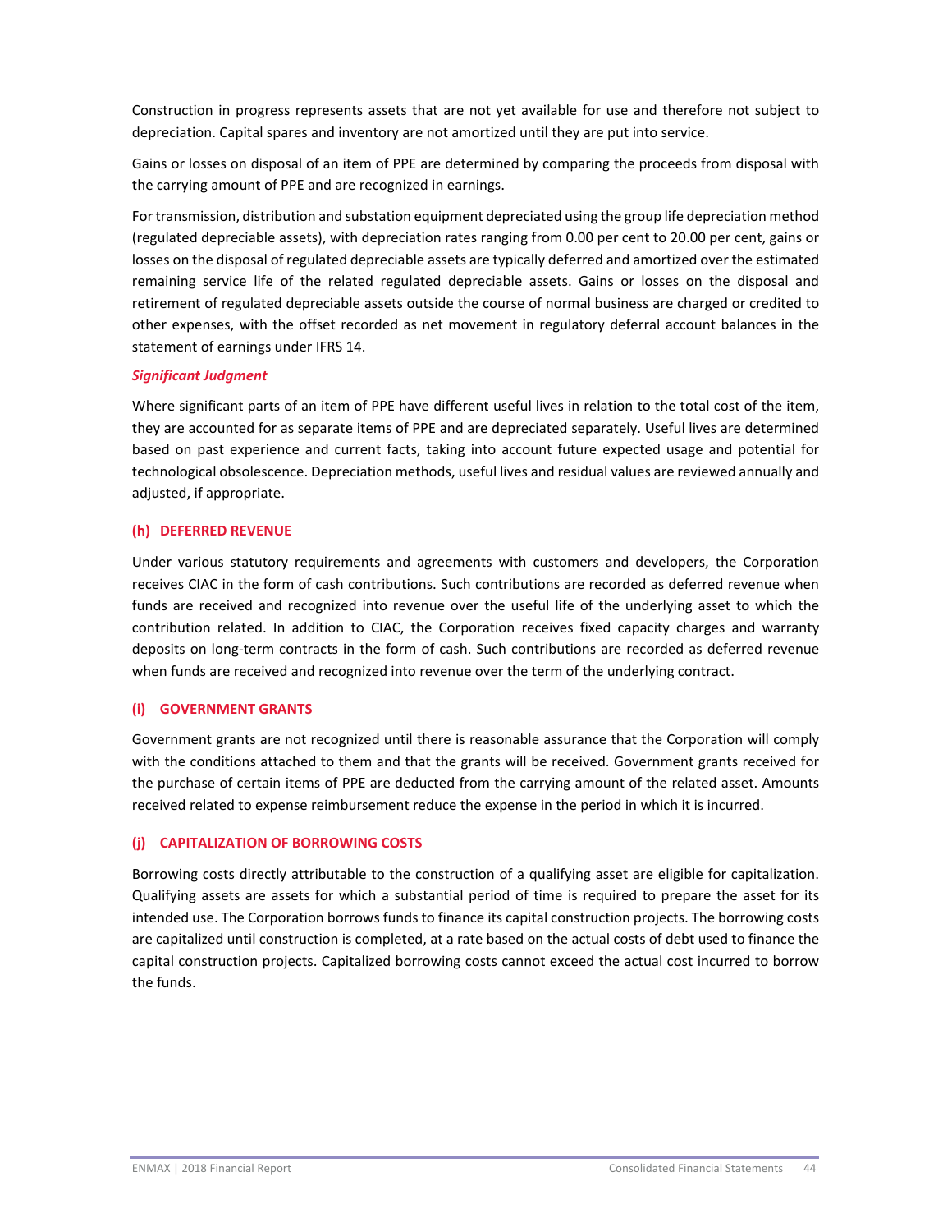Construction in progress represents assets that are not yet available for use and therefore not subject to depreciation. Capital spares and inventory are not amortized until they are put into service.

Gains or losses on disposal of an item of PPE are determined by comparing the proceeds from disposal with the carrying amount of PPE and are recognized in earnings.

For transmission, distribution and substation equipment depreciated using the group life depreciation method (regulated depreciable assets), with depreciation rates ranging from 0.00 per cent to 20.00 per cent, gains or losses on the disposal of regulated depreciable assets are typically deferred and amortized over the estimated remaining service life of the related regulated depreciable assets. Gains or losses on the disposal and retirement of regulated depreciable assets outside the course of normal business are charged or credited to other expenses, with the offset recorded as net movement in regulatory deferral account balances in the statement of earnings under IFRS 14.

***Significant Judgment***

Where significant parts of an item of PPE have different useful lives in relation to the total cost of the item, they are accounted for as separate items of PPE and are depreciated separately. Useful lives are determined based on past experience and current facts, taking into account future expected usage and potential for technological obsolescence. Depreciation methods, useful lives and residual values are reviewed annually and adjusted, if appropriate.

#### (h) DEFERRED REVENUE

Under various statutory requirements and agreements with customers and developers, the Corporation receives CIAC in the form of cash contributions. Such contributions are recorded as deferred revenue when funds are received and recognized into revenue over the useful life of the underlying asset to which the contribution related. In addition to CIAC, the Corporation receives fixed capacity charges and warranty deposits on long-term contracts in the form of cash. Such contributions are recorded as deferred revenue when funds are received and recognized into revenue over the term of the underlying contract.

#### (i) GOVERNMENT GRANTS

Government grants are not recognized until there is reasonable assurance that the Corporation will comply with the conditions attached to them and that the grants will be received. Government grants received for the purchase of certain items of PPE are deducted from the carrying amount of the related asset. Amounts received related to expense reimbursement reduce the expense in the period in which it is incurred.

#### (j) CAPITALIZATION OF BORROWING COSTS

Borrowing costs directly attributable to the construction of a qualifying asset are eligible for capitalization. Qualifying assets are assets for which a substantial period of time is required to prepare the asset for its intended use. The Corporation borrows funds to finance its capital construction projects. The borrowing costs are capitalized until construction is completed, at a rate based on the actual costs of debt used to finance the capital construction projects. Capitalized borrowing costs cannot exceed the actual cost incurred to borrow the funds.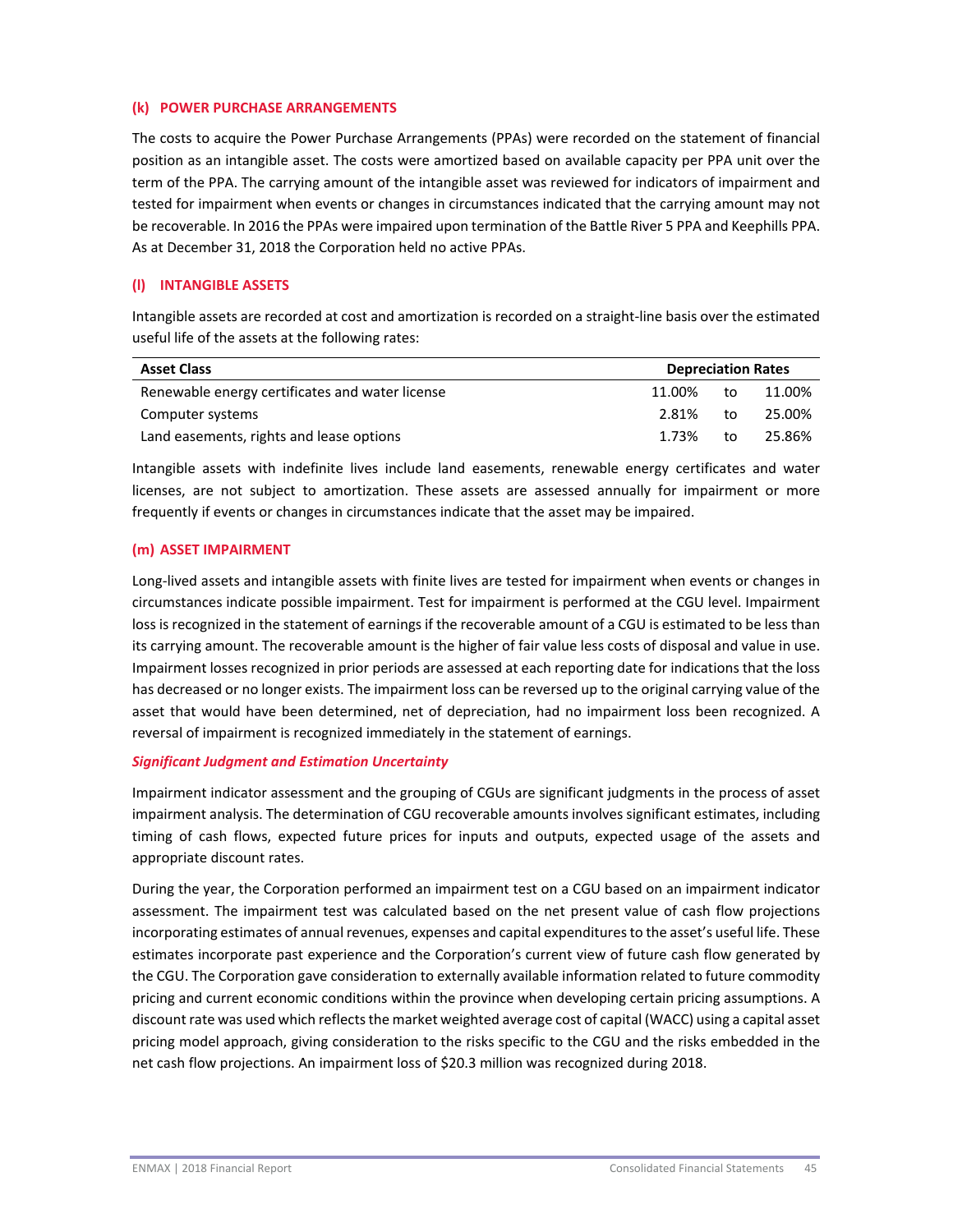### (k) POWER PURCHASE ARRANGEMENTS

The costs to acquire the Power Purchase Arrangements (PPAs) were recorded on the statement of financial position as an intangible asset. The costs were amortized based on available capacity per PPA unit over the term of the PPA. The carrying amount of the intangible asset was reviewed for indicators of impairment and tested for impairment when events or changes in circumstances indicated that the carrying amount may not be recoverable. In 2016 the PPAs were impaired upon termination of the Battle River 5 PPA and Keephills PPA. As at December 31, 2018 the Corporation held no active PPAs.

### (l) INTANGIBLE ASSETS

Intangible assets are recorded at cost and amortization is recorded on a straight-line basis over the estimated useful life of the assets at the following rates:

| Asset Class | Depreciation Rates | | |
|---|---|---|---|
| Renewable energy certificates and water license | 11.00% | to | 11.00% |
| Computer systems | 2.81% | to | 25.00% |
| Land easements, rights and lease options | 1.73% | to | 25.86% |

Intangible assets with indefinite lives include land easements, renewable energy certificates and water licenses, are not subject to amortization. These assets are assessed annually for impairment or more frequently if events or changes in circumstances indicate that the asset may be impaired.

### (m) ASSET IMPAIRMENT

Long-lived assets and intangible assets with finite lives are tested for impairment when events or changes in circumstances indicate possible impairment. Test for impairment is performed at the CGU level. Impairment loss is recognized in the statement of earnings if the recoverable amount of a CGU is estimated to be less than its carrying amount. The recoverable amount is the higher of fair value less costs of disposal and value in use. Impairment losses recognized in prior periods are assessed at each reporting date for indications that the loss has decreased or no longer exists. The impairment loss can be reversed up to the original carrying value of the asset that would have been determined, net of depreciation, had no impairment loss been recognized. A reversal of impairment is recognized immediately in the statement of earnings.

***Significant Judgment and Estimation Uncertainty***

Impairment indicator assessment and the grouping of CGUs are significant judgments in the process of asset impairment analysis. The determination of CGU recoverable amounts involves significant estimates, including timing of cash flows, expected future prices for inputs and outputs, expected usage of the assets and appropriate discount rates.

During the year, the Corporation performed an impairment test on a CGU based on an impairment indicator assessment. The impairment test was calculated based on the net present value of cash flow projections incorporating estimates of annual revenues, expenses and capital expenditures to the asset's useful life. These estimates incorporate past experience and the Corporation's current view of future cash flow generated by the CGU. The Corporation gave consideration to externally available information related to future commodity pricing and current economic conditions within the province when developing certain pricing assumptions. A discount rate was used which reflects the market weighted average cost of capital (WACC) using a capital asset pricing model approach, giving consideration to the risks specific to the CGU and the risks embedded in the net cash flow projections. An impairment loss of $20.3 million was recognized during 2018.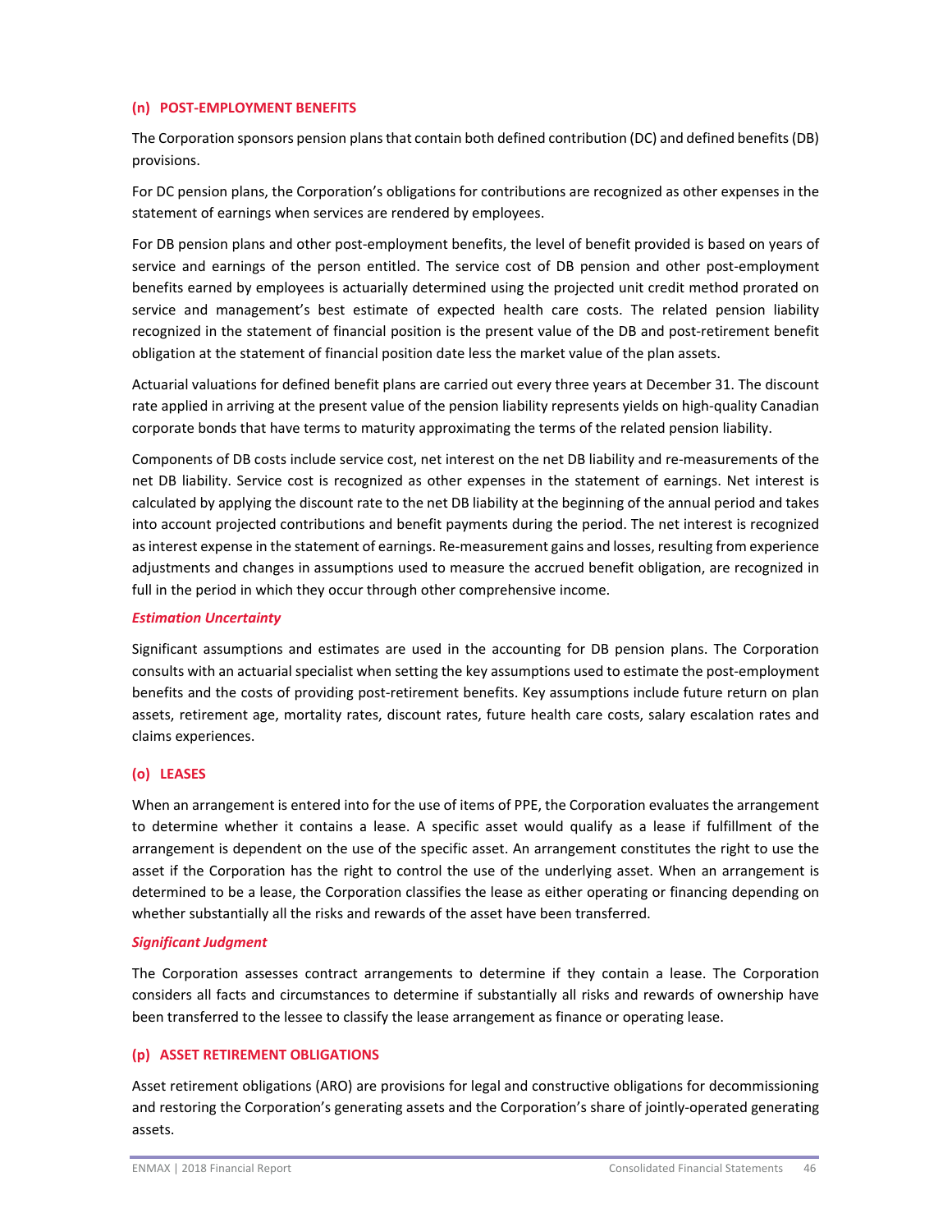### (n) POST-EMPLOYMENT BENEFITS

The Corporation sponsors pension plans that contain both defined contribution (DC) and defined benefits (DB) provisions.

For DC pension plans, the Corporation's obligations for contributions are recognized as other expenses in the statement of earnings when services are rendered by employees.

For DB pension plans and other post-employment benefits, the level of benefit provided is based on years of service and earnings of the person entitled. The service cost of DB pension and other post-employment benefits earned by employees is actuarially determined using the projected unit credit method prorated on service and management's best estimate of expected health care costs. The related pension liability recognized in the statement of financial position is the present value of the DB and post-retirement benefit obligation at the statement of financial position date less the market value of the plan assets.

Actuarial valuations for defined benefit plans are carried out every three years at December 31. The discount rate applied in arriving at the present value of the pension liability represents yields on high-quality Canadian corporate bonds that have terms to maturity approximating the terms of the related pension liability.

Components of DB costs include service cost, net interest on the net DB liability and re-measurements of the net DB liability. Service cost is recognized as other expenses in the statement of earnings. Net interest is calculated by applying the discount rate to the net DB liability at the beginning of the annual period and takes into account projected contributions and benefit payments during the period. The net interest is recognized as interest expense in the statement of earnings. Re-measurement gains and losses, resulting from experience adjustments and changes in assumptions used to measure the accrued benefit obligation, are recognized in full in the period in which they occur through other comprehensive income.

***Estimation Uncertainty***

Significant assumptions and estimates are used in the accounting for DB pension plans. The Corporation consults with an actuarial specialist when setting the key assumptions used to estimate the post-employment benefits and the costs of providing post-retirement benefits. Key assumptions include future return on plan assets, retirement age, mortality rates, discount rates, future health care costs, salary escalation rates and claims experiences.

### (o) LEASES

When an arrangement is entered into for the use of items of PPE, the Corporation evaluates the arrangement to determine whether it contains a lease. A specific asset would qualify as a lease if fulfillment of the arrangement is dependent on the use of the specific asset. An arrangement constitutes the right to use the asset if the Corporation has the right to control the use of the underlying asset. When an arrangement is determined to be a lease, the Corporation classifies the lease as either operating or financing depending on whether substantially all the risks and rewards of the asset have been transferred.

***Significant Judgment***

The Corporation assesses contract arrangements to determine if they contain a lease. The Corporation considers all facts and circumstances to determine if substantially all risks and rewards of ownership have been transferred to the lessee to classify the lease arrangement as finance or operating lease.

### (p) ASSET RETIREMENT OBLIGATIONS

Asset retirement obligations (ARO) are provisions for legal and constructive obligations for decommissioning and restoring the Corporation's generating assets and the Corporation's share of jointly-operated generating assets.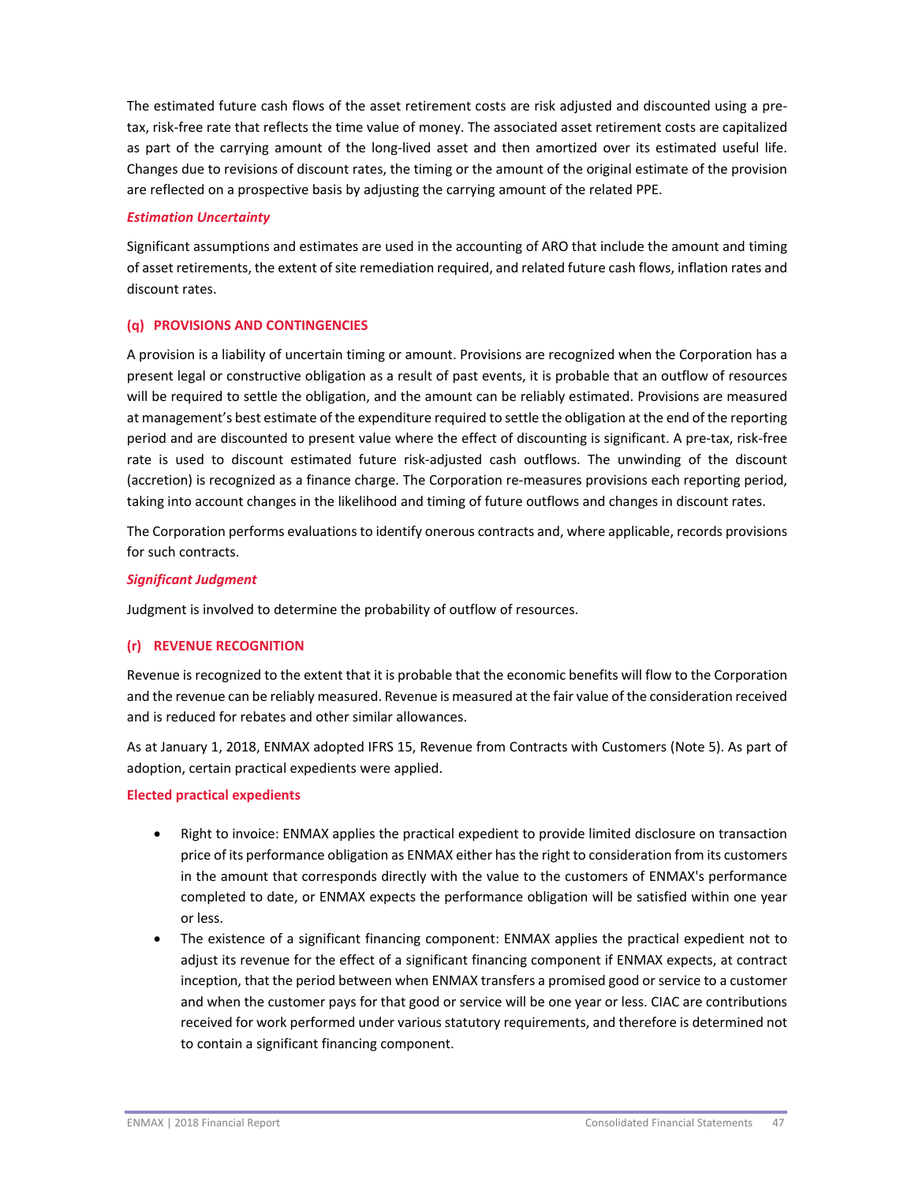The estimated future cash flows of the asset retirement costs are risk adjusted and discounted using a pre-tax, risk-free rate that reflects the time value of money. The associated asset retirement costs are capitalized as part of the carrying amount of the long-lived asset and then amortized over its estimated useful life. Changes due to revisions of discount rates, the timing or the amount of the original estimate of the provision are reflected on a prospective basis by adjusting the carrying amount of the related PPE.

***Estimation Uncertainty***

Significant assumptions and estimates are used in the accounting of ARO that include the amount and timing of asset retirements, the extent of site remediation required, and related future cash flows, inflation rates and discount rates.

### (q) PROVISIONS AND CONTINGENCIES

A provision is a liability of uncertain timing or amount. Provisions are recognized when the Corporation has a present legal or constructive obligation as a result of past events, it is probable that an outflow of resources will be required to settle the obligation, and the amount can be reliably estimated. Provisions are measured at management's best estimate of the expenditure required to settle the obligation at the end of the reporting period and are discounted to present value where the effect of discounting is significant. A pre-tax, risk-free rate is used to discount estimated future risk-adjusted cash outflows. The unwinding of the discount (accretion) is recognized as a finance charge. The Corporation re-measures provisions each reporting period, taking into account changes in the likelihood and timing of future outflows and changes in discount rates.

The Corporation performs evaluations to identify onerous contracts and, where applicable, records provisions for such contracts.

***Significant Judgment***

Judgment is involved to determine the probability of outflow of resources.

### (r) REVENUE RECOGNITION

Revenue is recognized to the extent that it is probable that the economic benefits will flow to the Corporation and the revenue can be reliably measured. Revenue is measured at the fair value of the consideration received and is reduced for rebates and other similar allowances.

As at January 1, 2018, ENMAX adopted IFRS 15, Revenue from Contracts with Customers (Note 5). As part of adoption, certain practical expedients were applied.

**Elected practical expedients**

- Right to invoice: ENMAX applies the practical expedient to provide limited disclosure on transaction price of its performance obligation as ENMAX either has the right to consideration from its customers in the amount that corresponds directly with the value to the customers of ENMAX's performance completed to date, or ENMAX expects the performance obligation will be satisfied within one year or less.
- The existence of a significant financing component: ENMAX applies the practical expedient not to adjust its revenue for the effect of a significant financing component if ENMAX expects, at contract inception, that the period between when ENMAX transfers a promised good or service to a customer and when the customer pays for that good or service will be one year or less. CIAC are contributions received for work performed under various statutory requirements, and therefore is determined not to contain a significant financing component.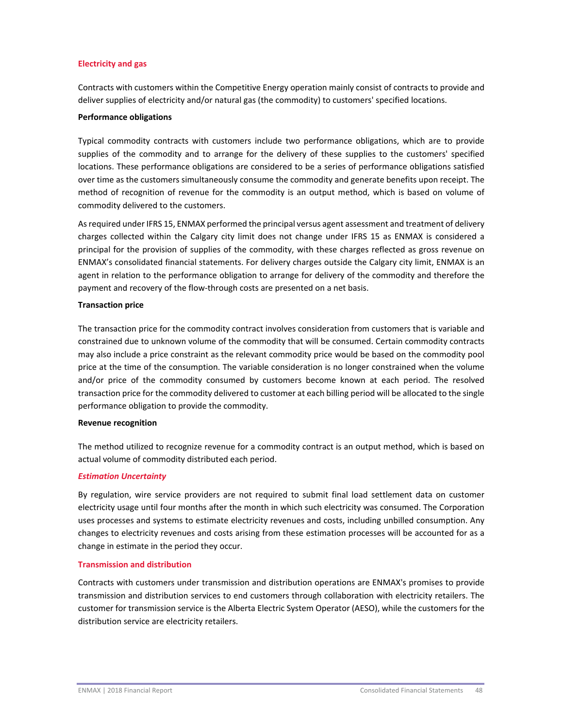### Electricity and gas

Contracts with customers within the Competitive Energy operation mainly consist of contracts to provide and deliver supplies of electricity and/or natural gas (the commodity) to customers' specified locations.

**Performance obligations**

Typical commodity contracts with customers include two performance obligations, which are to provide supplies of the commodity and to arrange for the delivery of these supplies to the customers' specified locations. These performance obligations are considered to be a series of performance obligations satisfied over time as the customers simultaneously consume the commodity and generate benefits upon receipt. The method of recognition of revenue for the commodity is an output method, which is based on volume of commodity delivered to the customers.

As required under IFRS 15, ENMAX performed the principal versus agent assessment and treatment of delivery charges collected within the Calgary city limit does not change under IFRS 15 as ENMAX is considered a principal for the provision of supplies of the commodity, with these charges reflected as gross revenue on ENMAX's consolidated financial statements. For delivery charges outside the Calgary city limit, ENMAX is an agent in relation to the performance obligation to arrange for delivery of the commodity and therefore the payment and recovery of the flow-through costs are presented on a net basis.

**Transaction price**

The transaction price for the commodity contract involves consideration from customers that is variable and constrained due to unknown volume of the commodity that will be consumed. Certain commodity contracts may also include a price constraint as the relevant commodity price would be based on the commodity pool price at the time of the consumption. The variable consideration is no longer constrained when the volume and/or price of the commodity consumed by customers become known at each period. The resolved transaction price for the commodity delivered to customer at each billing period will be allocated to the single performance obligation to provide the commodity.

**Revenue recognition**

The method utilized to recognize revenue for a commodity contract is an output method, which is based on actual volume of commodity distributed each period.

#### *Estimation Uncertainty*

By regulation, wire service providers are not required to submit final load settlement data on customer electricity usage until four months after the month in which such electricity was consumed. The Corporation uses processes and systems to estimate electricity revenues and costs, including unbilled consumption. Any changes to electricity revenues and costs arising from these estimation processes will be accounted for as a change in estimate in the period they occur.

### Transmission and distribution

Contracts with customers under transmission and distribution operations are ENMAX's promises to provide transmission and distribution services to end customers through collaboration with electricity retailers. The customer for transmission service is the Alberta Electric System Operator (AESO), while the customers for the distribution service are electricity retailers.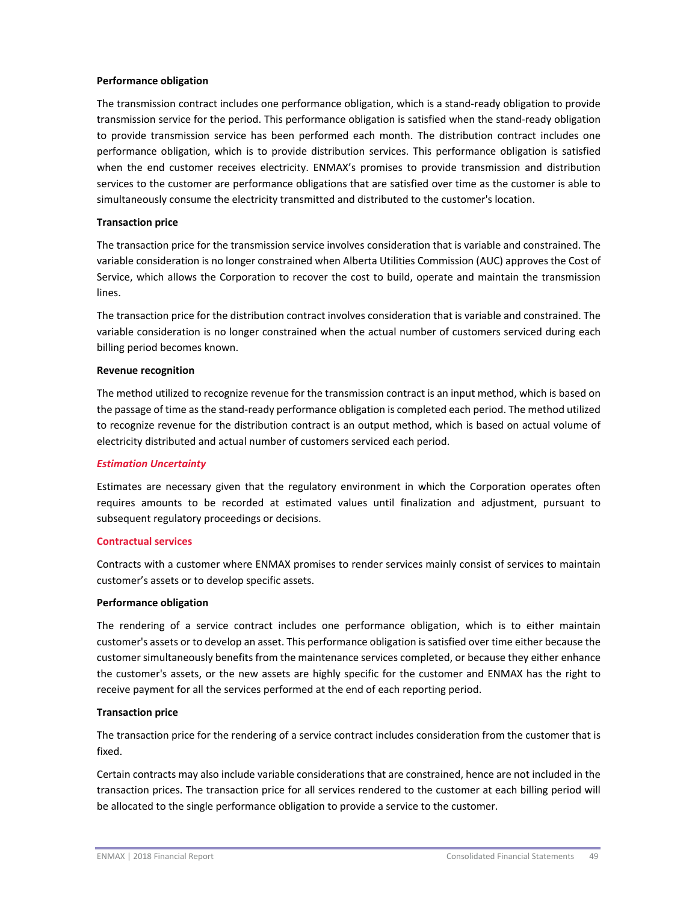**Performance obligation**

The transmission contract includes one performance obligation, which is a stand-ready obligation to provide transmission service for the period. This performance obligation is satisfied when the stand-ready obligation to provide transmission service has been performed each month. The distribution contract includes one performance obligation, which is to provide distribution services. This performance obligation is satisfied when the end customer receives electricity. ENMAX's promises to provide transmission and distribution services to the customer are performance obligations that are satisfied over time as the customer is able to simultaneously consume the electricity transmitted and distributed to the customer's location.

**Transaction price**

The transaction price for the transmission service involves consideration that is variable and constrained. The variable consideration is no longer constrained when Alberta Utilities Commission (AUC) approves the Cost of Service, which allows the Corporation to recover the cost to build, operate and maintain the transmission lines.

The transaction price for the distribution contract involves consideration that is variable and constrained. The variable consideration is no longer constrained when the actual number of customers serviced during each billing period becomes known.

**Revenue recognition**

The method utilized to recognize revenue for the transmission contract is an input method, which is based on the passage of time as the stand-ready performance obligation is completed each period. The method utilized to recognize revenue for the distribution contract is an output method, which is based on actual volume of electricity distributed and actual number of customers serviced each period.

***Estimation Uncertainty***

Estimates are necessary given that the regulatory environment in which the Corporation operates often requires amounts to be recorded at estimated values until finalization and adjustment, pursuant to subsequent regulatory proceedings or decisions.

### Contractual services

Contracts with a customer where ENMAX promises to render services mainly consist of services to maintain customer's assets or to develop specific assets.

**Performance obligation**

The rendering of a service contract includes one performance obligation, which is to either maintain customer's assets or to develop an asset. This performance obligation is satisfied over time either because the customer simultaneously benefits from the maintenance services completed, or because they either enhance the customer's assets, or the new assets are highly specific for the customer and ENMAX has the right to receive payment for all the services performed at the end of each reporting period.

**Transaction price**

The transaction price for the rendering of a service contract includes consideration from the customer that is fixed.

Certain contracts may also include variable considerations that are constrained, hence are not included in the transaction prices. The transaction price for all services rendered to the customer at each billing period will be allocated to the single performance obligation to provide a service to the customer.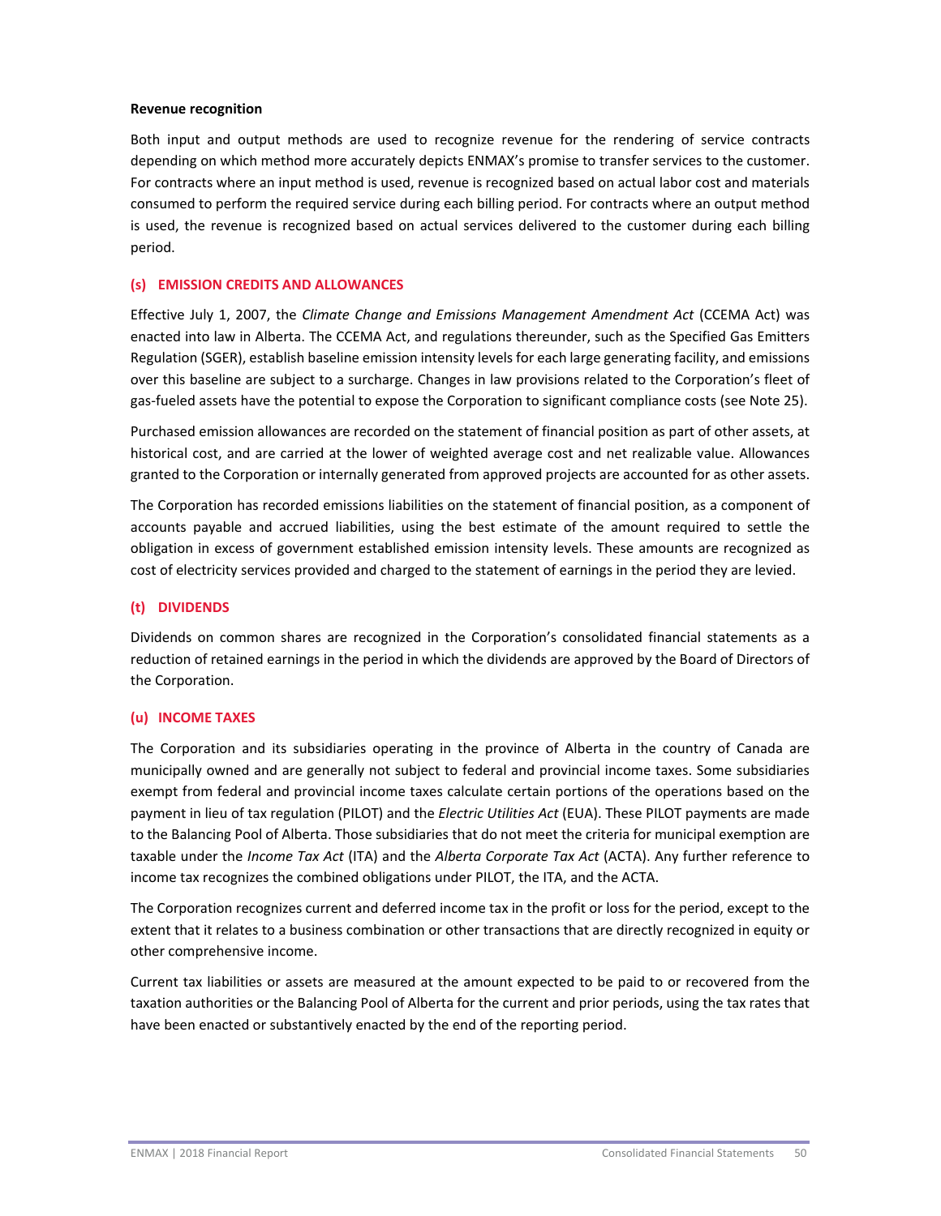**Revenue recognition**

Both input and output methods are used to recognize revenue for the rendering of service contracts depending on which method more accurately depicts ENMAX's promise to transfer services to the customer. For contracts where an input method is used, revenue is recognized based on actual labor cost and materials consumed to perform the required service during each billing period. For contracts where an output method is used, the revenue is recognized based on actual services delivered to the customer during each billing period.

### (s) EMISSION CREDITS AND ALLOWANCES

Effective July 1, 2007, the *Climate Change and Emissions Management Amendment Act* (CCEMA Act) was enacted into law in Alberta. The CCEMA Act, and regulations thereunder, such as the Specified Gas Emitters Regulation (SGER), establish baseline emission intensity levels for each large generating facility, and emissions over this baseline are subject to a surcharge. Changes in law provisions related to the Corporation's fleet of gas-fueled assets have the potential to expose the Corporation to significant compliance costs (see Note 25).

Purchased emission allowances are recorded on the statement of financial position as part of other assets, at historical cost, and are carried at the lower of weighted average cost and net realizable value. Allowances granted to the Corporation or internally generated from approved projects are accounted for as other assets.

The Corporation has recorded emissions liabilities on the statement of financial position, as a component of accounts payable and accrued liabilities, using the best estimate of the amount required to settle the obligation in excess of government established emission intensity levels. These amounts are recognized as cost of electricity services provided and charged to the statement of earnings in the period they are levied.

### (t) DIVIDENDS

Dividends on common shares are recognized in the Corporation's consolidated financial statements as a reduction of retained earnings in the period in which the dividends are approved by the Board of Directors of the Corporation.

### (u) INCOME TAXES

The Corporation and its subsidiaries operating in the province of Alberta in the country of Canada are municipally owned and are generally not subject to federal and provincial income taxes. Some subsidiaries exempt from federal and provincial income taxes calculate certain portions of the operations based on the payment in lieu of tax regulation (PILOT) and the *Electric Utilities Act* (EUA). These PILOT payments are made to the Balancing Pool of Alberta. Those subsidiaries that do not meet the criteria for municipal exemption are taxable under the *Income Tax Act* (ITA) and the *Alberta Corporate Tax Act* (ACTA). Any further reference to income tax recognizes the combined obligations under PILOT, the ITA, and the ACTA.

The Corporation recognizes current and deferred income tax in the profit or loss for the period, except to the extent that it relates to a business combination or other transactions that are directly recognized in equity or other comprehensive income.

Current tax liabilities or assets are measured at the amount expected to be paid to or recovered from the taxation authorities or the Balancing Pool of Alberta for the current and prior periods, using the tax rates that have been enacted or substantively enacted by the end of the reporting period.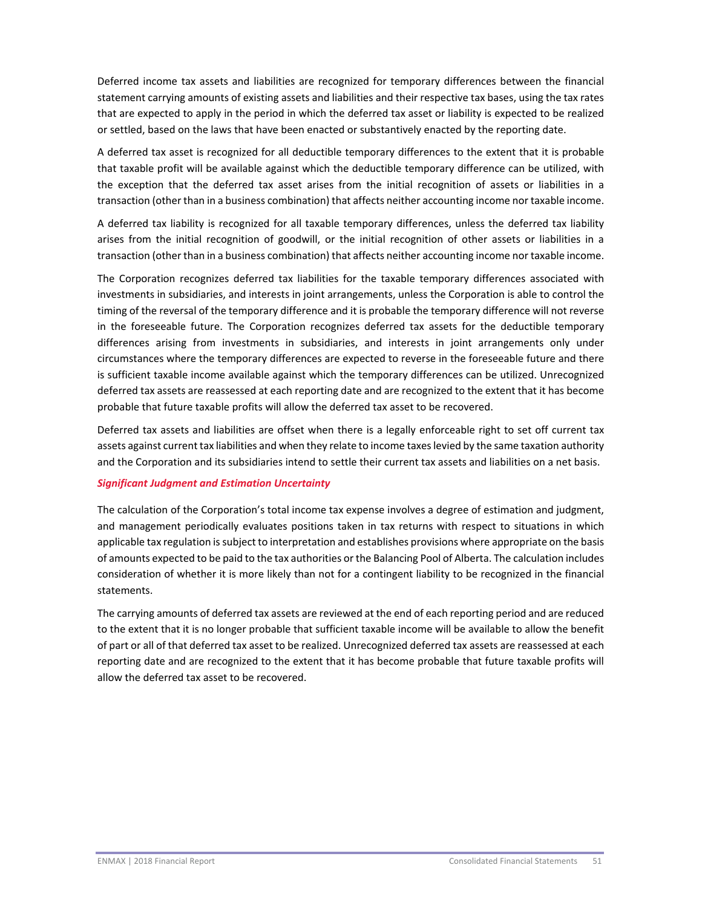Deferred income tax assets and liabilities are recognized for temporary differences between the financial statement carrying amounts of existing assets and liabilities and their respective tax bases, using the tax rates that are expected to apply in the period in which the deferred tax asset or liability is expected to be realized or settled, based on the laws that have been enacted or substantively enacted by the reporting date.

A deferred tax asset is recognized for all deductible temporary differences to the extent that it is probable that taxable profit will be available against which the deductible temporary difference can be utilized, with the exception that the deferred tax asset arises from the initial recognition of assets or liabilities in a transaction (other than in a business combination) that affects neither accounting income nor taxable income.

A deferred tax liability is recognized for all taxable temporary differences, unless the deferred tax liability arises from the initial recognition of goodwill, or the initial recognition of other assets or liabilities in a transaction (other than in a business combination) that affects neither accounting income nor taxable income.

The Corporation recognizes deferred tax liabilities for the taxable temporary differences associated with investments in subsidiaries, and interests in joint arrangements, unless the Corporation is able to control the timing of the reversal of the temporary difference and it is probable the temporary difference will not reverse in the foreseeable future. The Corporation recognizes deferred tax assets for the deductible temporary differences arising from investments in subsidiaries, and interests in joint arrangements only under circumstances where the temporary differences are expected to reverse in the foreseeable future and there is sufficient taxable income available against which the temporary differences can be utilized. Unrecognized deferred tax assets are reassessed at each reporting date and are recognized to the extent that it has become probable that future taxable profits will allow the deferred tax asset to be recovered.

Deferred tax assets and liabilities are offset when there is a legally enforceable right to set off current tax assets against current tax liabilities and when they relate to income taxes levied by the same taxation authority and the Corporation and its subsidiaries intend to settle their current tax assets and liabilities on a net basis.

***Significant Judgment and Estimation Uncertainty***

The calculation of the Corporation's total income tax expense involves a degree of estimation and judgment, and management periodically evaluates positions taken in tax returns with respect to situations in which applicable tax regulation is subject to interpretation and establishes provisions where appropriate on the basis of amounts expected to be paid to the tax authorities or the Balancing Pool of Alberta. The calculation includes consideration of whether it is more likely than not for a contingent liability to be recognized in the financial statements.

The carrying amounts of deferred tax assets are reviewed at the end of each reporting period and are reduced to the extent that it is no longer probable that sufficient taxable income will be available to allow the benefit of part or all of that deferred tax asset to be realized. Unrecognized deferred tax assets are reassessed at each reporting date and are recognized to the extent that it has become probable that future taxable profits will allow the deferred tax asset to be recovered.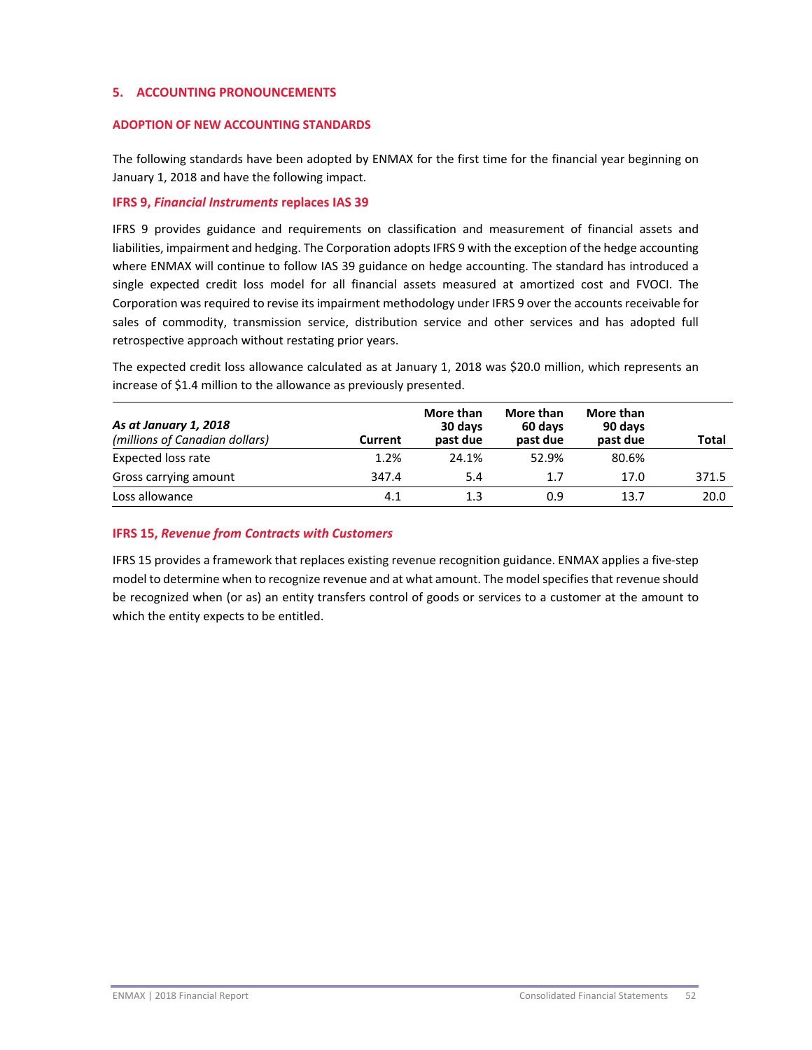## 5. ACCOUNTING PRONOUNCEMENTS

### ADOPTION OF NEW ACCOUNTING STANDARDS

The following standards have been adopted by ENMAX for the first time for the financial year beginning on January 1, 2018 and have the following impact.

#### IFRS 9, *Financial Instruments* replaces IAS 39

IFRS 9 provides guidance and requirements on classification and measurement of financial assets and liabilities, impairment and hedging. The Corporation adopts IFRS 9 with the exception of the hedge accounting where ENMAX will continue to follow IAS 39 guidance on hedge accounting. The standard has introduced a single expected credit loss model for all financial assets measured at amortized cost and FVOCI. The Corporation was required to revise its impairment methodology under IFRS 9 over the accounts receivable for sales of commodity, transmission service, distribution service and other services and has adopted full retrospective approach without restating prior years.

The expected credit loss allowance calculated as at January 1, 2018 was $20.0 million, which represents an increase of $1.4 million to the allowance as previously presented.

| ***As at January 1, 2018*** *(millions of Canadian dollars)* | **Current** | **More than 30 days past due** | **More than 60 days past due** | **More than 90 days past due** | **Total** |
|---|---|---|---|---|---|
| Expected loss rate | 1.2% | 24.1% | 52.9% | 80.6% | |
| Gross carrying amount | 347.4 | 5.4 | 1.7 | 17.0 | 371.5 |
| Loss allowance | 4.1 | 1.3 | 0.9 | 13.7 | 20.0 |

#### IFRS 15, *Revenue from Contracts with Customers*

IFRS 15 provides a framework that replaces existing revenue recognition guidance. ENMAX applies a five-step model to determine when to recognize revenue and at what amount. The model specifies that revenue should be recognized when (or as) an entity transfers control of goods or services to a customer at the amount to which the entity expects to be entitled.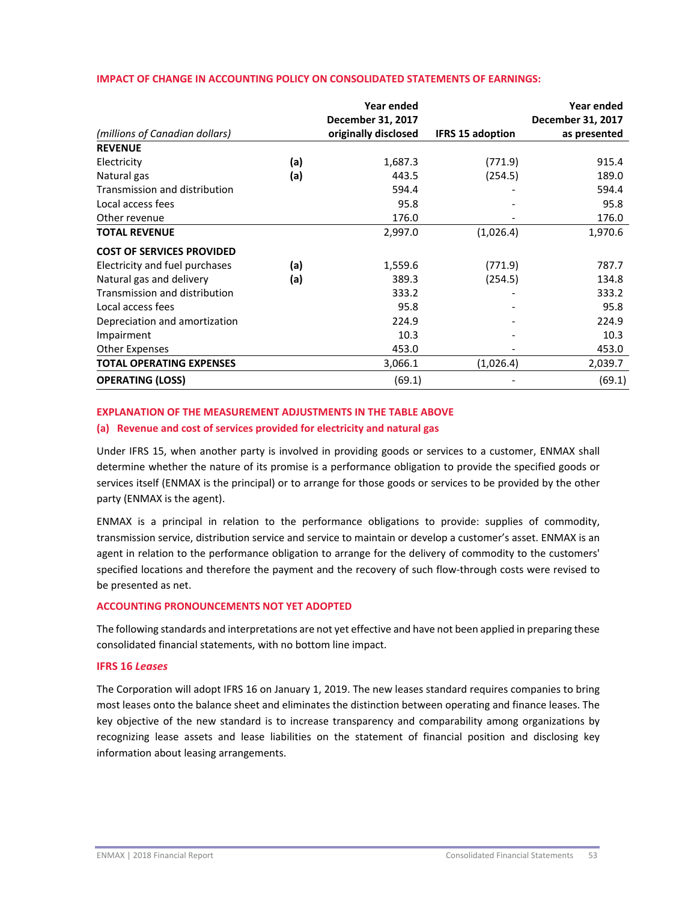## IMPACT OF CHANGE IN ACCOUNTING POLICY ON CONSOLIDATED STATEMENTS OF EARNINGS:

| *(millions of Canadian dollars)* | | Year ended December 31, 2017 originally disclosed | IFRS 15 adoption | Year ended December 31, 2017 as presented |
|---|---|---|---|---|
| **REVENUE** | | | | |
| Electricity | **(a)** | 1,687.3 | (771.9) | 915.4 |
| Natural gas | **(a)** | 443.5 | (254.5) | 189.0 |
| Transmission and distribution | | 594.4 | - | 594.4 |
| Local access fees | | 95.8 | - | 95.8 |
| Other revenue | | 176.0 | - | 176.0 |
| **TOTAL REVENUE** | | 2,997.0 | (1,026.4) | 1,970.6 |
| **COST OF SERVICES PROVIDED** | | | | |
| Electricity and fuel purchases | **(a)** | 1,559.6 | (771.9) | 787.7 |
| Natural gas and delivery | **(a)** | 389.3 | (254.5) | 134.8 |
| Transmission and distribution | | 333.2 | - | 333.2 |
| Local access fees | | 95.8 | - | 95.8 |
| Depreciation and amortization | | 224.9 | - | 224.9 |
| Impairment | | 10.3 | - | 10.3 |
| Other Expenses | | 453.0 | - | 453.0 |
| **TOTAL OPERATING EXPENSES** | | 3,066.1 | (1,026.4) | 2,039.7 |
| **OPERATING (LOSS)** | | (69.1) | - | (69.1) |

### EXPLANATION OF THE MEASUREMENT ADJUSTMENTS IN THE TABLE ABOVE

#### (a) Revenue and cost of services provided for electricity and natural gas

Under IFRS 15, when another party is involved in providing goods or services to a customer, ENMAX shall determine whether the nature of its promise is a performance obligation to provide the specified goods or services itself (ENMAX is the principal) or to arrange for those goods or services to be provided by the other party (ENMAX is the agent).

ENMAX is a principal in relation to the performance obligations to provide: supplies of commodity, transmission service, distribution service and service to maintain or develop a customer's asset. ENMAX is an agent in relation to the performance obligation to arrange for the delivery of commodity to the customers' specified locations and therefore the payment and the recovery of such flow-through costs were revised to be presented as net.

### ACCOUNTING PRONOUNCEMENTS NOT YET ADOPTED

The following standards and interpretations are not yet effective and have not been applied in preparing these consolidated financial statements, with no bottom line impact.

#### IFRS 16 *Leases*

The Corporation will adopt IFRS 16 on January 1, 2019. The new leases standard requires companies to bring most leases onto the balance sheet and eliminates the distinction between operating and finance leases. The key objective of the new standard is to increase transparency and comparability among organizations by recognizing lease assets and lease liabilities on the statement of financial position and disclosing key information about leasing arrangements.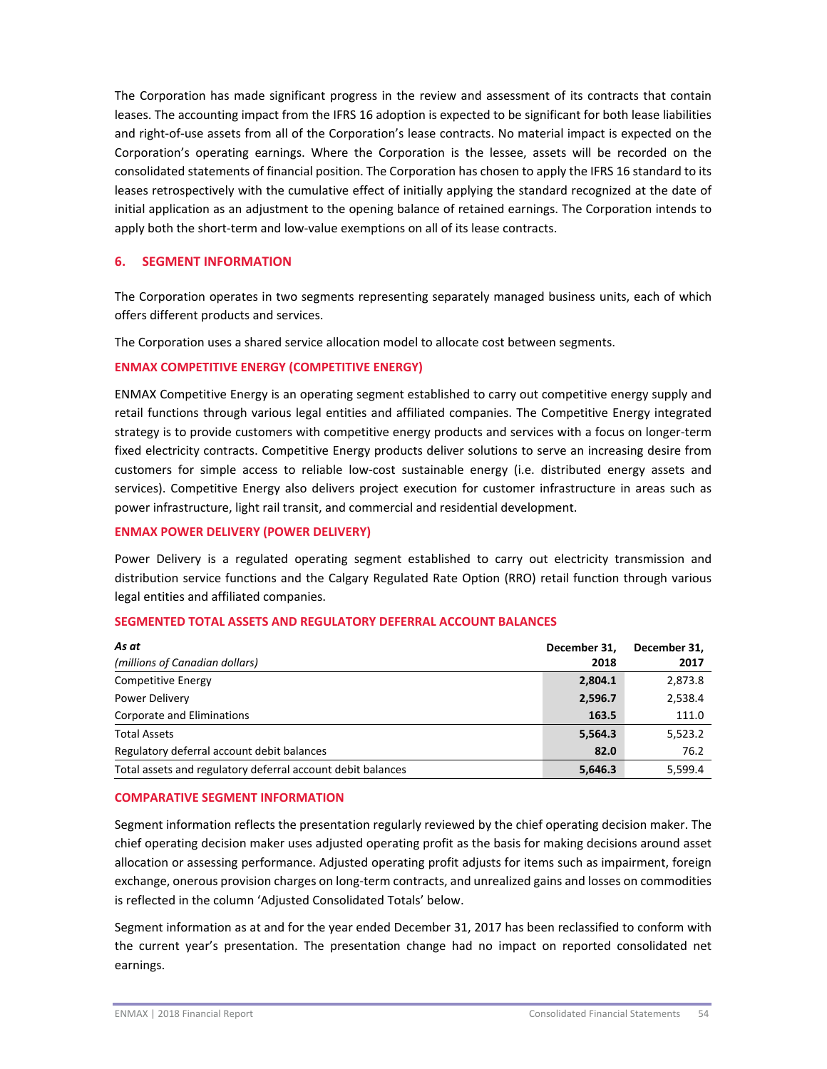The Corporation has made significant progress in the review and assessment of its contracts that contain leases. The accounting impact from the IFRS 16 adoption is expected to be significant for both lease liabilities and right-of-use assets from all of the Corporation's lease contracts. No material impact is expected on the Corporation's operating earnings. Where the Corporation is the lessee, assets will be recorded on the consolidated statements of financial position. The Corporation has chosen to apply the IFRS 16 standard to its leases retrospectively with the cumulative effect of initially applying the standard recognized at the date of initial application as an adjustment to the opening balance of retained earnings. The Corporation intends to apply both the short-term and low-value exemptions on all of its lease contracts.

## 6. SEGMENT INFORMATION

The Corporation operates in two segments representing separately managed business units, each of which offers different products and services.

The Corporation uses a shared service allocation model to allocate cost between segments.

### ENMAX COMPETITIVE ENERGY (COMPETITIVE ENERGY)

ENMAX Competitive Energy is an operating segment established to carry out competitive energy supply and retail functions through various legal entities and affiliated companies. The Competitive Energy integrated strategy is to provide customers with competitive energy products and services with a focus on longer-term fixed electricity contracts. Competitive Energy products deliver solutions to serve an increasing desire from customers for simple access to reliable low-cost sustainable energy (i.e. distributed energy assets and services). Competitive Energy also delivers project execution for customer infrastructure in areas such as power infrastructure, light rail transit, and commercial and residential development.

### ENMAX POWER DELIVERY (POWER DELIVERY)

Power Delivery is a regulated operating segment established to carry out electricity transmission and distribution service functions and the Calgary Regulated Rate Option (RRO) retail function through various legal entities and affiliated companies.

### SEGMENTED TOTAL ASSETS AND REGULATORY DEFERRAL ACCOUNT BALANCES

| ***As at*** *(millions of Canadian dollars)* | **December 31, 2018** | **December 31, 2017** |
|---|---|---|
| Competitive Energy | **2,804.1** | 2,873.8 |
| Power Delivery | **2,596.7** | 2,538.4 |
| Corporate and Eliminations | **163.5** | 111.0 |
| Total Assets | **5,564.3** | 5,523.2 |
| Regulatory deferral account debit balances | **82.0** | 76.2 |
| Total assets and regulatory deferral account debit balances | **5,646.3** | 5,599.4 |

### COMPARATIVE SEGMENT INFORMATION

Segment information reflects the presentation regularly reviewed by the chief operating decision maker. The chief operating decision maker uses adjusted operating profit as the basis for making decisions around asset allocation or assessing performance. Adjusted operating profit adjusts for items such as impairment, foreign exchange, onerous provision charges on long-term contracts, and unrealized gains and losses on commodities is reflected in the column 'Adjusted Consolidated Totals' below.

Segment information as at and for the year ended December 31, 2017 has been reclassified to conform with the current year's presentation. The presentation change had no impact on reported consolidated net earnings.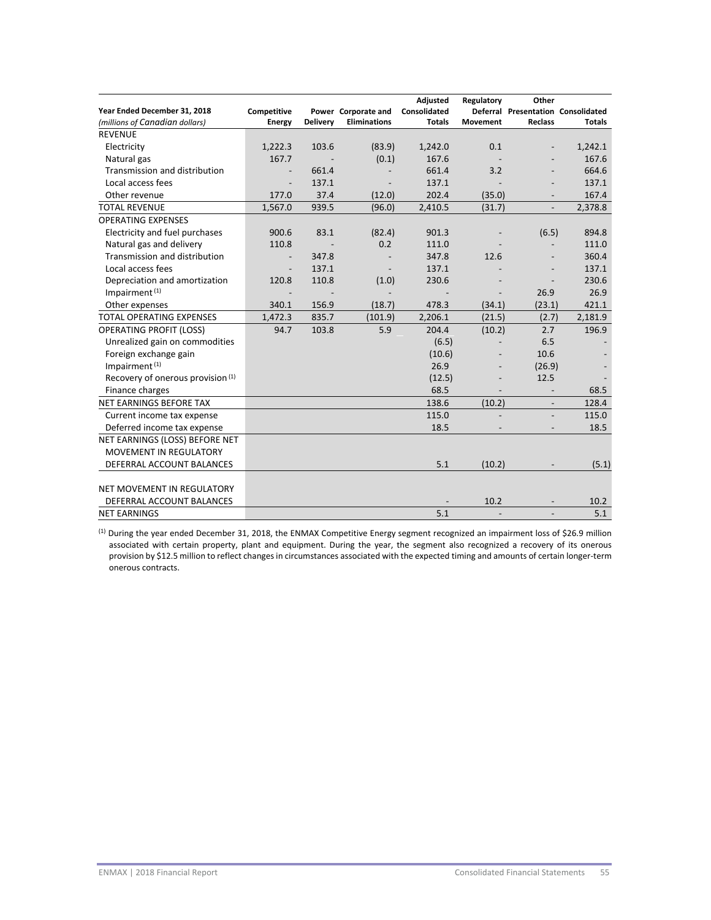| Year Ended December 31, 2018<br>*(millions of Canadian dollars)* | Competitive Energy | Power Delivery | Corporate and Eliminations | Adjusted Consolidated Totals | Regulatory Deferral Movement | Other Presentation Reclass | Consolidated Totals |
|---|---|---|---|---|---|---|---|
| REVENUE | | | | | | | |
| Electricity | 1,222.3 | 103.6 | (83.9) | 1,242.0 | 0.1 | - | 1,242.1 |
| Natural gas | 167.7 | - | (0.1) | 167.6 | - | - | 167.6 |
| Transmission and distribution | - | 661.4 | - | 661.4 | 3.2 | - | 664.6 |
| Local access fees | - | 137.1 | - | 137.1 | - | - | 137.1 |
| Other revenue | 177.0 | 37.4 | (12.0) | 202.4 | (35.0) | - | 167.4 |
| TOTAL REVENUE | 1,567.0 | 939.5 | (96.0) | 2,410.5 | (31.7) | - | 2,378.8 |
| OPERATING EXPENSES | | | | | | | |
| Electricity and fuel purchases | 900.6 | 83.1 | (82.4) | 901.3 | - | (6.5) | 894.8 |
| Natural gas and delivery | 110.8 | - | 0.2 | 111.0 | - | - | 111.0 |
| Transmission and distribution | - | 347.8 | - | 347.8 | 12.6 | - | 360.4 |
| Local access fees | - | 137.1 | - | 137.1 | - | - | 137.1 |
| Depreciation and amortization | 120.8 | 110.8 | (1.0) | 230.6 | - | - | 230.6 |
| Impairment [1] | - | - | - | - | - | 26.9 | 26.9 |
| Other expenses | 340.1 | 156.9 | (18.7) | 478.3 | (34.1) | (23.1) | 421.1 |
| TOTAL OPERATING EXPENSES | 1,472.3 | 835.7 | (101.9) | 2,206.1 | (21.5) | (2.7) | 2,181.9 |
| OPERATING PROFIT (LOSS) | 94.7 | 103.8 | 5.9 | 204.4 | (10.2) | 2.7 | 196.9 |
| Unrealized gain on commodities | | | | (6.5) | - | 6.5 | - |
| Foreign exchange gain | | | | (10.6) | - | 10.6 | - |
| Impairment [1] | | | | 26.9 | - | (26.9) | - |
| Recovery of onerous provision [1] | | | | (12.5) | - | 12.5 | - |
| Finance charges | | | | 68.5 | - | - | 68.5 |
| NET EARNINGS BEFORE TAX | | | | 138.6 | (10.2) | - | 128.4 |
| Current income tax expense | | | | 115.0 | - | - | 115.0 |
| Deferred income tax expense | | | | 18.5 | - | - | 18.5 |
| NET EARNINGS (LOSS) BEFORE NET MOVEMENT IN REGULATORY DEFERRAL ACCOUNT BALANCES | | | | 5.1 | (10.2) | - | (5.1) |
| NET MOVEMENT IN REGULATORY DEFERRAL ACCOUNT BALANCES | | | | - | 10.2 | - | 10.2 |
| NET EARNINGS | | | | 5.1 | - | - | 5.1 |

[1] During the year ended December 31, 2018, the ENMAX Competitive Energy segment recognized an impairment loss of $26.9 million associated with certain property, plant and equipment. During the year, the segment also recognized a recovery of its onerous provision by $12.5 million to reflect changes in circumstances associated with the expected timing and amounts of certain longer-term onerous contracts.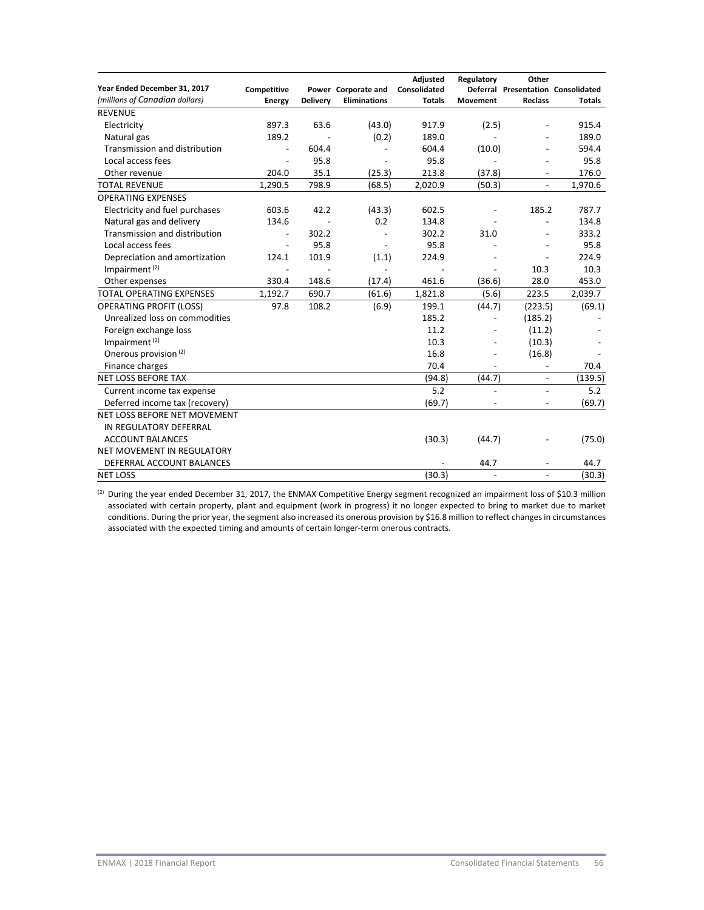| Year Ended December 31, 2017 *(millions of Canadian dollars)* | Competitive Energy | Power Delivery | Corporate and Eliminations | Adjusted Consolidated Totals | Regulatory Deferral Movement | Other Presentation Reclass | Consolidated Totals |
|---|---|---|---|---|---|---|---|
| REVENUE | | | | | | | |
| Electricity | 897.3 | 63.6 | (43.0) | 917.9 | (2.5) | - | 915.4 |
| Natural gas | 189.2 | - | (0.2) | 189.0 | - | - | 189.0 |
| Transmission and distribution | - | 604.4 | - | 604.4 | (10.0) | - | 594.4 |
| Local access fees | - | 95.8 | - | 95.8 | - | - | 95.8 |
| Other revenue | 204.0 | 35.1 | (25.3) | 213.8 | (37.8) | - | 176.0 |
| TOTAL REVENUE | 1,290.5 | 798.9 | (68.5) | 2,020.9 | (50.3) | - | 1,970.6 |
| OPERATING EXPENSES | | | | | | | |
| Electricity and fuel purchases | 603.6 | 42.2 | (43.3) | 602.5 | - | 185.2 | 787.7 |
| Natural gas and delivery | 134.6 | - | 0.2 | 134.8 | - | - | 134.8 |
| Transmission and distribution | - | 302.2 | - | 302.2 | 31.0 | - | 333.2 |
| Local access fees | - | 95.8 | - | 95.8 | - | - | 95.8 |
| Depreciation and amortization | 124.1 | 101.9 | (1.1) | 224.9 | - | - | 224.9 |
| Impairment [(2)] | - | - | - | - | - | 10.3 | 10.3 |
| Other expenses | 330.4 | 148.6 | (17.4) | 461.6 | (36.6) | 28.0 | 453.0 |
| TOTAL OPERATING EXPENSES | 1,192.7 | 690.7 | (61.6) | 1,821.8 | (5.6) | 223.5 | 2,039.7 |
| OPERATING PROFIT (LOSS) | 97.8 | 108.2 | (6.9) | 199.1 | (44.7) | (223.5) | (69.1) |
| Unrealized loss on commodities | | | | 185.2 | - | (185.2) | - |
| Foreign exchange loss | | | | 11.2 | - | (11.2) | - |
| Impairment [(2)] | | | | 10.3 | - | (10.3) | - |
| Onerous provision [(2)] | | | | 16.8 | - | (16.8) | - |
| Finance charges | | | | 70.4 | - | - | 70.4 |
| NET LOSS BEFORE TAX | | | | (94.8) | (44.7) | - | (139.5) |
| Current income tax expense | | | | 5.2 | - | - | 5.2 |
| Deferred income tax (recovery) | | | | (69.7) | - | - | (69.7) |
| NET LOSS BEFORE NET MOVEMENT IN REGULATORY DEFERRAL ACCOUNT BALANCES | | | | (30.3) | (44.7) | - | (75.0) |
| NET MOVEMENT IN REGULATORY DEFERRAL ACCOUNT BALANCES | | | | - | 44.7 | - | 44.7 |
| NET LOSS | | | | (30.3) | - | - | (30.3) |

(2) During the year ended December 31, 2017, the ENMAX Competitive Energy segment recognized an impairment loss of $10.3 million associated with certain property, plant and equipment (work in progress) it no longer expected to bring to market due to market conditions. During the prior year, the segment also increased its onerous provision by $16.8 million to reflect changes in circumstances associated with the expected timing and amounts of certain longer-term onerous contracts.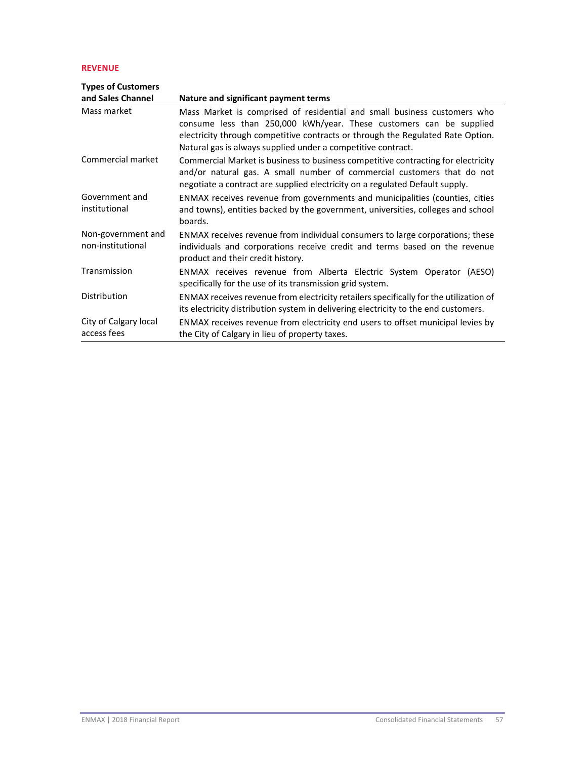## REVENUE

| Types of Customers and Sales Channel | Nature and significant payment terms |
|---|---|
| Mass market | Mass Market is comprised of residential and small business customers who consume less than 250,000 kWh/year. These customers can be supplied electricity through competitive contracts or through the Regulated Rate Option. Natural gas is always supplied under a competitive contract. |
| Commercial market | Commercial Market is business to business competitive contracting for electricity and/or natural gas. A small number of commercial customers that do not negotiate a contract are supplied electricity on a regulated Default supply. |
| Government and institutional | ENMAX receives revenue from governments and municipalities (counties, cities and towns), entities backed by the government, universities, colleges and school boards. |
| Non-government and non-institutional | ENMAX receives revenue from individual consumers to large corporations; these individuals and corporations receive credit and terms based on the revenue product and their credit history. |
| Transmission | ENMAX receives revenue from Alberta Electric System Operator (AESO) specifically for the use of its transmission grid system. |
| Distribution | ENMAX receives revenue from electricity retailers specifically for the utilization of its electricity distribution system in delivering electricity to the end customers. |
| City of Calgary local access fees | ENMAX receives revenue from electricity end users to offset municipal levies by the City of Calgary in lieu of property taxes. |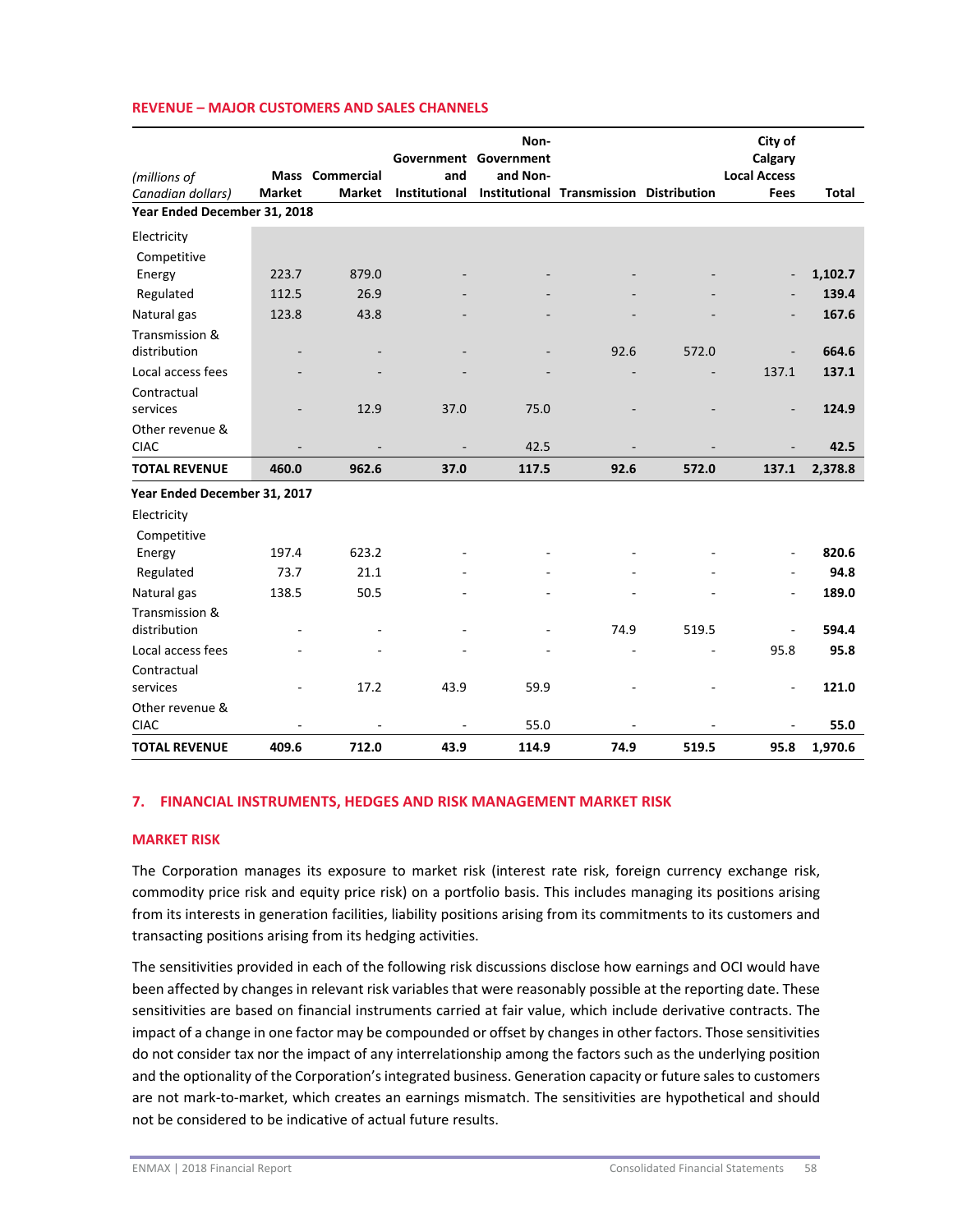### REVENUE – MAJOR CUSTOMERS AND SALES CHANNELS

| *(millions of Canadian dollars)* | Mass Market | Commercial Market | Government and Institutional | Non-Government and Non-Institutional | Transmission | Distribution | City of Calgary Local Access Fees | Total |
|---|---|---|---|---|---|---|---|---|
| **Year Ended December 31, 2018** | | | | | | | | |
| Electricity | | | | | | | | |
| Competitive Energy | 223.7 | 879.0 | - | - | - | - | - | **1,102.7** |
| Regulated | 112.5 | 26.9 | - | - | - | - | - | **139.4** |
| Natural gas | 123.8 | 43.8 | - | - | - | - | - | **167.6** |
| Transmission & distribution | - | - | - | - | 92.6 | 572.0 | - | **664.6** |
| Local access fees | - | - | - | - | - | - | 137.1 | **137.1** |
| Contractual services | - | 12.9 | 37.0 | 75.0 | - | - | - | **124.9** |
| Other revenue & CIAC | - | - | - | 42.5 | - | - | - | **42.5** |
| **TOTAL REVENUE** | **460.0** | **962.6** | **37.0** | **117.5** | **92.6** | **572.0** | **137.1** | **2,378.8** |
| **Year Ended December 31, 2017** | | | | | | | | |
| Electricity | | | | | | | | |
| Competitive Energy | 197.4 | 623.2 | - | - | - | - | - | **820.6** |
| Regulated | 73.7 | 21.1 | - | - | - | - | - | **94.8** |
| Natural gas | 138.5 | 50.5 | - | - | - | - | - | **189.0** |
| Transmission & distribution | - | - | - | - | 74.9 | 519.5 | - | **594.4** |
| Local access fees | - | - | - | - | - | - | 95.8 | **95.8** |
| Contractual services | - | 17.2 | 43.9 | 59.9 | - | - | - | **121.0** |
| Other revenue & CIAC | - | - | - | 55.0 | - | - | - | **55.0** |
| **TOTAL REVENUE** | **409.6** | **712.0** | **43.9** | **114.9** | **74.9** | **519.5** | **95.8** | **1,970.6** |

## 7. FINANCIAL INSTRUMENTS, HEDGES AND RISK MANAGEMENT MARKET RISK

### MARKET RISK

The Corporation manages its exposure to market risk (interest rate risk, foreign currency exchange risk, commodity price risk and equity price risk) on a portfolio basis. This includes managing its positions arising from its interests in generation facilities, liability positions arising from its commitments to its customers and transacting positions arising from its hedging activities.

The sensitivities provided in each of the following risk discussions disclose how earnings and OCI would have been affected by changes in relevant risk variables that were reasonably possible at the reporting date. These sensitivities are based on financial instruments carried at fair value, which include derivative contracts. The impact of a change in one factor may be compounded or offset by changes in other factors. Those sensitivities do not consider tax nor the impact of any interrelationship among the factors such as the underlying position and the optionality of the Corporation's integrated business. Generation capacity or future sales to customers are not mark-to-market, which creates an earnings mismatch. The sensitivities are hypothetical and should not be considered to be indicative of actual future results.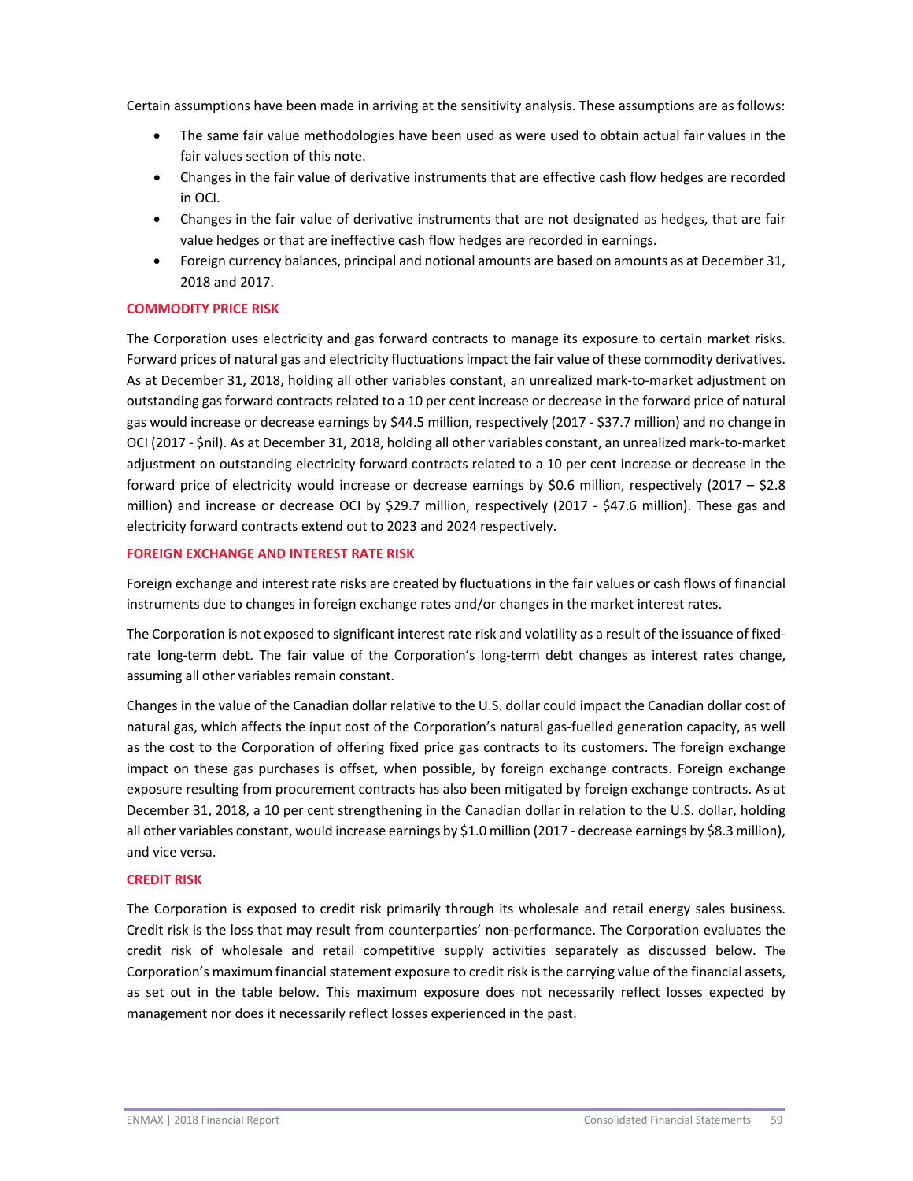Certain assumptions have been made in arriving at the sensitivity analysis. These assumptions are as follows:

- The same fair value methodologies have been used as were used to obtain actual fair values in the fair values section of this note.
- Changes in the fair value of derivative instruments that are effective cash flow hedges are recorded in OCI.
- Changes in the fair value of derivative instruments that are not designated as hedges, that are fair value hedges or that are ineffective cash flow hedges are recorded in earnings.
- Foreign currency balances, principal and notional amounts are based on amounts as at December 31, 2018 and 2017.

### COMMODITY PRICE RISK

The Corporation uses electricity and gas forward contracts to manage its exposure to certain market risks. Forward prices of natural gas and electricity fluctuations impact the fair value of these commodity derivatives. As at December 31, 2018, holding all other variables constant, an unrealized mark-to-market adjustment on outstanding gas forward contracts related to a 10 per cent increase or decrease in the forward price of natural gas would increase or decrease earnings by $44.5 million, respectively (2017 - $37.7 million) and no change in OCI (2017 - $nil). As at December 31, 2018, holding all other variables constant, an unrealized mark-to-market adjustment on outstanding electricity forward contracts related to a 10 per cent increase or decrease in the forward price of electricity would increase or decrease earnings by $0.6 million, respectively (2017 – $2.8 million) and increase or decrease OCI by $29.7 million, respectively (2017 - $47.6 million). These gas and electricity forward contracts extend out to 2023 and 2024 respectively.

### FOREIGN EXCHANGE AND INTEREST RATE RISK

Foreign exchange and interest rate risks are created by fluctuations in the fair values or cash flows of financial instruments due to changes in foreign exchange rates and/or changes in the market interest rates.

The Corporation is not exposed to significant interest rate risk and volatility as a result of the issuance of fixed-rate long-term debt. The fair value of the Corporation's long-term debt changes as interest rates change, assuming all other variables remain constant.

Changes in the value of the Canadian dollar relative to the U.S. dollar could impact the Canadian dollar cost of natural gas, which affects the input cost of the Corporation's natural gas-fuelled generation capacity, as well as the cost to the Corporation of offering fixed price gas contracts to its customers. The foreign exchange impact on these gas purchases is offset, when possible, by foreign exchange contracts. Foreign exchange exposure resulting from procurement contracts has also been mitigated by foreign exchange contracts. As at December 31, 2018, a 10 per cent strengthening in the Canadian dollar in relation to the U.S. dollar, holding all other variables constant, would increase earnings by $1.0 million (2017 - decrease earnings by $8.3 million), and vice versa.

### CREDIT RISK

The Corporation is exposed to credit risk primarily through its wholesale and retail energy sales business. Credit risk is the loss that may result from counterparties' non-performance. The Corporation evaluates the credit risk of wholesale and retail competitive supply activities separately as discussed below. The Corporation's maximum financial statement exposure to credit risk is the carrying value of the financial assets, as set out in the table below. This maximum exposure does not necessarily reflect losses expected by management nor does it necessarily reflect losses experienced in the past.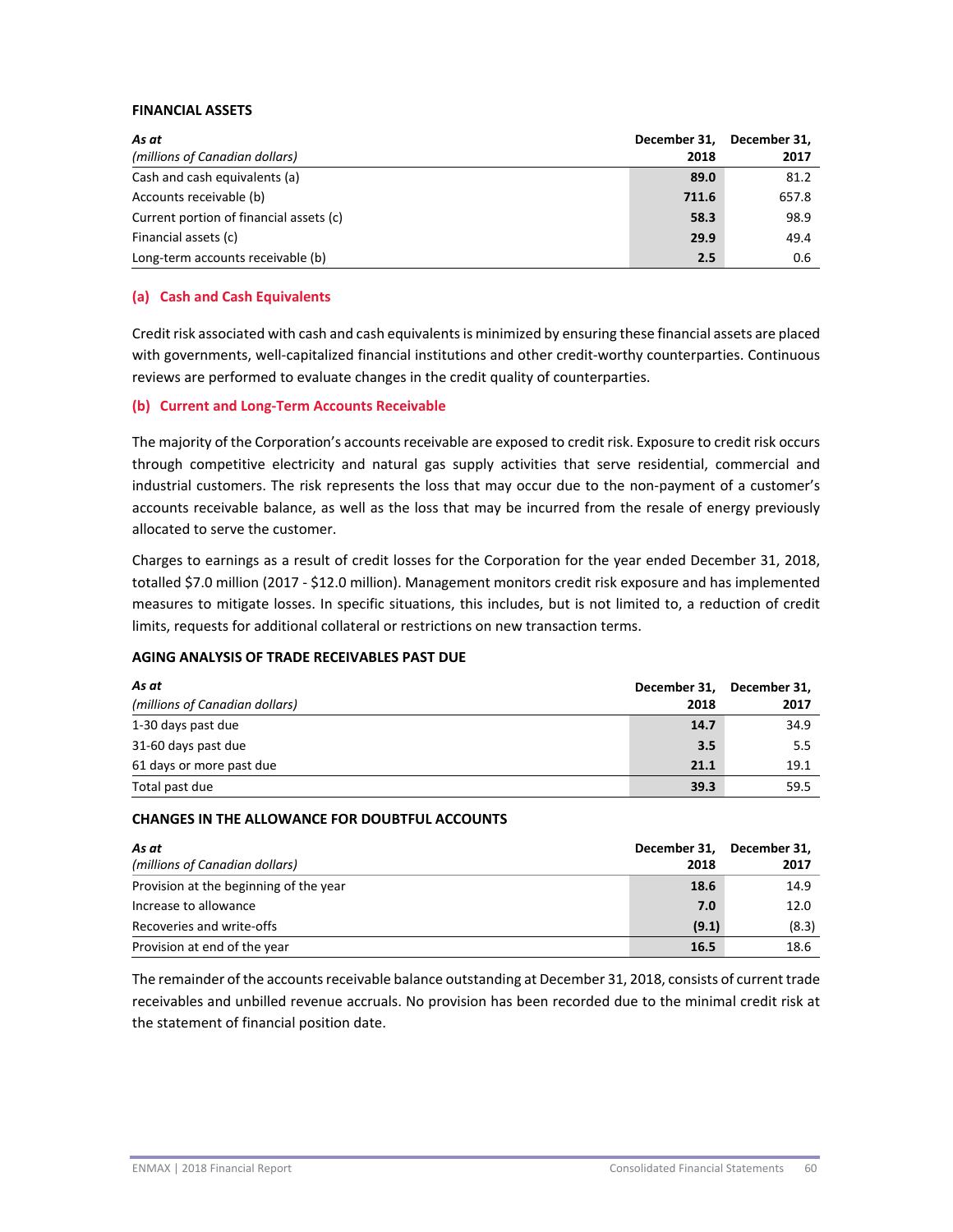**FINANCIAL ASSETS**

| *As at* <br> *(millions of Canadian dollars)* | December 31, 2018 | December 31, 2017 |
|---|---|---|
| Cash and cash equivalents (a) | **89.0** | 81.2 |
| Accounts receivable (b) | **711.6** | 657.8 |
| Current portion of financial assets (c) | **58.3** | 98.9 |
| Financial assets (c) | **29.9** | 49.4 |
| Long-term accounts receivable (b) | **2.5** | 0.6 |

### (a) Cash and Cash Equivalents

Credit risk associated with cash and cash equivalents is minimized by ensuring these financial assets are placed with governments, well-capitalized financial institutions and other credit-worthy counterparties. Continuous reviews are performed to evaluate changes in the credit quality of counterparties.

### (b) Current and Long-Term Accounts Receivable

The majority of the Corporation's accounts receivable are exposed to credit risk. Exposure to credit risk occurs through competitive electricity and natural gas supply activities that serve residential, commercial and industrial customers. The risk represents the loss that may occur due to the non-payment of a customer's accounts receivable balance, as well as the loss that may be incurred from the resale of energy previously allocated to serve the customer.

Charges to earnings as a result of credit losses for the Corporation for the year ended December 31, 2018, totalled $7.0 million (2017 - $12.0 million). Management monitors credit risk exposure and has implemented measures to mitigate losses. In specific situations, this includes, but is not limited to, a reduction of credit limits, requests for additional collateral or restrictions on new transaction terms.

**AGING ANALYSIS OF TRADE RECEIVABLES PAST DUE**

| *As at* <br> *(millions of Canadian dollars)* | December 31, 2018 | December 31, 2017 |
|---|---|---|
| 1-30 days past due | **14.7** | 34.9 |
| 31-60 days past due | **3.5** | 5.5 |
| 61 days or more past due | **21.1** | 19.1 |
| Total past due | **39.3** | 59.5 |

**CHANGES IN THE ALLOWANCE FOR DOUBTFUL ACCOUNTS**

| *As at* <br> *(millions of Canadian dollars)* | December 31, 2018 | December 31, 2017 |
|---|---|---|
| Provision at the beginning of the year | **18.6** | 14.9 |
| Increase to allowance | **7.0** | 12.0 |
| Recoveries and write-offs | **(9.1)** | (8.3) |
| Provision at end of the year | **16.5** | 18.6 |

The remainder of the accounts receivable balance outstanding at December 31, 2018, consists of current trade receivables and unbilled revenue accruals. No provision has been recorded due to the minimal credit risk at the statement of financial position date.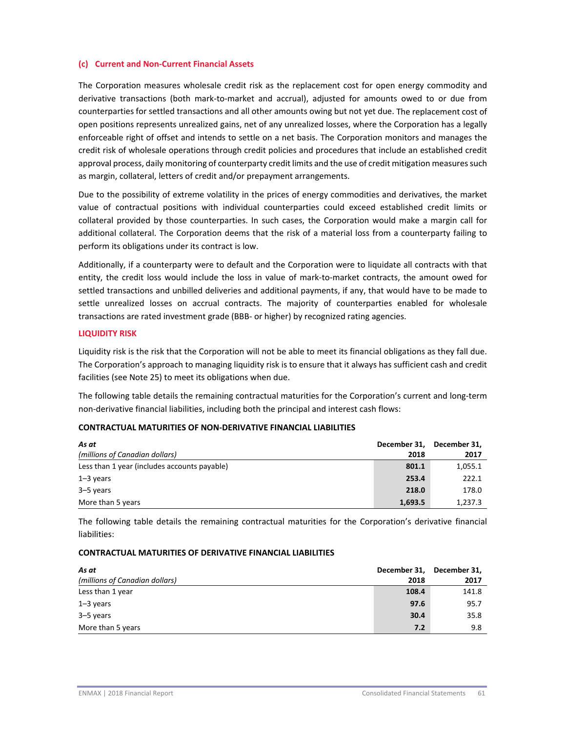### (c) Current and Non-Current Financial Assets

The Corporation measures wholesale credit risk as the replacement cost for open energy commodity and derivative transactions (both mark-to-market and accrual), adjusted for amounts owed to or due from counterparties for settled transactions and all other amounts owing but not yet due. The replacement cost of open positions represents unrealized gains, net of any unrealized losses, where the Corporation has a legally enforceable right of offset and intends to settle on a net basis. The Corporation monitors and manages the credit risk of wholesale operations through credit policies and procedures that include an established credit approval process, daily monitoring of counterparty credit limits and the use of credit mitigation measures such as margin, collateral, letters of credit and/or prepayment arrangements.

Due to the possibility of extreme volatility in the prices of energy commodities and derivatives, the market value of contractual positions with individual counterparties could exceed established credit limits or collateral provided by those counterparties. In such cases, the Corporation would make a margin call for additional collateral. The Corporation deems that the risk of a material loss from a counterparty failing to perform its obligations under its contract is low.

Additionally, if a counterparty were to default and the Corporation were to liquidate all contracts with that entity, the credit loss would include the loss in value of mark-to-market contracts, the amount owed for settled transactions and unbilled deliveries and additional payments, if any, that would have to be made to settle unrealized losses on accrual contracts. The majority of counterparties enabled for wholesale transactions are rated investment grade (BBB- or higher) by recognized rating agencies.

## LIQUIDITY RISK

Liquidity risk is the risk that the Corporation will not be able to meet its financial obligations as they fall due. The Corporation's approach to managing liquidity risk is to ensure that it always has sufficient cash and credit facilities (see Note 25) to meet its obligations when due.

The following table details the remaining contractual maturities for the Corporation's current and long-term non-derivative financial liabilities, including both the principal and interest cash flows:

**CONTRACTUAL MATURITIES OF NON-DERIVATIVE FINANCIAL LIABILITIES**

| *As at* *(millions of Canadian dollars)* | December 31, 2018 | December 31, 2017 |
|---|---|---|
| Less than 1 year (includes accounts payable) | **801.1** | 1,055.1 |
| 1–3 years | **253.4** | 222.1 |
| 3–5 years | **218.0** | 178.0 |
| More than 5 years | **1,693.5** | 1,237.3 |

The following table details the remaining contractual maturities for the Corporation's derivative financial liabilities:

**CONTRACTUAL MATURITIES OF DERIVATIVE FINANCIAL LIABILITIES**

| *As at* *(millions of Canadian dollars)* | December 31, 2018 | December 31, 2017 |
|---|---|---|
| Less than 1 year | **108.4** | 141.8 |
| 1–3 years | **97.6** | 95.7 |
| 3–5 years | **30.4** | 35.8 |
| More than 5 years | **7.2** | 9.8 |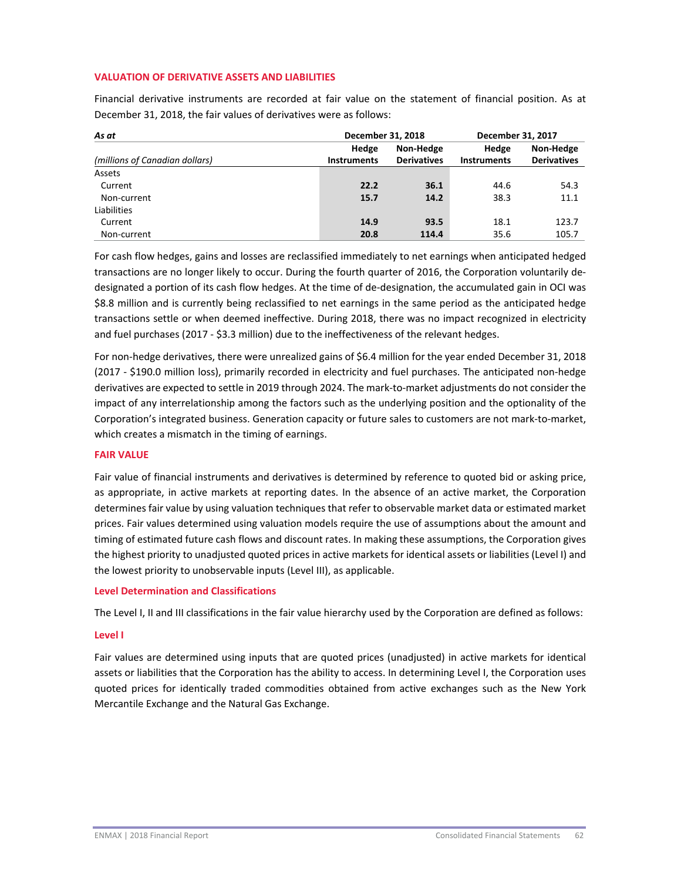## VALUATION OF DERIVATIVE ASSETS AND LIABILITIES

Financial derivative instruments are recorded at fair value on the statement of financial position. As at December 31, 2018, the fair values of derivatives were as follows:

| *As at* | December 31, 2018 | | December 31, 2017 | |
|---|---|---|---|---|
| *(millions of Canadian dollars)* | Hedge Instruments | Non-Hedge Derivatives | Hedge Instruments | Non-Hedge Derivatives |
| Assets | | | | |
| Current | **22.2** | **36.1** | 44.6 | 54.3 |
| Non-current | **15.7** | **14.2** | 38.3 | 11.1 |
| Liabilities | | | | |
| Current | **14.9** | **93.5** | 18.1 | 123.7 |
| Non-current | **20.8** | **114.4** | 35.6 | 105.7 |

For cash flow hedges, gains and losses are reclassified immediately to net earnings when anticipated hedged transactions are no longer likely to occur. During the fourth quarter of 2016, the Corporation voluntarily de-designated a portion of its cash flow hedges. At the time of de-designation, the accumulated gain in OCI was $8.8 million and is currently being reclassified to net earnings in the same period as the anticipated hedge transactions settle or when deemed ineffective. During 2018, there was no impact recognized in electricity and fuel purchases (2017 - $3.3 million) due to the ineffectiveness of the relevant hedges.

For non-hedge derivatives, there were unrealized gains of $6.4 million for the year ended December 31, 2018 (2017 - $190.0 million loss), primarily recorded in electricity and fuel purchases. The anticipated non-hedge derivatives are expected to settle in 2019 through 2024. The mark-to-market adjustments do not consider the impact of any interrelationship among the factors such as the underlying position and the optionality of the Corporation's integrated business. Generation capacity or future sales to customers are not mark-to-market, which creates a mismatch in the timing of earnings.

## FAIR VALUE

Fair value of financial instruments and derivatives is determined by reference to quoted bid or asking price, as appropriate, in active markets at reporting dates. In the absence of an active market, the Corporation determines fair value by using valuation techniques that refer to observable market data or estimated market prices. Fair values determined using valuation models require the use of assumptions about the amount and timing of estimated future cash flows and discount rates. In making these assumptions, the Corporation gives the highest priority to unadjusted quoted prices in active markets for identical assets or liabilities (Level I) and the lowest priority to unobservable inputs (Level III), as applicable.

### Level Determination and Classifications

The Level I, II and III classifications in the fair value hierarchy used by the Corporation are defined as follows:

### Level I

Fair values are determined using inputs that are quoted prices (unadjusted) in active markets for identical assets or liabilities that the Corporation has the ability to access. In determining Level I, the Corporation uses quoted prices for identically traded commodities obtained from active exchanges such as the New York Mercantile Exchange and the Natural Gas Exchange.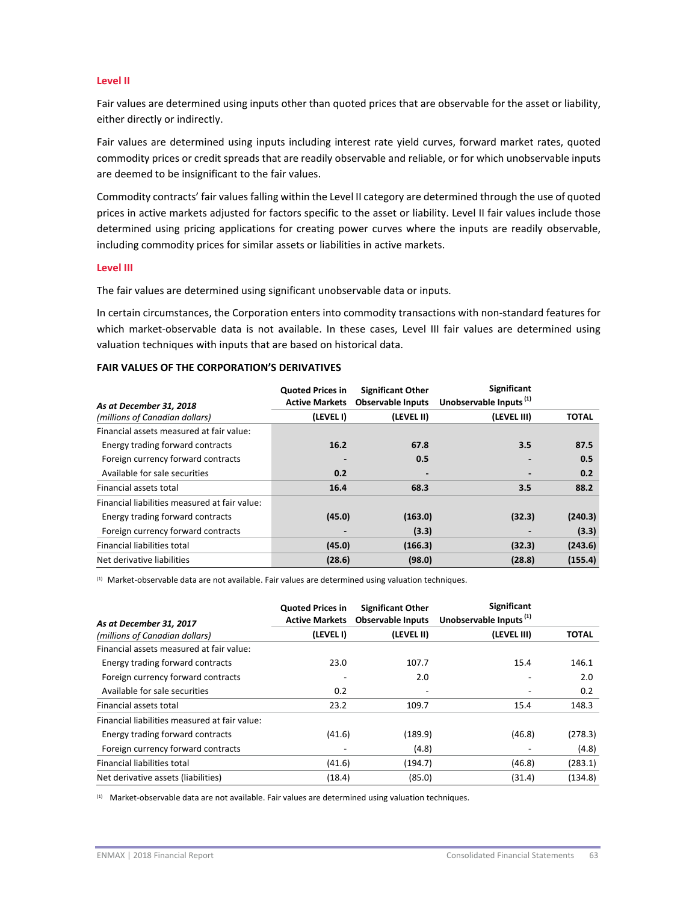### Level II

Fair values are determined using inputs other than quoted prices that are observable for the asset or liability, either directly or indirectly.

Fair values are determined using inputs including interest rate yield curves, forward market rates, quoted commodity prices or credit spreads that are readily observable and reliable, or for which unobservable inputs are deemed to be insignificant to the fair values.

Commodity contracts' fair values falling within the Level II category are determined through the use of quoted prices in active markets adjusted for factors specific to the asset or liability. Level II fair values include those determined using pricing applications for creating power curves where the inputs are readily observable, including commodity prices for similar assets or liabilities in active markets.

### Level III

The fair values are determined using significant unobservable data or inputs.

In certain circumstances, the Corporation enters into commodity transactions with non-standard features for which market-observable data is not available. In these cases, Level III fair values are determined using valuation techniques with inputs that are based on historical data.

**FAIR VALUES OF THE CORPORATION'S DERIVATIVES**

| *As at December 31, 2018* <br> *(millions of Canadian dollars)* | Quoted Prices in Active Markets (LEVEL I) | Significant Other Observable Inputs (LEVEL II) | Significant Unobservable Inputs [(1)] (LEVEL III) | TOTAL |
|---|---|---|---|---|
| Financial assets measured at fair value: | | | | |
| Energy trading forward contracts | **16.2** | **67.8** | **3.5** | **87.5** |
| Foreign currency forward contracts | **-** | **0.5** | **-** | **0.5** |
| Available for sale securities | **0.2** | **-** | **-** | **0.2** |
| Financial assets total | **16.4** | **68.3** | **3.5** | **88.2** |
| Financial liabilities measured at fair value: | | | | |
| Energy trading forward contracts | **(45.0)** | **(163.0)** | **(32.3)** | **(240.3)** |
| Foreign currency forward contracts | **-** | **(3.3)** | **-** | **(3.3)** |
| Financial liabilities total | **(45.0)** | **(166.3)** | **(32.3)** | **(243.6)** |
| Net derivative liabilities | **(28.6)** | **(98.0)** | **(28.8)** | **(155.4)** |

(1) Market-observable data are not available. Fair values are determined using valuation techniques.

| *As at December 31, 2017* <br> *(millions of Canadian dollars)* | Quoted Prices in Active Markets (LEVEL I) | Significant Other Observable Inputs (LEVEL II) | Significant Unobservable Inputs [(1)] (LEVEL III) | TOTAL |
|---|---|---|---|---|
| Financial assets measured at fair value: | | | | |
| Energy trading forward contracts | 23.0 | 107.7 | 15.4 | 146.1 |
| Foreign currency forward contracts | - | 2.0 | - | 2.0 |
| Available for sale securities | 0.2 | - | - | 0.2 |
| Financial assets total | 23.2 | 109.7 | 15.4 | 148.3 |
| Financial liabilities measured at fair value: | | | | |
| Energy trading forward contracts | (41.6) | (189.9) | (46.8) | (278.3) |
| Foreign currency forward contracts | - | (4.8) | - | (4.8) |
| Financial liabilities total | (41.6) | (194.7) | (46.8) | (283.1) |
| Net derivative assets (liabilities) | (18.4) | (85.0) | (31.4) | (134.8) |

(1) Market-observable data are not available. Fair values are determined using valuation techniques.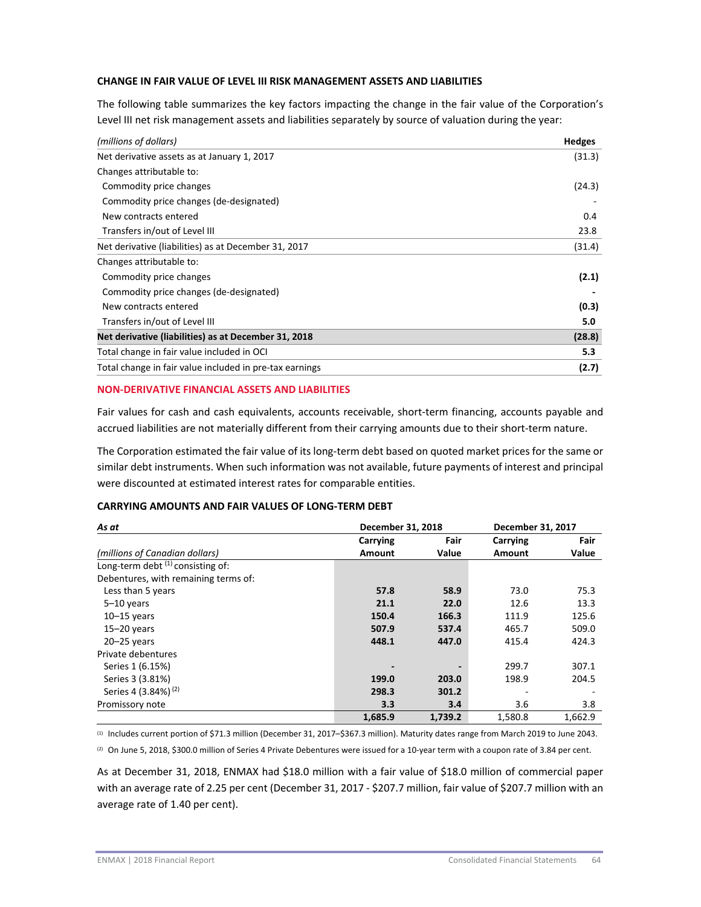### CHANGE IN FAIR VALUE OF LEVEL III RISK MANAGEMENT ASSETS AND LIABILITIES

The following table summarizes the key factors impacting the change in the fair value of the Corporation's Level III net risk management assets and liabilities separately by source of valuation during the year:

| *(millions of dollars)* | **Hedges** |
|---|---|
| Net derivative assets as at January 1, 2017 | (31.3) |
| Changes attributable to: | |
| Commodity price changes | (24.3) |
| Commodity price changes (de-designated) | - |
| New contracts entered | 0.4 |
| Transfers in/out of Level III | 23.8 |
| Net derivative (liabilities) as at December 31, 2017 | (31.4) |
| Changes attributable to: | |
| Commodity price changes | **(2.1)** |
| Commodity price changes (de-designated) | **-** |
| New contracts entered | **(0.3)** |
| Transfers in/out of Level III | **5.0** |
| **Net derivative (liabilities) as at December 31, 2018** | **(28.8)** |
| Total change in fair value included in OCI | **5.3** |
| Total change in fair value included in pre-tax earnings | **(2.7)** |

### NON-DERIVATIVE FINANCIAL ASSETS AND LIABILITIES

Fair values for cash and cash equivalents, accounts receivable, short-term financing, accounts payable and accrued liabilities are not materially different from their carrying amounts due to their short-term nature.

The Corporation estimated the fair value of its long-term debt based on quoted market prices for the same or similar debt instruments. When such information was not available, future payments of interest and principal were discounted at estimated interest rates for comparable entities.

### CARRYING AMOUNTS AND FAIR VALUES OF LONG-TERM DEBT

| *As at* | **December 31, 2018** | | **December 31, 2017** | |
|---|---|---|---|---|
| *(millions of Canadian dollars)* | **Carrying Amount** | **Fair Value** | **Carrying Amount** | **Fair Value** |
| Long-term debt [1] consisting of: | | | | |
| Debentures, with remaining terms of: | | | | |
| Less than 5 years | **57.8** | **58.9** | 73.0 | 75.3 |
| 5–10 years | **21.1** | **22.0** | 12.6 | 13.3 |
| 10–15 years | **150.4** | **166.3** | 111.9 | 125.6 |
| 15–20 years | **507.9** | **537.4** | 465.7 | 509.0 |
| 20–25 years | **448.1** | **447.0** | 415.4 | 424.3 |
| Private debentures | | | | |
| Series 1 (6.15%) | **-** | **-** | 299.7 | 307.1 |
| Series 3 (3.81%) | **199.0** | **203.0** | 198.9 | 204.5 |
| Series 4 (3.84%) [2] | **298.3** | **301.2** | - | - |
| Promissory note | **3.3** | **3.4** | 3.6 | 3.8 |
| | **1,685.9** | **1,739.2** | 1,580.8 | 1,662.9 |

[1] Includes current portion of $71.3 million (December 31, 2017–$367.3 million). Maturity dates range from March 2019 to June 2043.

[2] On June 5, 2018, $300.0 million of Series 4 Private Debentures were issued for a 10-year term with a coupon rate of 3.84 per cent.

As at December 31, 2018, ENMAX had $18.0 million with a fair value of $18.0 million of commercial paper with an average rate of 2.25 per cent (December 31, 2017 - $207.7 million, fair value of $207.7 million with an average rate of 1.40 per cent).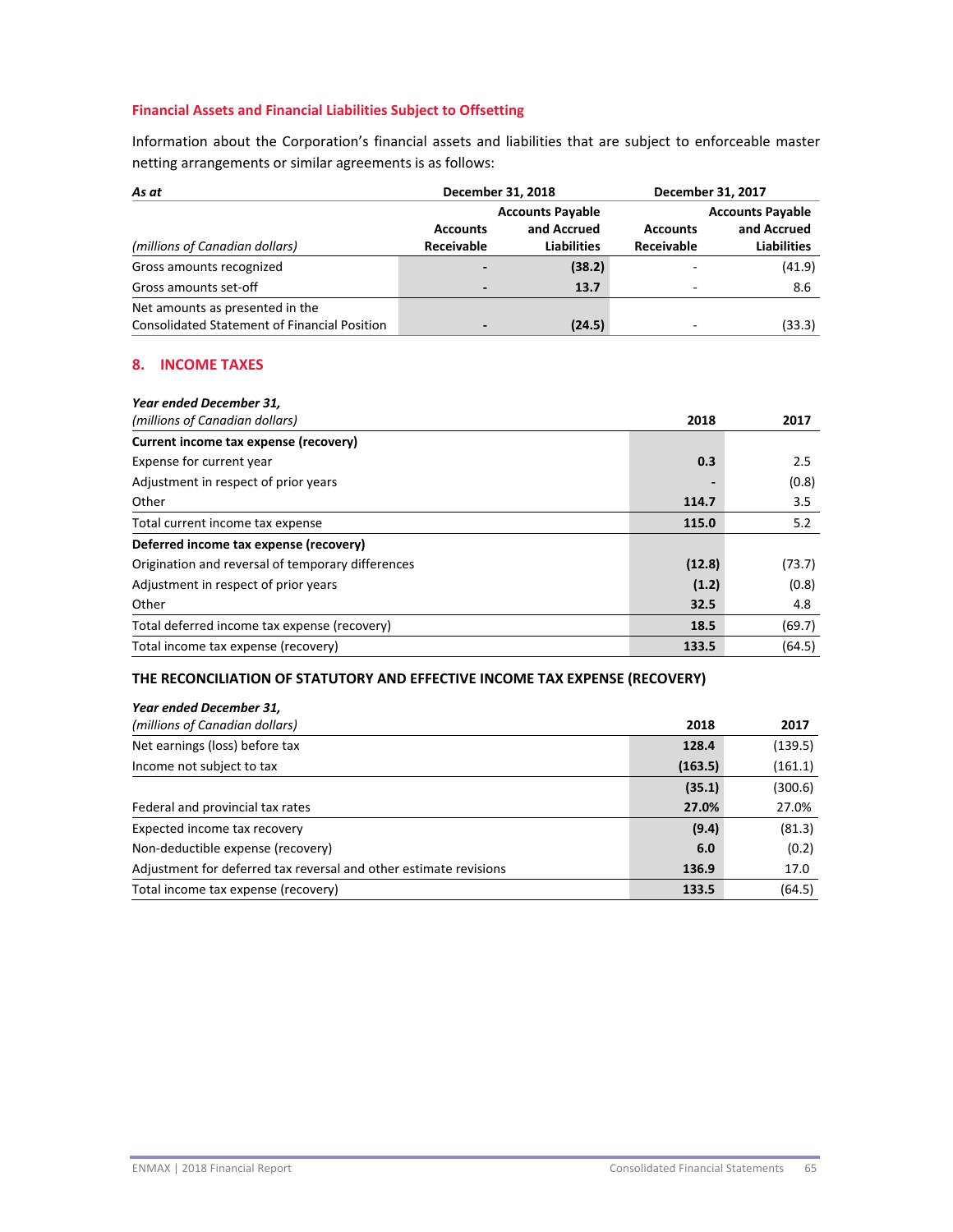### Financial Assets and Financial Liabilities Subject to Offsetting

Information about the Corporation's financial assets and liabilities that are subject to enforceable master netting arrangements or similar agreements is as follows:

| *As at* | December 31, 2018 | | December 31, 2017 | |
|---|---|---|---|---|
| *(millions of Canadian dollars)* | **Accounts Receivable** | **Accounts Payable and Accrued Liabilities** | **Accounts Receivable** | **Accounts Payable and Accrued Liabilities** |
| Gross amounts recognized | **-** | **(38.2)** | - | (41.9) |
| Gross amounts set-off | **-** | **13.7** | - | 8.6 |
| Net amounts as presented in the Consolidated Statement of Financial Position | **-** | **(24.5)** | - | (33.3) |

## 8. INCOME TAXES

| *Year ended December 31,* *(millions of Canadian dollars)* | 2018 | 2017 |
|---|---|---|
| **Current income tax expense (recovery)** | | |
| Expense for current year | **0.3** | 2.5 |
| Adjustment in respect of prior years | **-** | (0.8) |
| Other | **114.7** | 3.5 |
| Total current income tax expense | **115.0** | 5.2 |
| **Deferred income tax expense (recovery)** | | |
| Origination and reversal of temporary differences | **(12.8)** | (73.7) |
| Adjustment in respect of prior years | **(1.2)** | (0.8) |
| Other | **32.5** | 4.8 |
| Total deferred income tax expense (recovery) | **18.5** | (69.7) |
| Total income tax expense (recovery) | **133.5** | (64.5) |

### THE RECONCILIATION OF STATUTORY AND EFFECTIVE INCOME TAX EXPENSE (RECOVERY)

| *Year ended December 31,* *(millions of Canadian dollars)* | 2018 | 2017 |
|---|---|---|
| Net earnings (loss) before tax | **128.4** | (139.5) |
| Income not subject to tax | **(163.5)** | (161.1) |
| | **(35.1)** | (300.6) |
| Federal and provincial tax rates | **27.0%** | 27.0% |
| Expected income tax recovery | **(9.4)** | (81.3) |
| Non-deductible expense (recovery) | **6.0** | (0.2) |
| Adjustment for deferred tax reversal and other estimate revisions | **136.9** | 17.0 |
| Total income tax expense (recovery) | **133.5** | (64.5) |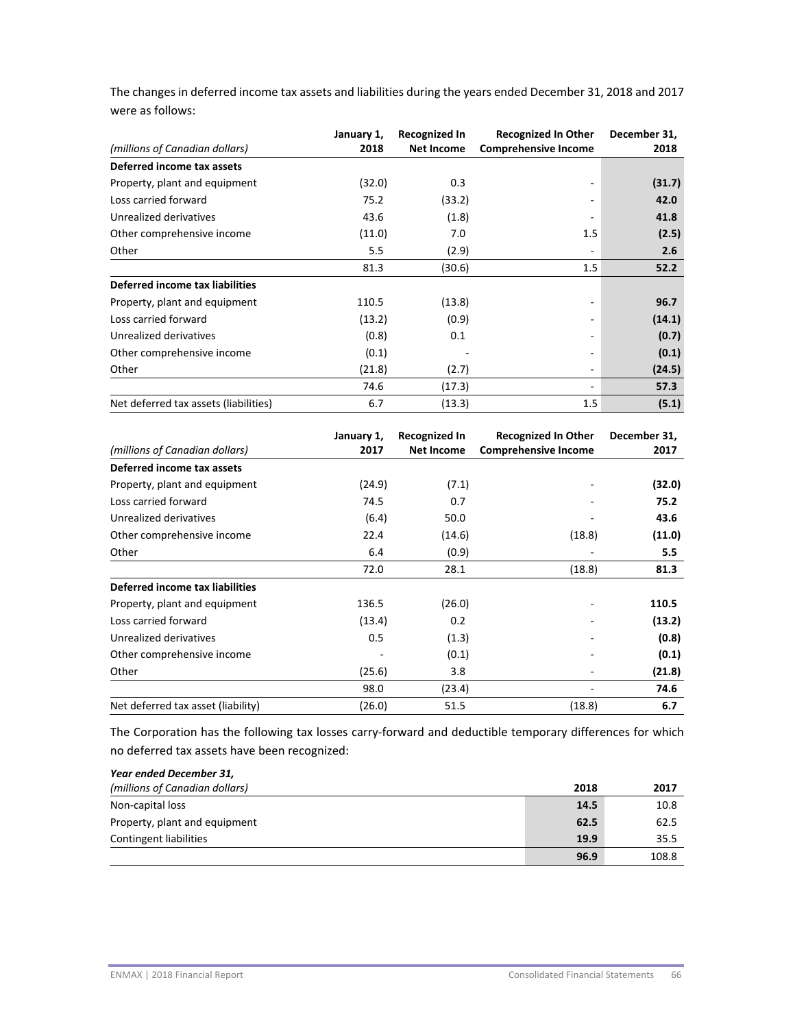The changes in deferred income tax assets and liabilities during the years ended December 31, 2018 and 2017 were as follows:

| *(millions of Canadian dollars)* | January 1, 2018 | Recognized In Net Income | Recognized In Other Comprehensive Income | December 31, 2018 |
|---|---|---|---|---|
| **Deferred income tax assets** | | | | |
| Property, plant and equipment | (32.0) | 0.3 | - | **(31.7)** |
| Loss carried forward | 75.2 | (33.2) | - | **42.0** |
| Unrealized derivatives | 43.6 | (1.8) | - | **41.8** |
| Other comprehensive income | (11.0) | 7.0 | 1.5 | **(2.5)** |
| Other | 5.5 | (2.9) | - | **2.6** |
| | 81.3 | (30.6) | 1.5 | **52.2** |
| **Deferred income tax liabilities** | | | | |
| Property, plant and equipment | 110.5 | (13.8) | - | **96.7** |
| Loss carried forward | (13.2) | (0.9) | - | **(14.1)** |
| Unrealized derivatives | (0.8) | 0.1 | - | **(0.7)** |
| Other comprehensive income | (0.1) | - | - | **(0.1)** |
| Other | (21.8) | (2.7) | - | **(24.5)** |
| | 74.6 | (17.3) | - | **57.3** |
| Net deferred tax assets (liabilities) | 6.7 | (13.3) | 1.5 | **(5.1)** |

| *(millions of Canadian dollars)* | January 1, 2017 | Recognized In Net Income | Recognized In Other Comprehensive Income | December 31, 2017 |
|---|---|---|---|---|
| **Deferred income tax assets** | | | | |
| Property, plant and equipment | (24.9) | (7.1) | - | **(32.0)** |
| Loss carried forward | 74.5 | 0.7 | - | **75.2** |
| Unrealized derivatives | (6.4) | 50.0 | - | **43.6** |
| Other comprehensive income | 22.4 | (14.6) | (18.8) | **(11.0)** |
| Other | 6.4 | (0.9) | - | **5.5** |
| | 72.0 | 28.1 | (18.8) | **81.3** |
| **Deferred income tax liabilities** | | | | |
| Property, plant and equipment | 136.5 | (26.0) | - | **110.5** |
| Loss carried forward | (13.4) | 0.2 | - | **(13.2)** |
| Unrealized derivatives | 0.5 | (1.3) | - | **(0.8)** |
| Other comprehensive income | - | (0.1) | - | **(0.1)** |
| Other | (25.6) | 3.8 | - | **(21.8)** |
| | 98.0 | (23.4) | - | **74.6** |
| Net deferred tax asset (liability) | (26.0) | 51.5 | (18.8) | **6.7** |

The Corporation has the following tax losses carry-forward and deductible temporary differences for which no deferred tax assets have been recognized:

| ***Year ended December 31,*** *(millions of Canadian dollars)* | 2018 | 2017 |
|---|---|---|
| Non-capital loss | **14.5** | 10.8 |
| Property, plant and equipment | **62.5** | 62.5 |
| Contingent liabilities | **19.9** | 35.5 |
| | **96.9** | 108.8 |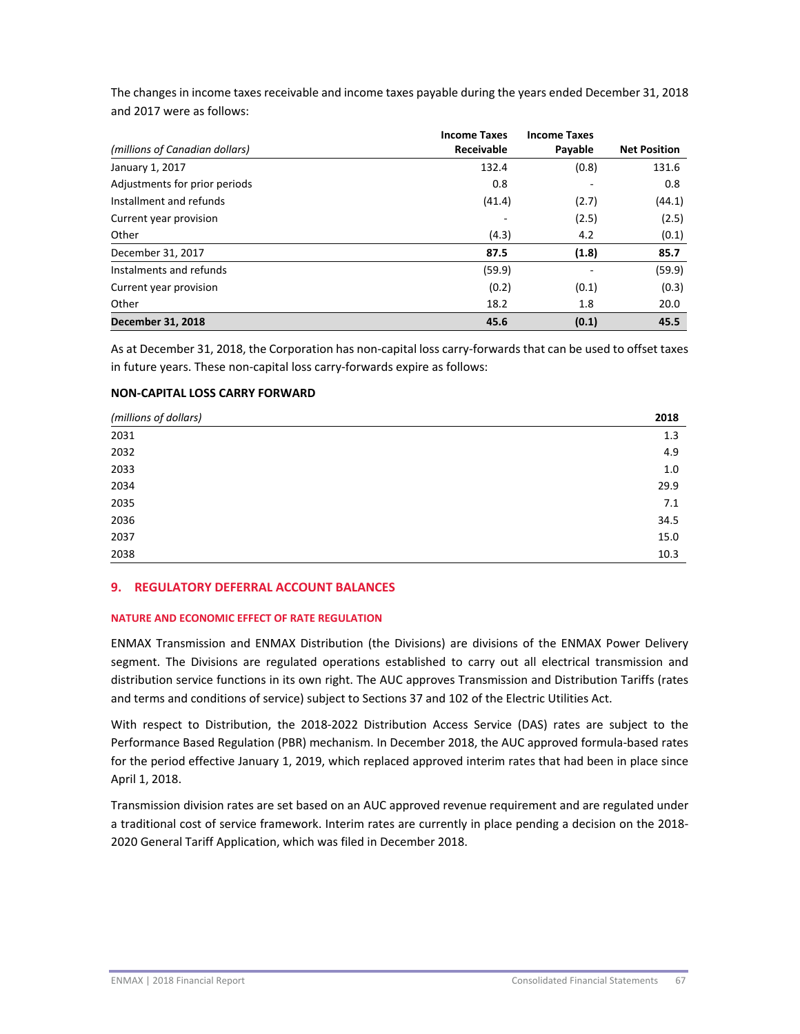The changes in income taxes receivable and income taxes payable during the years ended December 31, 2018 and 2017 were as follows:

| *(millions of Canadian dollars)* | Income Taxes Receivable | Income Taxes Payable | Net Position |
|---|---|---|---|
| January 1, 2017 | 132.4 | (0.8) | 131.6 |
| Adjustments for prior periods | 0.8 | - | 0.8 |
| Installment and refunds | (41.4) | (2.7) | (44.1) |
| Current year provision | - | (2.5) | (2.5) |
| Other | (4.3) | 4.2 | (0.1) |
| **December 31, 2017** | **87.5** | **(1.8)** | **85.7** |
| Instalments and refunds | (59.9) | - | (59.9) |
| Current year provision | (0.2) | (0.1) | (0.3) |
| Other | 18.2 | 1.8 | 20.0 |
| **December 31, 2018** | **45.6** | **(0.1)** | **45.5** |

As at December 31, 2018, the Corporation has non-capital loss carry-forwards that can be used to offset taxes in future years. These non-capital loss carry-forwards expire as follows:

**NON-CAPITAL LOSS CARRY FORWARD**

| *(millions of dollars)* | 2018 |
|---|---|
| 2031 | 1.3 |
| 2032 | 4.9 |
| 2033 | 1.0 |
| 2034 | 29.9 |
| 2035 | 7.1 |
| 2036 | 34.5 |
| 2037 | 15.0 |
| 2038 | 10.3 |

## 9. REGULATORY DEFERRAL ACCOUNT BALANCES

### NATURE AND ECONOMIC EFFECT OF RATE REGULATION

ENMAX Transmission and ENMAX Distribution (the Divisions) are divisions of the ENMAX Power Delivery segment. The Divisions are regulated operations established to carry out all electrical transmission and distribution service functions in its own right. The AUC approves Transmission and Distribution Tariffs (rates and terms and conditions of service) subject to Sections 37 and 102 of the Electric Utilities Act.

With respect to Distribution, the 2018-2022 Distribution Access Service (DAS) rates are subject to the Performance Based Regulation (PBR) mechanism. In December 2018, the AUC approved formula-based rates for the period effective January 1, 2019, which replaced approved interim rates that had been in place since April 1, 2018.

Transmission division rates are set based on an AUC approved revenue requirement and are regulated under a traditional cost of service framework. Interim rates are currently in place pending a decision on the 2018-2020 General Tariff Application, which was filed in December 2018.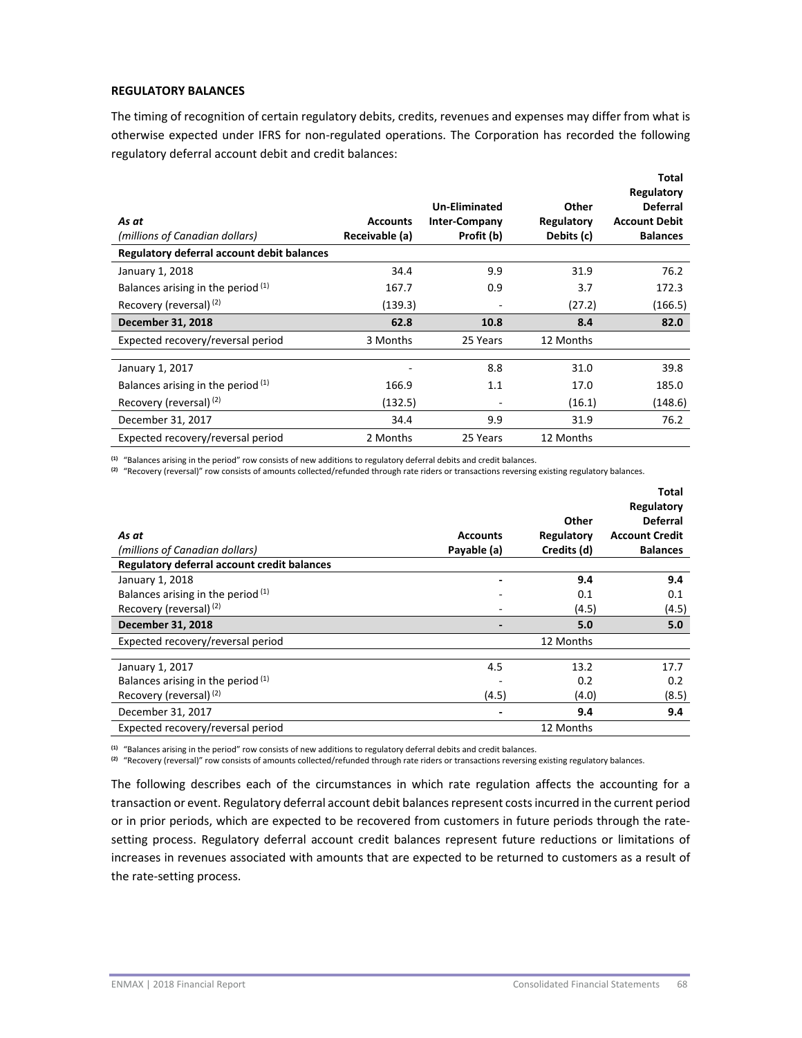**REGULATORY BALANCES**

The timing of recognition of certain regulatory debits, credits, revenues and expenses may differ from what is otherwise expected under IFRS for non-regulated operations. The Corporation has recorded the following regulatory deferral account debit and credit balances:

| *As at*<br>*(millions of Canadian dollars)* | Accounts Receivable (a) | Un-Eliminated Inter-Company Profit (b) | Other Regulatory Debits (c) | Total Regulatory Deferral Account Debit Balances |
|---|---|---|---|---|
| **Regulatory deferral account debit balances** | | | | |
| January 1, 2018 | 34.4 | 9.9 | 31.9 | 76.2 |
| Balances arising in the period [(1)] | 167.7 | 0.9 | 3.7 | 172.3 |
| Recovery (reversal) [(2)] | (139.3) | - | (27.2) | (166.5) |
| **December 31, 2018** | **62.8** | **10.8** | **8.4** | **82.0** |
| Expected recovery/reversal period | 3 Months | 25 Years | 12 Months | |
| January 1, 2017 | - | 8.8 | 31.0 | 39.8 |
| Balances arising in the period [(1)] | 166.9 | 1.1 | 17.0 | 185.0 |
| Recovery (reversal) [(2)] | (132.5) | - | (16.1) | (148.6) |
| December 31, 2017 | 34.4 | 9.9 | 31.9 | 76.2 |
| Expected recovery/reversal period | 2 Months | 25 Years | 12 Months | |

[(1)] "Balances arising in the period" row consists of new additions to regulatory deferral debits and credit balances.
[(2)] "Recovery (reversal)" row consists of amounts collected/refunded through rate riders or transactions reversing existing regulatory balances.

| *As at*<br>*(millions of Canadian dollars)* | Accounts Payable (a) | Other Regulatory Credits (d) | Total Regulatory Deferral Account Credit Balances |
|---|---|---|---|
| **Regulatory deferral account credit balances** | | | |
| January 1, 2018 | **-** | **9.4** | **9.4** |
| Balances arising in the period [(1)] | - | 0.1 | 0.1 |
| Recovery (reversal) [(2)] | - | (4.5) | (4.5) |
| **December 31, 2018** | **-** | **5.0** | **5.0** |
| Expected recovery/reversal period | | 12 Months | |
| January 1, 2017 | 4.5 | 13.2 | 17.7 |
| Balances arising in the period [(1)] | - | 0.2 | 0.2 |
| Recovery (reversal) [(2)] | (4.5) | (4.0) | (8.5) |
| December 31, 2017 | **-** | **9.4** | **9.4** |
| Expected recovery/reversal period | | 12 Months | |

[(1)] "Balances arising in the period" row consists of new additions to regulatory deferral debits and credit balances.
[(2)] "Recovery (reversal)" row consists of amounts collected/refunded through rate riders or transactions reversing existing regulatory balances.

The following describes each of the circumstances in which rate regulation affects the accounting for a transaction or event. Regulatory deferral account debit balances represent costs incurred in the current period or in prior periods, which are expected to be recovered from customers in future periods through the rate-setting process. Regulatory deferral account credit balances represent future reductions or limitations of increases in revenues associated with amounts that are expected to be returned to customers as a result of the rate-setting process.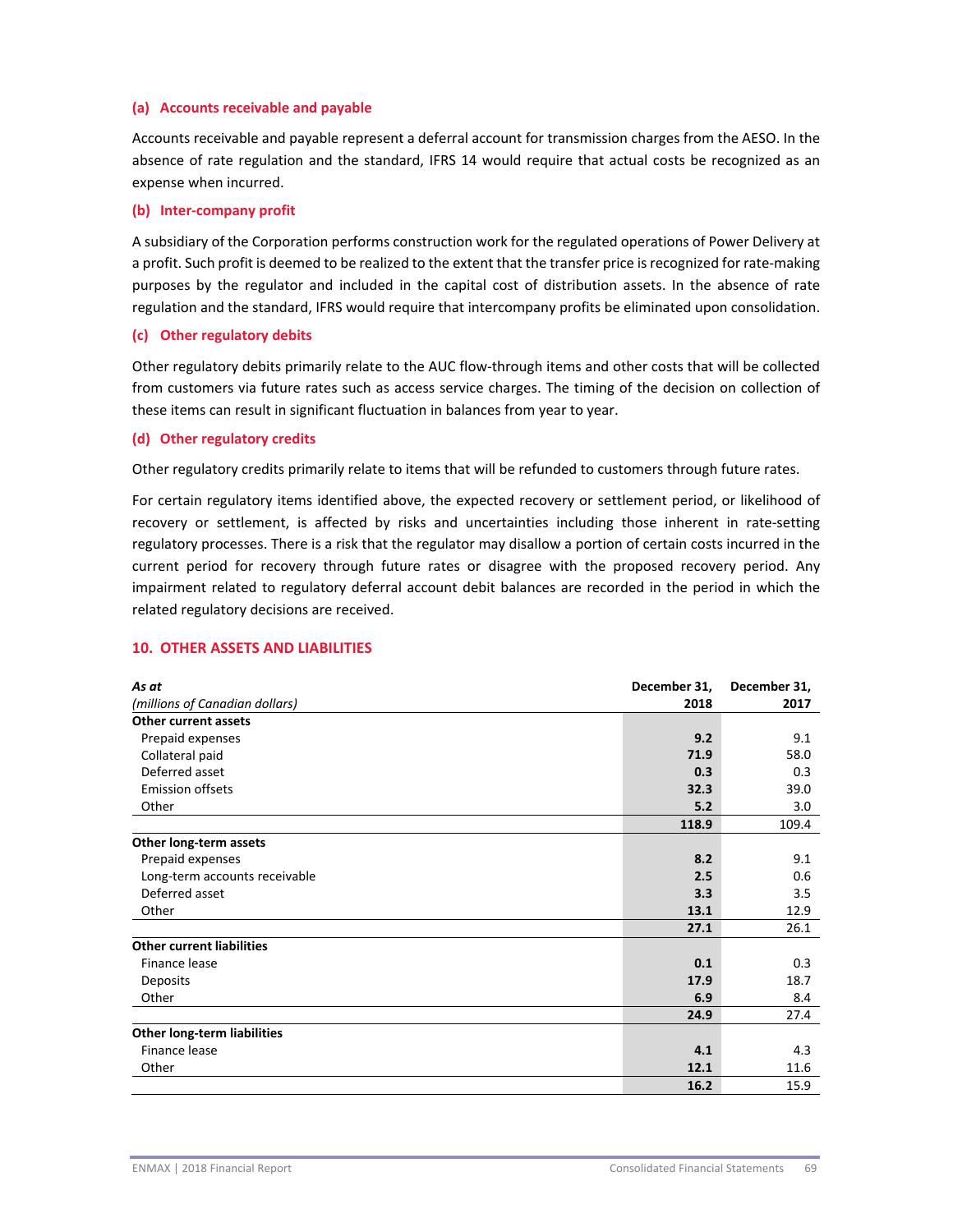### (a) Accounts receivable and payable

Accounts receivable and payable represent a deferral account for transmission charges from the AESO. In the absence of rate regulation and the standard, IFRS 14 would require that actual costs be recognized as an expense when incurred.

### (b) Inter-company profit

A subsidiary of the Corporation performs construction work for the regulated operations of Power Delivery at a profit. Such profit is deemed to be realized to the extent that the transfer price is recognized for rate-making purposes by the regulator and included in the capital cost of distribution assets. In the absence of rate regulation and the standard, IFRS would require that intercompany profits be eliminated upon consolidation.

### (c) Other regulatory debits

Other regulatory debits primarily relate to the AUC flow-through items and other costs that will be collected from customers via future rates such as access service charges. The timing of the decision on collection of these items can result in significant fluctuation in balances from year to year.

### (d) Other regulatory credits

Other regulatory credits primarily relate to items that will be refunded to customers through future rates.

For certain regulatory items identified above, the expected recovery or settlement period, or likelihood of recovery or settlement, is affected by risks and uncertainties including those inherent in rate-setting regulatory processes. There is a risk that the regulator may disallow a portion of certain costs incurred in the current period for recovery through future rates or disagree with the proposed recovery period. Any impairment related to regulatory deferral account debit balances are recorded in the period in which the related regulatory decisions are received.

## 10. OTHER ASSETS AND LIABILITIES

| *As at* *(millions of Canadian dollars)* | December 31, 2018 | December 31, 2017 |
|---|---|---|
| **Other current assets** | | |
| Prepaid expenses | **9.2** | 9.1 |
| Collateral paid | **71.9** | 58.0 |
| Deferred asset | **0.3** | 0.3 |
| Emission offsets | **32.3** | 39.0 |
| Other | **5.2** | 3.0 |
| | **118.9** | 109.4 |
| **Other long-term assets** | | |
| Prepaid expenses | **8.2** | 9.1 |
| Long-term accounts receivable | **2.5** | 0.6 |
| Deferred asset | **3.3** | 3.5 |
| Other | **13.1** | 12.9 |
| | **27.1** | 26.1 |
| **Other current liabilities** | | |
| Finance lease | **0.1** | 0.3 |
| Deposits | **17.9** | 18.7 |
| Other | **6.9** | 8.4 |
| | **24.9** | 27.4 |
| **Other long-term liabilities** | | |
| Finance lease | **4.1** | 4.3 |
| Other | **12.1** | 11.6 |
| | **16.2** | 15.9 |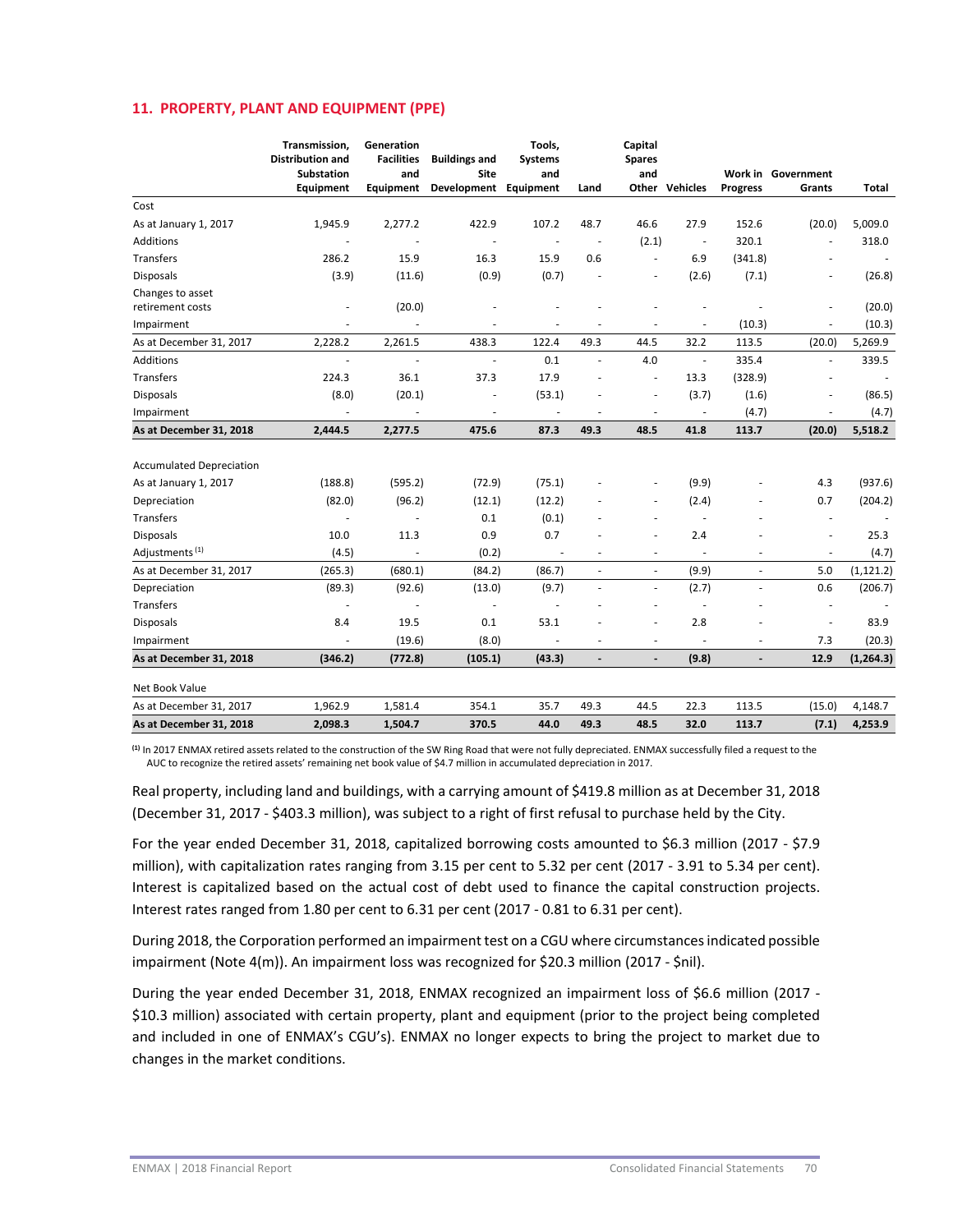## 11. PROPERTY, PLANT AND EQUIPMENT (PPE)

| | Transmission, Distribution and Substation Equipment | Generation Facilities and Equipment | Buildings and Site Development | Tools, Systems and Equipment | Land | Capital Spares and Other | Vehicles | Work in Progress | Government Grants | Total |
|---|---|---|---|---|---|---|---|---|---|---|
| Cost | | | | | | | | | | |
| As at January 1, 2017 | 1,945.9 | 2,277.2 | 422.9 | 107.2 | 48.7 | 46.6 | 27.9 | 152.6 | (20.0) | 5,009.0 |
| Additions | - | - | - | - | - | (2.1) | - | 320.1 | - | 318.0 |
| Transfers | 286.2 | 15.9 | 16.3 | 15.9 | 0.6 | - | 6.9 | (341.8) | - | - |
| Disposals | (3.9) | (11.6) | (0.9) | (0.7) | - | - | (2.6) | (7.1) | - | (26.8) |
| Changes to asset retirement costs | - | (20.0) | - | - | - | - | - | - | - | (20.0) |
| Impairment | - | - | - | - | - | - | - | (10.3) | - | (10.3) |
| As at December 31, 2017 | 2,228.2 | 2,261.5 | 438.3 | 122.4 | 49.3 | 44.5 | 32.2 | 113.5 | (20.0) | 5,269.9 |
| Additions | - | - | - | 0.1 | - | 4.0 | - | 335.4 | - | 339.5 |
| Transfers | 224.3 | 36.1 | 37.3 | 17.9 | - | - | 13.3 | (328.9) | - | - |
| Disposals | (8.0) | (20.1) | - | (53.1) | - | - | (3.7) | (1.6) | - | (86.5) |
| Impairment | - | - | - | - | - | - | - | (4.7) | - | (4.7) |
| **As at December 31, 2018** | **2,444.5** | **2,277.5** | **475.6** | **87.3** | **49.3** | **48.5** | **41.8** | **113.7** | **(20.0)** | **5,518.2** |
| | | | | | | | | | | |
| Accumulated Depreciation | | | | | | | | | | |
| As at January 1, 2017 | (188.8) | (595.2) | (72.9) | (75.1) | - | - | (9.9) | - | 4.3 | (937.6) |
| Depreciation | (82.0) | (96.2) | (12.1) | (12.2) | - | - | (2.4) | - | 0.7 | (204.2) |
| Transfers | - | - | 0.1 | (0.1) | - | - | - | - | - | - |
| Disposals | 10.0 | 11.3 | 0.9 | 0.7 | - | - | 2.4 | - | - | 25.3 |
| Adjustments [1] | (4.5) | - | (0.2) | - | - | - | - | - | - | (4.7) |
| As at December 31, 2017 | (265.3) | (680.1) | (84.2) | (86.7) | - | - | (9.9) | - | 5.0 | (1,121.2) |
| Depreciation | (89.3) | (92.6) | (13.0) | (9.7) | - | - | (2.7) | - | 0.6 | (206.7) |
| Transfers | - | - | - | - | - | - | - | - | - | - |
| Disposals | 8.4 | 19.5 | 0.1 | 53.1 | - | - | 2.8 | - | - | 83.9 |
| Impairment | - | (19.6) | (8.0) | - | - | - | - | - | 7.3 | (20.3) |
| **As at December 31, 2018** | **(346.2)** | **(772.8)** | **(105.1)** | **(43.3)** | **-** | **-** | **(9.8)** | **-** | **12.9** | **(1,264.3)** |
| | | | | | | | | | | |
| Net Book Value | | | | | | | | | | |
| As at December 31, 2017 | 1,962.9 | 1,581.4 | 354.1 | 35.7 | 49.3 | 44.5 | 22.3 | 113.5 | (15.0) | 4,148.7 |
| **As at December 31, 2018** | **2,098.3** | **1,504.7** | **370.5** | **44.0** | **49.3** | **48.5** | **32.0** | **113.7** | **(7.1)** | **4,253.9** |

[1] In 2017 ENMAX retired assets related to the construction of the SW Ring Road that were not fully depreciated. ENMAX successfully filed a request to the AUC to recognize the retired assets' remaining net book value of $4.7 million in accumulated depreciation in 2017.

Real property, including land and buildings, with a carrying amount of $419.8 million as at December 31, 2018 (December 31, 2017 - $403.3 million), was subject to a right of first refusal to purchase held by the City.

For the year ended December 31, 2018, capitalized borrowing costs amounted to $6.3 million (2017 - $7.9 million), with capitalization rates ranging from 3.15 per cent to 5.32 per cent (2017 - 3.91 to 5.34 per cent). Interest is capitalized based on the actual cost of debt used to finance the capital construction projects. Interest rates ranged from 1.80 per cent to 6.31 per cent (2017 - 0.81 to 6.31 per cent).

During 2018, the Corporation performed an impairment test on a CGU where circumstances indicated possible impairment (Note 4(m)). An impairment loss was recognized for $20.3 million (2017 - $nil).

During the year ended December 31, 2018, ENMAX recognized an impairment loss of $6.6 million (2017 - $10.3 million) associated with certain property, plant and equipment (prior to the project being completed and included in one of ENMAX's CGU's). ENMAX no longer expects to bring the project to market due to changes in the market conditions.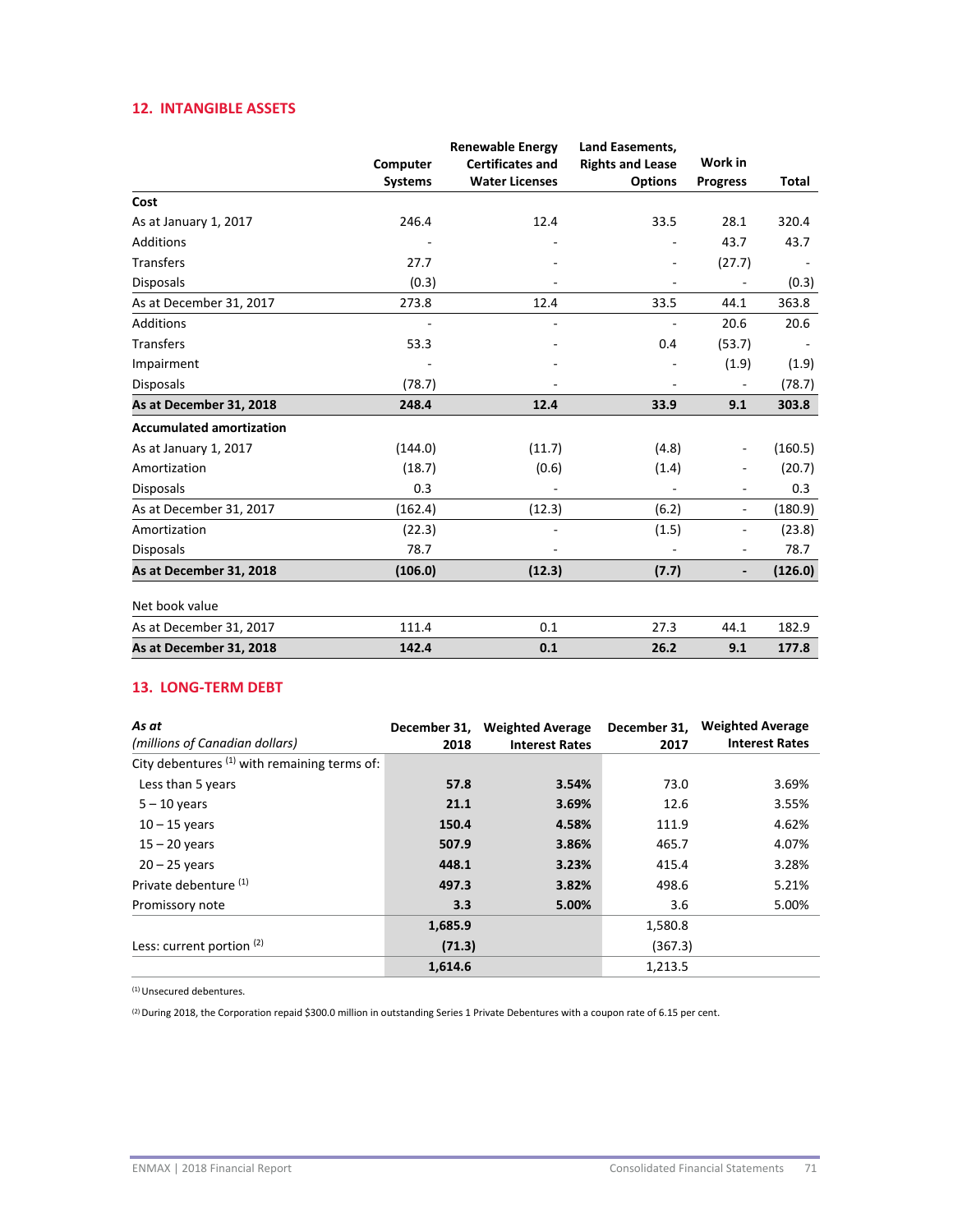## 12. INTANGIBLE ASSETS

| | Computer Systems | Renewable Energy Certificates and Water Licenses | Land Easements, Rights and Lease Options | Work in Progress | Total |
|---|---|---|---|---|---|
| **Cost** | | | | | |
| As at January 1, 2017 | 246.4 | 12.4 | 33.5 | 28.1 | 320.4 |
| Additions | - | - | - | 43.7 | 43.7 |
| Transfers | 27.7 | - | - | (27.7) | - |
| Disposals | (0.3) | - | - | - | (0.3) |
| As at December 31, 2017 | 273.8 | 12.4 | 33.5 | 44.1 | 363.8 |
| Additions | - | - | - | 20.6 | 20.6 |
| Transfers | 53.3 | - | 0.4 | (53.7) | - |
| Impairment | - | - | - | (1.9) | (1.9) |
| Disposals | (78.7) | - | - | - | (78.7) |
| **As at December 31, 2018** | **248.4** | **12.4** | **33.9** | **9.1** | **303.8** |
| **Accumulated amortization** | | | | | |
| As at January 1, 2017 | (144.0) | (11.7) | (4.8) | - | (160.5) |
| Amortization | (18.7) | (0.6) | (1.4) | - | (20.7) |
| Disposals | 0.3 | - | - | - | 0.3 |
| As at December 31, 2017 | (162.4) | (12.3) | (6.2) | - | (180.9) |
| Amortization | (22.3) | - | (1.5) | - | (23.8) |
| Disposals | 78.7 | - | - | - | 78.7 |
| **As at December 31, 2018** | **(106.0)** | **(12.3)** | **(7.7)** | **-** | **(126.0)** |
| Net book value | | | | | |
| As at December 31, 2017 | 111.4 | 0.1 | 27.3 | 44.1 | 182.9 |
| **As at December 31, 2018** | **142.4** | **0.1** | **26.2** | **9.1** | **177.8** |

## 13. LONG-TERM DEBT

| *As at* *(millions of Canadian dollars)* | December 31, 2018 | Weighted Average Interest Rates | December 31, 2017 | Weighted Average Interest Rates |
|---|---|---|---|---|
| City debentures [(1)] with remaining terms of: | | | | |
| Less than 5 years | 57.8 | 3.54% | 73.0 | 3.69% |
| 5 – 10 years | 21.1 | 3.69% | 12.6 | 3.55% |
| 10 – 15 years | 150.4 | 4.58% | 111.9 | 4.62% |
| 15 – 20 years | 507.9 | 3.86% | 465.7 | 4.07% |
| 20 – 25 years | 448.1 | 3.23% | 415.4 | 3.28% |
| Private debenture [(1)] | 497.3 | 3.82% | 498.6 | 5.21% |
| Promissory note | 3.3 | 5.00% | 3.6 | 5.00% |
| | 1,685.9 | | 1,580.8 | |
| Less: current portion [(2)] | (71.3) | | (367.3) | |
| | 1,614.6 | | 1,213.5 | |

(1) Unsecured debentures.

(2) During 2018, the Corporation repaid $300.0 million in outstanding Series 1 Private Debentures with a coupon rate of 6.15 per cent.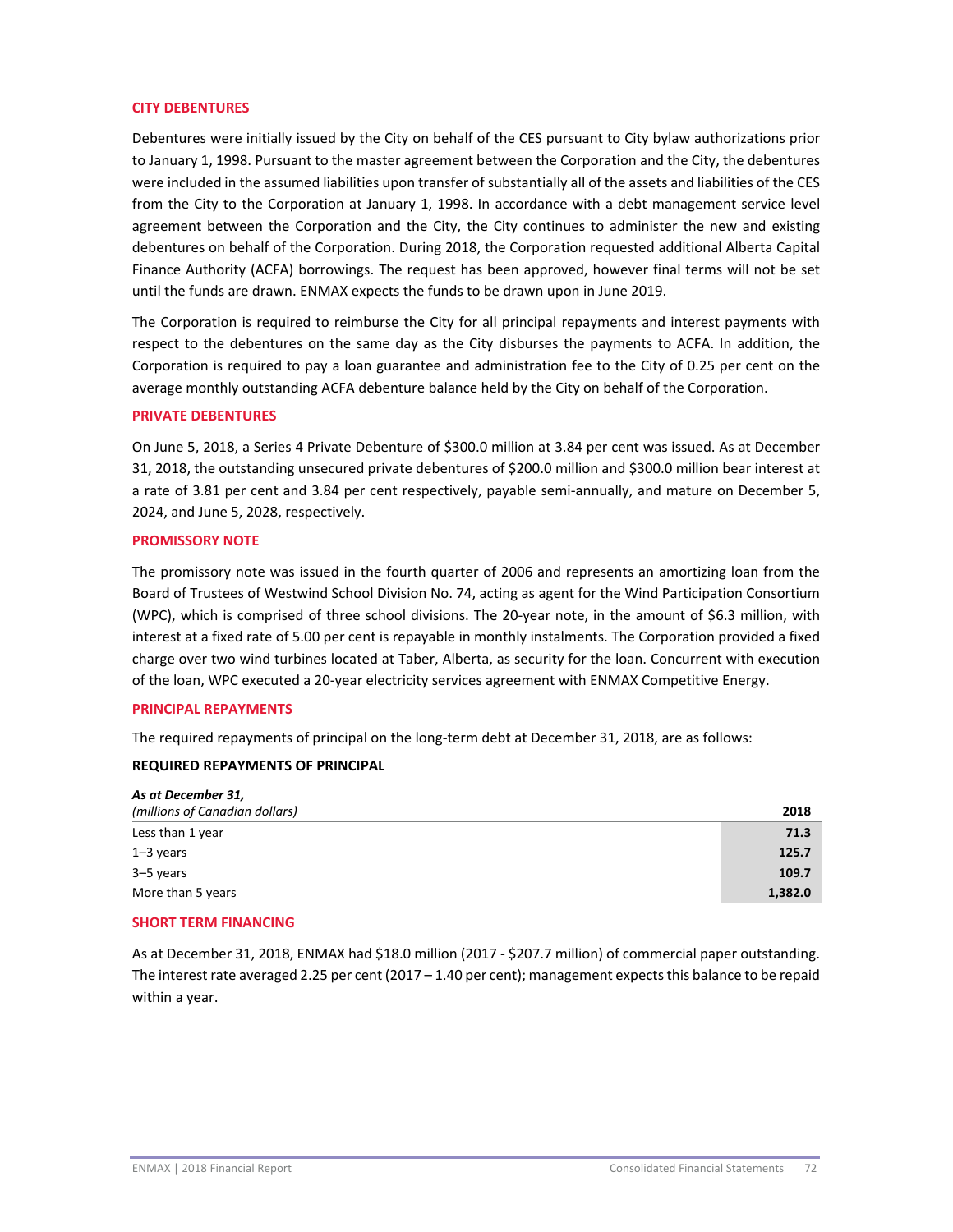## CITY DEBENTURES

Debentures were initially issued by the City on behalf of the CES pursuant to City bylaw authorizations prior to January 1, 1998. Pursuant to the master agreement between the Corporation and the City, the debentures were included in the assumed liabilities upon transfer of substantially all of the assets and liabilities of the CES from the City to the Corporation at January 1, 1998. In accordance with a debt management service level agreement between the Corporation and the City, the City continues to administer the new and existing debentures on behalf of the Corporation. During 2018, the Corporation requested additional Alberta Capital Finance Authority (ACFA) borrowings. The request has been approved, however final terms will not be set until the funds are drawn. ENMAX expects the funds to be drawn upon in June 2019.

The Corporation is required to reimburse the City for all principal repayments and interest payments with respect to the debentures on the same day as the City disburses the payments to ACFA. In addition, the Corporation is required to pay a loan guarantee and administration fee to the City of 0.25 per cent on the average monthly outstanding ACFA debenture balance held by the City on behalf of the Corporation.

## PRIVATE DEBENTURES

On June 5, 2018, a Series 4 Private Debenture of $300.0 million at 3.84 per cent was issued. As at December 31, 2018, the outstanding unsecured private debentures of $200.0 million and $300.0 million bear interest at a rate of 3.81 per cent and 3.84 per cent respectively, payable semi-annually, and mature on December 5, 2024, and June 5, 2028, respectively.

## PROMISSORY NOTE

The promissory note was issued in the fourth quarter of 2006 and represents an amortizing loan from the Board of Trustees of Westwind School Division No. 74, acting as agent for the Wind Participation Consortium (WPC), which is comprised of three school divisions. The 20-year note, in the amount of $6.3 million, with interest at a fixed rate of 5.00 per cent is repayable in monthly instalments. The Corporation provided a fixed charge over two wind turbines located at Taber, Alberta, as security for the loan. Concurrent with execution of the loan, WPC executed a 20-year electricity services agreement with ENMAX Competitive Energy.

## PRINCIPAL REPAYMENTS

The required repayments of principal on the long-term debt at December 31, 2018, are as follows:

**REQUIRED REPAYMENTS OF PRINCIPAL**

| *As at December 31,* *(millions of Canadian dollars)* | **2018** |
|---|---|
| Less than 1 year | **71.3** |
| 1–3 years | **125.7** |
| 3–5 years | **109.7** |
| More than 5 years | **1,382.0** |

## SHORT TERM FINANCING

As at December 31, 2018, ENMAX had $18.0 million (2017 - $207.7 million) of commercial paper outstanding. The interest rate averaged 2.25 per cent (2017 – 1.40 per cent); management expects this balance to be repaid within a year.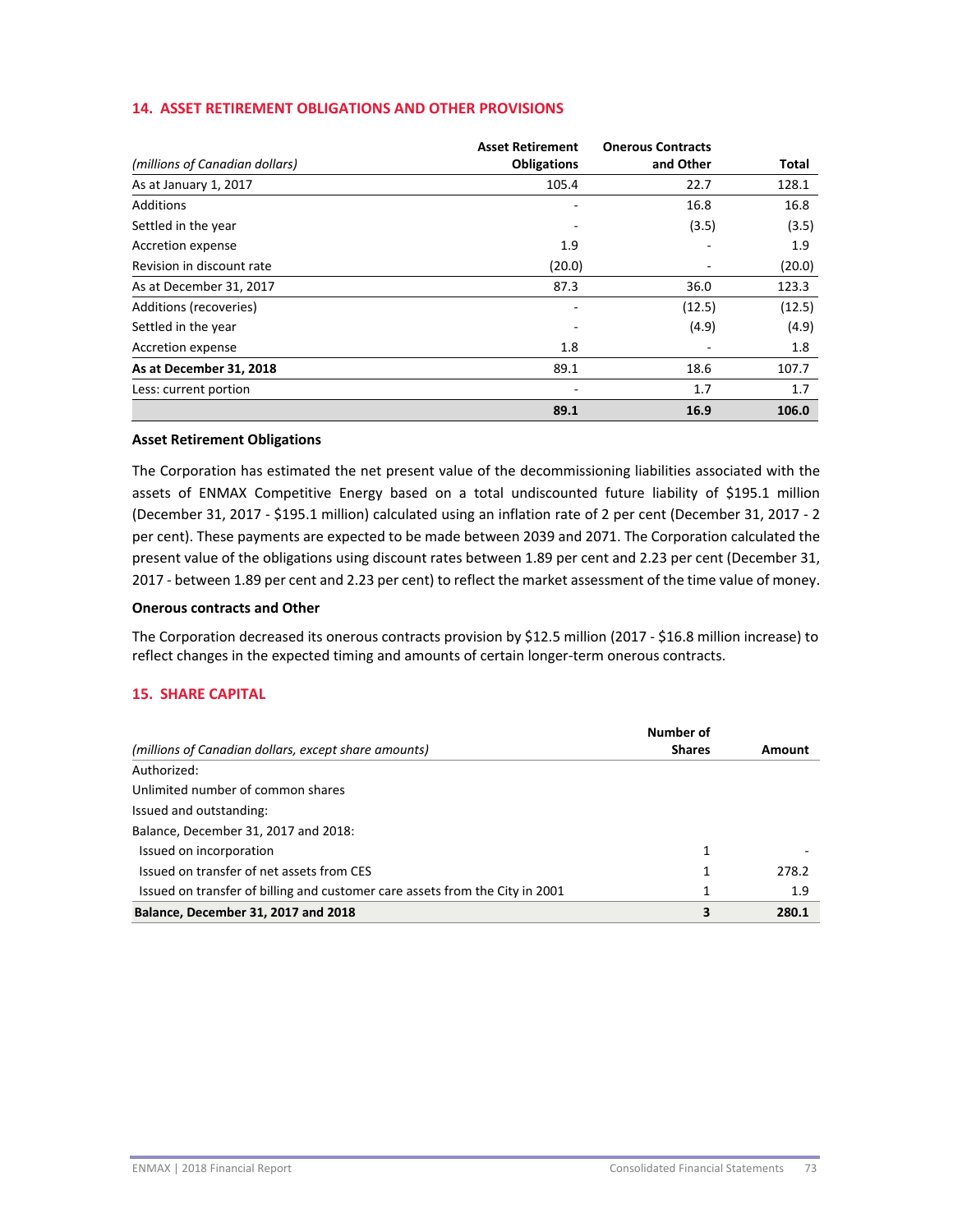## 14. ASSET RETIREMENT OBLIGATIONS AND OTHER PROVISIONS

| *(millions of Canadian dollars)* | Asset Retirement Obligations | Onerous Contracts and Other | Total |
|---|---|---|---|
| As at January 1, 2017 | 105.4 | 22.7 | 128.1 |
| Additions | - | 16.8 | 16.8 |
| Settled in the year | - | (3.5) | (3.5) |
| Accretion expense | 1.9 | - | 1.9 |
| Revision in discount rate | (20.0) | - | (20.0) |
| As at December 31, 2017 | 87.3 | 36.0 | 123.3 |
| Additions (recoveries) | - | (12.5) | (12.5) |
| Settled in the year | - | (4.9) | (4.9) |
| Accretion expense | 1.8 | - | 1.8 |
| **As at December 31, 2018** | 89.1 | 18.6 | 107.7 |
| Less: current portion | - | 1.7 | 1.7 |
| | **89.1** | **16.9** | **106.0** |

### Asset Retirement Obligations

The Corporation has estimated the net present value of the decommissioning liabilities associated with the assets of ENMAX Competitive Energy based on a total undiscounted future liability of $195.1 million (December 31, 2017 - $195.1 million) calculated using an inflation rate of 2 per cent (December 31, 2017 - 2 per cent). These payments are expected to be made between 2039 and 2071. The Corporation calculated the present value of the obligations using discount rates between 1.89 per cent and 2.23 per cent (December 31, 2017 - between 1.89 per cent and 2.23 per cent) to reflect the market assessment of the time value of money.

### Onerous contracts and Other

The Corporation decreased its onerous contracts provision by $12.5 million (2017 - $16.8 million increase) to reflect changes in the expected timing and amounts of certain longer-term onerous contracts.

## 15. SHARE CAPITAL

| *(millions of Canadian dollars, except share amounts)* | Number of Shares | Amount |
|---|---|---|
| Authorized: | | |
| Unlimited number of common shares | | |
| Issued and outstanding: | | |
| Balance, December 31, 2017 and 2018: | | |
| Issued on incorporation | 1 | - |
| Issued on transfer of net assets from CES | 1 | 278.2 |
| Issued on transfer of billing and customer care assets from the City in 2001 | 1 | 1.9 |
| **Balance, December 31, 2017 and 2018** | **3** | **280.1** |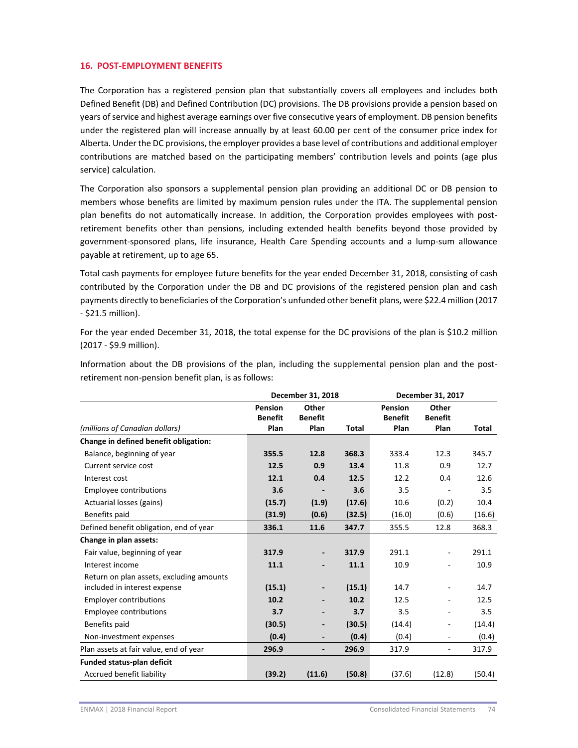## 16. POST-EMPLOYMENT BENEFITS

The Corporation has a registered pension plan that substantially covers all employees and includes both Defined Benefit (DB) and Defined Contribution (DC) provisions. The DB provisions provide a pension based on years of service and highest average earnings over five consecutive years of employment. DB pension benefits under the registered plan will increase annually by at least 60.00 per cent of the consumer price index for Alberta. Under the DC provisions, the employer provides a base level of contributions and additional employer contributions are matched based on the participating members' contribution levels and points (age plus service) calculation.

The Corporation also sponsors a supplemental pension plan providing an additional DC or DB pension to members whose benefits are limited by maximum pension rules under the ITA. The supplemental pension plan benefits do not automatically increase. In addition, the Corporation provides employees with post-retirement benefits other than pensions, including extended health benefits beyond those provided by government-sponsored plans, life insurance, Health Care Spending accounts and a lump-sum allowance payable at retirement, up to age 65.

Total cash payments for employee future benefits for the year ended December 31, 2018, consisting of cash contributed by the Corporation under the DB and DC provisions of the registered pension plan and cash payments directly to beneficiaries of the Corporation's unfunded other benefit plans, were $22.4 million (2017 - $21.5 million).

For the year ended December 31, 2018, the total expense for the DC provisions of the plan is $10.2 million (2017 - $9.9 million).

Information about the DB provisions of the plan, including the supplemental pension plan and the post-retirement non-pension benefit plan, is as follows:

| | December 31, 2018 | | | December 31, 2017 | | |
|---|---|---|---|---|---|---|
| *(millions of Canadian dollars)* | Pension Benefit Plan | Other Benefit Plan | Total | Pension Benefit Plan | Other Benefit Plan | Total |
| **Change in defined benefit obligation:** | | | | | | |
| Balance, beginning of year | **355.5** | **12.8** | **368.3** | 333.4 | 12.3 | 345.7 |
| Current service cost | **12.5** | **0.9** | **13.4** | 11.8 | 0.9 | 12.7 |
| Interest cost | **12.1** | **0.4** | **12.5** | 12.2 | 0.4 | 12.6 |
| Employee contributions | **3.6** | **-** | **3.6** | 3.5 | - | 3.5 |
| Actuarial losses (gains) | **(15.7)** | **(1.9)** | **(17.6)** | 10.6 | (0.2) | 10.4 |
| Benefits paid | **(31.9)** | **(0.6)** | **(32.5)** | (16.0) | (0.6) | (16.6) |
| Defined benefit obligation, end of year | **336.1** | **11.6** | **347.7** | 355.5 | 12.8 | 368.3 |
| **Change in plan assets:** | | | | | | |
| Fair value, beginning of year | **317.9** | **-** | **317.9** | 291.1 | - | 291.1 |
| Interest income | **11.1** | **-** | **11.1** | 10.9 | - | 10.9 |
| Return on plan assets, excluding amounts included in interest expense | **(15.1)** | **-** | **(15.1)** | 14.7 | - | 14.7 |
| Employer contributions | **10.2** | **-** | **10.2** | 12.5 | - | 12.5 |
| Employee contributions | **3.7** | **-** | **3.7** | 3.5 | - | 3.5 |
| Benefits paid | **(30.5)** | **-** | **(30.5)** | (14.4) | - | (14.4) |
| Non-investment expenses | **(0.4)** | **-** | **(0.4)** | (0.4) | - | (0.4) |
| Plan assets at fair value, end of year | **296.9** | **-** | **296.9** | 317.9 | - | 317.9 |
| **Funded status-plan deficit** | | | | | | |
| Accrued benefit liability | **(39.2)** | **(11.6)** | **(50.8)** | (37.6) | (12.8) | (50.4) |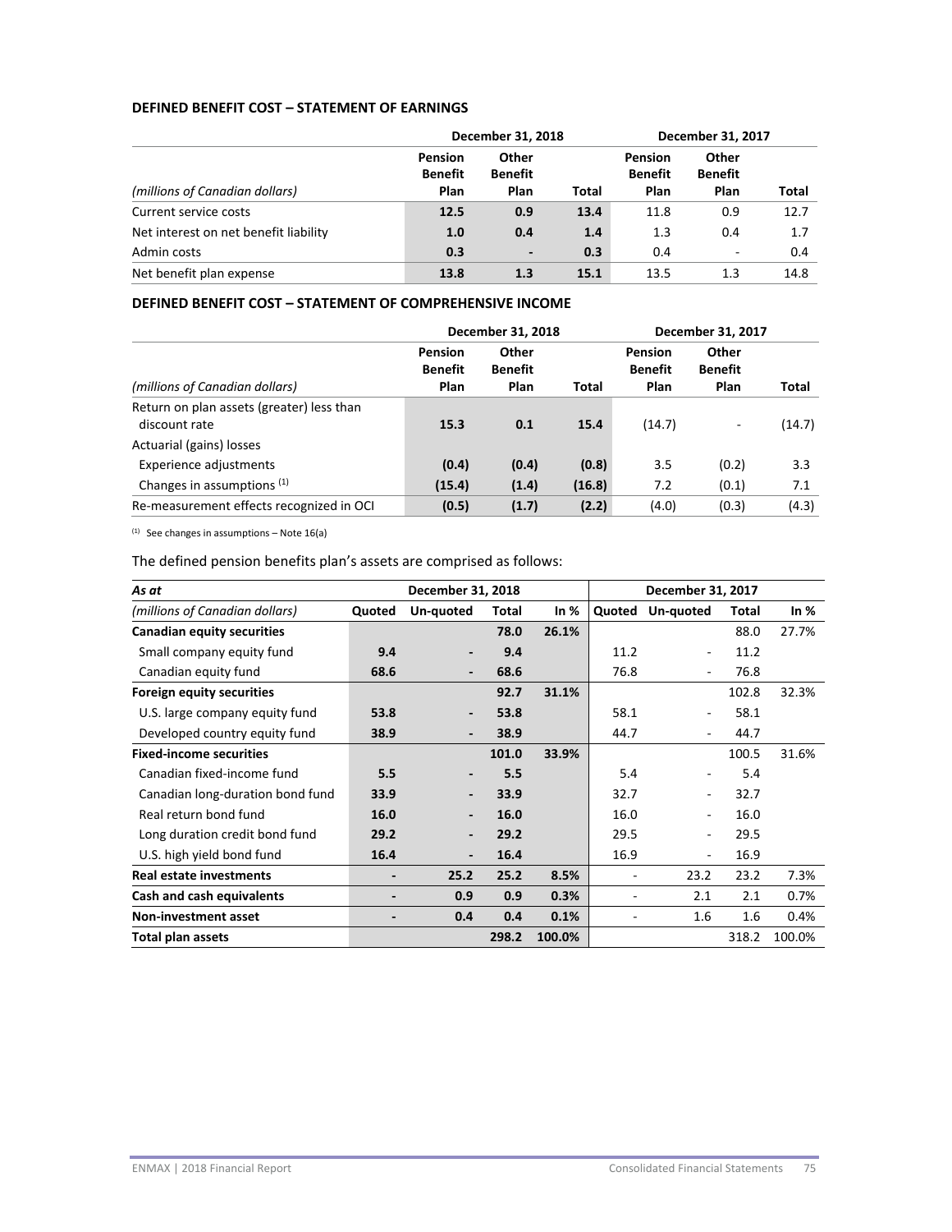### DEFINED BENEFIT COST – STATEMENT OF EARNINGS

| | December 31, 2018 | | | December 31, 2017 | | |
|---|---|---|---|---|---|---|
| *(millions of Canadian dollars)* | Pension Benefit Plan | Other Benefit Plan | Total | Pension Benefit Plan | Other Benefit Plan | Total |
| Current service costs | **12.5** | **0.9** | **13.4** | 11.8 | 0.9 | 12.7 |
| Net interest on net benefit liability | **1.0** | **0.4** | **1.4** | 1.3 | 0.4 | 1.7 |
| Admin costs | **0.3** | **-** | **0.3** | 0.4 | - | 0.4 |
| Net benefit plan expense | **13.8** | **1.3** | **15.1** | 13.5 | 1.3 | 14.8 |

### DEFINED BENEFIT COST – STATEMENT OF COMPREHENSIVE INCOME

| | December 31, 2018 | | | December 31, 2017 | | |
|---|---|---|---|---|---|---|
| *(millions of Canadian dollars)* | Pension Benefit Plan | Other Benefit Plan | Total | Pension Benefit Plan | Other Benefit Plan | Total |
| Return on plan assets (greater) less than discount rate | **15.3** | **0.1** | **15.4** | (14.7) | - | (14.7) |
| Actuarial (gains) losses | | | | | | |
| Experience adjustments | **(0.4)** | **(0.4)** | **(0.8)** | 3.5 | (0.2) | 3.3 |
| Changes in assumptions [1] | **(15.4)** | **(1.4)** | **(16.8)** | 7.2 | (0.1) | 7.1 |
| Re-measurement effects recognized in OCI | **(0.5)** | **(1.7)** | **(2.2)** | (4.0) | (0.3) | (4.3) |

[1] See changes in assumptions – Note 16(a)

The defined pension benefits plan's assets are comprised as follows:

| *As at* | December 31, 2018 | | | | December 31, 2017 | | | |
|---|---|---|---|---|---|---|---|---|
| *(millions of Canadian dollars)* | Quoted | Un-quoted | Total | In % | Quoted | Un-quoted | Total | In % |
| **Canadian equity securities** | | | **78.0** | **26.1%** | | | 88.0 | 27.7% |
| Small company equity fund | **9.4** | **-** | **9.4** | | 11.2 | - | 11.2 | |
| Canadian equity fund | **68.6** | **-** | **68.6** | | 76.8 | - | 76.8 | |
| **Foreign equity securities** | | | **92.7** | **31.1%** | | | 102.8 | 32.3% |
| U.S. large company equity fund | **53.8** | **-** | **53.8** | | 58.1 | - | 58.1 | |
| Developed country equity fund | **38.9** | **-** | **38.9** | | 44.7 | - | 44.7 | |
| **Fixed-income securities** | | | **101.0** | **33.9%** | | | 100.5 | 31.6% |
| Canadian fixed-income fund | **5.5** | **-** | **5.5** | | 5.4 | - | 5.4 | |
| Canadian long-duration bond fund | **33.9** | **-** | **33.9** | | 32.7 | - | 32.7 | |
| Real return bond fund | **16.0** | **-** | **16.0** | | 16.0 | - | 16.0 | |
| Long duration credit bond fund | **29.2** | **-** | **29.2** | | 29.5 | - | 29.5 | |
| U.S. high yield bond fund | **16.4** | **-** | **16.4** | | 16.9 | - | 16.9 | |
| **Real estate investments** | **-** | **25.2** | **25.2** | **8.5%** | - | 23.2 | 23.2 | 7.3% |
| **Cash and cash equivalents** | **-** | **0.9** | **0.9** | **0.3%** | - | 2.1 | 2.1 | 0.7% |
| **Non-investment asset** | **-** | **0.4** | **0.4** | **0.1%** | - | 1.6 | 1.6 | 0.4% |
| **Total plan assets** | | | **298.2** | **100.0%** | | | 318.2 | 100.0% |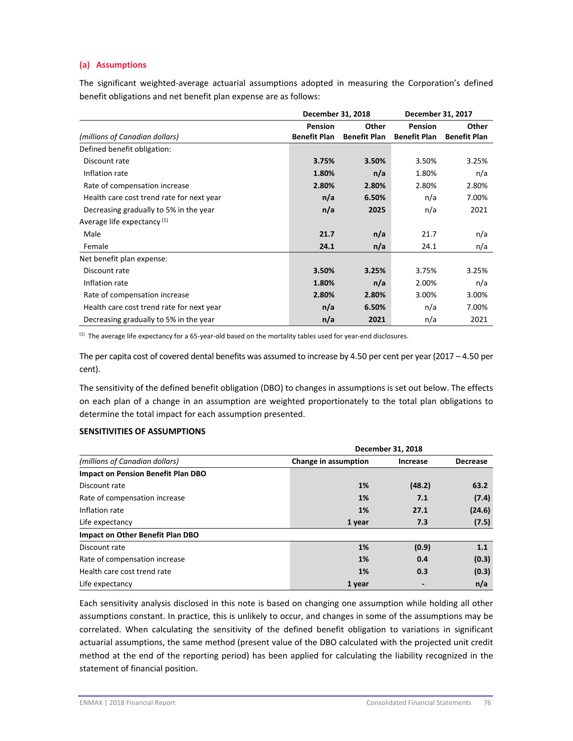### (a) Assumptions

The significant weighted-average actuarial assumptions adopted in measuring the Corporation's defined benefit obligations and net benefit plan expense are as follows:

| | December 31, 2018 | | December 31, 2017 | |
|---|---|---|---|---|
| *(millions of Canadian dollars)* | Pension Benefit Plan | Other Benefit Plan | Pension Benefit Plan | Other Benefit Plan |
| Defined benefit obligation: | | | | |
| Discount rate | **3.75%** | **3.50%** | 3.50% | 3.25% |
| Inflation rate | **1.80%** | **n/a** | 1.80% | n/a |
| Rate of compensation increase | **2.80%** | **2.80%** | 2.80% | 2.80% |
| Health care cost trend rate for next year | **n/a** | **6.50%** | n/a | 7.00% |
| Decreasing gradually to 5% in the year | **n/a** | **2025** | n/a | 2021 |
| Average life expectancy [1] | | | | |
| Male | **21.7** | **n/a** | 21.7 | n/a |
| Female | **24.1** | **n/a** | 24.1 | n/a |
| Net benefit plan expense: | | | | |
| Discount rate | **3.50%** | **3.25%** | 3.75% | 3.25% |
| Inflation rate | **1.80%** | **n/a** | 2.00% | n/a |
| Rate of compensation increase | **2.80%** | **2.80%** | 3.00% | 3.00% |
| Health care cost trend rate for next year | **n/a** | **6.50%** | n/a | 7.00% |
| Decreasing gradually to 5% in the year | **n/a** | **2021** | n/a | 2021 |

[1] The average life expectancy for a 65-year-old based on the mortality tables used for year-end disclosures.

The per capita cost of covered dental benefits was assumed to increase by 4.50 per cent per year (2017 – 4.50 per cent).

The sensitivity of the defined benefit obligation (DBO) to changes in assumptions is set out below. The effects on each plan of a change in an assumption are weighted proportionately to the total plan obligations to determine the total impact for each assumption presented.

**SENSITIVITIES OF ASSUMPTIONS**

| | December 31, 2018 | | |
|---|---|---|---|
| *(millions of Canadian dollars)* | Change in assumption | Increase | Decrease |
| **Impact on Pension Benefit Plan DBO** | | | |
| Discount rate | **1%** | **(48.2)** | **63.2** |
| Rate of compensation increase | **1%** | **7.1** | **(7.4)** |
| Inflation rate | **1%** | **27.1** | **(24.6)** |
| Life expectancy | **1 year** | **7.3** | **(7.5)** |
| **Impact on Other Benefit Plan DBO** | | | |
| Discount rate | **1%** | **(0.9)** | **1.1** |
| Rate of compensation increase | **1%** | **0.4** | **(0.3)** |
| Health care cost trend rate | **1%** | **0.3** | **(0.3)** |
| Life expectancy | **1 year** | **-** | **n/a** |

Each sensitivity analysis disclosed in this note is based on changing one assumption while holding all other assumptions constant. In practice, this is unlikely to occur, and changes in some of the assumptions may be correlated. When calculating the sensitivity of the defined benefit obligation to variations in significant actuarial assumptions, the same method (present value of the DBO calculated with the projected unit credit method at the end of the reporting period) has been applied for calculating the liability recognized in the statement of financial position.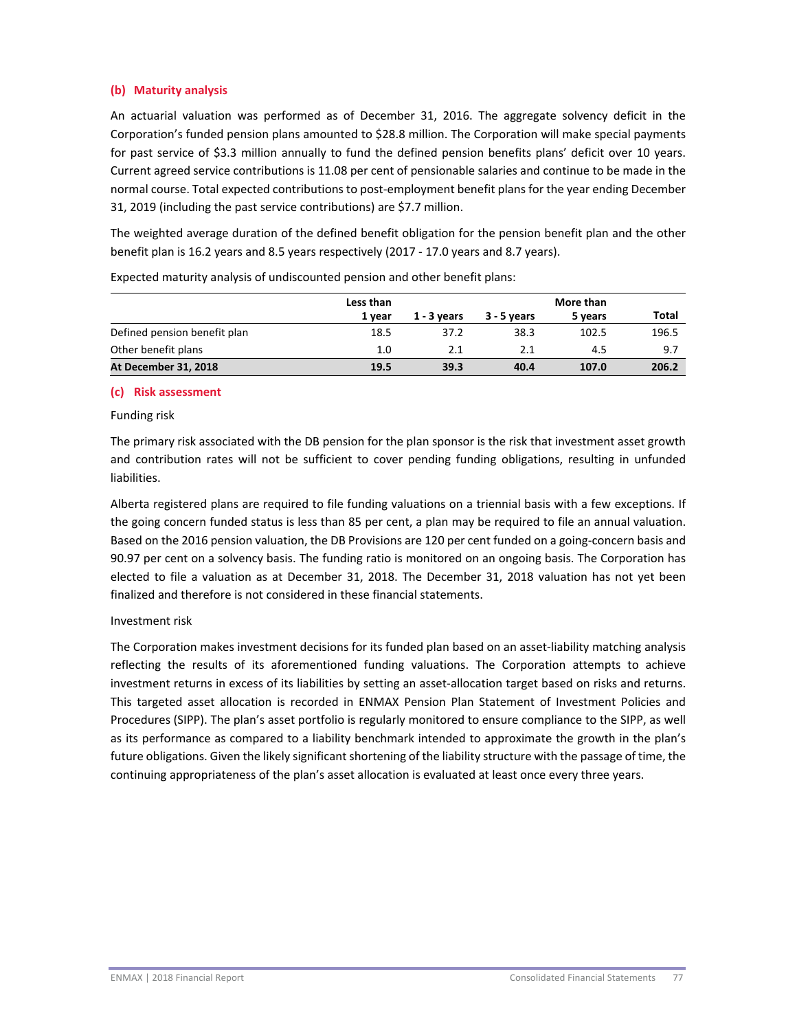### (b) Maturity analysis

An actuarial valuation was performed as of December 31, 2016. The aggregate solvency deficit in the Corporation's funded pension plans amounted to $28.8 million. The Corporation will make special payments for past service of $3.3 million annually to fund the defined pension benefits plans' deficit over 10 years. Current agreed service contributions is 11.08 per cent of pensionable salaries and continue to be made in the normal course. Total expected contributions to post-employment benefit plans for the year ending December 31, 2019 (including the past service contributions) are $7.7 million.

The weighted average duration of the defined benefit obligation for the pension benefit plan and the other benefit plan is 16.2 years and 8.5 years respectively (2017 - 17.0 years and 8.7 years).

Expected maturity analysis of undiscounted pension and other benefit plans:

| | Less than 1 year | 1 - 3 years | 3 - 5 years | More than 5 years | Total |
|---|---|---|---|---|---|
| Defined pension benefit plan | 18.5 | 37.2 | 38.3 | 102.5 | 196.5 |
| Other benefit plans | 1.0 | 2.1 | 2.1 | 4.5 | 9.7 |
| **At December 31, 2018** | **19.5** | **39.3** | **40.4** | **107.0** | **206.2** |

### (c) Risk assessment

Funding risk

The primary risk associated with the DB pension for the plan sponsor is the risk that investment asset growth and contribution rates will not be sufficient to cover pending funding obligations, resulting in unfunded liabilities.

Alberta registered plans are required to file funding valuations on a triennial basis with a few exceptions. If the going concern funded status is less than 85 per cent, a plan may be required to file an annual valuation. Based on the 2016 pension valuation, the DB Provisions are 120 per cent funded on a going-concern basis and 90.97 per cent on a solvency basis. The funding ratio is monitored on an ongoing basis. The Corporation has elected to file a valuation as at December 31, 2018. The December 31, 2018 valuation has not yet been finalized and therefore is not considered in these financial statements.

Investment risk

The Corporation makes investment decisions for its funded plan based on an asset-liability matching analysis reflecting the results of its aforementioned funding valuations. The Corporation attempts to achieve investment returns in excess of its liabilities by setting an asset-allocation target based on risks and returns. This targeted asset allocation is recorded in ENMAX Pension Plan Statement of Investment Policies and Procedures (SIPP). The plan's asset portfolio is regularly monitored to ensure compliance to the SIPP, as well as its performance as compared to a liability benchmark intended to approximate the growth in the plan's future obligations. Given the likely significant shortening of the liability structure with the passage of time, the continuing appropriateness of the plan's asset allocation is evaluated at least once every three years.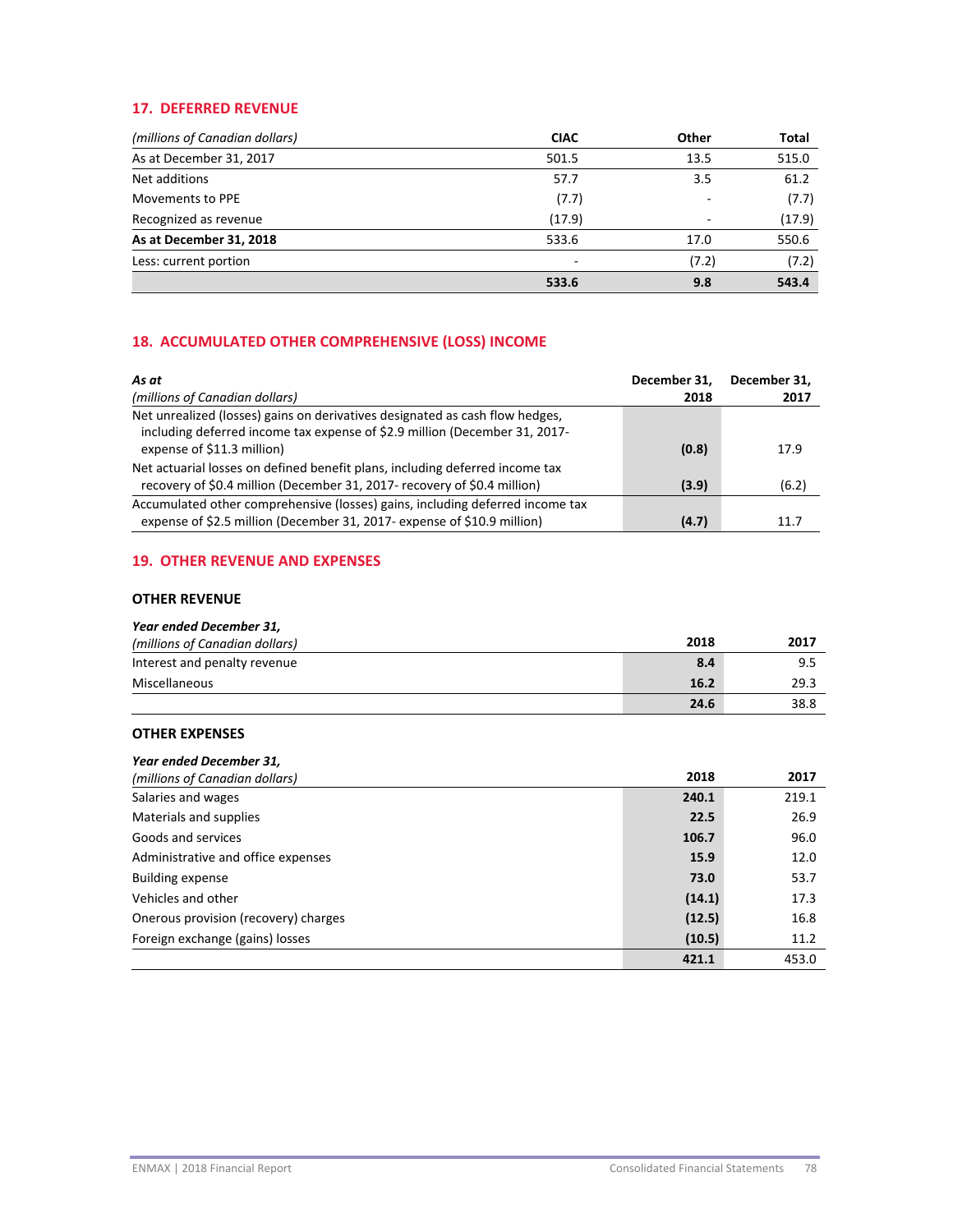## 17. DEFERRED REVENUE

| *(millions of Canadian dollars)* | CIAC | Other | Total |
|---|---|---|---|
| As at December 31, 2017 | 501.5 | 13.5 | 515.0 |
| Net additions | 57.7 | 3.5 | 61.2 |
| Movements to PPE | (7.7) | - | (7.7) |
| Recognized as revenue | (17.9) | - | (17.9) |
| **As at December 31, 2018** | 533.6 | 17.0 | 550.6 |
| Less: current portion | - | (7.2) | (7.2) |
| | **533.6** | **9.8** | **543.4** |

## 18. ACCUMULATED OTHER COMPREHENSIVE (LOSS) INCOME

| ***As at*** *(millions of Canadian dollars)* | December 31, 2018 | December 31, 2017 |
|---|---|---|
| Net unrealized (losses) gains on derivatives designated as cash flow hedges, including deferred income tax expense of $2.9 million (December 31, 2017- expense of $11.3 million) | **(0.8)** | 17.9 |
| Net actuarial losses on defined benefit plans, including deferred income tax recovery of $0.4 million (December 31, 2017- recovery of $0.4 million) | **(3.9)** | (6.2) |
| Accumulated other comprehensive (losses) gains, including deferred income tax expense of $2.5 million (December 31, 2017- expense of $10.9 million) | **(4.7)** | 11.7 |

## 19. OTHER REVENUE AND EXPENSES

### OTHER REVENUE

| ***Year ended December 31,*** *(millions of Canadian dollars)* | 2018 | 2017 |
|---|---|---|
| Interest and penalty revenue | **8.4** | 9.5 |
| Miscellaneous | **16.2** | 29.3 |
| | **24.6** | 38.8 |

### OTHER EXPENSES

| ***Year ended December 31,*** *(millions of Canadian dollars)* | 2018 | 2017 |
|---|---|---|
| Salaries and wages | **240.1** | 219.1 |
| Materials and supplies | **22.5** | 26.9 |
| Goods and services | **106.7** | 96.0 |
| Administrative and office expenses | **15.9** | 12.0 |
| Building expense | **73.0** | 53.7 |
| Vehicles and other | **(14.1)** | 17.3 |
| Onerous provision (recovery) charges | **(12.5)** | 16.8 |
| Foreign exchange (gains) losses | **(10.5)** | 11.2 |
| | **421.1** | 453.0 |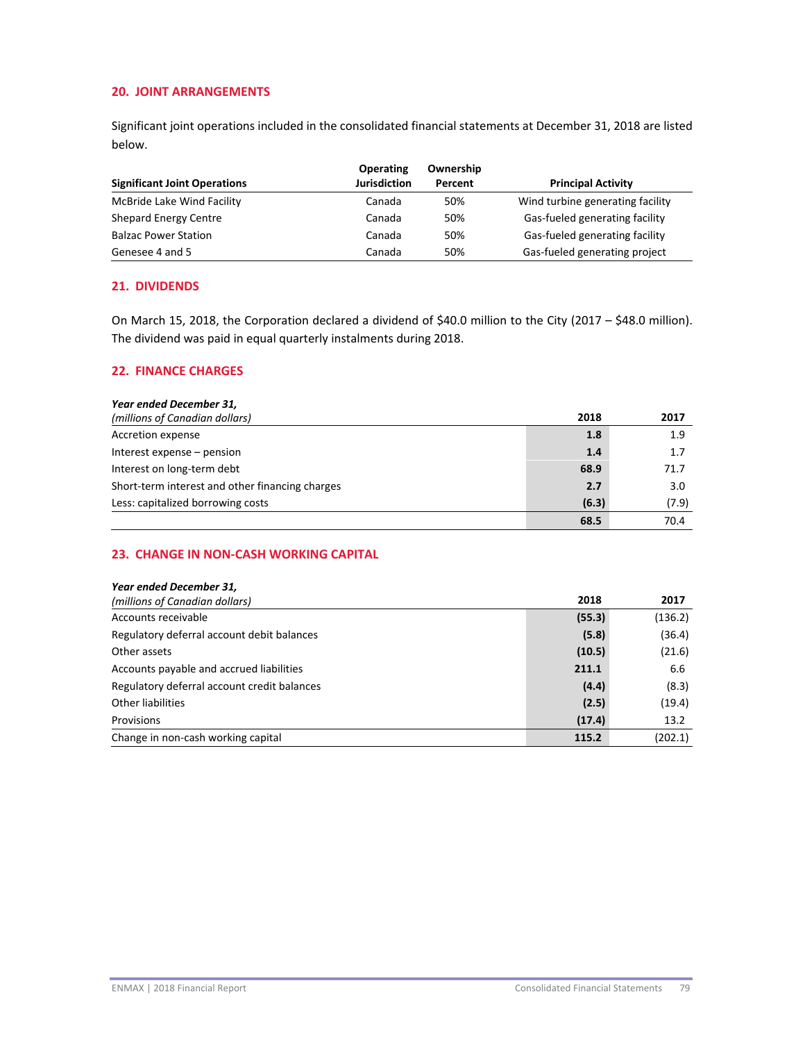## 20. JOINT ARRANGEMENTS

Significant joint operations included in the consolidated financial statements at December 31, 2018 are listed below.

| Significant Joint Operations | Operating Jurisdiction | Ownership Percent | Principal Activity |
|---|---|---|---|
| McBride Lake Wind Facility | Canada | 50% | Wind turbine generating facility |
| Shepard Energy Centre | Canada | 50% | Gas-fueled generating facility |
| Balzac Power Station | Canada | 50% | Gas-fueled generating facility |
| Genesee 4 and 5 | Canada | 50% | Gas-fueled generating project |

## 21. DIVIDENDS

On March 15, 2018, the Corporation declared a dividend of $40.0 million to the City (2017 – $48.0 million). The dividend was paid in equal quarterly instalments during 2018.

## 22. FINANCE CHARGES

| ***Year ended December 31,*** *(millions of Canadian dollars)* | **2018** | **2017** |
|---|---|---|
| Accretion expense | **1.8** | 1.9 |
| Interest expense – pension | **1.4** | 1.7 |
| Interest on long-term debt | **68.9** | 71.7 |
| Short-term interest and other financing charges | **2.7** | 3.0 |
| Less: capitalized borrowing costs | **(6.3)** | (7.9) |
| | **68.5** | 70.4 |

## 23. CHANGE IN NON-CASH WORKING CAPITAL

| ***Year ended December 31,*** *(millions of Canadian dollars)* | **2018** | **2017** |
|---|---|---|
| Accounts receivable | **(55.3)** | (136.2) |
| Regulatory deferral account debit balances | **(5.8)** | (36.4) |
| Other assets | **(10.5)** | (21.6) |
| Accounts payable and accrued liabilities | **211.1** | 6.6 |
| Regulatory deferral account credit balances | **(4.4)** | (8.3) |
| Other liabilities | **(2.5)** | (19.4) |
| Provisions | **(17.4)** | 13.2 |
| Change in non-cash working capital | **115.2** | (202.1) |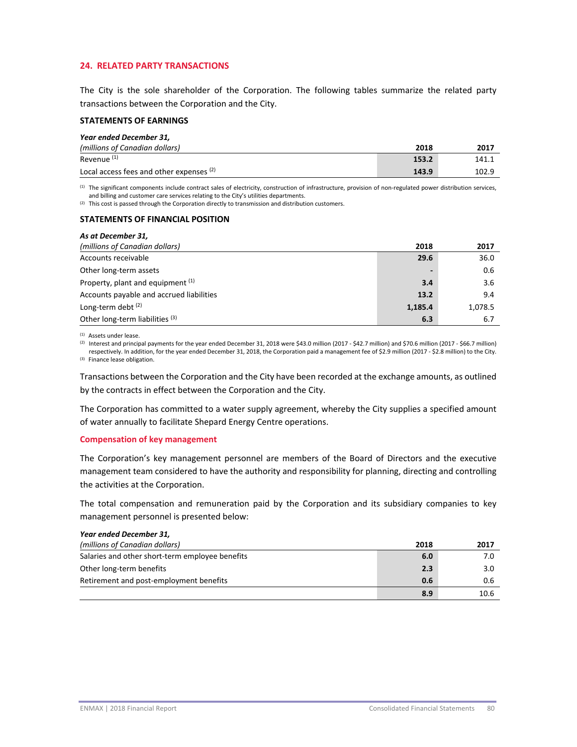## 24. RELATED PARTY TRANSACTIONS

The City is the sole shareholder of the Corporation. The following tables summarize the related party transactions between the Corporation and the City.

### STATEMENTS OF EARNINGS

| *Year ended December 31,* *(millions of Canadian dollars)* | 2018 | 2017 |
|---|---|---|
| Revenue [(1)] | 153.2 | 141.1 |
| Local access fees and other expenses [(2)] | 143.9 | 102.9 |

(1) The significant components include contract sales of electricity, construction of infrastructure, provision of non-regulated power distribution services, and billing and customer care services relating to the City's utilities departments.
(2) This cost is passed through the Corporation directly to transmission and distribution customers.

### STATEMENTS OF FINANCIAL POSITION

| *As at December 31,* *(millions of Canadian dollars)* | 2018 | 2017 |
|---|---|---|
| Accounts receivable | 29.6 | 36.0 |
| Other long-term assets | - | 0.6 |
| Property, plant and equipment [(1)] | 3.4 | 3.6 |
| Accounts payable and accrued liabilities | 13.2 | 9.4 |
| Long-term debt [(2)] | 1,185.4 | 1,078.5 |
| Other long-term liabilities [(3)] | 6.3 | 6.7 |

(1) Assets under lease.
(2) Interest and principal payments for the year ended December 31, 2018 were $43.0 million (2017 - $42.7 million) and $70.6 million (2017 - $66.7 million) respectively. In addition, for the year ended December 31, 2018, the Corporation paid a management fee of $2.9 million (2017 - $2.8 million) to the City.
(3) Finance lease obligation.

Transactions between the Corporation and the City have been recorded at the exchange amounts, as outlined by the contracts in effect between the Corporation and the City.

The Corporation has committed to a water supply agreement, whereby the City supplies a specified amount of water annually to facilitate Shepard Energy Centre operations.

### Compensation of key management

The Corporation's key management personnel are members of the Board of Directors and the executive management team considered to have the authority and responsibility for planning, directing and controlling the activities at the Corporation.

The total compensation and remuneration paid by the Corporation and its subsidiary companies to key management personnel is presented below:

| *Year ended December 31,* *(millions of Canadian dollars)* | 2018 | 2017 |
|---|---|---|
| Salaries and other short-term employee benefits | 6.0 | 7.0 |
| Other long-term benefits | 2.3 | 3.0 |
| Retirement and post-employment benefits | 0.6 | 0.6 |
| | 8.9 | 10.6 |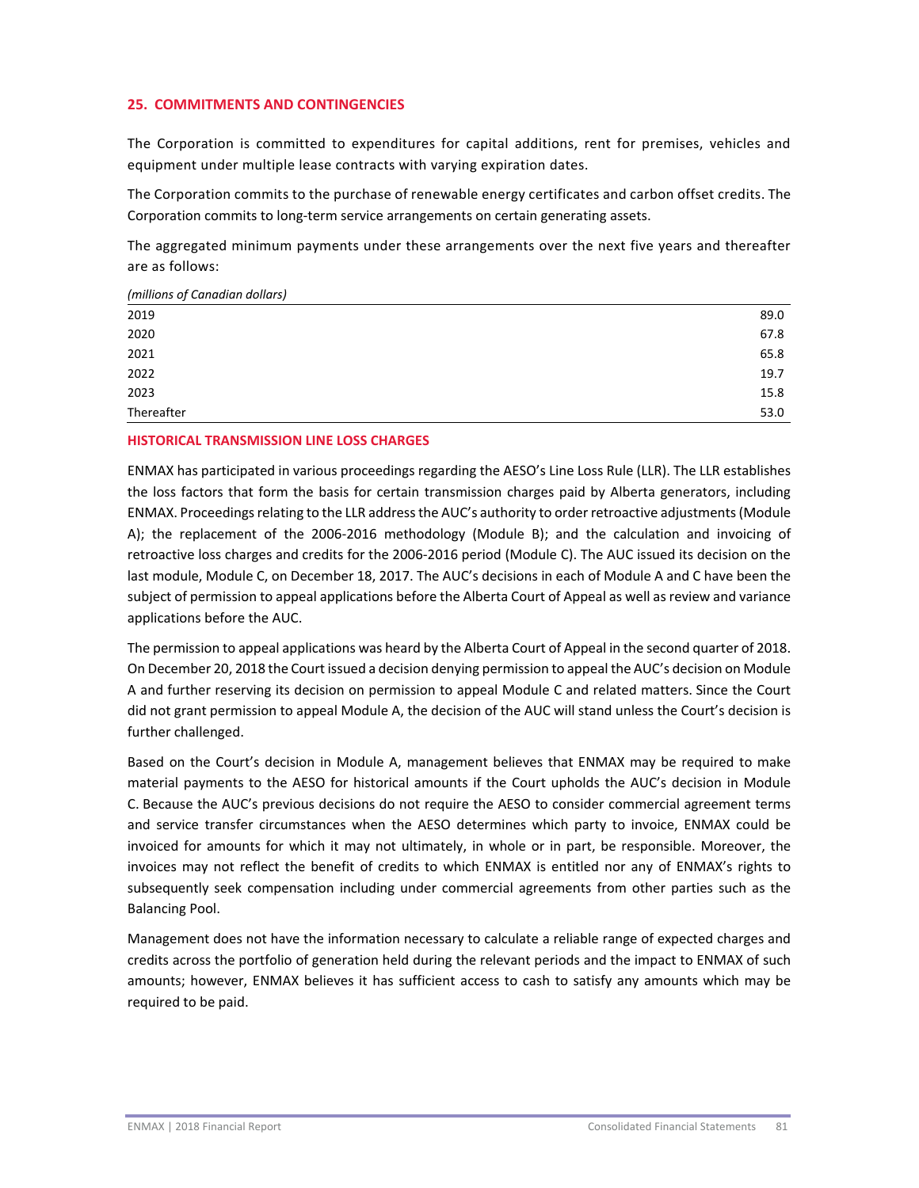## 25. COMMITMENTS AND CONTINGENCIES

The Corporation is committed to expenditures for capital additions, rent for premises, vehicles and equipment under multiple lease contracts with varying expiration dates.

The Corporation commits to the purchase of renewable energy certificates and carbon offset credits. The Corporation commits to long-term service arrangements on certain generating assets.

The aggregated minimum payments under these arrangements over the next five years and thereafter are as follows:

| *(millions of Canadian dollars)* | |
|---|---|
| 2019 | 89.0 |
| 2020 | 67.8 |
| 2021 | 65.8 |
| 2022 | 19.7 |
| 2023 | 15.8 |
| Thereafter | 53.0 |

### HISTORICAL TRANSMISSION LINE LOSS CHARGES

ENMAX has participated in various proceedings regarding the AESO's Line Loss Rule (LLR). The LLR establishes the loss factors that form the basis for certain transmission charges paid by Alberta generators, including ENMAX. Proceedings relating to the LLR address the AUC's authority to order retroactive adjustments (Module A); the replacement of the 2006-2016 methodology (Module B); and the calculation and invoicing of retroactive loss charges and credits for the 2006-2016 period (Module C). The AUC issued its decision on the last module, Module C, on December 18, 2017. The AUC's decisions in each of Module A and C have been the subject of permission to appeal applications before the Alberta Court of Appeal as well as review and variance applications before the AUC.

The permission to appeal applications was heard by the Alberta Court of Appeal in the second quarter of 2018. On December 20, 2018 the Court issued a decision denying permission to appeal the AUC's decision on Module A and further reserving its decision on permission to appeal Module C and related matters. Since the Court did not grant permission to appeal Module A, the decision of the AUC will stand unless the Court's decision is further challenged.

Based on the Court's decision in Module A, management believes that ENMAX may be required to make material payments to the AESO for historical amounts if the Court upholds the AUC's decision in Module C. Because the AUC's previous decisions do not require the AESO to consider commercial agreement terms and service transfer circumstances when the AESO determines which party to invoice, ENMAX could be invoiced for amounts for which it may not ultimately, in whole or in part, be responsible. Moreover, the invoices may not reflect the benefit of credits to which ENMAX is entitled nor any of ENMAX's rights to subsequently seek compensation including under commercial agreements from other parties such as the Balancing Pool.

Management does not have the information necessary to calculate a reliable range of expected charges and credits across the portfolio of generation held during the relevant periods and the impact to ENMAX of such amounts; however, ENMAX believes it has sufficient access to cash to satisfy any amounts which may be required to be paid.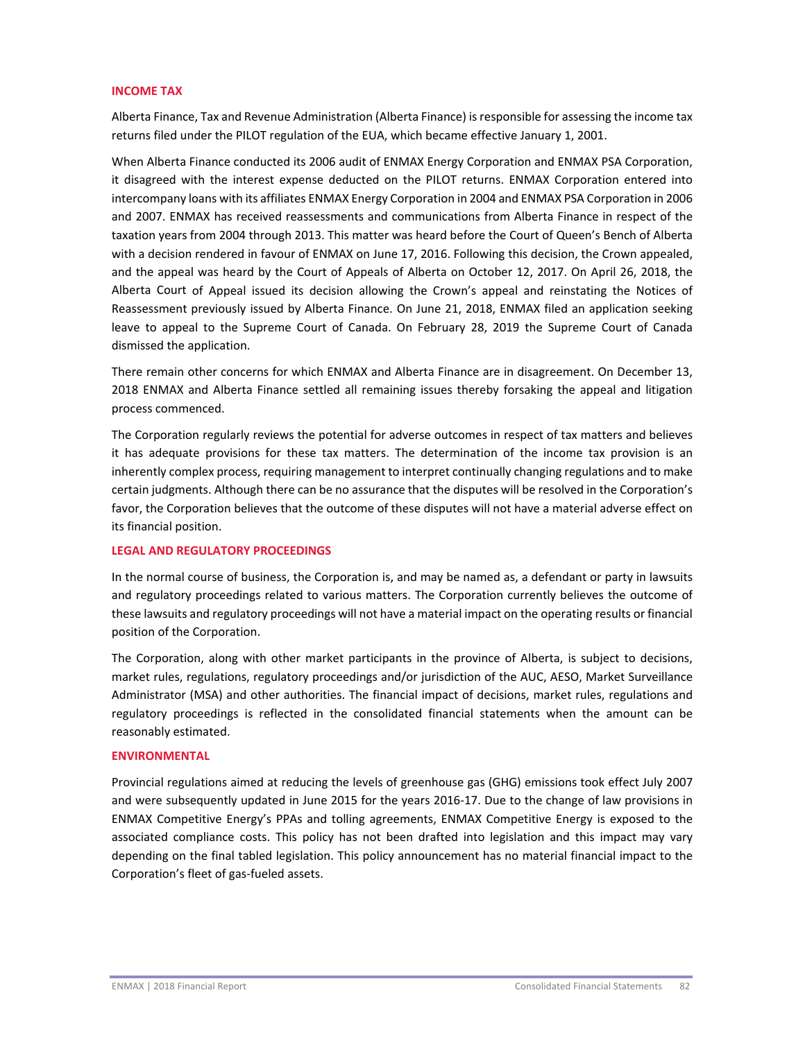## INCOME TAX

Alberta Finance, Tax and Revenue Administration (Alberta Finance) is responsible for assessing the income tax returns filed under the PILOT regulation of the EUA, which became effective January 1, 2001.

When Alberta Finance conducted its 2006 audit of ENMAX Energy Corporation and ENMAX PSA Corporation, it disagreed with the interest expense deducted on the PILOT returns. ENMAX Corporation entered into intercompany loans with its affiliates ENMAX Energy Corporation in 2004 and ENMAX PSA Corporation in 2006 and 2007. ENMAX has received reassessments and communications from Alberta Finance in respect of the taxation years from 2004 through 2013. This matter was heard before the Court of Queen's Bench of Alberta with a decision rendered in favour of ENMAX on June 17, 2016. Following this decision, the Crown appealed, and the appeal was heard by the Court of Appeals of Alberta on October 12, 2017. On April 26, 2018, the Alberta Court of Appeal issued its decision allowing the Crown's appeal and reinstating the Notices of Reassessment previously issued by Alberta Finance. On June 21, 2018, ENMAX filed an application seeking leave to appeal to the Supreme Court of Canada. On February 28, 2019 the Supreme Court of Canada dismissed the application.

There remain other concerns for which ENMAX and Alberta Finance are in disagreement. On December 13, 2018 ENMAX and Alberta Finance settled all remaining issues thereby forsaking the appeal and litigation process commenced.

The Corporation regularly reviews the potential for adverse outcomes in respect of tax matters and believes it has adequate provisions for these tax matters. The determination of the income tax provision is an inherently complex process, requiring management to interpret continually changing regulations and to make certain judgments. Although there can be no assurance that the disputes will be resolved in the Corporation's favor, the Corporation believes that the outcome of these disputes will not have a material adverse effect on its financial position.

## LEGAL AND REGULATORY PROCEEDINGS

In the normal course of business, the Corporation is, and may be named as, a defendant or party in lawsuits and regulatory proceedings related to various matters. The Corporation currently believes the outcome of these lawsuits and regulatory proceedings will not have a material impact on the operating results or financial position of the Corporation.

The Corporation, along with other market participants in the province of Alberta, is subject to decisions, market rules, regulations, regulatory proceedings and/or jurisdiction of the AUC, AESO, Market Surveillance Administrator (MSA) and other authorities. The financial impact of decisions, market rules, regulations and regulatory proceedings is reflected in the consolidated financial statements when the amount can be reasonably estimated.

## ENVIRONMENTAL

Provincial regulations aimed at reducing the levels of greenhouse gas (GHG) emissions took effect July 2007 and were subsequently updated in June 2015 for the years 2016-17. Due to the change of law provisions in ENMAX Competitive Energy's PPAs and tolling agreements, ENMAX Competitive Energy is exposed to the associated compliance costs. This policy has not been drafted into legislation and this impact may vary depending on the final tabled legislation. This policy announcement has no material financial impact to the Corporation's fleet of gas-fueled assets.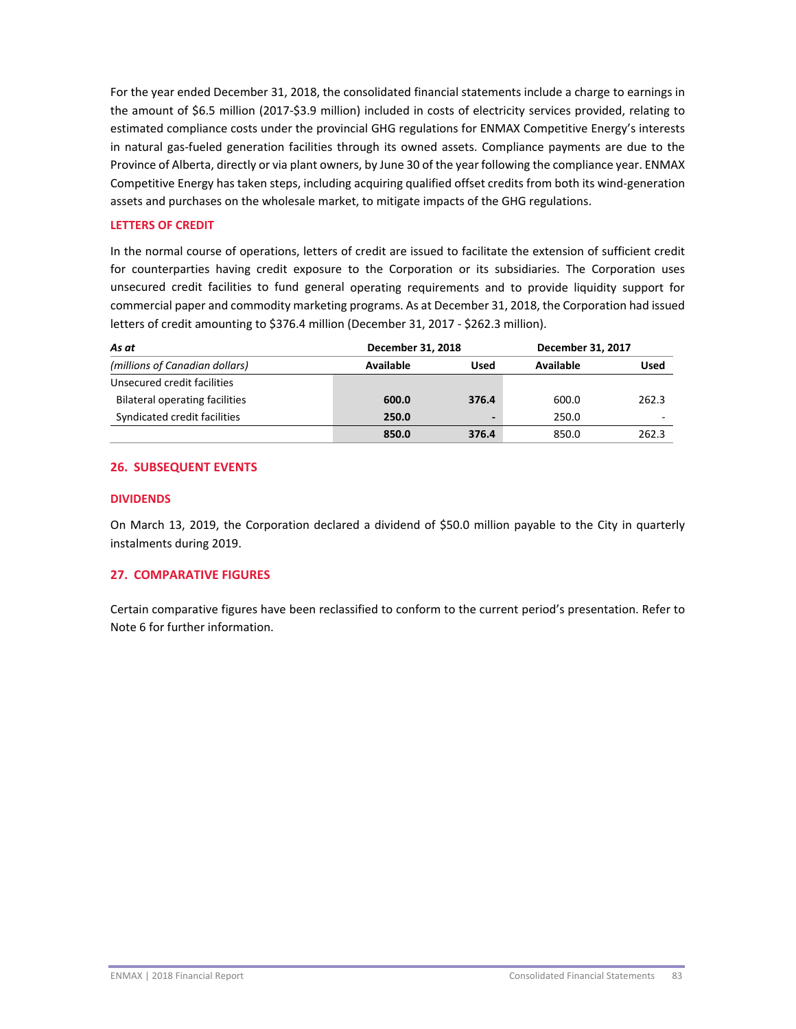For the year ended December 31, 2018, the consolidated financial statements include a charge to earnings in the amount of $6.5 million (2017-$3.9 million) included in costs of electricity services provided, relating to estimated compliance costs under the provincial GHG regulations for ENMAX Competitive Energy's interests in natural gas-fueled generation facilities through its owned assets. Compliance payments are due to the Province of Alberta, directly or via plant owners, by June 30 of the year following the compliance year. ENMAX Competitive Energy has taken steps, including acquiring qualified offset credits from both its wind-generation assets and purchases on the wholesale market, to mitigate impacts of the GHG regulations.

### LETTERS OF CREDIT

In the normal course of operations, letters of credit are issued to facilitate the extension of sufficient credit for counterparties having credit exposure to the Corporation or its subsidiaries. The Corporation uses unsecured credit facilities to fund general operating requirements and to provide liquidity support for commercial paper and commodity marketing programs. As at December 31, 2018, the Corporation had issued letters of credit amounting to $376.4 million (December 31, 2017 - $262.3 million).

| ***As at*** | **December 31, 2018** | | **December 31, 2017** | |
|---|---|---|---|---|
| *(millions of Canadian dollars)* | **Available** | **Used** | **Available** | **Used** |
| Unsecured credit facilities | | | | |
| Bilateral operating facilities | **600.0** | **376.4** | 600.0 | 262.3 |
| Syndicated credit facilities | **250.0** | **-** | 250.0 | - |
| | **850.0** | **376.4** | 850.0 | 262.3 |

## 26. SUBSEQUENT EVENTS

### DIVIDENDS

On March 13, 2019, the Corporation declared a dividend of $50.0 million payable to the City in quarterly instalments during 2019.

## 27. COMPARATIVE FIGURES

Certain comparative figures have been reclassified to conform to the current period's presentation. Refer to Note 6 for further information.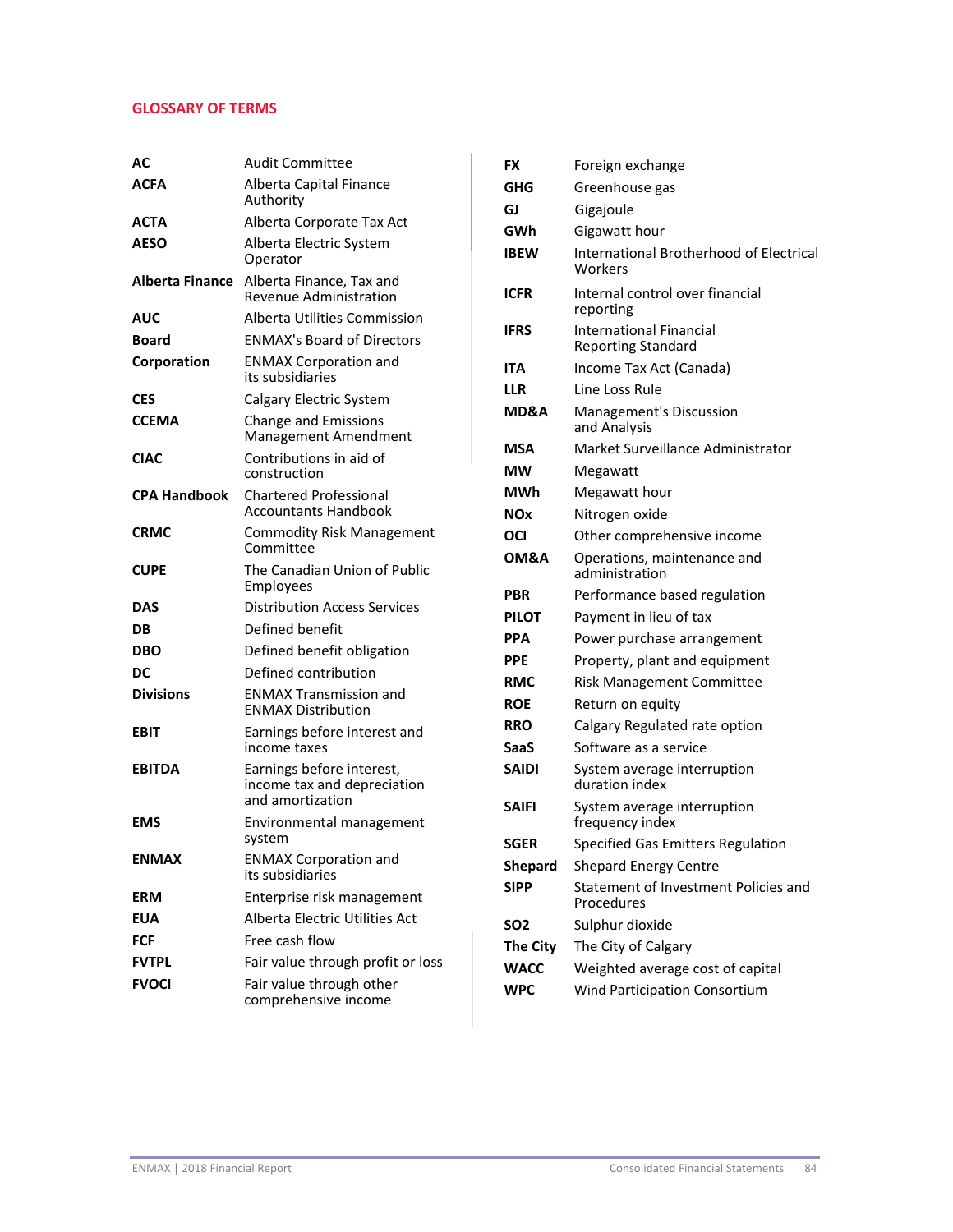## GLOSSARY OF TERMS

| | |
|---|---|
| **AC** | Audit Committee |
| **ACFA** | Alberta Capital Finance Authority |
| **ACTA** | Alberta Corporate Tax Act |
| **AESO** | Alberta Electric System Operator |
| **Alberta Finance** | Alberta Finance, Tax and Revenue Administration |
| **AUC** | Alberta Utilities Commission |
| **Board** | ENMAX's Board of Directors |
| **Corporation** | ENMAX Corporation and its subsidiaries |
| **CES** | Calgary Electric System |
| **CCEMA** | Change and Emissions Management Amendment |
| **CIAC** | Contributions in aid of construction |
| **CPA Handbook** | Chartered Professional Accountants Handbook |
| **CRMC** | Commodity Risk Management Committee |
| **CUPE** | The Canadian Union of Public Employees |
| **DAS** | Distribution Access Services |
| **DB** | Defined benefit |
| **DBO** | Defined benefit obligation |
| **DC** | Defined contribution |
| **Divisions** | ENMAX Transmission and ENMAX Distribution |
| **EBIT** | Earnings before interest and income taxes |
| **EBITDA** | Earnings before interest, income tax and depreciation and amortization |
| **EMS** | Environmental management system |
| **ENMAX** | ENMAX Corporation and its subsidiaries |
| **ERM** | Enterprise risk management |
| **EUA** | Alberta Electric Utilities Act |
| **FCF** | Free cash flow |
| **FVTPL** | Fair value through profit or loss |
| **FVOCI** | Fair value through other comprehensive income |
| **FX** | Foreign exchange |
| **GHG** | Greenhouse gas |
| **GJ** | Gigajoule |
| **GWh** | Gigawatt hour |
| **IBEW** | International Brotherhood of Electrical Workers |
| **ICFR** | Internal control over financial reporting |
| **IFRS** | International Financial Reporting Standard |
| **ITA** | Income Tax Act (Canada) |
| **LLR** | Line Loss Rule |
| **MD&A** | Management's Discussion and Analysis |
| **MSA** | Market Surveillance Administrator |
| **MW** | Megawatt |
| **MWh** | Megawatt hour |
| **NOx** | Nitrogen oxide |
| **OCI** | Other comprehensive income |
| **OM&A** | Operations, maintenance and administration |
| **PBR** | Performance based regulation |
| **PILOT** | Payment in lieu of tax |
| **PPA** | Power purchase arrangement |
| **PPE** | Property, plant and equipment |
| **RMC** | Risk Management Committee |
| **ROE** | Return on equity |
| **RRO** | Calgary Regulated rate option |
| **SaaS** | Software as a service |
| **SAIDI** | System average interruption duration index |
| **SAIFI** | System average interruption frequency index |
| **SGER** | Specified Gas Emitters Regulation |
| **Shepard** | Shepard Energy Centre |
| **SIPP** | Statement of Investment Policies and Procedures |
| **SO2** | Sulphur dioxide |
| **The City** | The City of Calgary |
| **WACC** | Weighted average cost of capital |
| **WPC** | Wind Participation Consortium |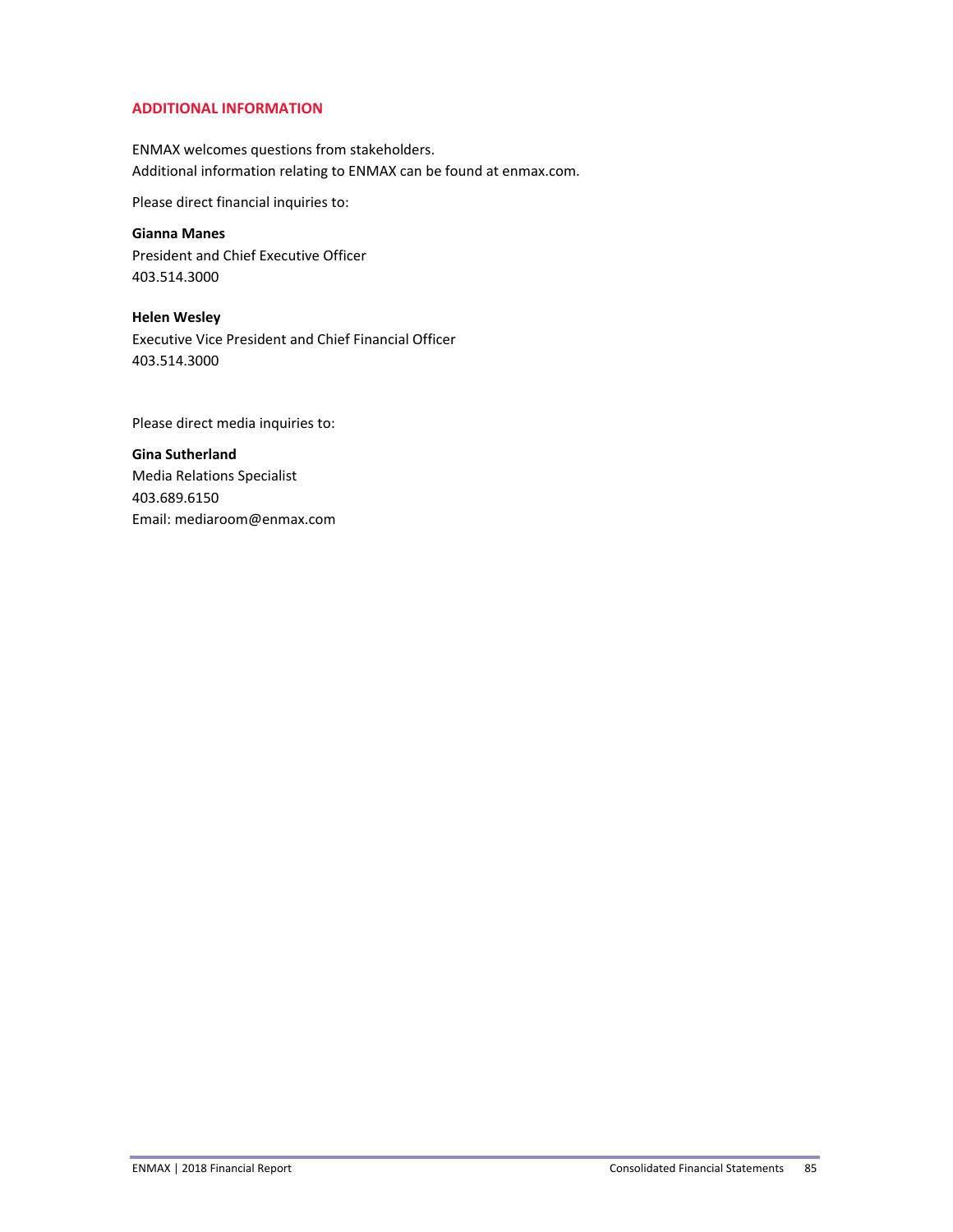## ADDITIONAL INFORMATION

ENMAX welcomes questions from stakeholders.
Additional information relating to ENMAX can be found at enmax.com.

Please direct financial inquiries to:

**Gianna Manes**
President and Chief Executive Officer
403.514.3000

**Helen Wesley**
Executive Vice President and Chief Financial Officer
403.514.3000

Please direct media inquiries to:

**Gina Sutherland**
Media Relations Specialist
403.689.6150
Email: mediaroom@enmax.com